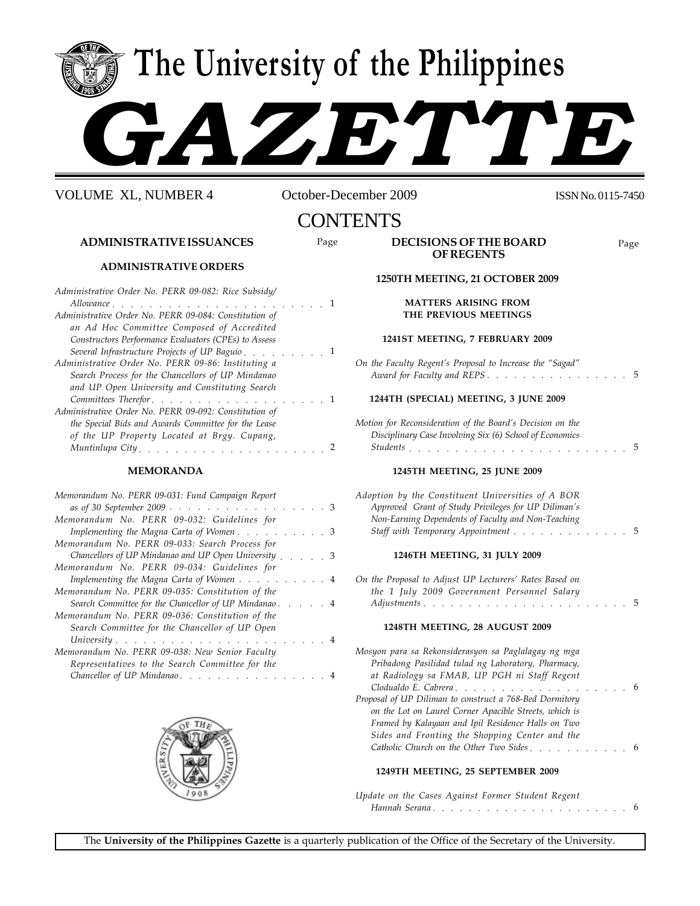# The University of the Philippines

# GAZETTE

VOLUME XL, NUMBER 4 — October-December 2009 — ISSN No. 0115-7450

## CONTENTS

### ADMINISTRATIVE ISSUANCES

#### ADMINISTRATIVE ORDERS

| | Page |
|---|---|
| *Administrative Order No. PERR 09-082: Rice Subsidy/ Allowance* | 1 |
| *Administrative Order No. PERR 09-084: Constitution of an Ad Hoc Committee Composed of Accredited Constructors Performance Evaluators (CPEs) to Assess Several Infrastructure Projects of UP Baguio* | 1 |
| *Administrative Order No. PERR 09-86: Instituting a Search Process for the Chancellors of UP Mindanao and UP Open University and Constituting Search Committees Therefor* | 1 |
| *Administrative Order No. PERR 09-092: Constitution of the Special Bids and Awards Committee for the Lease of the UP Property Located at Brgy. Cupang, Muntinlupa City* | 2 |

#### MEMORANDA

| | Page |
|---|---|
| *Memorandum No. PERR 09-031: Fund Campaign Report as of 30 September 2009* | 3 |
| *Memorandum No. PERR 09-032: Guidelines for Implementing the Magna Carta of Women* | 3 |
| *Memorandum No. PERR 09-033: Search Process for Chancellors of UP Mindanao and UP Open University* | 3 |
| *Memorandum No. PERR 09-034: Guidelines for Implementing the Magna Carta of Women* | 4 |
| *Memorandum No. PERR 09-035: Constitution of the Search Committee for the Chancellor of UP Mindanao* | 4 |
| *Memorandum No. PERR 09-036: Constitution of the Search Committee for the Chancellor of UP Open University* | 4 |
| *Memorandum No. PERR 09-038: New Senior Faculty Representatives to the Search Committee for the Chancellor of UP Mindanao* | 4 |

### DECISIONS OF THE BOARD OF REGENTS

#### 1250TH MEETING, 21 OCTOBER 2009

##### MATTERS ARISING FROM THE PREVIOUS MEETINGS

##### 1241ST MEETING, 7 FEBRUARY 2009

| | Page |
|---|---|
| *On the Faculty Regent's Proposal to Increase the "Sagad" Award for Faculty and REPS* | 5 |

##### 1244TH (SPECIAL) MEETING, 3 JUNE 2009

| | Page |
|---|---|
| *Motion for Reconsideration of the Board's Decision on the Disciplinary Case Involving Six (6) School of Economics Students* | 5 |

##### 1245TH MEETING, 25 JUNE 2009

| | Page |
|---|---|
| *Adoption by the Constituent Universities of A BOR Approved Grant of Study Privileges for UP Diliman's Non-Earning Dependents of Faculty and Non-Teaching Staff with Temporary Appointment* | 5 |

##### 1246TH MEETING, 31 JULY 2009

| | Page |
|---|---|
| *On the Proposal to Adjust UP Lecturers' Rates Based on the 1 July 2009 Government Personnel Salary Adjustments* | 5 |

##### 1248TH MEETING, 28 AUGUST 2009

| | Page |
|---|---|
| *Mosyon para sa Rekonsiderasyon sa Paglalagay ng mga Pribadong Pasilidad tulad ng Laboratory, Pharmacy, at Radiology sa FMAB, UP PGH ni Staff Regent Clodualdo E. Cabrera* | 6 |
| *Proposal of UP Diliman to construct a 768-Bed Dormitory on the Lot on Laurel Corner Apacible Streets, which is Framed by Kalayaan and Ipil Residence Halls on Two Sides and Fronting the Shopping Center and the Catholic Church on the Other Two Sides* | 6 |

##### 1249TH MEETING, 25 SEPTEMBER 2009

| | Page |
|---|---|
| *Update on the Cases Against Former Student Regent Hannah Serana* | 6 |

The **University of the Philippines Gazette** is a quarterly publication of the Office of the Secretary of the University.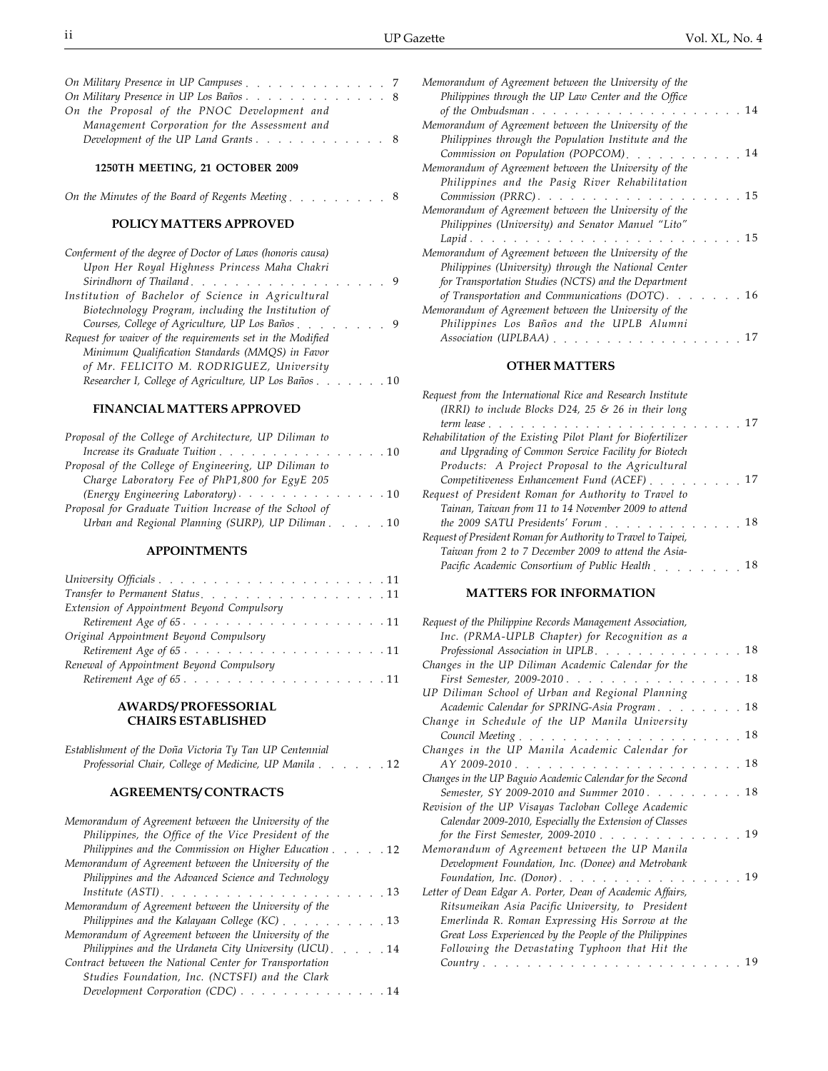*On Military Presence in UP Campuses* . . . . . . . . . . . . . 7

*On Military Presence in UP Los Baños* . . . . . . . . . . . . . 8

*On the Proposal of the PNOC Development and Management Corporation for the Assessment and Development of the UP Land Grants* . . . . . . . . . . . . 8

### 1250TH MEETING, 21 OCTOBER 2009

*On the Minutes of the Board of Regents Meeting* . . . . . . . . . 8

### POLICY MATTERS APPROVED

*Conferment of the degree of Doctor of Laws (honoris causa) Upon Her Royal Highness Princess Maha Chakri Sirindhorn of Thailand* . . . . . . . . . . . . . . . . . . 9

*Institution of Bachelor of Science in Agricultural Biotechnology Program, including the Institution of Courses, College of Agriculture, UP Los Baños* . . . . . . . . 9

*Request for waiver of the requirements set in the Modified Minimum Qualification Standards (MMQS) in Favor of Mr. FELICITO M. RODRIGUEZ, University Researcher I, College of Agriculture, UP Los Baños* . . . . . . . 10

### FINANCIAL MATTERS APPROVED

*Proposal of the College of Architecture, UP Diliman to Increase its Graduate Tuition* . . . . . . . . . . . . . . . 10

*Proposal of the College of Engineering, UP Diliman to Charge Laboratory Fee of PhP1,800 for EgyE 205 (Energy Engineering Laboratory)* . . . . . . . . . . . . . 10

*Proposal for Graduate Tuition Increase of the School of Urban and Regional Planning (SURP), UP Diliman* . . . . . 10

### APPOINTMENTS

*University Officials* . . . . . . . . . . . . . . . . . . . . . 11

*Transfer to Permanent Status* . . . . . . . . . . . . . . . . . 11

*Extension of Appointment Beyond Compulsory Retirement Age of 65* . . . . . . . . . . . . . . . . . . . 11

*Original Appointment Beyond Compulsory Retirement Age of 65* . . . . . . . . . . . . . . . . . . . 11

*Renewal of Appointment Beyond Compulsory Retirement Age of 65* . . . . . . . . . . . . . . . . . . . 11

### AWARDS/PROFESSORIAL CHAIRS ESTABLISHED

*Establishment of the Doña Victoria Ty Tan UP Centennial Professorial Chair, College of Medicine, UP Manila* . . . . . . 12

### AGREEMENTS/CONTRACTS

*Memorandum of Agreement between the University of the Philippines, the Office of the Vice President of the Philippines and the Commission on Higher Education* . . . . . 12

*Memorandum of Agreement between the University of the Philippines and the Advanced Science and Technology Institute (ASTI)* . . . . . . . . . . . . . . . . . . . . . 13

*Memorandum of Agreement between the University of the Philippines and the Kalayaan College (KC)* . . . . . . . . . 13

*Memorandum of Agreement between the University of the Philippines and the Urdaneta City University (UCU)* . . . . . 14

*Contract between the National Center for Transportation Studies Foundation, Inc. (NCTSFI) and the Clark Development Corporation (CDC)* . . . . . . . . . . . . . 14

*Memorandum of Agreement between the University of the Philippines through the UP Law Center and the Office of the Ombudsman* . . . . . . . . . . . . . . . . . . . 14

*Memorandum of Agreement between the University of the Philippines through the Population Institute and the Commission on Population (POPCOM)* . . . . . . . . . . 14

*Memorandum of Agreement between the University of the Philippines and the Pasig River Rehabilitation Commission (PRRC)* . . . . . . . . . . . . . . . . . . 15

*Memorandum of Agreement between the University of the Philippines (University) and Senator Manuel "Lito" Lapid* . . . . . . . . . . . . . . . . . . . . . . . . 15

*Memorandum of Agreement between the University of the Philippines (University) through the National Center for Transportation Studies (NCTS) and the Department of Transportation and Communications (DOTC)* . . . . . . . 16

*Memorandum of Agreement between the University of the Philippines Los Baños and the UPLB Alumni Association (UPLBAA)* . . . . . . . . . . . . . . . . . 17

### OTHER MATTERS

*Request from the International Rice and Research Institute (IRRI) to include Blocks D24, 25 & 26 in their long term lease* . . . . . . . . . . . . . . . . . . . . . . . 17

*Rehabilitation of the Existing Pilot Plant for Biofertilizer and Upgrading of Common Service Facility for Biotech Products: A Project Proposal to the Agricultural Competitiveness Enhancement Fund (ACEF)* . . . . . . . . 17

*Request of President Roman for Authority to Travel to Tainan, Taiwan from 11 to 14 November 2009 to attend the 2009 SATU Presidents' Forum* . . . . . . . . . . . . 18

*Request of President Roman for Authority to Travel to Taipei, Taiwan from 2 to 7 December 2009 to attend the Asia-Pacific Academic Consortium of Public Health* . . . . . . . . 18

### MATTERS FOR INFORMATION

*Request of the Philippine Records Management Association, Inc. (PRMA-UPLB Chapter) for Recognition as a Professional Association in UPLB* . . . . . . . . . . . . . 18

*Changes in the UP Diliman Academic Calendar for the First Semester, 2009-2010* . . . . . . . . . . . . . . . 18

*UP Diliman School of Urban and Regional Planning Academic Calendar for SPRING-Asia Program* . . . . . . . . 18

*Change in Schedule of the UP Manila University Council Meeting* . . . . . . . . . . . . . . . . . . . . . 18

*Changes in the UP Manila Academic Calendar for AY 2009-2010* . . . . . . . . . . . . . . . . . . . . . 18

*Changes in the UP Baguio Academic Calendar for the Second Semester, SY 2009-2010 and Summer 2010* . . . . . . . . . 18

*Revision of the UP Visayas Tacloban College Academic Calendar 2009-2010, Especially the Extension of Classes for the First Semester, 2009-2010* . . . . . . . . . . . . 19

*Memorandum of Agreement between the UP Manila Development Foundation, Inc. (Donee) and Metrobank Foundation, Inc. (Donor)* . . . . . . . . . . . . . . . . 19

*Letter of Dean Edgar A. Porter, Dean of Academic Affairs, Ritsumeikan Asia Pacific University, to President Emerlinda R. Roman Expressing His Sorrow at the Great Loss Experienced by the People of the Philippines Following the Devastating Typhoon that Hit the Country* . . . . . . . . . . . . . . . . . . . . . . . 19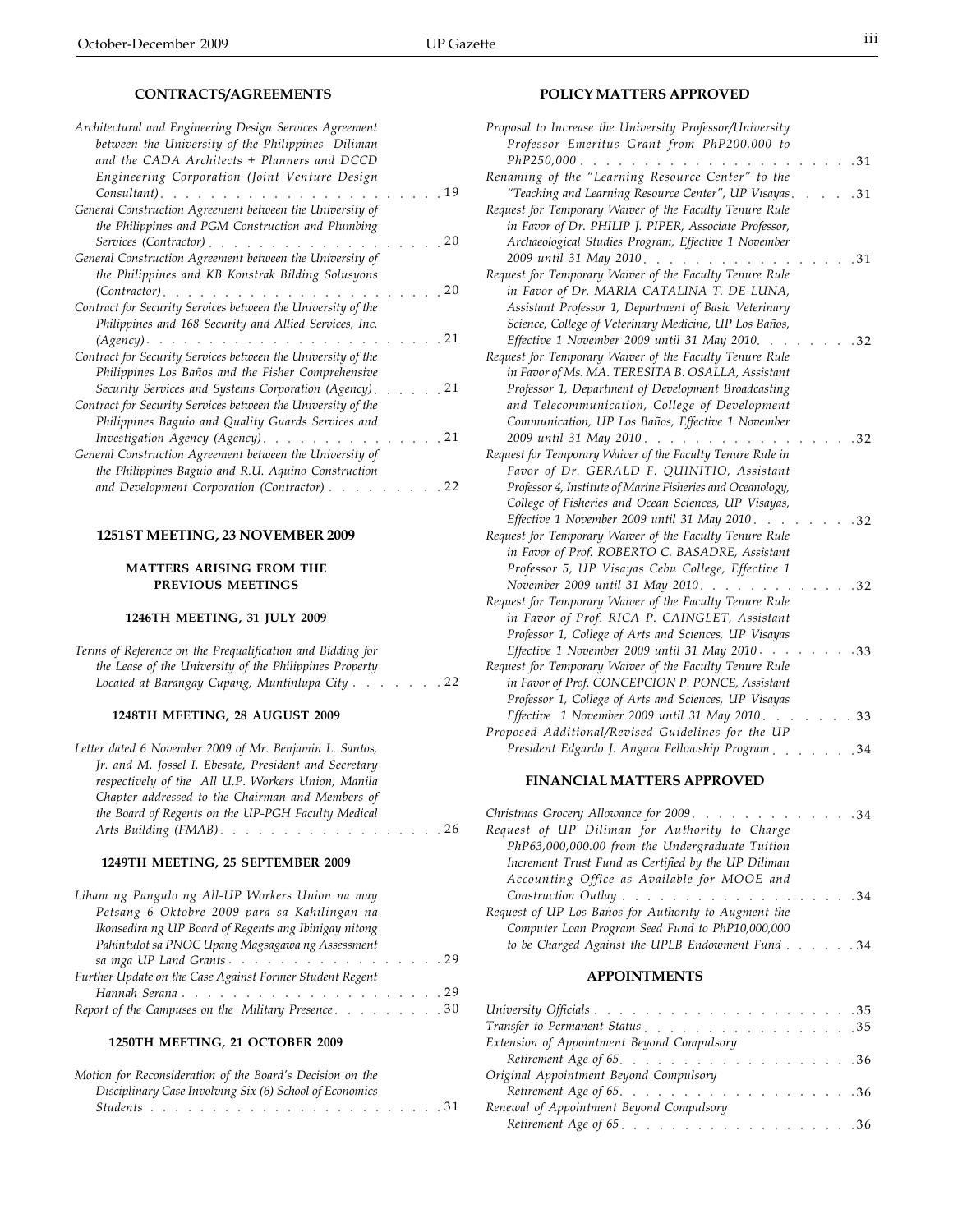## CONTRACTS/AGREEMENTS

*Architectural and Engineering Design Services Agreement between the University of the Philippines Diliman and the CADA Architects + Planners and DCCD Engineering Corporation (Joint Venture Design Consultant)* . . . 19

*General Construction Agreement between the University of the Philippines and PGM Construction and Plumbing Services (Contractor)* . . . 20

*General Construction Agreement between the University of the Philippines and KB Konstrak Bilding Solusyons (Contractor)* . . . 20

*Contract for Security Services between the University of the Philippines and 168 Security and Allied Services, Inc. (Agency)* . . . 21

*Contract for Security Services between the University of the Philippines Los Baños and the Fisher Comprehensive Security Services and Systems Corporation (Agency)* . . . 21

*Contract for Security Services between the University of the Philippines Baguio and Quality Guards Services and Investigation Agency (Agency)* . . . 21

*General Construction Agreement between the University of the Philippines Baguio and R.U. Aquino Construction and Development Corporation (Contractor)* . . . 22

## 1251ST MEETING, 23 NOVEMBER 2009

### MATTERS ARISING FROM THE PREVIOUS MEETINGS

#### 1246TH MEETING, 31 JULY 2009

*Terms of Reference on the Prequalification and Bidding for the Lease of the University of the Philippines Property Located at Barangay Cupang, Muntinlupa City* . . . 22

#### 1248TH MEETING, 28 AUGUST 2009

*Letter dated 6 November 2009 of Mr. Benjamin L. Santos, Jr. and M. Jossel I. Ebesate, President and Secretary respectively of the All U.P. Workers Union, Manila Chapter addressed to the Chairman and Members of the Board of Regents on the UP-PGH Faculty Medical Arts Building (FMAB)* . . . 26

#### 1249TH MEETING, 25 SEPTEMBER 2009

*Liham ng Pangulo ng All-UP Workers Union na may Petsang 6 Oktobre 2009 para sa Kahilingan na Ikonsedira ng UP Board of Regents ang Ibinigay nitong Pahintulot sa PNOC Upang Magsagawa ng Assessment sa mga UP Land Grants* . . . 29

*Further Update on the Case Against Former Student Regent Hannah Serana* . . . 29

*Report of the Campuses on the Military Presence* . . . 30

#### 1250TH MEETING, 21 OCTOBER 2009

*Motion for Reconsideration of the Board's Decision on the Disciplinary Case Involving Six (6) School of Economics Students* . . . 31

## POLICY MATTERS APPROVED

*Proposal to Increase the University Professor/University Professor Emeritus Grant from PhP200,000 to PhP250,000* . . . 31

*Renaming of the "Learning Resource Center" to the "Teaching and Learning Resource Center", UP Visayas* . . . 31

*Request for Temporary Waiver of the Faculty Tenure Rule in Favor of Dr. PHILIP J. PIPER, Associate Professor, Archaeological Studies Program, Effective 1 November 2009 until 31 May 2010* . . . 31

*Request for Temporary Waiver of the Faculty Tenure Rule in Favor of Dr. MARIA CATALINA T. DE LUNA, Assistant Professor 1, Department of Basic Veterinary Science, College of Veterinary Medicine, UP Los Baños, Effective 1 November 2009 until 31 May 2010* . . . 32

*Request for Temporary Waiver of the Faculty Tenure Rule in Favor of Ms. MA. TERESITA B. OSALLA, Assistant Professor 1, Department of Development Broadcasting and Telecommunication, College of Development Communication, UP Los Baños, Effective 1 November 2009 until 31 May 2010* . . . 32

*Request for Temporary Waiver of the Faculty Tenure Rule in Favor of Dr. GERALD F. QUINITIO, Assistant Professor 4, Institute of Marine Fisheries and Oceanology, College of Fisheries and Ocean Sciences, UP Visayas, Effective 1 November 2009 until 31 May 2010* . . . 32

*Request for Temporary Waiver of the Faculty Tenure Rule in Favor of Prof. ROBERTO C. BASADRE, Assistant Professor 5, UP Visayas Cebu College, Effective 1 November 2009 until 31 May 2010* . . . 32

*Request for Temporary Waiver of the Faculty Tenure Rule in Favor of Prof. RICA P. CAINGLET, Assistant Professor 1, College of Arts and Sciences, UP Visayas Effective 1 November 2009 until 31 May 2010* . . . 33

*Request for Temporary Waiver of the Faculty Tenure Rule in Favor of Prof. CONCEPCION P. PONCE, Assistant Professor 1, College of Arts and Sciences, UP Visayas Effective 1 November 2009 until 31 May 2010* . . . 33

*Proposed Additional/Revised Guidelines for the UP President Edgardo J. Angara Fellowship Program* . . . 34

## FINANCIAL MATTERS APPROVED

*Christmas Grocery Allowance for 2009* . . . 34

*Request of UP Diliman for Authority to Charge PhP63,000,000.00 from the Undergraduate Tuition Increment Trust Fund as Certified by the UP Diliman Accounting Office as Available for MOOE and Construction Outlay* . . . 34

*Request of UP Los Baños for Authority to Augment the Computer Loan Program Seed Fund to PhP10,000,000 to be Charged Against the UPLB Endowment Fund* . . . 34

## APPOINTMENTS

*University Officials* . . . 35

*Transfer to Permanent Status* . . . 35

*Extension of Appointment Beyond Compulsory Retirement Age of 65* . . . 36

*Original Appointment Beyond Compulsory Retirement Age of 65* . . . 36

*Renewal of Appointment Beyond Compulsory Retirement Age of 65* . . . 36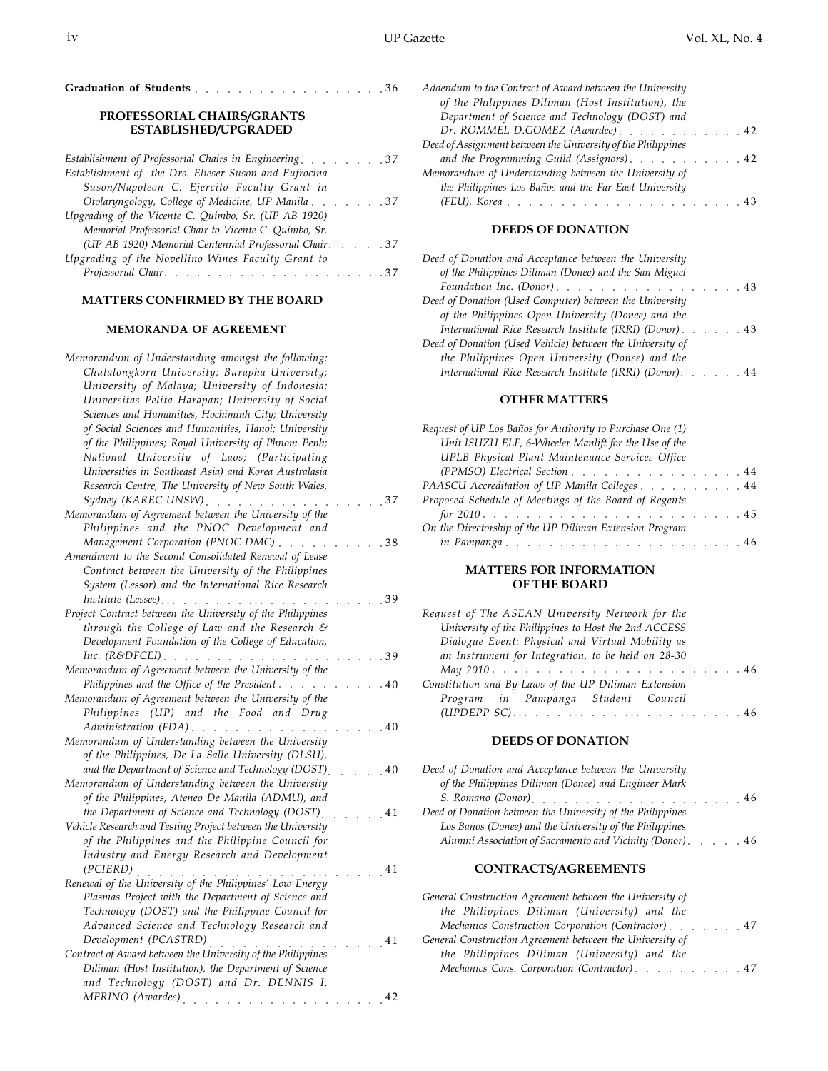**Graduation of Students** . . . . . . . . . . . . . . . . . . 36

## PROFESSORIAL CHAIRS/GRANTS ESTABLISHED/UPGRADED

*Establishment of Professorial Chairs in Engineering* . . . . . . . . 37

*Establishment of the Drs. Elieser Suson and Eufrocina Suson/Napoleon C. Ejercito Faculty Grant in Otolaryngology, College of Medicine, UP Manila* . . . . . . . 37

*Upgrading of the Vicente C. Quimbo, Sr. (UP AB 1920) Memorial Professorial Chair to Vicente C. Quimbo, Sr. (UP AB 1920) Memorial Centennial Professorial Chair* . . . . . 37

*Upgrading of the Novellino Wines Faculty Grant to Professorial Chair* . . . . . . . . . . . . . . . . . . . . 37

## MATTERS CONFIRMED BY THE BOARD

### MEMORANDA OF AGREEMENT

*Memorandum of Understanding amongst the following: Chulalongkorn University; Burapha University; University of Malaya; University of Indonesia; Universitas Pelita Harapan; University of Social Sciences and Humanities, Hochiminh City; University of Social Sciences and Humanities, Hanoi; University of the Philippines; Royal University of Phnom Penh; National University of Laos; (Participating Universities in Southeast Asia) and Korea Australasia Research Centre, The University of New South Wales, Sydney (KAREC-UNSW)* . . . . . . . . . . . . . . . . 37

*Memorandum of Agreement between the University of the Philippines and the PNOC Development and Management Corporation (PNOC-DMC)* . . . . . . . . . . 38

*Amendment to the Second Consolidated Renewal of Lease Contract between the University of the Philippines System (Lessor) and the International Rice Research Institute (Lessee)* . . . . . . . . . . . . . . . . . . . . 39

*Project Contract between the University of the Philippines through the College of Law and the Research & Development Foundation of the College of Education, Inc. (R&DFCEI)* . . . . . . . . . . . . . . . . . . . . 39

*Memorandum of Agreement between the University of the Philippines and the Office of the President* . . . . . . . . . . 40

*Memorandum of Agreement between the University of the Philippines (UP) and the Food and Drug Administration (FDA)* . . . . . . . . . . . . . . . . . . 40

*Memorandum of Understanding between the University of the Philippines, De La Salle University (DLSU), and the Department of Science and Technology (DOST)* . . . . 40

*Memorandum of Understanding between the University of the Philippines, Ateneo De Manila (ADMU), and the Department of Science and Technology (DOST)* . . . . . 41

*Vehicle Research and Testing Project between the University of the Philippines and the Philippine Council for Industry and Energy Research and Development (PCIERD)* . . . . . . . . . . . . . . . . . . . . . 41

*Renewal of the University of the Philippines' Low Energy Plasmas Project with the Department of Science and Technology (DOST) and the Philippine Council for Advanced Science and Technology Research and Development (PCASTRD)* . . . . . . . . . . . . . . . . 41

*Contract of Award between the University of the Philippines Diliman (Host Institution), the Department of Science and Technology (DOST) and Dr. DENNIS I. MERINO (Awardee)* . . . . . . . . . . . . . . . . . . 42

*Addendum to the Contract of Award between the University of the Philippines Diliman (Host Institution), the Department of Science and Technology (DOST) and Dr. ROMMEL D.GOMEZ (Awardee)* . . . . . . . . . . . . 42

*Deed of Assignment between the University of the Philippines and the Programming Guild (Assignors)* . . . . . . . . . . . 42

*Memorandum of Understanding between the University of the Philippines Los Baños and the Far East University (FEU), Korea* . . . . . . . . . . . . . . . . . . . . . 43

### DEEDS OF DONATION

*Deed of Donation and Acceptance between the University of the Philippines Diliman (Donee) and the San Miguel Foundation Inc. (Donor)* . . . . . . . . . . . . . . . . 43

*Deed of Donation (Used Computer) between the University of the Philippines Open University (Donee) and the International Rice Research Institute (IRRI) (Donor)* . . . . . . 43

*Deed of Donation (Used Vehicle) between the University of the Philippines Open University (Donee) and the International Rice Research Institute (IRRI) (Donor)*. . . . . . 44

### OTHER MATTERS

*Request of UP Los Baños for Authority to Purchase One (1) Unit ISUZU ELF, 6-Wheeler Manlift for the Use of the UPLB Physical Plant Maintenance Services Office (PPMSO) Electrical Section* . . . . . . . . . . . . . . . 44

*PAASCU Accreditation of UP Manila Colleges* . . . . . . . . . . 44

*Proposed Schedule of Meetings of the Board of Regents for 2010* . . . . . . . . . . . . . . . . . . . . . . . 45

*On the Directorship of the UP Diliman Extension Program in Pampanga* . . . . . . . . . . . . . . . . . . . . . 46

## MATTERS FOR INFORMATION OF THE BOARD

*Request of The ASEAN University Network for the University of the Philippines to Host the 2nd ACCESS Dialogue Event: Physical and Virtual Mobility as an Instrument for Integration, to be held on 28-30 May 2010* . . . . . . . . . . . . . . . . . . . . . . 46

*Constitution and By-Laws of the UP Diliman Extension Program in Pampanga Student Council (UPDEPP SC)*. . . . . . . . . . . . . . . . . . . . . 46

### DEEDS OF DONATION

*Deed of Donation and Acceptance between the University of the Philippines Diliman (Donee) and Engineer Mark S. Romano (Donor)* . . . . . . . . . . . . . . . . . 46

*Deed of Donation between the University of the Philippines Los Baños (Donee) and the University of the Philippines Alumni Association of Sacramento and Vicinity (Donor)* . . . . . 46

### CONTRACTS/AGREEMENTS

*General Construction Agreement between the University of the Philippines Diliman (University) and the Mechanics Construction Corporation (Contractor)* . . . . . . . 47

*General Construction Agreement between the University of the Philippines Diliman (University) and the Mechanics Cons. Corporation (Contractor)*. . . . . . . . . . 47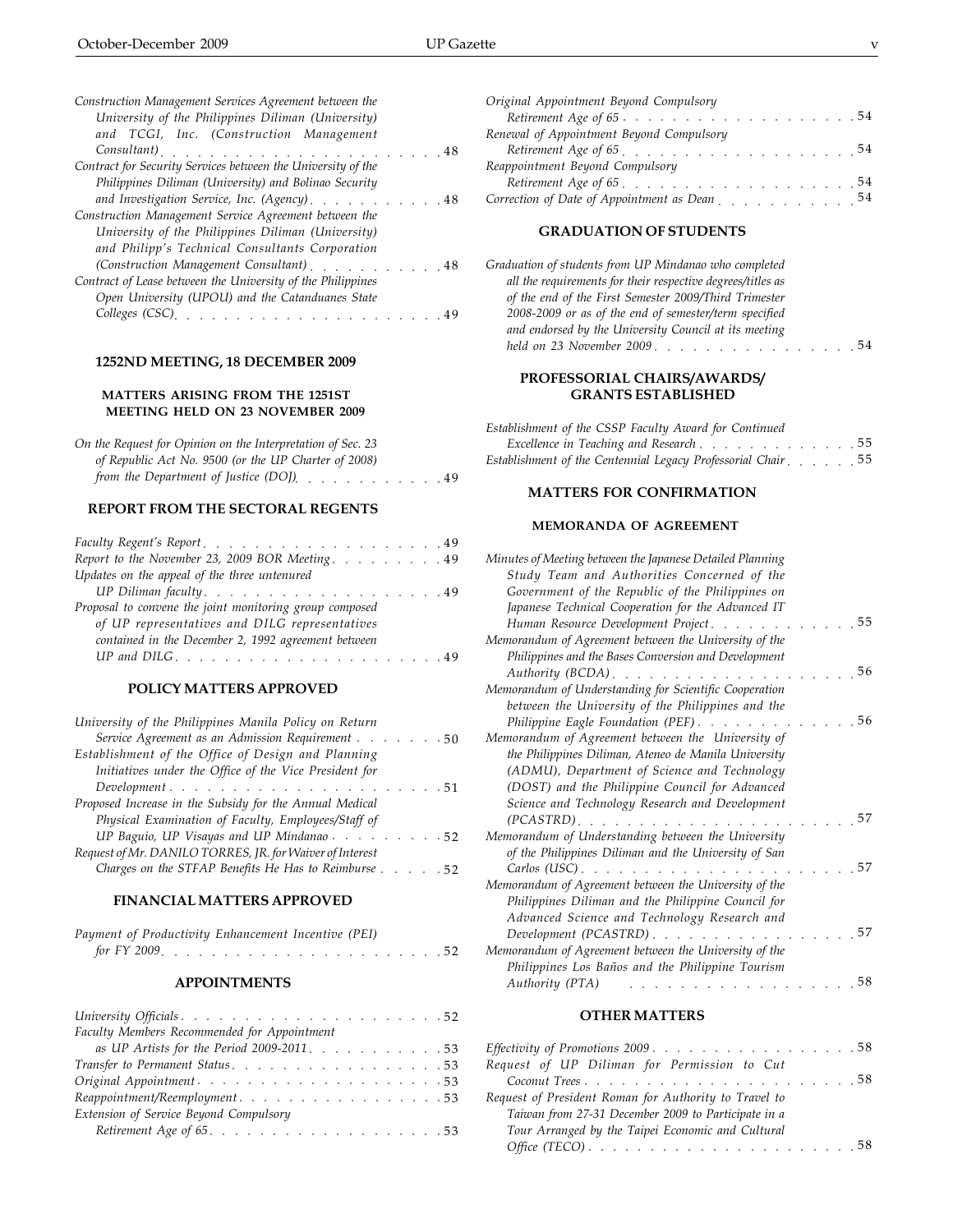*Construction Management Services Agreement between the University of the Philippines Diliman (University) and TCGI, Inc. (Construction Management Consultant)* . . . 48

*Contract for Security Services between the University of the Philippines Diliman (University) and Bolinao Security and Investigation Service, Inc. (Agency)* . . . 48

*Construction Management Service Agreement between the University of the Philippines Diliman (University) and Philipp's Technical Consultants Corporation (Construction Management Consultant)* . . . 48

*Contract of Lease between the University of the Philippines Open University (UPOU) and the Catanduanes State Colleges (CSC)* . . . 49

## 1252ND MEETING, 18 DECEMBER 2009

### MATTERS ARISING FROM THE 1251ST MEETING HELD ON 23 NOVEMBER 2009

*On the Request for Opinion on the Interpretation of Sec. 23 of Republic Act No. 9500 (or the UP Charter of 2008) from the Department of Justice (DOJ)* . . . 49

### REPORT FROM THE SECTORAL REGENTS

*Faculty Regent's Report* . . . 49

*Report to the November 23, 2009 BOR Meeting* . . . 49

*Updates on the appeal of the three untenured UP Diliman faculty* . . . 49

*Proposal to convene the joint monitoring group composed of UP representatives and DILG representatives contained in the December 2, 1992 agreement between UP and DILG* . . . 49

### POLICY MATTERS APPROVED

*University of the Philippines Manila Policy on Return Service Agreement as an Admission Requirement* . . . 50

*Establishment of the Office of Design and Planning Initiatives under the Office of the Vice President for Development* . . . 51

*Proposed Increase in the Subsidy for the Annual Medical Physical Examination of Faculty, Employees/Staff of UP Baguio, UP Visayas and UP Mindanao* . . . 52

*Request of Mr. DANILO TORRES, JR. for Waiver of Interest Charges on the STFAP Benefits He Has to Reimburse* . . . 52

### FINANCIAL MATTERS APPROVED

*Payment of Productivity Enhancement Incentive (PEI) for FY 2009* . . . 52

### APPOINTMENTS

*University Officials* . . . 52

*Faculty Members Recommended for Appointment as UP Artists for the Period 2009-2011* . . . 53

*Transfer to Permanent Status* . . . 53

*Original Appointment* . . . 53

*Reappointment/Reemployment* . . . 53

*Extension of Service Beyond Compulsory Retirement Age of 65* . . . 53

*Original Appointment Beyond Compulsory Retirement Age of 65* . . . 54

*Renewal of Appointment Beyond Compulsory Retirement Age of 65* . . . 54

*Reappointment Beyond Compulsory Retirement Age of 65* . . . 54

*Correction of Date of Appointment as Dean* . . . 54

### GRADUATION OF STUDENTS

*Graduation of students from UP Mindanao who completed all the requirements for their respective degrees/titles as of the end of the First Semester 2009/Third Trimester 2008-2009 or as of the end of semester/term specified and endorsed by the University Council at its meeting held on 23 November 2009* . . . 54

### PROFESSORIAL CHAIRS/AWARDS/ GRANTS ESTABLISHED

*Establishment of the CSSP Faculty Award for Continued Excellence in Teaching and Research* . . . 55

*Establishment of the Centennial Legacy Professorial Chair* . . . 55

### MATTERS FOR CONFIRMATION

#### MEMORANDA OF AGREEMENT

*Minutes of Meeting between the Japanese Detailed Planning Study Team and Authorities Concerned of the Government of the Republic of the Philippines on Japanese Technical Cooperation for the Advanced IT Human Resource Development Project* . . . 55

*Memorandum of Agreement between the University of the Philippines and the Bases Conversion and Development Authority (BCDA)* . . . 56

*Memorandum of Understanding for Scientific Cooperation between the University of the Philippines and the Philippine Eagle Foundation (PEF)* . . . 56

*Memorandum of Agreement between the University of the Philippines Diliman, Ateneo de Manila University (ADMU), Department of Science and Technology (DOST) and the Philippine Council for Advanced Science and Technology Research and Development (PCASTRD)* . . . 57

*Memorandum of Understanding between the University of the Philippines Diliman and the University of San Carlos (USC)* . . . 57

*Memorandum of Agreement between the University of the Philippines Diliman and the Philippine Council for Advanced Science and Technology Research and Development (PCASTRD)* . . . 57

*Memorandum of Agreement between the University of the Philippines Los Baños and the Philippine Tourism Authority (PTA)* . . . 58

### OTHER MATTERS

*Effectivity of Promotions 2009* . . . 58

*Request of UP Diliman for Permission to Cut Coconut Trees* . . . 58

*Request of President Roman for Authority to Travel to Taiwan from 27-31 December 2009 to Participate in a Tour Arranged by the Taipei Economic and Cultural Office (TECO)* . . . 58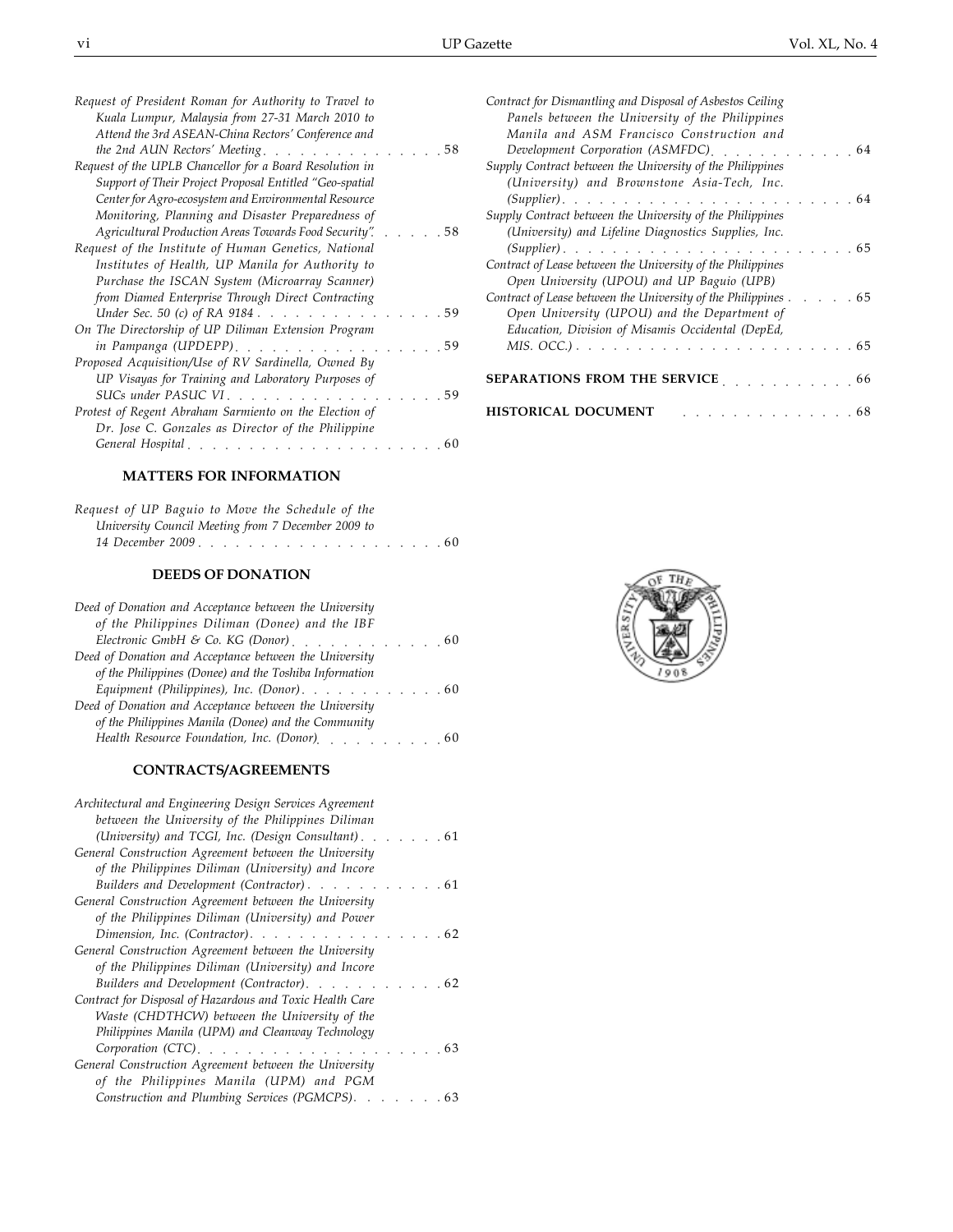*Request of President Roman for Authority to Travel to Kuala Lumpur, Malaysia from 27-31 March 2010 to Attend the 3rd ASEAN-China Rectors' Conference and the 2nd AUN Rectors' Meeting* . . . . . . . . . . . . . . . 58

*Request of the UPLB Chancellor for a Board Resolution in Support of Their Project Proposal Entitled "Geo-spatial Center for Agro-ecosystem and Environmental Resource Monitoring, Planning and Disaster Preparedness of Agricultural Production Areas Towards Food Security".* . . . . . 58

*Request of the Institute of Human Genetics, National Institutes of Health, UP Manila for Authority to Purchase the ISCAN System (Microarray Scanner) from Diamed Enterprise Through Direct Contracting Under Sec. 50 (c) of RA 9184* . . . . . . . . . . . . . . . 59

*On The Directorship of UP Diliman Extension Program in Pampanga (UPDEPP)* . . . . . . . . . . . . . . . . . 59

*Proposed Acquisition/Use of RV Sardinella, Owned By UP Visayas for Training and Laboratory Purposes of SUCs under PASUC VI* . . . . . . . . . . . . . . . . . . 59

*Protest of Regent Abraham Sarmiento on the Election of Dr. Jose C. Gonzales as Director of the Philippine General Hospital* . . . . . . . . . . . . . . . . . . . . 60

## MATTERS FOR INFORMATION

*Request of UP Baguio to Move the Schedule of the University Council Meeting from 7 December 2009 to 14 December 2009* . . . . . . . . . . . . . . . . . . . . 60

## DEEDS OF DONATION

*Deed of Donation and Acceptance between the University of the Philippines Diliman (Donee) and the IBF Electronic GmbH & Co. KG (Donor)* . . . . . . . . . . . 60

*Deed of Donation and Acceptance between the University of the Philippines (Donee) and the Toshiba Information Equipment (Philippines), Inc. (Donor)* . . . . . . . . . . . 60

*Deed of Donation and Acceptance between the University of the Philippines Manila (Donee) and the Community Health Resource Foundation, Inc. (Donor)* . . . . . . . . . 60

## CONTRACTS/AGREEMENTS

*Architectural and Engineering Design Services Agreement between the University of the Philippines Diliman (University) and TCGI, Inc. (Design Consultant)* . . . . . . . 61

*General Construction Agreement between the University of the Philippines Diliman (University) and Incore Builders and Development (Contractor)* . . . . . . . . . . 61

*General Construction Agreement between the University of the Philippines Diliman (University) and Power Dimension, Inc. (Contractor)* . . . . . . . . . . . . . . . 62

*General Construction Agreement between the University of the Philippines Diliman (University) and Incore Builders and Development (Contractor)* . . . . . . . . . . 62

*Contract for Disposal of Hazardous and Toxic Health Care Waste (CHDTHCW) between the University of the Philippines Manila (UPM) and Cleanway Technology Corporation (CTC)* . . . . . . . . . . . . . . . . . . . . 63

*General Construction Agreement between the University of the Philippines Manila (UPM) and PGM Construction and Plumbing Services (PGMCPS)* . . . . . . . 63

*Contract for Dismantling and Disposal of Asbestos Ceiling Panels between the University of the Philippines Manila and ASM Francisco Construction and Development Corporation (ASMFDC)* . . . . . . . . . . . 64

*Supply Contract between the University of the Philippines (University) and Brownstone Asia-Tech, Inc. (Supplier)* . . . . . . . . . . . . . . . . . . . . . . . 64

*Supply Contract between the University of the Philippines (University) and Lifeline Diagnostics Supplies, Inc. (Supplier)* . . . . . . . . . . . . . . . . . . . . . . . 65

*Contract of Lease between the University of the Philippines Open University (UPOU) and UP Baguio (UPB)*

*Contract of Lease between the University of the Philippines* . . . . . 65
*Open University (UPOU) and the Department of Education, Division of Misamis Occidental (DepEd, MIS. OCC.)* . . . . . . . . . . . . . . . . . . . . . . . 65

**SEPARATIONS FROM THE SERVICE** . . . . . . . . . . . 66

**HISTORICAL DOCUMENT** . . . . . . . . . . . . . . 68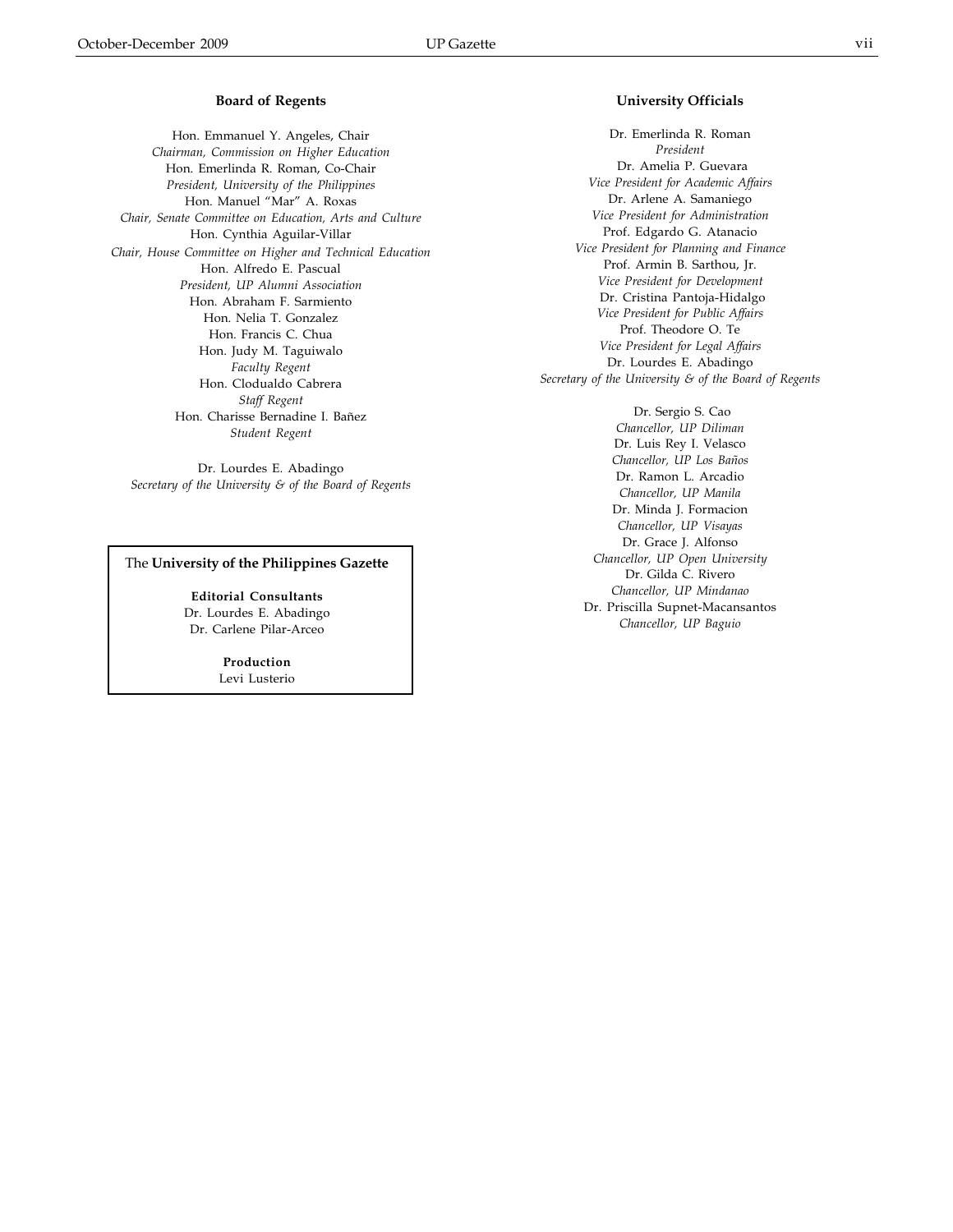## Board of Regents

Hon. Emmanuel Y. Angeles, Chair
*Chairman, Commission on Higher Education*
Hon. Emerlinda R. Roman, Co-Chair
*President, University of the Philippines*
Hon. Manuel "Mar" A. Roxas
*Chair, Senate Committee on Education, Arts and Culture*
Hon. Cynthia Aguilar-Villar
*Chair, House Committee on Higher and Technical Education*
Hon. Alfredo E. Pascual
*President, UP Alumni Association*
Hon. Abraham F. Sarmiento
Hon. Nelia T. Gonzalez
Hon. Francis C. Chua
Hon. Judy M. Taguiwalo
*Faculty Regent*
Hon. Clodualdo Cabrera
*Staff Regent*
Hon. Charisse Bernadine I. Bañez
*Student Regent*

Dr. Lourdes E. Abadingo
*Secretary of the University & of the Board of Regents*

The **University of the Philippines Gazette**

**Editorial Consultants**
Dr. Lourdes E. Abadingo
Dr. Carlene Pilar-Arceo

**Production**
Levi Lusterio

## University Officials

Dr. Emerlinda R. Roman
*President*
Dr. Amelia P. Guevara
*Vice President for Academic Affairs*
Dr. Arlene A. Samaniego
*Vice President for Administration*
Prof. Edgardo G. Atanacio
*Vice President for Planning and Finance*
Prof. Armin B. Sarthou, Jr.
*Vice President for Development*
Dr. Cristina Pantoja-Hidalgo
*Vice President for Public Affairs*
Prof. Theodore O. Te
*Vice President for Legal Affairs*
Dr. Lourdes E. Abadingo
*Secretary of the University & of the Board of Regents*

Dr. Sergio S. Cao
*Chancellor, UP Diliman*
Dr. Luis Rey I. Velasco
*Chancellor, UP Los Baños*
Dr. Ramon L. Arcadio
*Chancellor, UP Manila*
Dr. Minda J. Formacion
*Chancellor, UP Visayas*
Dr. Grace J. Alfonso
*Chancellor, UP Open University*
Dr. Gilda C. Rivero
*Chancellor, UP Mindanao*
Dr. Priscilla Supnet-Macansantos
*Chancellor, UP Baguio*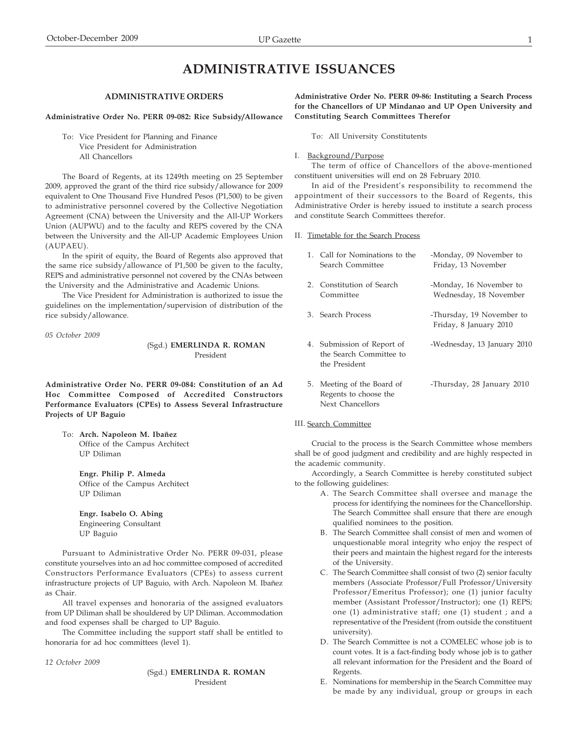# ADMINISTRATIVE ISSUANCES

## ADMINISTRATIVE ORDERS

**Administrative Order No. PERR 09-082: Rice Subsidy/Allowance**

To: Vice President for Planning and Finance
Vice President for Administration
All Chancellors

The Board of Regents, at its 1249th meeting on 25 September 2009, approved the grant of the third rice subsidy/allowance for 2009 equivalent to One Thousand Five Hundred Pesos (P1,500) to be given to administrative personnel covered by the Collective Negotiation Agreement (CNA) between the University and the All-UP Workers Union (AUPWU) and to the faculty and REPS covered by the CNA between the University and the All-UP Academic Employees Union (AUPAEU).

In the spirit of equity, the Board of Regents also approved that the same rice subsidy/allowance of P1,500 be given to the faculty, REPS and administrative personnel not covered by the CNAs between the University and the Administrative and Academic Unions.

The Vice President for Administration is authorized to issue the guidelines on the implementation/supervision of distribution of the rice subsidy/allowance.

*05 October 2009*

(Sgd.) **EMERLINDA R. ROMAN**
President

**Administrative Order No. PERR 09-084: Constitution of an Ad Hoc Committee Composed of Accredited Constructors Performance Evaluators (CPEs) to Assess Several Infrastructure Projects of UP Baguio**

To: **Arch. Napoleon M. Ibañez**
Office of the Campus Architect
UP Diliman

**Engr. Philip P. Almeda**
Office of the Campus Architect
UP Diliman

**Engr. Isabelo O. Abing**
Engineering Consultant
UP Baguio

Pursuant to Administrative Order No. PERR 09-031, please constitute yourselves into an ad hoc committee composed of accredited Constructors Performance Evaluators (CPEs) to assess current infrastructure projects of UP Baguio, with Arch. Napoleon M. Ibañez as Chair.

All travel expenses and honoraria of the assigned evaluators from UP Diliman shall be shouldered by UP Diliman. Accommodation and food expenses shall be charged to UP Baguio.

The Committee including the support staff shall be entitled to honoraria for ad hoc committees (level 1).

*12 October 2009*

(Sgd.) **EMERLINDA R. ROMAN**
President

**Administrative Order No. PERR 09-86: Instituting a Search Process for the Chancellors of UP Mindanao and UP Open University and Constituting Search Committees Therefor**

To: All University Constitutents

I. Background/Purpose

The term of office of Chancellors of the above-mentioned constituent universities will end on 28 February 2010.

In aid of the President's responsibility to recommend the appointment of their successors to the Board of Regents, this Administrative Order is hereby issued to institute a search process and constitute Search Committees therefor.

II. Timetable for the Search Process

| | |
|---|---|
| 1. Call for Nominations to the Search Committee | -Monday, 09 November to Friday, 13 November |
| 2. Constitution of Search Committee | -Monday, 16 November to Wednesday, 18 November |
| 3. Search Process | -Thursday, 19 November to Friday, 8 January 2010 |
| 4. Submission of Report of the Search Committee to the President | -Wednesday, 13 January 2010 |
| 5. Meeting of the Board of Regents to choose the Next Chancellors | -Thursday, 28 January 2010 |

III. Search Committee

Crucial to the process is the Search Committee whose members shall be of good judgment and credibility and are highly respected in the academic community.

Accordingly, a Search Committee is hereby constituted subject to the following guidelines:

A. The Search Committee shall oversee and manage the process for identifying the nominees for the Chancellorship. The Search Committee shall ensure that there are enough qualified nominees to the position.

B. The Search Committee shall consist of men and women of unquestionable moral integrity who enjoy the respect of their peers and maintain the highest regard for the interests of the University.

C. The Search Committee shall consist of two (2) senior faculty members (Associate Professor/Full Professor/University Professor/Emeritus Professor); one (1) junior faculty member (Assistant Professor/Instructor); one (1) REPS; one (1) administrative staff; one (1) student ; and a representative of the President (from outside the constituent university).

D. The Search Committee is not a COMELEC whose job is to count votes. It is a fact-finding body whose job is to gather all relevant information for the President and the Board of Regents.

E. Nominations for membership in the Search Committee may be made by any individual, group or groups in each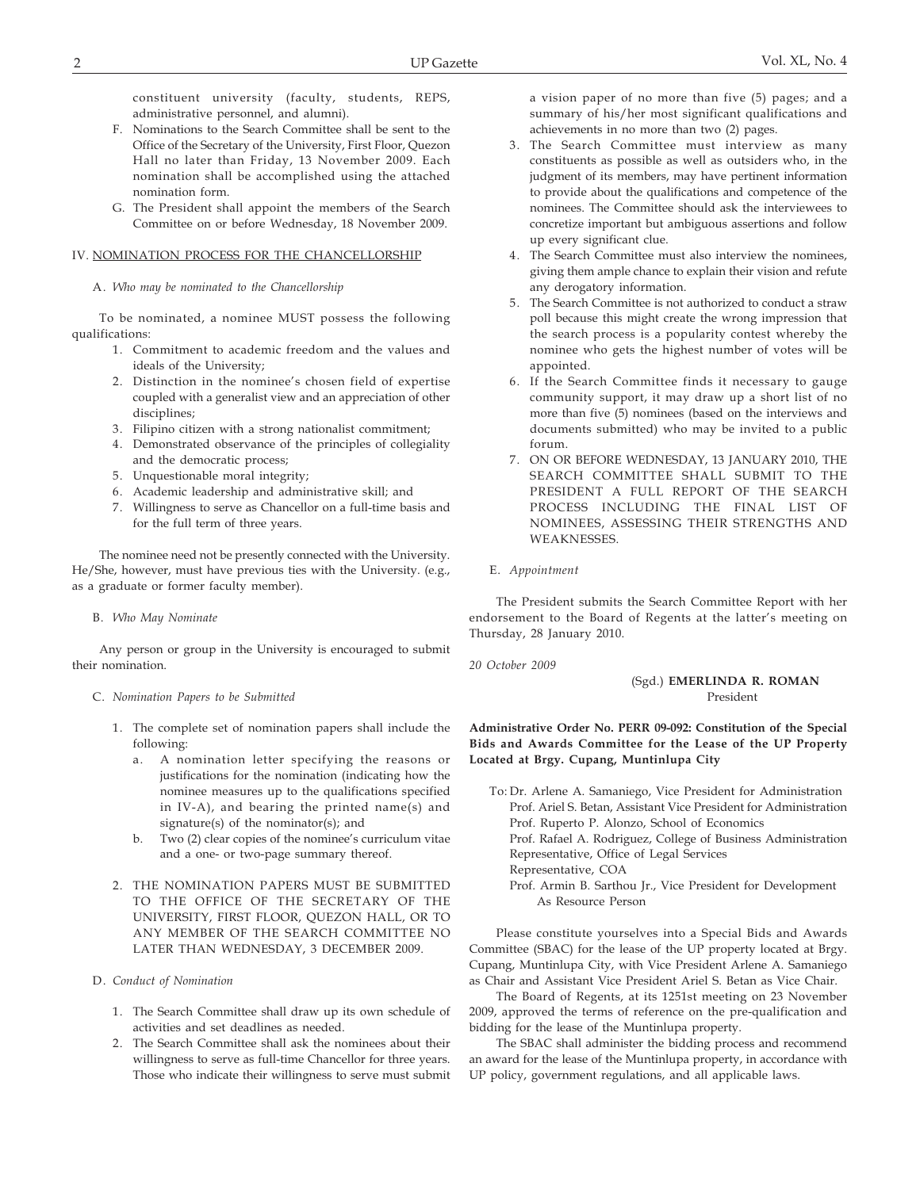constituent university (faculty, students, REPS, administrative personnel, and alumni).

F. Nominations to the Search Committee shall be sent to the Office of the Secretary of the University, First Floor, Quezon Hall no later than Friday, 13 November 2009. Each nomination shall be accomplished using the attached nomination form.

G. The President shall appoint the members of the Search Committee on or before Wednesday, 18 November 2009.

## IV. NOMINATION PROCESS FOR THE CHANCELLORSHIP

A. *Who may be nominated to the Chancellorship*

To be nominated, a nominee MUST possess the following qualifications:

1. Commitment to academic freedom and the values and ideals of the University;
2. Distinction in the nominee's chosen field of expertise coupled with a generalist view and an appreciation of other disciplines;
3. Filipino citizen with a strong nationalist commitment;
4. Demonstrated observance of the principles of collegiality and the democratic process;
5. Unquestionable moral integrity;
6. Academic leadership and administrative skill; and
7. Willingness to serve as Chancellor on a full-time basis and for the full term of three years.

The nominee need not be presently connected with the University. He/She, however, must have previous ties with the University. (e.g., as a graduate or former faculty member).

B. *Who May Nominate*

Any person or group in the University is encouraged to submit their nomination.

C. *Nomination Papers to be Submitted*

1. The complete set of nomination papers shall include the following:
   a. A nomination letter specifying the reasons or justifications for the nomination (indicating how the nominee measures up to the qualifications specified in IV-A), and bearing the printed name(s) and signature(s) of the nominator(s); and
   b. Two (2) clear copies of the nominee's curriculum vitae and a one- or two-page summary thereof.

2. THE NOMINATION PAPERS MUST BE SUBMITTED TO THE OFFICE OF THE SECRETARY OF THE UNIVERSITY, FIRST FLOOR, QUEZON HALL, OR TO ANY MEMBER OF THE SEARCH COMMITTEE NO LATER THAN WEDNESDAY, 3 DECEMBER 2009.

D. *Conduct of Nomination*

1. The Search Committee shall draw up its own schedule of activities and set deadlines as needed.
2. The Search Committee shall ask the nominees about their willingness to serve as full-time Chancellor for three years. Those who indicate their willingness to serve must submit a vision paper of no more than five (5) pages; and a summary of his/her most significant qualifications and achievements in no more than two (2) pages.
3. The Search Committee must interview as many constituents as possible as well as outsiders who, in the judgment of its members, may have pertinent information to provide about the qualifications and competence of the nominees. The Committee should ask the interviewees to concretize important but ambiguous assertions and follow up every significant clue.
4. The Search Committee must also interview the nominees, giving them ample chance to explain their vision and refute any derogatory information.
5. The Search Committee is not authorized to conduct a straw poll because this might create the wrong impression that the search process is a popularity contest whereby the nominee who gets the highest number of votes will be appointed.
6. If the Search Committee finds it necessary to gauge community support, it may draw up a short list of no more than five (5) nominees (based on the interviews and documents submitted) who may be invited to a public forum.
7. ON OR BEFORE WEDNESDAY, 13 JANUARY 2010, THE SEARCH COMMITTEE SHALL SUBMIT TO THE PRESIDENT A FULL REPORT OF THE SEARCH PROCESS INCLUDING THE FINAL LIST OF NOMINEES, ASSESSING THEIR STRENGTHS AND WEAKNESSES.

E. *Appointment*

The President submits the Search Committee Report with her endorsement to the Board of Regents at the latter's meeting on Thursday, 28 January 2010.

*20 October 2009*

(Sgd.) **EMERLINDA R. ROMAN**
President

**Administrative Order No. PERR 09-092: Constitution of the Special Bids and Awards Committee for the Lease of the UP Property Located at Brgy. Cupang, Muntinlupa City**

To: Dr. Arlene A. Samaniego, Vice President for Administration
Prof. Ariel S. Betan, Assistant Vice President for Administration
Prof. Ruperto P. Alonzo, School of Economics
Prof. Rafael A. Rodriguez, College of Business Administration
Representative, Office of Legal Services
Representative, COA
Prof. Armin B. Sarthou Jr., Vice President for Development
As Resource Person

Please constitute yourselves into a Special Bids and Awards Committee (SBAC) for the lease of the UP property located at Brgy. Cupang, Muntinlupa City, with Vice President Arlene A. Samaniego as Chair and Assistant Vice President Ariel S. Betan as Vice Chair.

The Board of Regents, at its 1251st meeting on 23 November 2009, approved the terms of reference on the pre-qualification and bidding for the lease of the Muntinlupa property.

The SBAC shall administer the bidding process and recommend an award for the lease of the Muntinlupa property, in accordance with UP policy, government regulations, and all applicable laws.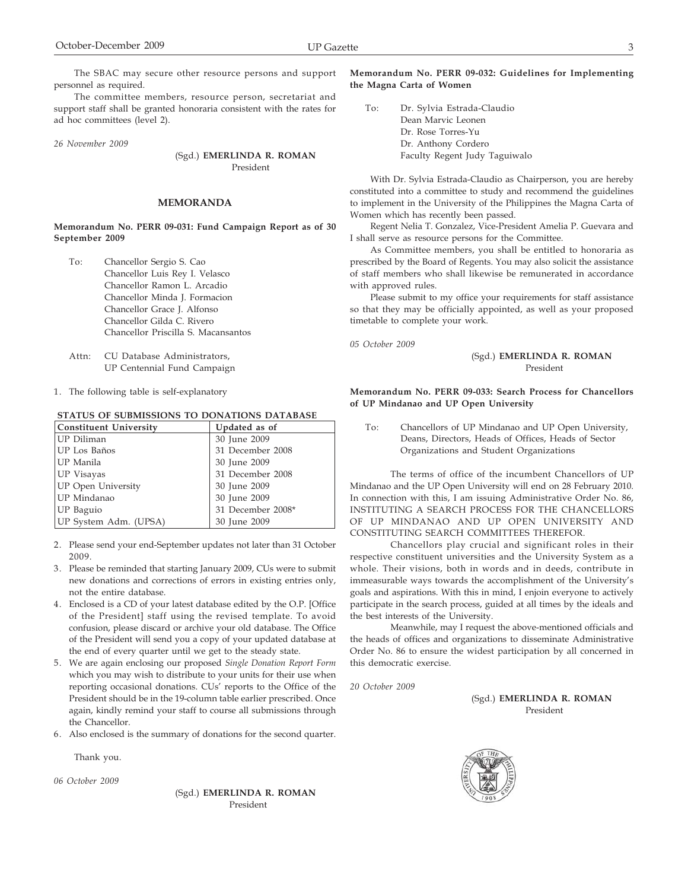The SBAC may secure other resource persons and support personnel as required.

The committee members, resource person, secretariat and support staff shall be granted honoraria consistent with the rates for ad hoc committees (level 2).

*26 November 2009*

(Sgd.) **EMERLINDA R. ROMAN**
President

## MEMORANDA

### Memorandum No. PERR 09-031: Fund Campaign Report as of 30 September 2009

To: Chancellor Sergio S. Cao
Chancellor Luis Rey I. Velasco
Chancellor Ramon L. Arcadio
Chancellor Minda J. Formacion
Chancellor Grace J. Alfonso
Chancellor Gilda C. Rivero
Chancellor Priscilla S. Macansantos

Attn: CU Database Administrators,
UP Centennial Fund Campaign

1. The following table is self-explanatory

**STATUS OF SUBMISSIONS TO DONATIONS DATABASE**

| Constituent University | Updated as of |
|---|---|
| UP Diliman | 30 June 2009 |
| UP Los Baños | 31 December 2008 |
| UP Manila | 30 June 2009 |
| UP Visayas | 31 December 2008 |
| UP Open University | 30 June 2009 |
| UP Mindanao | 30 June 2009 |
| UP Baguio | 31 December 2008* |
| UP System Adm. (UPSA) | 30 June 2009 |

2. Please send your end-September updates not later than 31 October 2009.
3. Please be reminded that starting January 2009, CUs were to submit new donations and corrections of errors in existing entries only, not the entire database.
4. Enclosed is a CD of your latest database edited by the O.P. [Office of the President] staff using the revised template. To avoid confusion, please discard or archive your old database. The Office of the President will send you a copy of your updated database at the end of every quarter until we get to the steady state.
5. We are again enclosing our proposed *Single Donation Report Form* which you may wish to distribute to your units for their use when reporting occasional donations. CUs' reports to the Office of the President should be in the 19-column table earlier prescribed. Once again, kindly remind your staff to course all submissions through the Chancellor.
6. Also enclosed is the summary of donations for the second quarter.

Thank you.

*06 October 2009*

(Sgd.) **EMERLINDA R. ROMAN**
President

### Memorandum No. PERR 09-032: Guidelines for Implementing the Magna Carta of Women

To: Dr. Sylvia Estrada-Claudio
Dean Marvic Leonen
Dr. Rose Torres-Yu
Dr. Anthony Cordero
Faculty Regent Judy Taguiwalo

With Dr. Sylvia Estrada-Claudio as Chairperson, you are hereby constituted into a committee to study and recommend the guidelines to implement in the University of the Philippines the Magna Carta of Women which has recently been passed.

Regent Nelia T. Gonzalez, Vice-President Amelia P. Guevara and I shall serve as resource persons for the Committee.

As Committee members, you shall be entitled to honoraria as prescribed by the Board of Regents. You may also solicit the assistance of staff members who shall likewise be remunerated in accordance with approved rules.

Please submit to my office your requirements for staff assistance so that they may be officially appointed, as well as your proposed timetable to complete your work.

*05 October 2009*

(Sgd.) **EMERLINDA R. ROMAN**
President

### Memorandum No. PERR 09-033: Search Process for Chancellors of UP Mindanao and UP Open University

To: Chancellors of UP Mindanao and UP Open University, Deans, Directors, Heads of Offices, Heads of Sector Organizations and Student Organizations

The terms of office of the incumbent Chancellors of UP Mindanao and the UP Open University will end on 28 February 2010. In connection with this, I am issuing Administrative Order No. 86, INSTITUTING A SEARCH PROCESS FOR THE CHANCELLORS OF UP MINDANAO AND UP OPEN UNIVERSITY AND CONSTITUTING SEARCH COMMITTEES THEREFOR.

Chancellors play crucial and significant roles in their respective constituent universities and the University System as a whole. Their visions, both in words and in deeds, contribute in immeasurable ways towards the accomplishment of the University's goals and aspirations. With this in mind, I enjoin everyone to actively participate in the search process, guided at all times by the ideals and the best interests of the University.

Meanwhile, may I request the above-mentioned officials and the heads of offices and organizations to disseminate Administrative Order No. 86 to ensure the widest participation by all concerned in this democratic exercise.

*20 October 2009*

(Sgd.) **EMERLINDA R. ROMAN**
President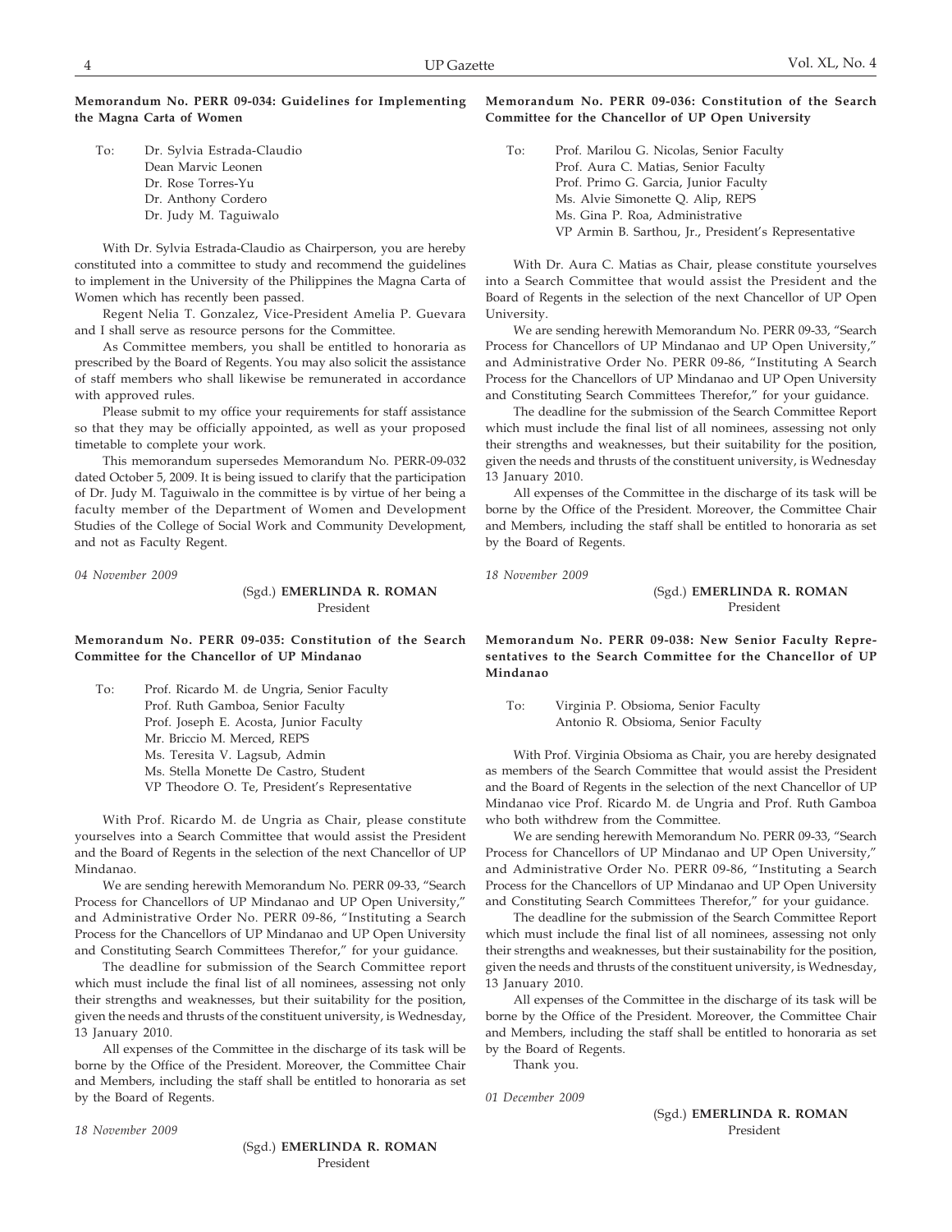**Memorandum No. PERR 09-034: Guidelines for Implementing the Magna Carta of Women**

To: Dr. Sylvia Estrada-Claudio
Dean Marvic Leonen
Dr. Rose Torres-Yu
Dr. Anthony Cordero
Dr. Judy M. Taguiwalo

With Dr. Sylvia Estrada-Claudio as Chairperson, you are hereby constituted into a committee to study and recommend the guidelines to implement in the University of the Philippines the Magna Carta of Women which has recently been passed.

Regent Nelia T. Gonzalez, Vice-President Amelia P. Guevara and I shall serve as resource persons for the Committee.

As Committee members, you shall be entitled to honoraria as prescribed by the Board of Regents. You may also solicit the assistance of staff members who shall likewise be remunerated in accordance with approved rules.

Please submit to my office your requirements for staff assistance so that they may be officially appointed, as well as your proposed timetable to complete your work.

This memorandum supersedes Memorandum No. PERR-09-032 dated October 5, 2009. It is being issued to clarify that the participation of Dr. Judy M. Taguiwalo in the committee is by virtue of her being a faculty member of the Department of Women and Development Studies of the College of Social Work and Community Development, and not as Faculty Regent.

*04 November 2009*

(Sgd.) **EMERLINDA R. ROMAN**
President

**Memorandum No. PERR 09-035: Constitution of the Search Committee for the Chancellor of UP Mindanao**

To: Prof. Ricardo M. de Ungria, Senior Faculty
Prof. Ruth Gamboa, Senior Faculty
Prof. Joseph E. Acosta, Junior Faculty
Mr. Briccio M. Merced, REPS
Ms. Teresita V. Lagsub, Admin
Ms. Stella Monette De Castro, Student
VP Theodore O. Te, President's Representative

With Prof. Ricardo M. de Ungria as Chair, please constitute yourselves into a Search Committee that would assist the President and the Board of Regents in the selection of the next Chancellor of UP Mindanao.

We are sending herewith Memorandum No. PERR 09-33, "Search Process for Chancellors of UP Mindanao and UP Open University," and Administrative Order No. PERR 09-86, "Instituting a Search Process for the Chancellors of UP Mindanao and UP Open University and Constituting Search Committees Therefor," for your guidance.

The deadline for submission of the Search Committee report which must include the final list of all nominees, assessing not only their strengths and weaknesses, but their suitability for the position, given the needs and thrusts of the constituent university, is Wednesday, 13 January 2010.

All expenses of the Committee in the discharge of its task will be borne by the Office of the President. Moreover, the Committee Chair and Members, including the staff shall be entitled to honoraria as set by the Board of Regents.

*18 November 2009*

(Sgd.) **EMERLINDA R. ROMAN**
President

**Memorandum No. PERR 09-036: Constitution of the Search Committee for the Chancellor of UP Open University**

To: Prof. Marilou G. Nicolas, Senior Faculty
Prof. Aura C. Matias, Senior Faculty
Prof. Primo G. Garcia, Junior Faculty
Ms. Alvie Simonette Q. Alip, REPS
Ms. Gina P. Roa, Administrative
VP Armin B. Sarthou, Jr., President's Representative

With Dr. Aura C. Matias as Chair, please constitute yourselves into a Search Committee that would assist the President and the Board of Regents in the selection of the next Chancellor of UP Open University.

We are sending herewith Memorandum No. PERR 09-33, "Search Process for Chancellors of UP Mindanao and UP Open University," and Administrative Order No. PERR 09-86, "Instituting A Search Process for the Chancellors of UP Mindanao and UP Open University and Constituting Search Committees Therefor," for your guidance.

The deadline for the submission of the Search Committee Report which must include the final list of all nominees, assessing not only their strengths and weaknesses, but their suitability for the position, given the needs and thrusts of the constituent university, is Wednesday 13 January 2010.

All expenses of the Committee in the discharge of its task will be borne by the Office of the President. Moreover, the Committee Chair and Members, including the staff shall be entitled to honoraria as set by the Board of Regents.

*18 November 2009*

(Sgd.) **EMERLINDA R. ROMAN**
President

**Memorandum No. PERR 09-038: New Senior Faculty Representatives to the Search Committee for the Chancellor of UP Mindanao**

To: Virginia P. Obsioma, Senior Faculty
Antonio R. Obsioma, Senior Faculty

With Prof. Virginia Obsioma as Chair, you are hereby designated as members of the Search Committee that would assist the President and the Board of Regents in the selection of the next Chancellor of UP Mindanao vice Prof. Ricardo M. de Ungria and Prof. Ruth Gamboa who both withdrew from the Committee.

We are sending herewith Memorandum No. PERR 09-33, "Search Process for Chancellors of UP Mindanao and UP Open University," and Administrative Order No. PERR 09-86, "Instituting a Search Process for the Chancellors of UP Mindanao and UP Open University and Constituting Search Committees Therefor," for your guidance.

The deadline for the submission of the Search Committee Report which must include the final list of all nominees, assessing not only their strengths and weaknesses, but their sustainability for the position, given the needs and thrusts of the constituent university, is Wednesday, 13 January 2010.

All expenses of the Committee in the discharge of its task will be borne by the Office of the President. Moreover, the Committee Chair and Members, including the staff shall be entitled to honoraria as set by the Board of Regents.

Thank you.

*01 December 2009*

(Sgd.) **EMERLINDA R. ROMAN**
President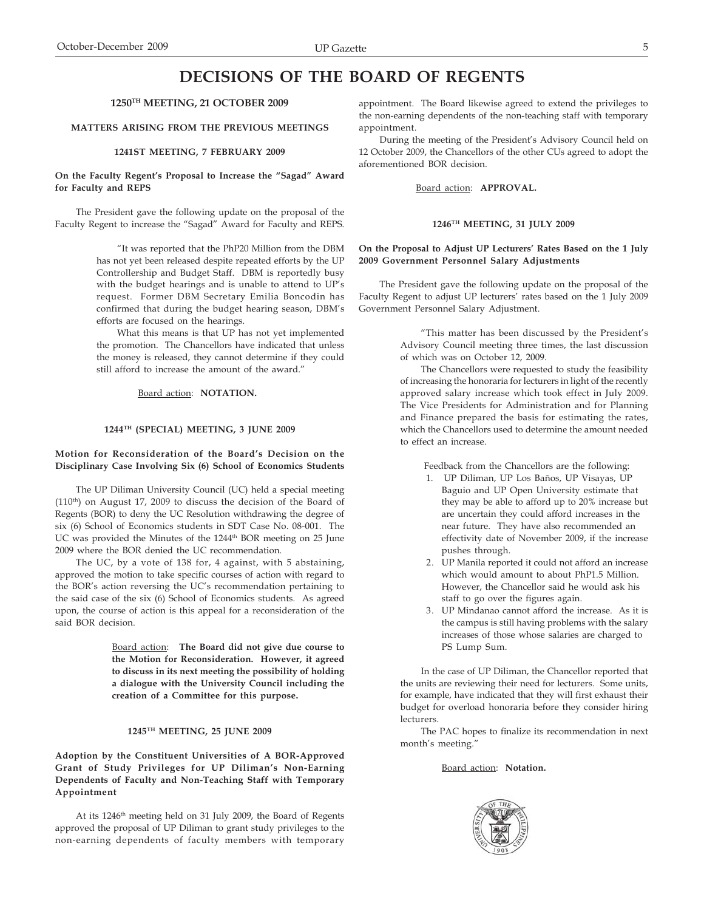# DECISIONS OF THE BOARD OF REGENTS

## 1250TH MEETING, 21 OCTOBER 2009

### MATTERS ARISING FROM THE PREVIOUS MEETINGS

#### 1241ST MEETING, 7 FEBRUARY 2009

**On the Faculty Regent's Proposal to Increase the "Sagad" Award for Faculty and REPS**

The President gave the following update on the proposal of the Faculty Regent to increase the "Sagad" Award for Faculty and REPS.

> "It was reported that the PhP20 Million from the DBM has not yet been released despite repeated efforts by the UP Controllership and Budget Staff. DBM is reportedly busy with the budget hearings and is unable to attend to UP's request. Former DBM Secretary Emilia Boncodin has confirmed that during the budget hearing season, DBM's efforts are focused on the hearings.
>
> What this means is that UP has not yet implemented the promotion. The Chancellors have indicated that unless the money is released, they cannot determine if they could still afford to increase the amount of the award."

Board action: **NOTATION.**

#### 1244TH (SPECIAL) MEETING, 3 JUNE 2009

**Motion for Reconsideration of the Board's Decision on the Disciplinary Case Involving Six (6) School of Economics Students**

The UP Diliman University Council (UC) held a special meeting (110th) on August 17, 2009 to discuss the decision of the Board of Regents (BOR) to deny the UC Resolution withdrawing the degree of six (6) School of Economics students in SDT Case No. 08-001. The UC was provided the Minutes of the 1244th BOR meeting on 25 June 2009 where the BOR denied the UC recommendation.

The UC, by a vote of 138 for, 4 against, with 5 abstaining, approved the motion to take specific courses of action with regard to the BOR's action reversing the UC's recommendation pertaining to the said case of the six (6) School of Economics students. As agreed upon, the course of action is this appeal for a reconsideration of the said BOR decision.

Board action: **The Board did not give due course to the Motion for Reconsideration. However, it agreed to discuss in its next meeting the possibility of holding a dialogue with the University Council including the creation of a Committee for this purpose.**

#### 1245TH MEETING, 25 JUNE 2009

**Adoption by the Constituent Universities of A BOR-Approved Grant of Study Privileges for UP Diliman's Non-Earning Dependents of Faculty and Non-Teaching Staff with Temporary Appointment**

At its 1246th meeting held on 31 July 2009, the Board of Regents approved the proposal of UP Diliman to grant study privileges to the non-earning dependents of faculty members with temporary appointment. The Board likewise agreed to extend the privileges to the non-earning dependents of the non-teaching staff with temporary appointment.

During the meeting of the President's Advisory Council held on 12 October 2009, the Chancellors of the other CUs agreed to adopt the aforementioned BOR decision.

Board action: **APPROVAL.**

#### 1246TH MEETING, 31 JULY 2009

**On the Proposal to Adjust UP Lecturers' Rates Based on the 1 July 2009 Government Personnel Salary Adjustments**

The President gave the following update on the proposal of the Faculty Regent to adjust UP lecturers' rates based on the 1 July 2009 Government Personnel Salary Adjustment.

> "This matter has been discussed by the President's Advisory Council meeting three times, the last discussion of which was on October 12, 2009.
>
> The Chancellors were requested to study the feasibility of increasing the honoraria for lecturers in light of the recently approved salary increase which took effect in July 2009. The Vice Presidents for Administration and for Planning and Finance prepared the basis for estimating the rates, which the Chancellors used to determine the amount needed to effect an increase.
>
> Feedback from the Chancellors are the following:
>
> 1. UP Diliman, UP Los Baños, UP Visayas, UP Baguio and UP Open University estimate that they may be able to afford up to 20% increase but are uncertain they could afford increases in the near future. They have also recommended an effectivity date of November 2009, if the increase pushes through.
> 2. UP Manila reported it could not afford an increase which would amount to about PhP1.5 Million. However, the Chancellor said he would ask his staff to go over the figures again.
> 3. UP Mindanao cannot afford the increase. As it is the campus is still having problems with the salary increases of those whose salaries are charged to PS Lump Sum.
>
> In the case of UP Diliman, the Chancellor reported that the units are reviewing their need for lecturers. Some units, for example, have indicated that they will first exhaust their budget for overload honoraria before they consider hiring lecturers.
>
> The PAC hopes to finalize its recommendation in next month's meeting."

Board action: **Notation.**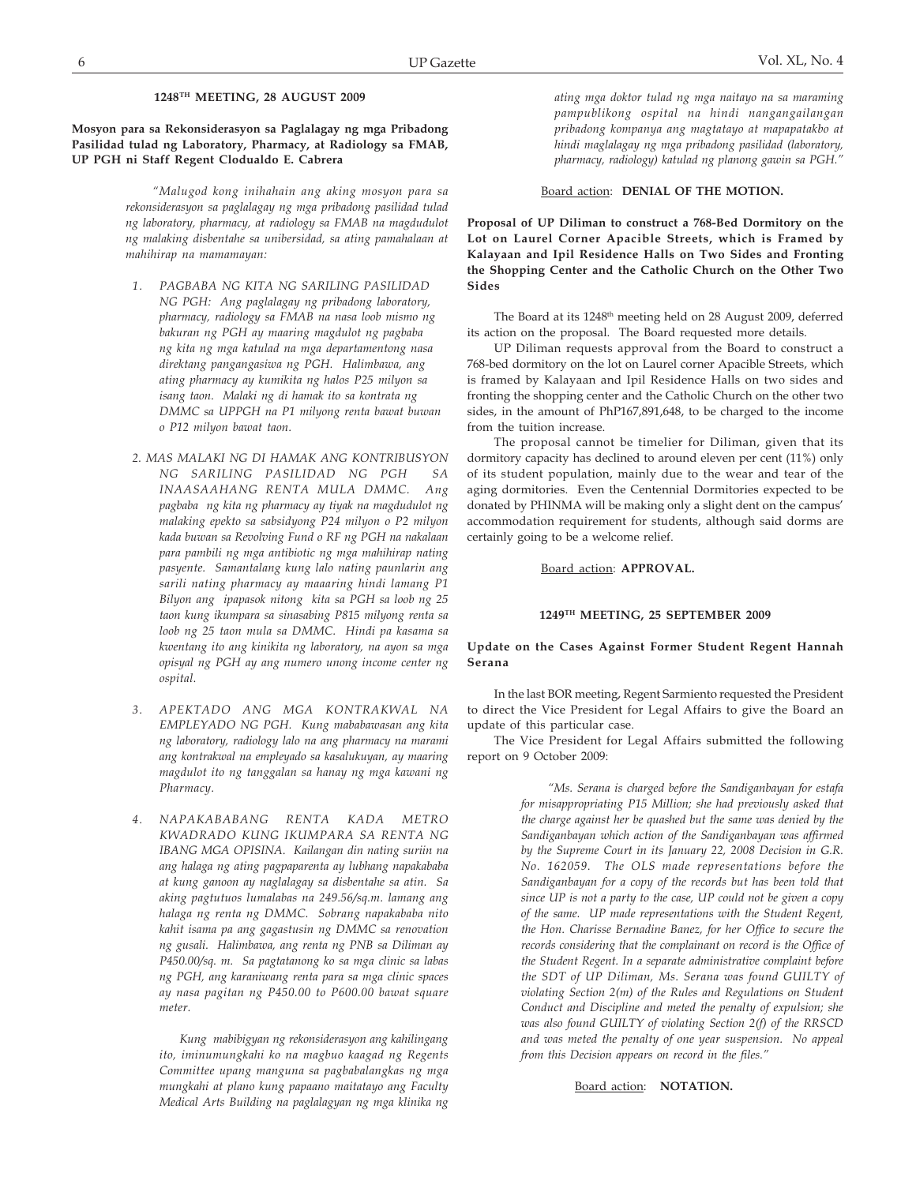### 1248TH MEETING, 28 AUGUST 2009

**Mosyon para sa Rekonsiderasyon sa Paglalagay ng mga Pribadong Pasilidad tulad ng Laboratory, Pharmacy, at Radiology sa FMAB, UP PGH ni Staff Regent Clodualdo E. Cabrera**

*"Malugod kong inihahain ang aking mosyon para sa rekonsiderasyon sa paglalagay ng mga pribadong pasilidad tulad ng laboratory, pharmacy, at radiology sa FMAB na magdudulot ng malaking disbentahe sa unibersidad, sa ating pamahalaan at mahihirap na mamamayan:*

1. *PAGBABA NG KITA NG SARILING PASILIDAD NG PGH: Ang paglalagay ng pribadong laboratory, pharmacy, radiology sa FMAB na nasa loob mismo ng bakuran ng PGH ay maaring magdulot ng pagbaba ng kita ng mga katulad na mga departamentong nasa direktang pangangasiwa ng PGH. Halimbawa, ang ating pharmacy ay kumikita ng halos P25 milyon sa isang taon. Malaki ng di hamak ito sa kontrata ng DMMC sa UPPGH na P1 milyong renta bawat buwan o P12 milyon bawat taon.*

2. *MAS MALAKI NG DI HAMAK ANG KONTRIBUSYON NG SARILING PASILIDAD NG PGH SA INAASAAHANG RENTA MULA DMMC. Ang pagbaba ng kita ng pharmacy ay tiyak na magdudulot ng malaking epekto sa sabsidyong P24 milyon o P2 milyon kada buwan sa Revolving Fund o RF ng PGH na nakalaan para pambili ng mga antibiotic ng mga mahihirap nating pasyente. Samantalang kung lalo nating paunlarin ang sarili nating pharmacy ay maaaring hindi lamang P1 Bilyon ang ipapasok nitong kita sa PGH sa loob ng 25 taon kung ikumpara sa sinasabing P815 milyong renta sa loob ng 25 taon mula sa DMMC. Hindi pa kasama sa kwentang ito ang kinikita ng laboratory, na ayon sa mga opisyal ng PGH ay ang numero unong income center ng ospital.*

3. *APEKTADO ANG MGA KONTRAKWAL NA EMPLEYADO NG PGH. Kung mababawasan ang kita ng laboratory, radiology lalo na ang pharmacy na marami ang kontrakwal na empleyado sa kasalukuyan, ay maaring magdulot ito ng tanggalan sa hanay ng mga kawani ng Pharmacy.*

4. *NAPAKABABANG RENTA KADA METRO KWADRADO KUNG IKUMPARA SA RENTA NG IBANG MGA OPISINA. Kailangan din nating suriin na ang halaga ng ating pagpaparenta ay lubhang napakababa at kung ganoon ay naglalagay sa disbentahe sa atin. Sa aking pagtutuos lumalabas na 249.56/sq.m. lamang ang halaga ng renta ng DMMC. Sobrang napakababa nito kahit isama pa ang gagastusin ng DMMC sa renovation ng gusali. Halimbawa, ang renta ng PNB sa Diliman ay P450.00/sq. m. Sa pagtatanong ko sa mga clinic sa labas ng PGH, ang karaniwang renta para sa mga clinic spaces ay nasa pagitan ng P450.00 to P600.00 bawat square meter.*

*Kung mabibigyan ng rekonsiderasyon ang kahilingang ito, iminumungkahi ko na magbuo kaagad ng Regents Committee upang manguna sa pagbabalangkas ng mga mungkahi at plano kung papaano maitatayo ang Faculty Medical Arts Building na paglalagyan ng mga klinika ng ating mga doktor tulad ng mga naitayo na sa maraming pampublikong ospital na hindi nangangailangan pribadong kompanya ang magtatayo at mapapatakbo at hindi maglalagay ng mga pribadong pasilidad (laboratory, pharmacy, radiology) katulad ng planong gawin sa PGH."*

Board action: **DENIAL OF THE MOTION.**

**Proposal of UP Diliman to construct a 768-Bed Dormitory on the Lot on Laurel Corner Apacible Streets, which is Framed by Kalayaan and Ipil Residence Halls on Two Sides and Fronting the Shopping Center and the Catholic Church on the Other Two Sides**

The Board at its 1248th meeting held on 28 August 2009, deferred its action on the proposal. The Board requested more details.

UP Diliman requests approval from the Board to construct a 768-bed dormitory on the lot on Laurel corner Apacible Streets, which is framed by Kalayaan and Ipil Residence Halls on two sides and fronting the shopping center and the Catholic Church on the other two sides, in the amount of PhP167,891,648, to be charged to the income from the tuition increase.

The proposal cannot be timelier for Diliman, given that its dormitory capacity has declined to around eleven per cent (11%) only of its student population, mainly due to the wear and tear of the aging dormitories. Even the Centennial Dormitories expected to be donated by PHINMA will be making only a slight dent on the campus' accommodation requirement for students, although said dorms are certainly going to be a welcome relief.

Board action: **APPROVAL.**

### 1249TH MEETING, 25 SEPTEMBER 2009

**Update on the Cases Against Former Student Regent Hannah Serana**

In the last BOR meeting, Regent Sarmiento requested the President to direct the Vice President for Legal Affairs to give the Board an update of this particular case.

The Vice President for Legal Affairs submitted the following report on 9 October 2009:

> *"Ms. Serana is charged before the Sandiganbayan for estafa for misappropriating P15 Million; she had previously asked that the charge against her be quashed but the same was denied by the Sandiganbayan which action of the Sandiganbayan was affirmed by the Supreme Court in its January 22, 2008 Decision in G.R. No. 162059. The OLS made representations before the Sandiganbayan for a copy of the records but has been told that since UP is not a party to the case, UP could not be given a copy of the same. UP made representations with the Student Regent, the Hon. Charisse Bernadine Banez, for her Office to secure the records considering that the complainant on record is the Office of the Student Regent. In a separate administrative complaint before the SDT of UP Diliman, Ms. Serana was found GUILTY of violating Section 2(m) of the Rules and Regulations on Student Conduct and Discipline and meted the penalty of expulsion; she was also found GUILTY of violating Section 2(f) of the RRSCD and was meted the penalty of one year suspension. No appeal from this Decision appears on record in the files."*

Board action: **NOTATION.**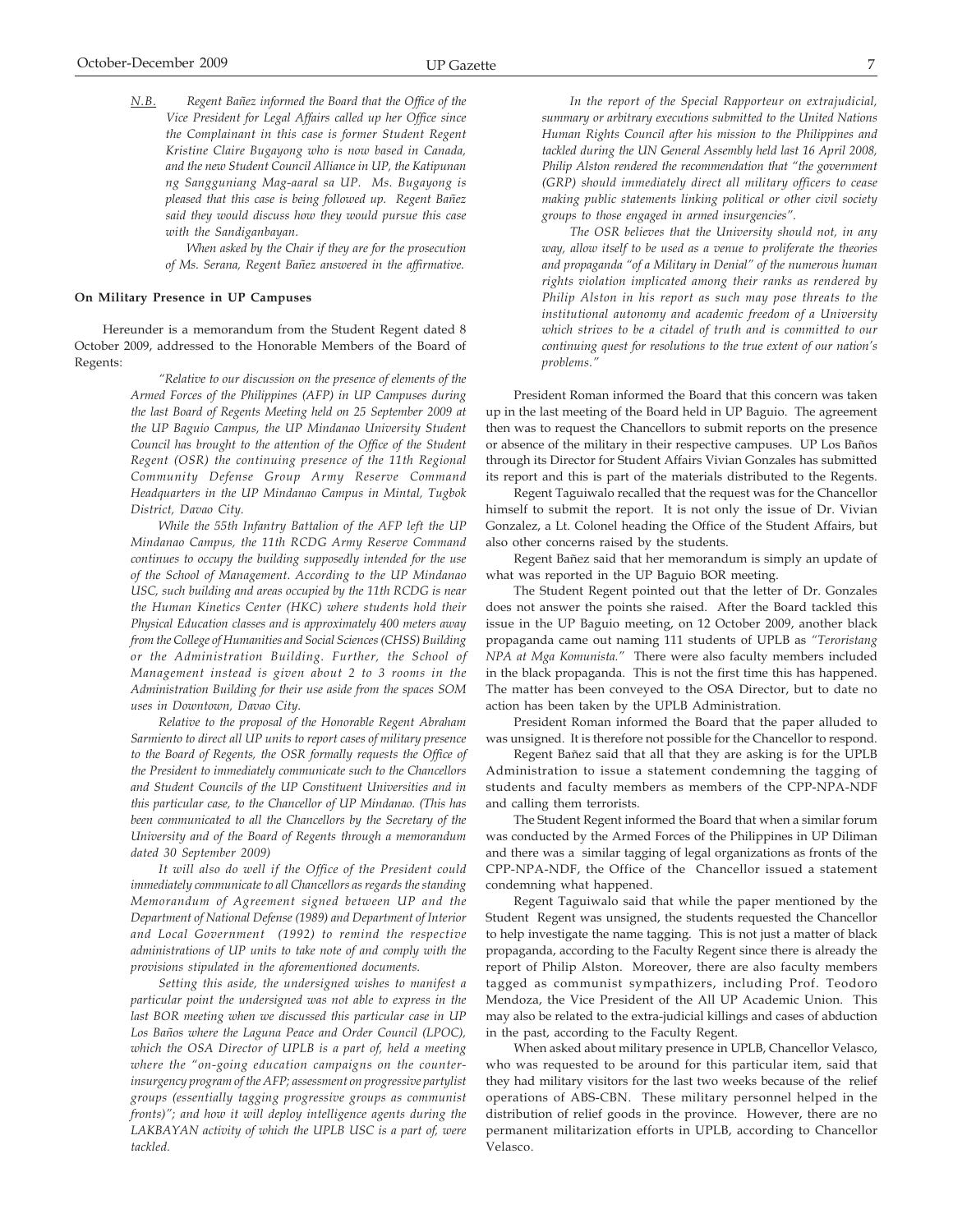*N.B. Regent Bañez informed the Board that the Office of the Vice President for Legal Affairs called up her Office since the Complainant in this case is former Student Regent Kristine Claire Bugayong who is now based in Canada, and the new Student Council Alliance in UP, the Katipunan ng Sangguniang Mag-aaral sa UP. Ms. Bugayong is pleased that this case is being followed up. Regent Bañez said they would discuss how they would pursue this case with the Sandiganbayan.*

*When asked by the Chair if they are for the prosecution of Ms. Serana, Regent Bañez answered in the affirmative.*

**On Military Presence in UP Campuses**

Hereunder is a memorandum from the Student Regent dated 8 October 2009, addressed to the Honorable Members of the Board of Regents:

> *"Relative to our discussion on the presence of elements of the Armed Forces of the Philippines (AFP) in UP Campuses during the last Board of Regents Meeting held on 25 September 2009 at the UP Baguio Campus, the UP Mindanao University Student Council has brought to the attention of the Office of the Student Regent (OSR) the continuing presence of the 11th Regional Community Defense Group Army Reserve Command Headquarters in the UP Mindanao Campus in Mintal, Tugbok District, Davao City.*
>
> *While the 55th Infantry Battalion of the AFP left the UP Mindanao Campus, the 11th RCDG Army Reserve Command continues to occupy the building supposedly intended for the use of the School of Management. According to the UP Mindanao USC, such building and areas occupied by the 11th RCDG is near the Human Kinetics Center (HKC) where students hold their Physical Education classes and is approximately 400 meters away from the College of Humanities and Social Sciences (CHSS) Building or the Administration Building. Further, the School of Management instead is given about 2 to 3 rooms in the Administration Building for their use aside from the spaces SOM uses in Downtown, Davao City.*
>
> *Relative to the proposal of the Honorable Regent Abraham Sarmiento to direct all UP units to report cases of military presence to the Board of Regents, the OSR formally requests the Office of the President to immediately communicate such to the Chancellors and Student Councils of the UP Constituent Universities and in this particular case, to the Chancellor of UP Mindanao. (This has been communicated to all the Chancellors by the Secretary of the University and of the Board of Regents through a memorandum dated 30 September 2009)*
>
> *It will also do well if the Office of the President could immediately communicate to all Chancellors as regards the standing Memorandum of Agreement signed between UP and the Department of National Defense (1989) and Department of Interior and Local Government (1992) to remind the respective administrations of UP units to take note of and comply with the provisions stipulated in the aforementioned documents.*
>
> *Setting this aside, the undersigned wishes to manifest a particular point the undersigned was not able to express in the last BOR meeting when we discussed this particular case in UP Los Baños where the Laguna Peace and Order Council (LPOC), which the OSA Director of UPLB is a part of, held a meeting where the "on-going education campaigns on the counter-insurgency program of the AFP; assessment on progressive partylist groups (essentially tagging progressive groups as communist fronts)"; and how it will deploy intelligence agents during the LAKBAYAN activity of which the UPLB USC is a part of, were tackled.*
>
> *In the report of the Special Rapporteur on extrajudicial, summary or arbitrary executions submitted to the United Nations Human Rights Council after his mission to the Philippines and tackled during the UN General Assembly held last 16 April 2008, Philip Alston rendered the recommendation that "the government (GRP) should immediately direct all military officers to cease making public statements linking political or other civil society groups to those engaged in armed insurgencies".*
>
> *The OSR believes that the University should not, in any way, allow itself to be used as a venue to proliferate the theories and propaganda "of a Military in Denial" of the numerous human rights violation implicated among their ranks as rendered by Philip Alston in his report as such may pose threats to the institutional autonomy and academic freedom of a University which strives to be a citadel of truth and is committed to our continuing quest for resolutions to the true extent of our nation's problems."*

President Roman informed the Board that this concern was taken up in the last meeting of the Board held in UP Baguio. The agreement then was to request the Chancellors to submit reports on the presence or absence of the military in their respective campuses. UP Los Baños through its Director for Student Affairs Vivian Gonzales has submitted its report and this is part of the materials distributed to the Regents.

Regent Taguiwalo recalled that the request was for the Chancellor himself to submit the report. It is not only the issue of Dr. Vivian Gonzalez, a Lt. Colonel heading the Office of the Student Affairs, but also other concerns raised by the students.

Regent Bañez said that her memorandum is simply an update of what was reported in the UP Baguio BOR meeting.

The Student Regent pointed out that the letter of Dr. Gonzales does not answer the points she raised. After the Board tackled this issue in the UP Baguio meeting, on 12 October 2009, another black propaganda came out naming 111 students of UPLB as *"Teroristang NPA at Mga Komunista."* There were also faculty members included in the black propaganda. This is not the first time this has happened. The matter has been conveyed to the OSA Director, but to date no action has been taken by the UPLB Administration.

President Roman informed the Board that the paper alluded to was unsigned. It is therefore not possible for the Chancellor to respond.

Regent Bañez said that all that they are asking is for the UPLB Administration to issue a statement condemning the tagging of students and faculty members as members of the CPP-NPA-NDF and calling them terrorists.

The Student Regent informed the Board that when a similar forum was conducted by the Armed Forces of the Philippines in UP Diliman and there was a similar tagging of legal organizations as fronts of the CPP-NPA-NDF, the Office of the Chancellor issued a statement condemning what happened.

Regent Taguiwalo said that while the paper mentioned by the Student Regent was unsigned, the students requested the Chancellor to help investigate the name tagging. This is not just a matter of black propaganda, according to the Faculty Regent since there is already the report of Philip Alston. Moreover, there are also faculty members tagged as communist sympathizers, including Prof. Teodoro Mendoza, the Vice President of the All UP Academic Union. This may also be related to the extra-judicial killings and cases of abduction in the past, according to the Faculty Regent.

When asked about military presence in UPLB, Chancellor Velasco, who was requested to be around for this particular item, said that they had military visitors for the last two weeks because of the relief operations of ABS-CBN. These military personnel helped in the distribution of relief goods in the province. However, there are no permanent militarization efforts in UPLB, according to Chancellor Velasco.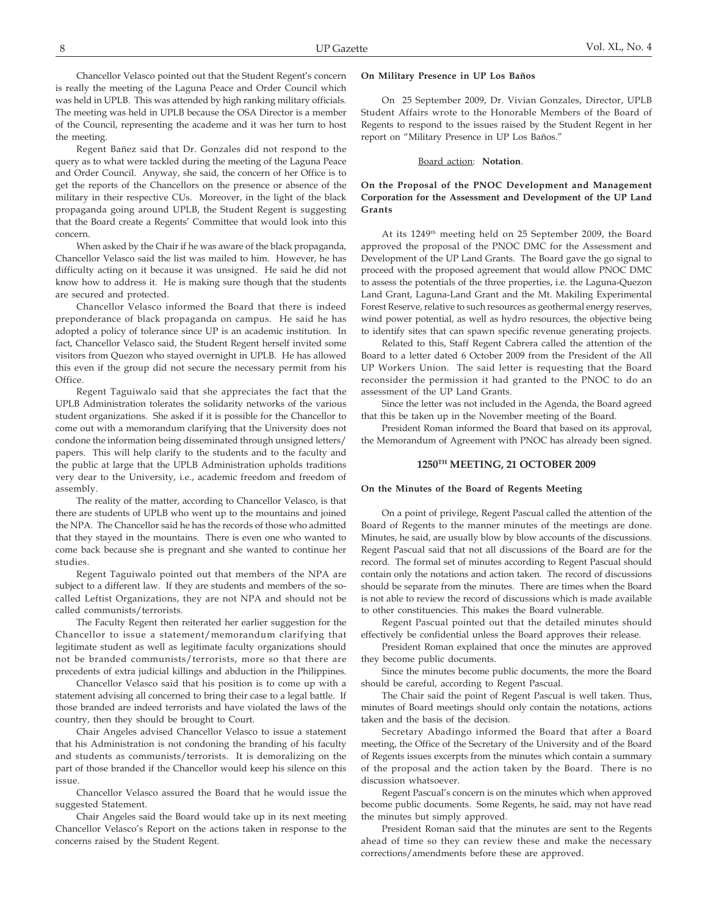Chancellor Velasco pointed out that the Student Regent's concern is really the meeting of the Laguna Peace and Order Council which was held in UPLB. This was attended by high ranking military officials. The meeting was held in UPLB because the OSA Director is a member of the Council, representing the academe and it was her turn to host the meeting.

Regent Bañez said that Dr. Gonzales did not respond to the query as to what were tackled during the meeting of the Laguna Peace and Order Council. Anyway, she said, the concern of her Office is to get the reports of the Chancellors on the presence or absence of the military in their respective CUs. Moreover, in the light of the black propaganda going around UPLB, the Student Regent is suggesting that the Board create a Regents' Committee that would look into this concern.

When asked by the Chair if he was aware of the black propaganda, Chancellor Velasco said the list was mailed to him. However, he has difficulty acting on it because it was unsigned. He said he did not know how to address it. He is making sure though that the students are secured and protected.

Chancellor Velasco informed the Board that there is indeed preponderance of black propaganda on campus. He said he has adopted a policy of tolerance since UP is an academic institution. In fact, Chancellor Velasco said, the Student Regent herself invited some visitors from Quezon who stayed overnight in UPLB. He has allowed this even if the group did not secure the necessary permit from his Office.

Regent Taguiwalo said that she appreciates the fact that the UPLB Administration tolerates the solidarity networks of the various student organizations. She asked if it is possible for the Chancellor to come out with a memorandum clarifying that the University does not condone the information being disseminated through unsigned letters/papers. This will help clarify to the students and to the faculty and the public at large that the UPLB Administration upholds traditions very dear to the University, i.e., academic freedom and freedom of assembly.

The reality of the matter, according to Chancellor Velasco, is that there are students of UPLB who went up to the mountains and joined the NPA. The Chancellor said he has the records of those who admitted that they stayed in the mountains. There is even one who wanted to come back because she is pregnant and she wanted to continue her studies.

Regent Taguiwalo pointed out that members of the NPA are subject to a different law. If they are students and members of the so-called Leftist Organizations, they are not NPA and should not be called communists/terrorists.

The Faculty Regent then reiterated her earlier suggestion for the Chancellor to issue a statement/memorandum clarifying that legitimate student as well as legitimate faculty organizations should not be branded communists/terrorists, more so that there are precedents of extra judicial killings and abduction in the Philippines.

Chancellor Velasco said that his position is to come up with a statement advising all concerned to bring their case to a legal battle. If those branded are indeed terrorists and have violated the laws of the country, then they should be brought to Court.

Chair Angeles advised Chancellor Velasco to issue a statement that his Administration is not condoning the branding of his faculty and students as communists/terrorists. It is demoralizing on the part of those branded if the Chancellor would keep his silence on this issue.

Chancellor Velasco assured the Board that he would issue the suggested Statement.

Chair Angeles said the Board would take up in its next meeting Chancellor Velasco's Report on the actions taken in response to the concerns raised by the Student Regent.

**On Military Presence in UP Los Baños**

On 25 September 2009, Dr. Vivian Gonzales, Director, UPLB Student Affairs wrote to the Honorable Members of the Board of Regents to respond to the issues raised by the Student Regent in her report on "Military Presence in UP Los Baños."

Board action: **Notation**.

**On the Proposal of the PNOC Development and Management Corporation for the Assessment and Development of the UP Land Grants**

At its 1249th meeting held on 25 September 2009, the Board approved the proposal of the PNOC DMC for the Assessment and Development of the UP Land Grants. The Board gave the go signal to proceed with the proposed agreement that would allow PNOC DMC to assess the potentials of the three properties, i.e. the Laguna-Quezon Land Grant, Laguna-Land Grant and the Mt. Makiling Experimental Forest Reserve, relative to such resources as geothermal energy reserves, wind power potential, as well as hydro resources, the objective being to identify sites that can spawn specific revenue generating projects.

Related to this, Staff Regent Cabrera called the attention of the Board to a letter dated 6 October 2009 from the President of the All UP Workers Union. The said letter is requesting that the Board reconsider the permission it had granted to the PNOC to do an assessment of the UP Land Grants.

Since the letter was not included in the Agenda, the Board agreed that this be taken up in the November meeting of the Board.

President Roman informed the Board that based on its approval, the Memorandum of Agreement with PNOC has already been signed.

## 1250TH MEETING, 21 OCTOBER 2009

**On the Minutes of the Board of Regents Meeting**

On a point of privilege, Regent Pascual called the attention of the Board of Regents to the manner minutes of the meetings are done. Minutes, he said, are usually blow by blow accounts of the discussions. Regent Pascual said that not all discussions of the Board are for the record. The formal set of minutes according to Regent Pascual should contain only the notations and action taken. The record of discussions should be separate from the minutes. There are times when the Board is not able to review the record of discussions which is made available to other constituencies. This makes the Board vulnerable.

Regent Pascual pointed out that the detailed minutes should effectively be confidential unless the Board approves their release.

President Roman explained that once the minutes are approved they become public documents.

Since the minutes become public documents, the more the Board should be careful, according to Regent Pascual.

The Chair said the point of Regent Pascual is well taken. Thus, minutes of Board meetings should only contain the notations, actions taken and the basis of the decision.

Secretary Abadingo informed the Board that after a Board meeting, the Office of the Secretary of the University and of the Board of Regents issues excerpts from the minutes which contain a summary of the proposal and the action taken by the Board. There is no discussion whatsoever.

Regent Pascual's concern is on the minutes which when approved become public documents. Some Regents, he said, may not have read the minutes but simply approved.

President Roman said that the minutes are sent to the Regents ahead of time so they can review these and make the necessary corrections/amendments before these are approved.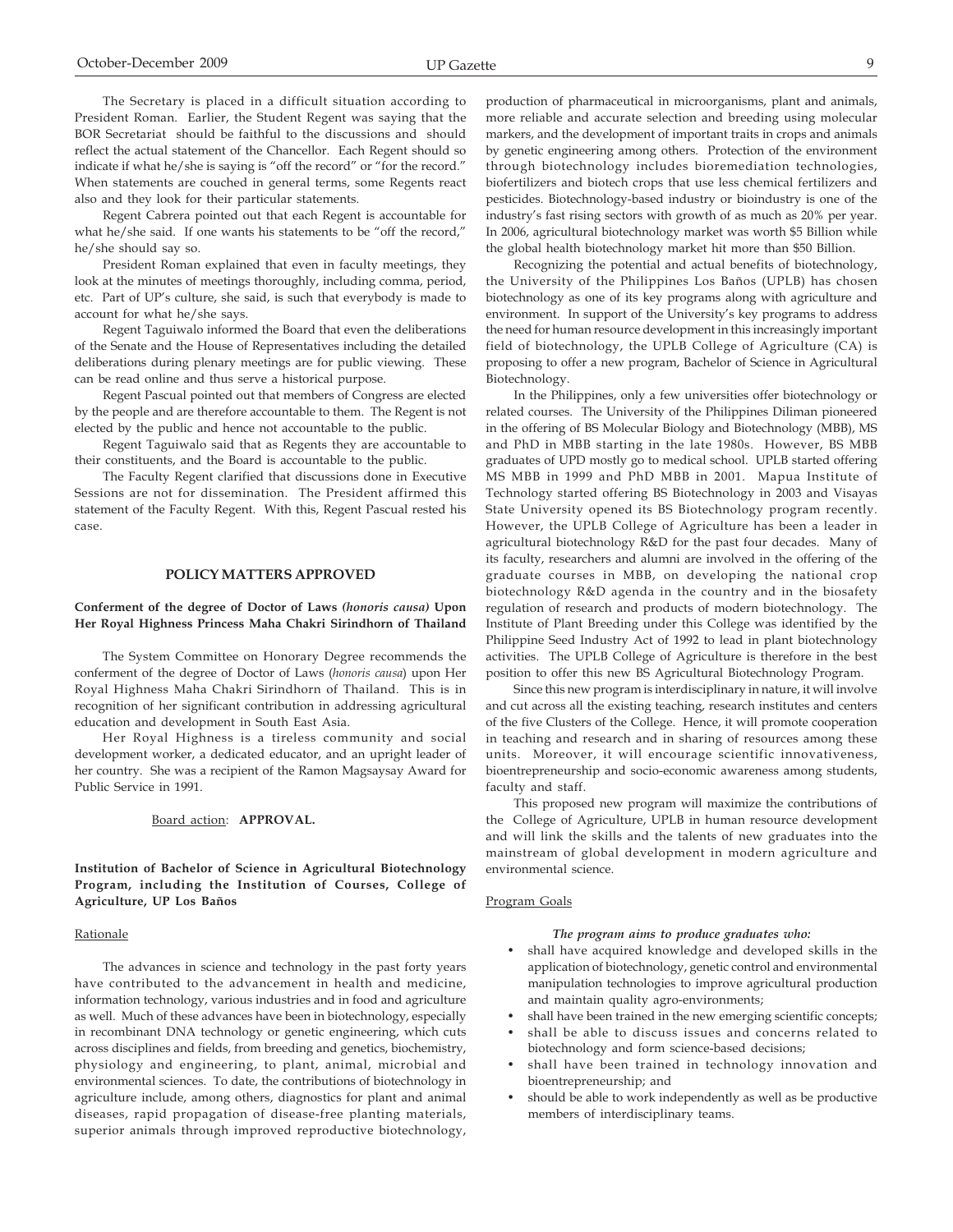The Secretary is placed in a difficult situation according to President Roman. Earlier, the Student Regent was saying that the BOR Secretariat should be faithful to the discussions and should reflect the actual statement of the Chancellor. Each Regent should so indicate if what he/she is saying is "off the record" or "for the record." When statements are couched in general terms, some Regents react also and they look for their particular statements.

Regent Cabrera pointed out that each Regent is accountable for what he/she said. If one wants his statements to be "off the record," he/she should say so.

President Roman explained that even in faculty meetings, they look at the minutes of meetings thoroughly, including comma, period, etc. Part of UP's culture, she said, is such that everybody is made to account for what he/she says.

Regent Taguiwalo informed the Board that even the deliberations of the Senate and the House of Representatives including the detailed deliberations during plenary meetings are for public viewing. These can be read online and thus serve a historical purpose.

Regent Pascual pointed out that members of Congress are elected by the people and are therefore accountable to them. The Regent is not elected by the public and hence not accountable to the public.

Regent Taguiwalo said that as Regents they are accountable to their constituents, and the Board is accountable to the public.

The Faculty Regent clarified that discussions done in Executive Sessions are not for dissemination. The President affirmed this statement of the Faculty Regent. With this, Regent Pascual rested his case.

## POLICY MATTERS APPROVED

**Conferment of the degree of Doctor of Laws *(honoris causa)* Upon Her Royal Highness Princess Maha Chakri Sirindhorn of Thailand**

The System Committee on Honorary Degree recommends the conferment of the degree of Doctor of Laws (*honoris causa*) upon Her Royal Highness Maha Chakri Sirindhorn of Thailand. This is in recognition of her significant contribution in addressing agricultural education and development in South East Asia.

Her Royal Highness is a tireless community and social development worker, a dedicated educator, and an upright leader of her country. She was a recipient of the Ramon Magsaysay Award for Public Service in 1991.

Board action: **APPROVAL.**

**Institution of Bachelor of Science in Agricultural Biotechnology Program, including the Institution of Courses, College of Agriculture, UP Los Baños**

Rationale

The advances in science and technology in the past forty years have contributed to the advancement in health and medicine, information technology, various industries and in food and agriculture as well. Much of these advances have been in biotechnology, especially in recombinant DNA technology or genetic engineering, which cuts across disciplines and fields, from breeding and genetics, biochemistry, physiology and engineering, to plant, animal, microbial and environmental sciences. To date, the contributions of biotechnology in agriculture include, among others, diagnostics for plant and animal diseases, rapid propagation of disease-free planting materials, superior animals through improved reproductive biotechnology, production of pharmaceutical in microorganisms, plant and animals, more reliable and accurate selection and breeding using molecular markers, and the development of important traits in crops and animals by genetic engineering among others. Protection of the environment through biotechnology includes bioremediation technologies, biofertilizers and biotech crops that use less chemical fertilizers and pesticides. Biotechnology-based industry or bioindustry is one of the industry's fast rising sectors with growth of as much as 20% per year. In 2006, agricultural biotechnology market was worth $5 Billion while the global health biotechnology market hit more than $50 Billion.

Recognizing the potential and actual benefits of biotechnology, the University of the Philippines Los Baños (UPLB) has chosen biotechnology as one of its key programs along with agriculture and environment. In support of the University's key programs to address the need for human resource development in this increasingly important field of biotechnology, the UPLB College of Agriculture (CA) is proposing to offer a new program, Bachelor of Science in Agricultural Biotechnology.

In the Philippines, only a few universities offer biotechnology or related courses. The University of the Philippines Diliman pioneered in the offering of BS Molecular Biology and Biotechnology (MBB), MS and PhD in MBB starting in the late 1980s. However, BS MBB graduates of UPD mostly go to medical school. UPLB started offering MS MBB in 1999 and PhD MBB in 2001. Mapua Institute of Technology started offering BS Biotechnology in 2003 and Visayas State University opened its BS Biotechnology program recently. However, the UPLB College of Agriculture has been a leader in agricultural biotechnology R&D for the past four decades. Many of its faculty, researchers and alumni are involved in the offering of the graduate courses in MBB, on developing the national crop biotechnology R&D agenda in the country and in the biosafety regulation of research and products of modern biotechnology. The Institute of Plant Breeding under this College was identified by the Philippine Seed Industry Act of 1992 to lead in plant biotechnology activities. The UPLB College of Agriculture is therefore in the best position to offer this new BS Agricultural Biotechnology Program.

Since this new program is interdisciplinary in nature, it will involve and cut across all the existing teaching, research institutes and centers of the five Clusters of the College. Hence, it will promote cooperation in teaching and research and in sharing of resources among these units. Moreover, it will encourage scientific innovativeness, bioentrepreneurship and socio-economic awareness among students, faculty and staff.

This proposed new program will maximize the contributions of the College of Agriculture, UPLB in human resource development and will link the skills and the talents of new graduates into the mainstream of global development in modern agriculture and environmental science.

Program Goals

***The program aims to produce graduates who:***

- shall have acquired knowledge and developed skills in the application of biotechnology, genetic control and environmental manipulation technologies to improve agricultural production and maintain quality agro-environments;
- shall have been trained in the new emerging scientific concepts;
- shall be able to discuss issues and concerns related to biotechnology and form science-based decisions;
- shall have been trained in technology innovation and bioentrepreneurship; and
- should be able to work independently as well as be productive members of interdisciplinary teams.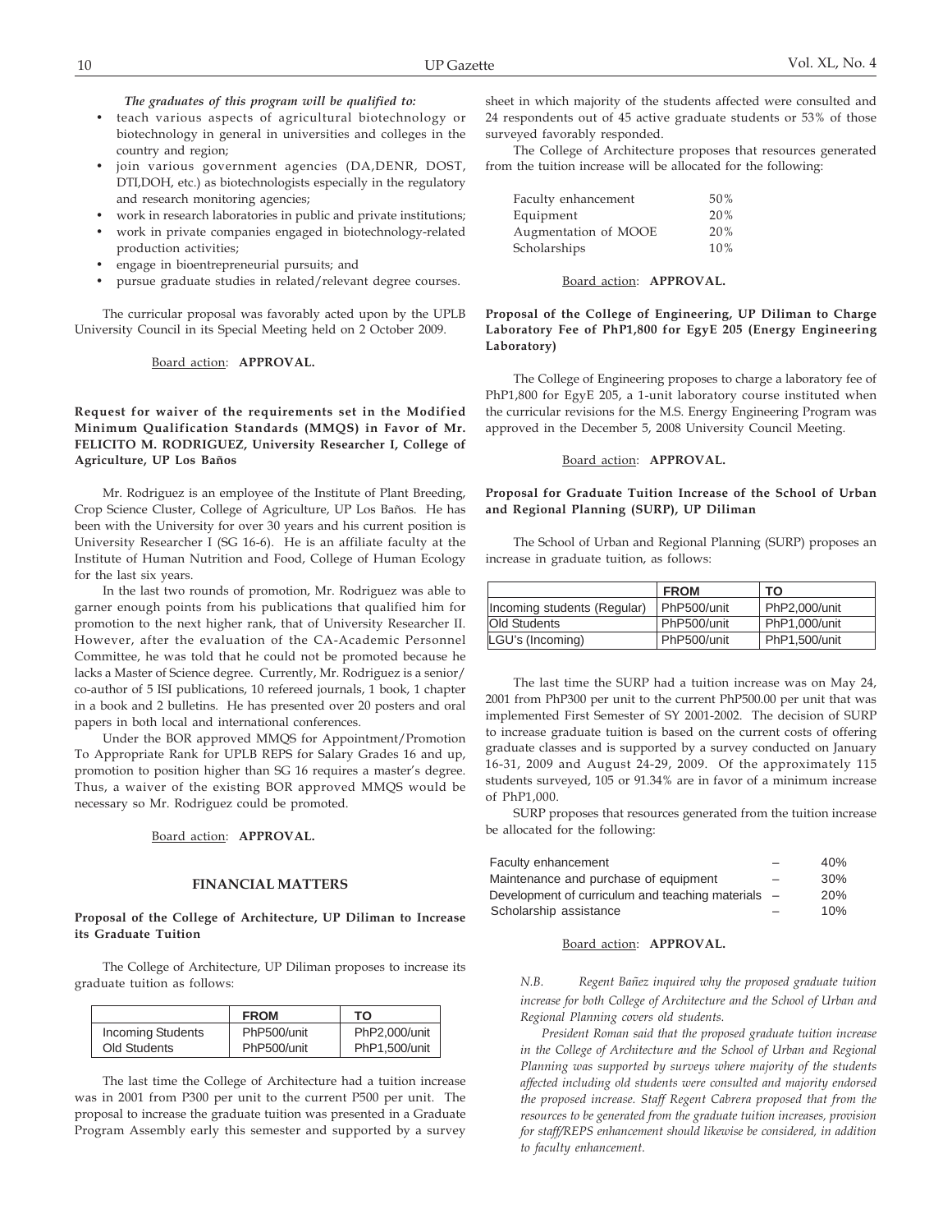***The graduates of this program will be qualified to:***

- teach various aspects of agricultural biotechnology or biotechnology in general in universities and colleges in the country and region;
- join various government agencies (DA,DENR, DOST, DTI,DOH, etc.) as biotechnologists especially in the regulatory and research monitoring agencies;
- work in research laboratories in public and private institutions;
- work in private companies engaged in biotechnology-related production activities;
- engage in bioentrepreneurial pursuits; and
- pursue graduate studies in related/relevant degree courses.

The curricular proposal was favorably acted upon by the UPLB University Council in its Special Meeting held on 2 October 2009.

Board action: **APPROVAL.**

**Request for waiver of the requirements set in the Modified Minimum Qualification Standards (MMQS) in Favor of Mr. FELICITO M. RODRIGUEZ, University Researcher I, College of Agriculture, UP Los Baños**

Mr. Rodriguez is an employee of the Institute of Plant Breeding, Crop Science Cluster, College of Agriculture, UP Los Baños. He has been with the University for over 30 years and his current position is University Researcher I (SG 16-6). He is an affiliate faculty at the Institute of Human Nutrition and Food, College of Human Ecology for the last six years.

In the last two rounds of promotion, Mr. Rodriguez was able to garner enough points from his publications that qualified him for promotion to the next higher rank, that of University Researcher II. However, after the evaluation of the CA-Academic Personnel Committee, he was told that he could not be promoted because he lacks a Master of Science degree. Currently, Mr. Rodriguez is a senior/co-author of 5 ISI publications, 10 refereed journals, 1 book, 1 chapter in a book and 2 bulletins. He has presented over 20 posters and oral papers in both local and international conferences.

Under the BOR approved MMQS for Appointment/Promotion To Appropriate Rank for UPLB REPS for Salary Grades 16 and up, promotion to position higher than SG 16 requires a master's degree. Thus, a waiver of the existing BOR approved MMQS would be necessary so Mr. Rodriguez could be promoted.

Board action: **APPROVAL.**

## FINANCIAL MATTERS

**Proposal of the College of Architecture, UP Diliman to Increase its Graduate Tuition**

The College of Architecture, UP Diliman proposes to increase its graduate tuition as follows:

| | FROM | TO |
|---|---|---|
| Incoming Students | PhP500/unit | PhP2,000/unit |
| Old Students | PhP500/unit | PhP1,500/unit |

The last time the College of Architecture had a tuition increase was in 2001 from P300 per unit to the current P500 per unit. The proposal to increase the graduate tuition was presented in a Graduate Program Assembly early this semester and supported by a survey sheet in which majority of the students affected were consulted and 24 respondents out of 45 active graduate students or 53% of those surveyed favorably responded.

The College of Architecture proposes that resources generated from the tuition increase will be allocated for the following:

| | |
|---|---|
| Faculty enhancement | 50% |
| Equipment | 20% |
| Augmentation of MOOE | 20% |
| Scholarships | 10% |

Board action: **APPROVAL.**

**Proposal of the College of Engineering, UP Diliman to Charge Laboratory Fee of PhP1,800 for EgyE 205 (Energy Engineering Laboratory)**

The College of Engineering proposes to charge a laboratory fee of PhP1,800 for EgyE 205, a 1-unit laboratory course instituted when the curricular revisions for the M.S. Energy Engineering Program was approved in the December 5, 2008 University Council Meeting.

Board action: **APPROVAL.**

**Proposal for Graduate Tuition Increase of the School of Urban and Regional Planning (SURP), UP Diliman**

The School of Urban and Regional Planning (SURP) proposes an increase in graduate tuition, as follows:

| | FROM | TO |
|---|---|---|
| Incoming students (Regular) | PhP500/unit | PhP2,000/unit |
| Old Students | PhP500/unit | PhP1,000/unit |
| LGU's (Incoming) | PhP500/unit | PhP1,500/unit |

The last time the SURP had a tuition increase was on May 24, 2001 from PhP300 per unit to the current PhP500.00 per unit that was implemented First Semester of SY 2001-2002. The decision of SURP to increase graduate tuition is based on the current costs of offering graduate classes and is supported by a survey conducted on January 16-31, 2009 and August 24-29, 2009. Of the approximately 115 students surveyed, 105 or 91.34% are in favor of a minimum increase of PhP1,000.

SURP proposes that resources generated from the tuition increase be allocated for the following:

| | | |
|---|---|---|
| Faculty enhancement | – | 40% |
| Maintenance and purchase of equipment | – | 30% |
| Development of curriculum and teaching materials | – | 20% |
| Scholarship assistance | – | 10% |

Board action: **APPROVAL.**

*N.B. Regent Bañez inquired why the proposed graduate tuition increase for both College of Architecture and the School of Urban and Regional Planning covers old students.*

*President Roman said that the proposed graduate tuition increase in the College of Architecture and the School of Urban and Regional Planning was supported by surveys where majority of the students affected including old students were consulted and majority endorsed the proposed increase. Staff Regent Cabrera proposed that from the resources to be generated from the graduate tuition increases, provision for staff/REPS enhancement should likewise be considered, in addition to faculty enhancement.*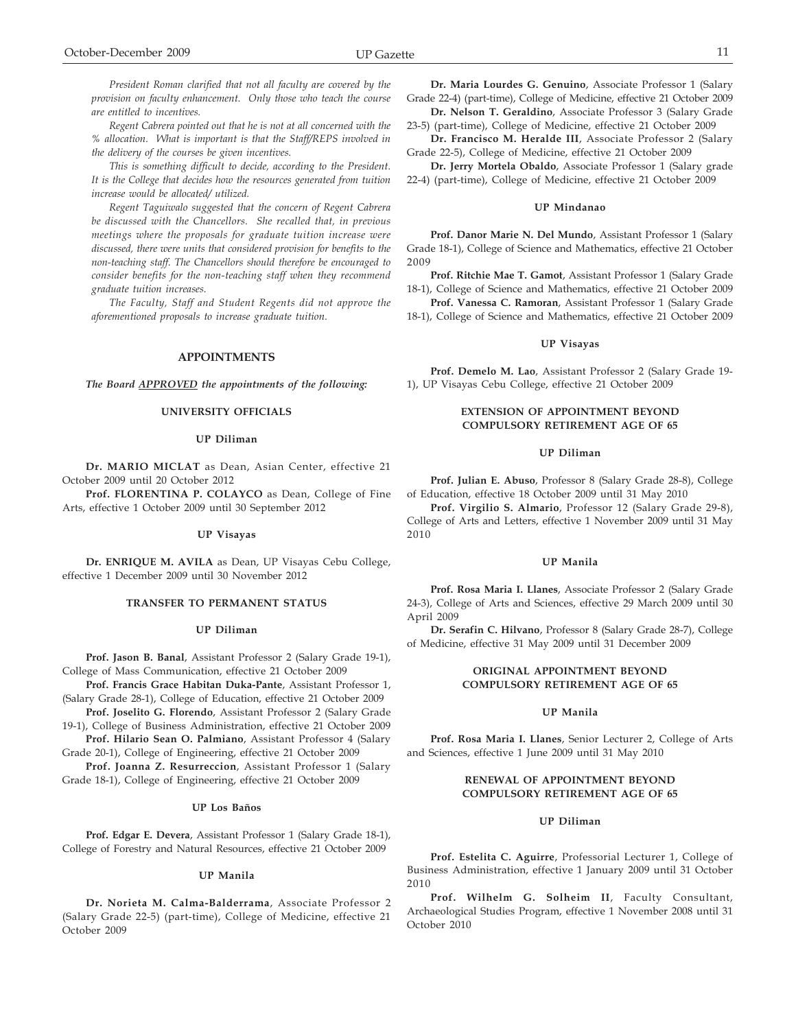*President Roman clarified that not all faculty are covered by the provision on faculty enhancement. Only those who teach the course are entitled to incentives.*

*Regent Cabrera pointed out that he is not at all concerned with the % allocation. What is important is that the Staff/REPS involved in the delivery of the courses be given incentives.*

*This is something difficult to decide, according to the President. It is the College that decides how the resources generated from tuition increase would be allocated/ utilized.*

*Regent Taguiwalo suggested that the concern of Regent Cabrera be discussed with the Chancellors. She recalled that, in previous meetings where the proposals for graduate tuition increase were discussed, there were units that considered provision for benefits to the non-teaching staff. The Chancellors should therefore be encouraged to consider benefits for the non-teaching staff when they recommend graduate tuition increases.*

*The Faculty, Staff and Student Regents did not approve the aforementioned proposals to increase graduate tuition.*

## APPOINTMENTS

***The Board APPROVED the appointments of the following:***

### UNIVERSITY OFFICIALS

#### UP Diliman

**Dr. MARIO MICLAT** as Dean, Asian Center, effective 21 October 2009 until 20 October 2012

**Prof. FLORENTINA P. COLAYCO** as Dean, College of Fine Arts, effective 1 October 2009 until 30 September 2012

#### UP Visayas

**Dr. ENRIQUE M. AVILA** as Dean, UP Visayas Cebu College, effective 1 December 2009 until 30 November 2012

### TRANSFER TO PERMANENT STATUS

#### UP Diliman

**Prof. Jason B. Banal**, Assistant Professor 2 (Salary Grade 19-1), College of Mass Communication, effective 21 October 2009

**Prof. Francis Grace Habitan Duka-Pante**, Assistant Professor 1, (Salary Grade 28-1), College of Education, effective 21 October 2009

**Prof. Joselito G. Florendo**, Assistant Professor 2 (Salary Grade 19-1), College of Business Administration, effective 21 October 2009

**Prof. Hilario Sean O. Palmiano**, Assistant Professor 4 (Salary Grade 20-1), College of Engineering, effective 21 October 2009

**Prof. Joanna Z. Resurreccion**, Assistant Professor 1 (Salary Grade 18-1), College of Engineering, effective 21 October 2009

#### UP Los Baños

**Prof. Edgar E. Devera**, Assistant Professor 1 (Salary Grade 18-1), College of Forestry and Natural Resources, effective 21 October 2009

#### UP Manila

**Dr. Norieta M. Calma-Balderrama**, Associate Professor 2 (Salary Grade 22-5) (part-time), College of Medicine, effective 21 October 2009

**Dr. Maria Lourdes G. Genuino**, Associate Professor 1 (Salary Grade 22-4) (part-time), College of Medicine, effective 21 October 2009

**Dr. Nelson T. Geraldino**, Associate Professor 3 (Salary Grade 23-5) (part-time), College of Medicine, effective 21 October 2009

**Dr. Francisco M. Heralde III**, Associate Professor 2 (Salary Grade 22-5), College of Medicine, effective 21 October 2009

**Dr. Jerry Mortela Obaldo**, Associate Professor 1 (Salary grade 22-4) (part-time), College of Medicine, effective 21 October 2009

#### UP Mindanao

**Prof. Danor Marie N. Del Mundo**, Assistant Professor 1 (Salary Grade 18-1), College of Science and Mathematics, effective 21 October 2009

**Prof. Ritchie Mae T. Gamot**, Assistant Professor 1 (Salary Grade 18-1), College of Science and Mathematics, effective 21 October 2009

**Prof. Vanessa C. Ramoran**, Assistant Professor 1 (Salary Grade 18-1), College of Science and Mathematics, effective 21 October 2009

#### UP Visayas

**Prof. Demelo M. Lao**, Assistant Professor 2 (Salary Grade 19-1), UP Visayas Cebu College, effective 21 October 2009

### EXTENSION OF APPOINTMENT BEYOND COMPULSORY RETIREMENT AGE OF 65

#### UP Diliman

**Prof. Julian E. Abuso**, Professor 8 (Salary Grade 28-8), College of Education, effective 18 October 2009 until 31 May 2010

**Prof. Virgilio S. Almario**, Professor 12 (Salary Grade 29-8), College of Arts and Letters, effective 1 November 2009 until 31 May 2010

#### UP Manila

**Prof. Rosa Maria I. Llanes**, Associate Professor 2 (Salary Grade 24-3), College of Arts and Sciences, effective 29 March 2009 until 30 April 2009

**Dr. Serafin C. Hilvano**, Professor 8 (Salary Grade 28-7), College of Medicine, effective 31 May 2009 until 31 December 2009

### ORIGINAL APPOINTMENT BEYOND COMPULSORY RETIREMENT AGE OF 65

#### UP Manila

**Prof. Rosa Maria I. Llanes**, Senior Lecturer 2, College of Arts and Sciences, effective 1 June 2009 until 31 May 2010

### RENEWAL OF APPOINTMENT BEYOND COMPULSORY RETIREMENT AGE OF 65

#### UP Diliman

**Prof. Estelita C. Aguirre**, Professorial Lecturer 1, College of Business Administration, effective 1 January 2009 until 31 October 2010

**Prof. Wilhelm G. Solheim II**, Faculty Consultant, Archaeological Studies Program, effective 1 November 2008 until 31 October 2010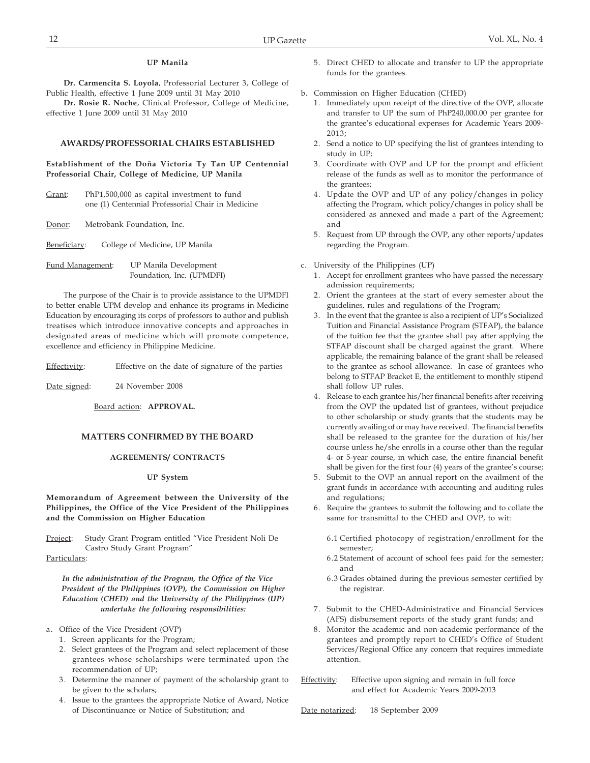### UP Manila

**Dr. Carmencita S. Loyola**, Professorial Lecturer 3, College of Public Health, effective 1 June 2009 until 31 May 2010

**Dr. Rosie R. Noche**, Clinical Professor, College of Medicine, effective 1 June 2009 until 31 May 2010

## AWARDS/ PROFESSORIAL CHAIRS ESTABLISHED

**Establishment of the Doña Victoria Ty Tan UP Centennial Professorial Chair, College of Medicine, UP Manila**

Grant: PhP1,500,000 as capital investment to fund one (1) Centennial Professorial Chair in Medicine

Donor: Metrobank Foundation, Inc.

Beneficiary: College of Medicine, UP Manila

Fund Management: UP Manila Development Foundation, Inc. (UPMDFI)

The purpose of the Chair is to provide assistance to the UPMDFI to better enable UPM develop and enhance its programs in Medicine Education by encouraging its corps of professors to author and publish treatises which introduce innovative concepts and approaches in designated areas of medicine which will promote competence, excellence and efficiency in Philippine Medicine.

Effectivity: Effective on the date of signature of the parties

Date signed: 24 November 2008

Board action: **APPROVAL.**

## MATTERS CONFIRMED BY THE BOARD

### AGREEMENTS/ CONTRACTS

#### UP System

**Memorandum of Agreement between the University of the Philippines, the Office of the Vice President of the Philippines and the Commission on Higher Education**

Project: Study Grant Program entitled "Vice President Noli De Castro Study Grant Program"

Particulars:

***In the administration of the Program, the Office of the Vice President of the Philippines (OVP), the Commission on Higher Education (CHED) and the University of the Philippines (UP) undertake the following responsibilities:***

a. Office of the Vice President (OVP)
   1. Screen applicants for the Program;
   2. Select grantees of the Program and select replacement of those grantees whose scholarships were terminated upon the recommendation of UP;
   3. Determine the manner of payment of the scholarship grant to be given to the scholars;
   4. Issue to the grantees the appropriate Notice of Award, Notice of Discontinuance or Notice of Substitution; and
   5. Direct CHED to allocate and transfer to UP the appropriate funds for the grantees.

b. Commission on Higher Education (CHED)
   1. Immediately upon receipt of the directive of the OVP, allocate and transfer to UP the sum of PhP240,000.00 per grantee for the grantee's educational expenses for Academic Years 2009-2013;
   2. Send a notice to UP specifying the list of grantees intending to study in UP;
   3. Coordinate with OVP and UP for the prompt and efficient release of the funds as well as to monitor the performance of the grantees;
   4. Update the OVP and UP of any policy/changes in policy affecting the Program, which policy/changes in policy shall be considered as annexed and made a part of the Agreement; and
   5. Request from UP through the OVP, any other reports/updates regarding the Program.

c. University of the Philippines (UP)
   1. Accept for enrollment grantees who have passed the necessary admission requirements;
   2. Orient the grantees at the start of every semester about the guidelines, rules and regulations of the Program;
   3. In the event that the grantee is also a recipient of UP's Socialized Tuition and Financial Assistance Program (STFAP), the balance of the tuition fee that the grantee shall pay after applying the STFAP discount shall be charged against the grant. Where applicable, the remaining balance of the grant shall be released to the grantee as school allowance. In case of grantees who belong to STFAP Bracket E, the entitlement to monthly stipend shall follow UP rules.
   4. Release to each grantee his/her financial benefits after receiving from the OVP the updated list of grantees, without prejudice to other scholarship or study grants that the students may be currently availing of or may have received. The financial benefits shall be released to the grantee for the duration of his/her course unless he/she enrolls in a course other than the regular 4- or 5-year course, in which case, the entire financial benefit shall be given for the first four (4) years of the grantee's course;
   5. Submit to the OVP an annual report on the availment of the grant funds in accordance with accounting and auditing rules and regulations;
   6. Require the grantees to submit the following and to collate the same for transmittal to the CHED and OVP, to wit:

      6.1 Certified photocopy of registration/enrollment for the semester;

      6.2 Statement of account of school fees paid for the semester; and

      6.3 Grades obtained during the previous semester certified by the registrar.

   7. Submit to the CHED-Administrative and Financial Services (AFS) disbursement reports of the study grant funds; and
   8. Monitor the academic and non-academic performance of the grantees and promptly report to CHED's Office of Student Services/Regional Office any concern that requires immediate attention.

Effectivity: Effective upon signing and remain in full force and effect for Academic Years 2009-2013

Date notarized: 18 September 2009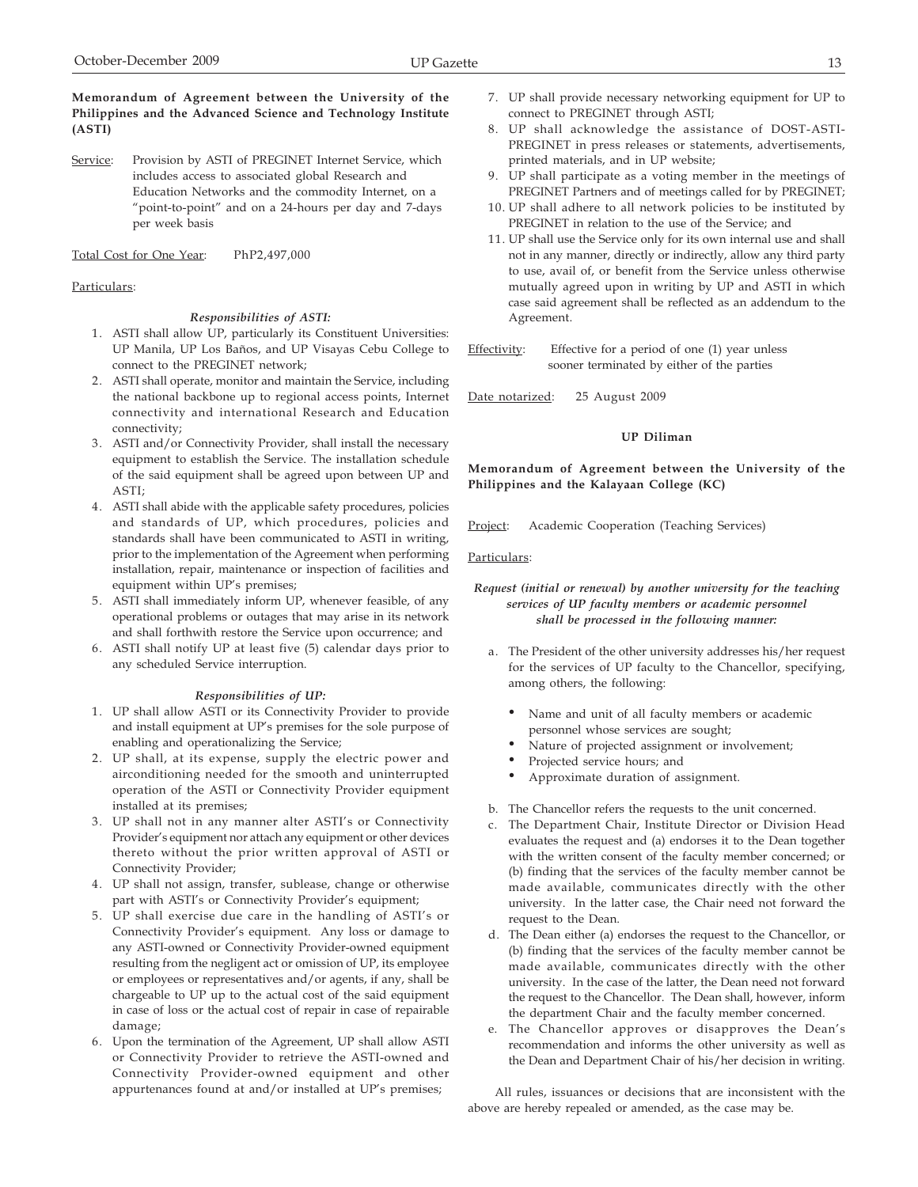**Memorandum of Agreement between the University of the Philippines and the Advanced Science and Technology Institute (ASTI)**

Service: Provision by ASTI of PREGINET Internet Service, which includes access to associated global Research and Education Networks and the commodity Internet, on a "point-to-point" and on a 24-hours per day and 7-days per week basis

Total Cost for One Year: PhP2,497,000

Particulars:

***Responsibilities of ASTI:***

1. ASTI shall allow UP, particularly its Constituent Universities: UP Manila, UP Los Baños, and UP Visayas Cebu College to connect to the PREGINET network;
2. ASTI shall operate, monitor and maintain the Service, including the national backbone up to regional access points, Internet connectivity and international Research and Education connectivity;
3. ASTI and/or Connectivity Provider, shall install the necessary equipment to establish the Service. The installation schedule of the said equipment shall be agreed upon between UP and ASTI;
4. ASTI shall abide with the applicable safety procedures, policies and standards of UP, which procedures, policies and standards shall have been communicated to ASTI in writing, prior to the implementation of the Agreement when performing installation, repair, maintenance or inspection of facilities and equipment within UP's premises;
5. ASTI shall immediately inform UP, whenever feasible, of any operational problems or outages that may arise in its network and shall forthwith restore the Service upon occurrence; and
6. ASTI shall notify UP at least five (5) calendar days prior to any scheduled Service interruption.

***Responsibilities of UP:***

1. UP shall allow ASTI or its Connectivity Provider to provide and install equipment at UP's premises for the sole purpose of enabling and operationalizing the Service;
2. UP shall, at its expense, supply the electric power and airconditioning needed for the smooth and uninterrupted operation of the ASTI or Connectivity Provider equipment installed at its premises;
3. UP shall not in any manner alter ASTI's or Connectivity Provider's equipment nor attach any equipment or other devices thereto without the prior written approval of ASTI or Connectivity Provider;
4. UP shall not assign, transfer, sublease, change or otherwise part with ASTI's or Connectivity Provider's equipment;
5. UP shall exercise due care in the handling of ASTI's or Connectivity Provider's equipment. Any loss or damage to any ASTI-owned or Connectivity Provider-owned equipment resulting from the negligent act or omission of UP, its employee or employees or representatives and/or agents, if any, shall be chargeable to UP up to the actual cost of the said equipment in case of loss or the actual cost of repair in case of repairable damage;
6. Upon the termination of the Agreement, UP shall allow ASTI or Connectivity Provider to retrieve the ASTI-owned and Connectivity Provider-owned equipment and other appurtenances found at and/or installed at UP's premises;
7. UP shall provide necessary networking equipment for UP to connect to PREGINET through ASTI;
8. UP shall acknowledge the assistance of DOST-ASTI-PREGINET in press releases or statements, advertisements, printed materials, and in UP website;
9. UP shall participate as a voting member in the meetings of PREGINET Partners and of meetings called for by PREGINET;
10. UP shall adhere to all network policies to be instituted by PREGINET in relation to the use of the Service; and
11. UP shall use the Service only for its own internal use and shall not in any manner, directly or indirectly, allow any third party to use, avail of, or benefit from the Service unless otherwise mutually agreed upon in writing by UP and ASTI in which case said agreement shall be reflected as an addendum to the Agreement.

Effectivity: Effective for a period of one (1) year unless sooner terminated by either of the parties

Date notarized: 25 August 2009

## UP Diliman

**Memorandum of Agreement between the University of the Philippines and the Kalayaan College (KC)**

Project: Academic Cooperation (Teaching Services)

Particulars:

***Request (initial or renewal) by another university for the teaching services of UP faculty members or academic personnel shall be processed in the following manner:***

a. The President of the other university addresses his/her request for the services of UP faculty to the Chancellor, specifying, among others, the following:
   - Name and unit of all faculty members or academic personnel whose services are sought;
   - Nature of projected assignment or involvement;
   - Projected service hours; and
   - Approximate duration of assignment.
b. The Chancellor refers the requests to the unit concerned.
c. The Department Chair, Institute Director or Division Head evaluates the request and (a) endorses it to the Dean together with the written consent of the faculty member concerned; or (b) finding that the services of the faculty member cannot be made available, communicates directly with the other university. In the latter case, the Chair need not forward the request to the Dean.
d. The Dean either (a) endorses the request to the Chancellor, or (b) finding that the services of the faculty member cannot be made available, communicates directly with the other university. In the case of the latter, the Dean need not forward the request to the Chancellor. The Dean shall, however, inform the department Chair and the faculty member concerned.
e. The Chancellor approves or disapproves the Dean's recommendation and informs the other university as well as the Dean and Department Chair of his/her decision in writing.

All rules, issuances or decisions that are inconsistent with the above are hereby repealed or amended, as the case may be.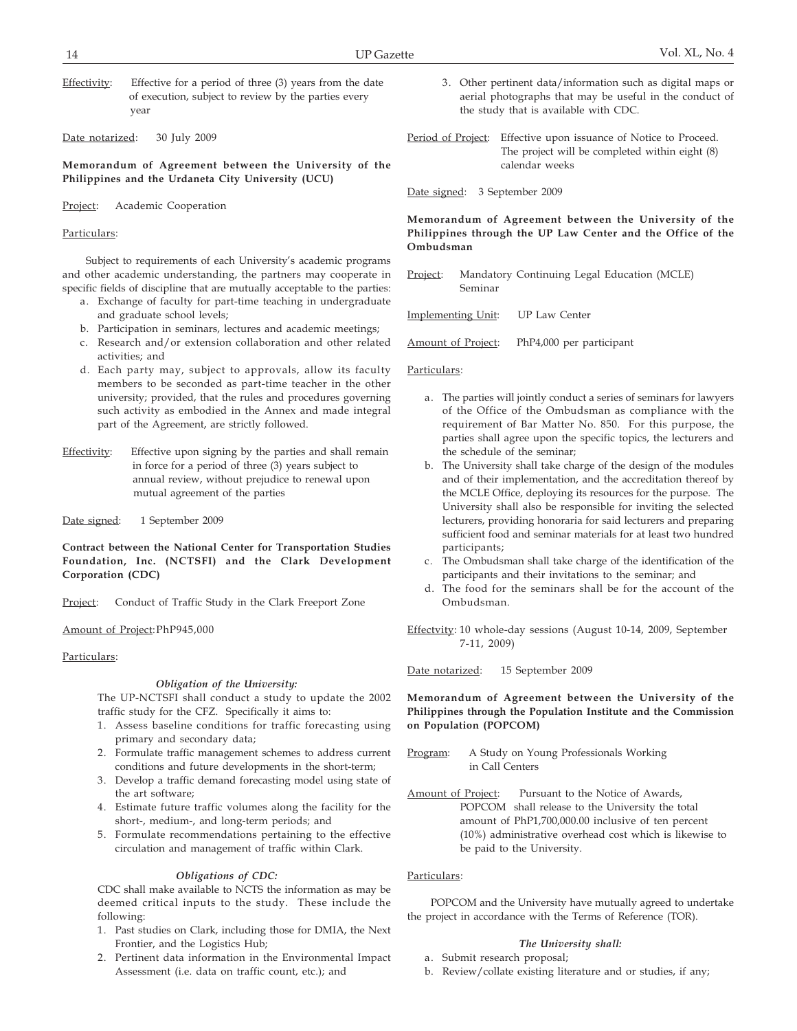Effectivity: Effective for a period of three (3) years from the date of execution, subject to review by the parties every year

Date notarized: 30 July 2009

**Memorandum of Agreement between the University of the Philippines and the Urdaneta City University (UCU)**

Project: Academic Cooperation

Particulars:

Subject to requirements of each University's academic programs and other academic understanding, the partners may cooperate in specific fields of discipline that are mutually acceptable to the parties:

a. Exchange of faculty for part-time teaching in undergraduate and graduate school levels;
b. Participation in seminars, lectures and academic meetings;
c. Research and/or extension collaboration and other related activities; and
d. Each party may, subject to approvals, allow its faculty members to be seconded as part-time teacher in the other university; provided, that the rules and procedures governing such activity as embodied in the Annex and made integral part of the Agreement, are strictly followed.

Effectivity: Effective upon signing by the parties and shall remain in force for a period of three (3) years subject to annual review, without prejudice to renewal upon mutual agreement of the parties

Date signed: 1 September 2009

**Contract between the National Center for Transportation Studies Foundation, Inc. (NCTSFI) and the Clark Development Corporation (CDC)**

Project: Conduct of Traffic Study in the Clark Freeport Zone

Amount of Project: PhP945,000

Particulars:

***Obligation of the University:***

The UP-NCTSFI shall conduct a study to update the 2002 traffic study for the CFZ. Specifically it aims to:

1. Assess baseline conditions for traffic forecasting using primary and secondary data;
2. Formulate traffic management schemes to address current conditions and future developments in the short-term;
3. Develop a traffic demand forecasting model using state of the art software;
4. Estimate future traffic volumes along the facility for the short-, medium-, and long-term periods; and
5. Formulate recommendations pertaining to the effective circulation and management of traffic within Clark.

***Obligations of CDC:***

CDC shall make available to NCTS the information as may be deemed critical inputs to the study. These include the following:

1. Past studies on Clark, including those for DMIA, the Next Frontier, and the Logistics Hub;
2. Pertinent data information in the Environmental Impact Assessment (i.e. data on traffic count, etc.); and
3. Other pertinent data/information such as digital maps or aerial photographs that may be useful in the conduct of the study that is available with CDC.

Period of Project: Effective upon issuance of Notice to Proceed. The project will be completed within eight (8) calendar weeks

Date signed: 3 September 2009

**Memorandum of Agreement between the University of the Philippines through the UP Law Center and the Office of the Ombudsman**

Project: Mandatory Continuing Legal Education (MCLE) Seminar

Implementing Unit: UP Law Center

Amount of Project: PhP4,000 per participant

Particulars:

a. The parties will jointly conduct a series of seminars for lawyers of the Office of the Ombudsman as compliance with the requirement of Bar Matter No. 850. For this purpose, the parties shall agree upon the specific topics, the lecturers and the schedule of the seminar;
b. The University shall take charge of the design of the modules and of their implementation, and the accreditation thereof by the MCLE Office, deploying its resources for the purpose. The University shall also be responsible for inviting the selected lecturers, providing honoraria for said lecturers and preparing sufficient food and seminar materials for at least two hundred participants;
c. The Ombudsman shall take charge of the identification of the participants and their invitations to the seminar; and
d. The food for the seminars shall be for the account of the Ombudsman.

Effectvity: 10 whole-day sessions (August 10-14, 2009, September 7-11, 2009)

Date notarized: 15 September 2009

**Memorandum of Agreement between the University of the Philippines through the Population Institute and the Commission on Population (POPCOM)**

Program: A Study on Young Professionals Working in Call Centers

Amount of Project: Pursuant to the Notice of Awards, POPCOM shall release to the University the total amount of PhP1,700,000.00 inclusive of ten percent (10%) administrative overhead cost which is likewise to be paid to the University.

Particulars:

POPCOM and the University have mutually agreed to undertake the project in accordance with the Terms of Reference (TOR).

***The University shall:***

a. Submit research proposal;
b. Review/collate existing literature and or studies, if any;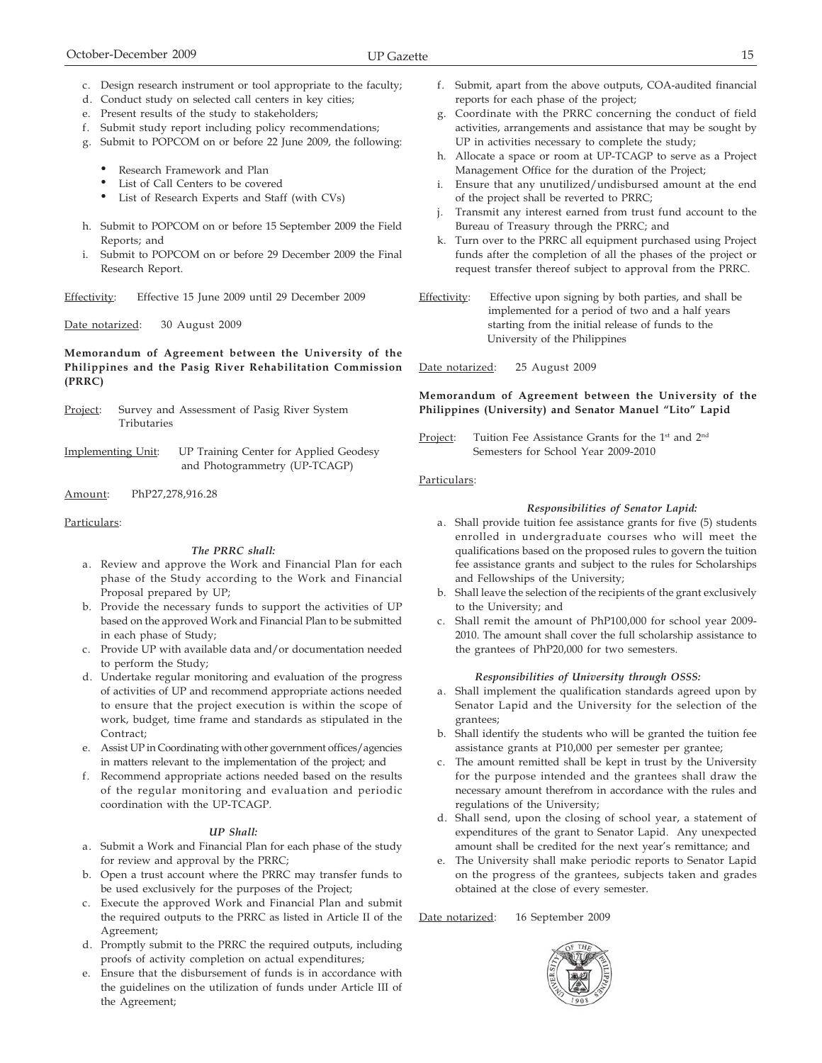c. Design research instrument or tool appropriate to the faculty;
d. Conduct study on selected call centers in key cities;
e. Present results of the study to stakeholders;
f. Submit study report including policy recommendations;
g. Submit to POPCOM on or before 22 June 2009, the following:
   - Research Framework and Plan
   - List of Call Centers to be covered
   - List of Research Experts and Staff (with CVs)
h. Submit to POPCOM on or before 15 September 2009 the Field Reports; and
i. Submit to POPCOM on or before 29 December 2009 the Final Research Report.

Effectivity: Effective 15 June 2009 until 29 December 2009

Date notarized: 30 August 2009

**Memorandum of Agreement between the University of the Philippines and the Pasig River Rehabilitation Commission (PRRC)**

Project: Survey and Assessment of Pasig River System Tributaries

Implementing Unit: UP Training Center for Applied Geodesy and Photogrammetry (UP-TCAGP)

Amount: PhP27,278,916.28

Particulars:

***The PRRC shall:***

a. Review and approve the Work and Financial Plan for each phase of the Study according to the Work and Financial Proposal prepared by UP;
b. Provide the necessary funds to support the activities of UP based on the approved Work and Financial Plan to be submitted in each phase of Study;
c. Provide UP with available data and/or documentation needed to perform the Study;
d. Undertake regular monitoring and evaluation of the progress of activities of UP and recommend appropriate actions needed to ensure that the project execution is within the scope of work, budget, time frame and standards as stipulated in the Contract;
e. Assist UP in Coordinating with other government offices/agencies in matters relevant to the implementation of the project; and
f. Recommend appropriate actions needed based on the results of the regular monitoring and evaluation and periodic coordination with the UP-TCAGP.

***UP Shall:***

a. Submit a Work and Financial Plan for each phase of the study for review and approval by the PRRC;
b. Open a trust account where the PRRC may transfer funds to be used exclusively for the purposes of the Project;
c. Execute the approved Work and Financial Plan and submit the required outputs to the PRRC as listed in Article II of the Agreement;
d. Promptly submit to the PRRC the required outputs, including proofs of activity completion on actual expenditures;
e. Ensure that the disbursement of funds is in accordance with the guidelines on the utilization of funds under Article III of the Agreement;
f. Submit, apart from the above outputs, COA-audited financial reports for each phase of the project;
g. Coordinate with the PRRC concerning the conduct of field activities, arrangements and assistance that may be sought by UP in activities necessary to complete the study;
h. Allocate a space or room at UP-TCAGP to serve as a Project Management Office for the duration of the Project;
i. Ensure that any unutilized/undisbursed amount at the end of the project shall be reverted to PRRC;
j. Transmit any interest earned from trust fund account to the Bureau of Treasury through the PRRC; and
k. Turn over to the PRRC all equipment purchased using Project funds after the completion of all the phases of the project or request transfer thereof subject to approval from the PRRC.

Effectivity: Effective upon signing by both parties, and shall be implemented for a period of two and a half years starting from the initial release of funds to the University of the Philippines

Date notarized: 25 August 2009

**Memorandum of Agreement between the University of the Philippines (University) and Senator Manuel "Lito" Lapid**

Project: Tuition Fee Assistance Grants for the 1st and 2nd Semesters for School Year 2009-2010

Particulars:

***Responsibilities of Senator Lapid:***

a. Shall provide tuition fee assistance grants for five (5) students enrolled in undergraduate courses who will meet the qualifications based on the proposed rules to govern the tuition fee assistance grants and subject to the rules for Scholarships and Fellowships of the University;
b. Shall leave the selection of the recipients of the grant exclusively to the University; and
c. Shall remit the amount of PhP100,000 for school year 2009-2010. The amount shall cover the full scholarship assistance to the grantees of PhP20,000 for two semesters.

***Responsibilities of University through OSSS:***

a. Shall implement the qualification standards agreed upon by Senator Lapid and the University for the selection of the grantees;
b. Shall identify the students who will be granted the tuition fee assistance grants at P10,000 per semester per grantee;
c. The amount remitted shall be kept in trust by the University for the purpose intended and the grantees shall draw the necessary amount therefrom in accordance with the rules and regulations of the University;
d. Shall send, upon the closing of school year, a statement of expenditures of the grant to Senator Lapid. Any unexpected amount shall be credited for the next year's remittance; and
e. The University shall make periodic reports to Senator Lapid on the progress of the grantees, subjects taken and grades obtained at the close of every semester.

Date notarized: 16 September 2009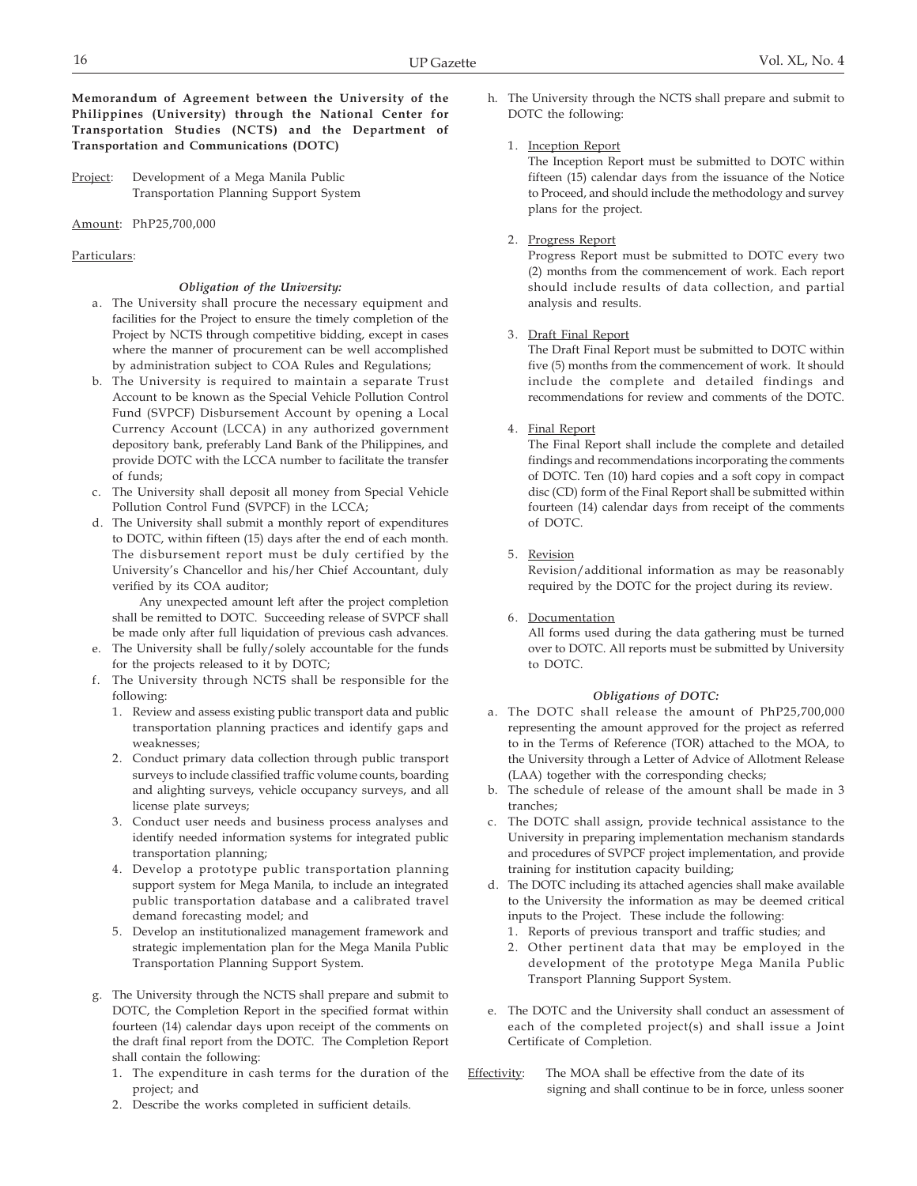**Memorandum of Agreement between the University of the Philippines (University) through the National Center for Transportation Studies (NCTS) and the Department of Transportation and Communications (DOTC)**

Project: Development of a Mega Manila Public Transportation Planning Support System

Amount: PhP25,700,000

Particulars:

*Obligation of the University:*

a. The University shall procure the necessary equipment and facilities for the Project to ensure the timely completion of the Project by NCTS through competitive bidding, except in cases where the manner of procurement can be well accomplished by administration subject to COA Rules and Regulations;

b. The University is required to maintain a separate Trust Account to be known as the Special Vehicle Pollution Control Fund (SVPCF) Disbursement Account by opening a Local Currency Account (LCCA) in any authorized government depository bank, preferably Land Bank of the Philippines, and provide DOTC with the LCCA number to facilitate the transfer of funds;

c. The University shall deposit all money from Special Vehicle Pollution Control Fund (SVPCF) in the LCCA;

d. The University shall submit a monthly report of expenditures to DOTC, within fifteen (15) days after the end of each month. The disbursement report must be duly certified by the University's Chancellor and his/her Chief Accountant, duly verified by its COA auditor;

   Any unexpected amount left after the project completion shall be remitted to DOTC. Succeeding release of SVPCF shall be made only after full liquidation of previous cash advances.

e. The University shall be fully/solely accountable for the funds for the projects released to it by DOTC;

f. The University through NCTS shall be responsible for the following:
   1. Review and assess existing public transport data and public transportation planning practices and identify gaps and weaknesses;
   2. Conduct primary data collection through public transport surveys to include classified traffic volume counts, boarding and alighting surveys, vehicle occupancy surveys, and all license plate surveys;
   3. Conduct user needs and business process analyses and identify needed information systems for integrated public transportation planning;
   4. Develop a prototype public transportation planning support system for Mega Manila, to include an integrated public transportation database and a calibrated travel demand forecasting model; and
   5. Develop an institutionalized management framework and strategic implementation plan for the Mega Manila Public Transportation Planning Support System.

g. The University through the NCTS shall prepare and submit to DOTC, the Completion Report in the specified format within fourteen (14) calendar days upon receipt of the comments on the draft final report from the DOTC. The Completion Report shall contain the following:
   1. The expenditure in cash terms for the duration of the project; and
   2. Describe the works completed in sufficient details.

h. The University through the NCTS shall prepare and submit to DOTC the following:

   1. Inception Report
      The Inception Report must be submitted to DOTC within fifteen (15) calendar days from the issuance of the Notice to Proceed, and should include the methodology and survey plans for the project.

   2. Progress Report
      Progress Report must be submitted to DOTC every two (2) months from the commencement of work. Each report should include results of data collection, and partial analysis and results.

   3. Draft Final Report
      The Draft Final Report must be submitted to DOTC within five (5) months from the commencement of work. It should include the complete and detailed findings and recommendations for review and comments of the DOTC.

   4. Final Report
      The Final Report shall include the complete and detailed findings and recommendations incorporating the comments of DOTC. Ten (10) hard copies and a soft copy in compact disc (CD) form of the Final Report shall be submitted within fourteen (14) calendar days from receipt of the comments of DOTC.

   5. Revision
      Revision/additional information as may be reasonably required by the DOTC for the project during its review.

   6. Documentation
      All forms used during the data gathering must be turned over to DOTC. All reports must be submitted by University to DOTC.

*Obligations of DOTC:*

a. The DOTC shall release the amount of PhP25,700,000 representing the amount approved for the project as referred to in the Terms of Reference (TOR) attached to the MOA, to the University through a Letter of Advice of Allotment Release (LAA) together with the corresponding checks;

b. The schedule of release of the amount shall be made in 3 tranches;

c. The DOTC shall assign, provide technical assistance to the University in preparing implementation mechanism standards and procedures of SVPCF project implementation, and provide training for institution capacity building;

d. The DOTC including its attached agencies shall make available to the University the information as may be deemed critical inputs to the Project. These include the following:
   1. Reports of previous transport and traffic studies; and
   2. Other pertinent data that may be employed in the development of the prototype Mega Manila Public Transport Planning Support System.

e. The DOTC and the University shall conduct an assessment of each of the completed project(s) and shall issue a Joint Certificate of Completion.

Effectivity: The MOA shall be effective from the date of its signing and shall continue to be in force, unless sooner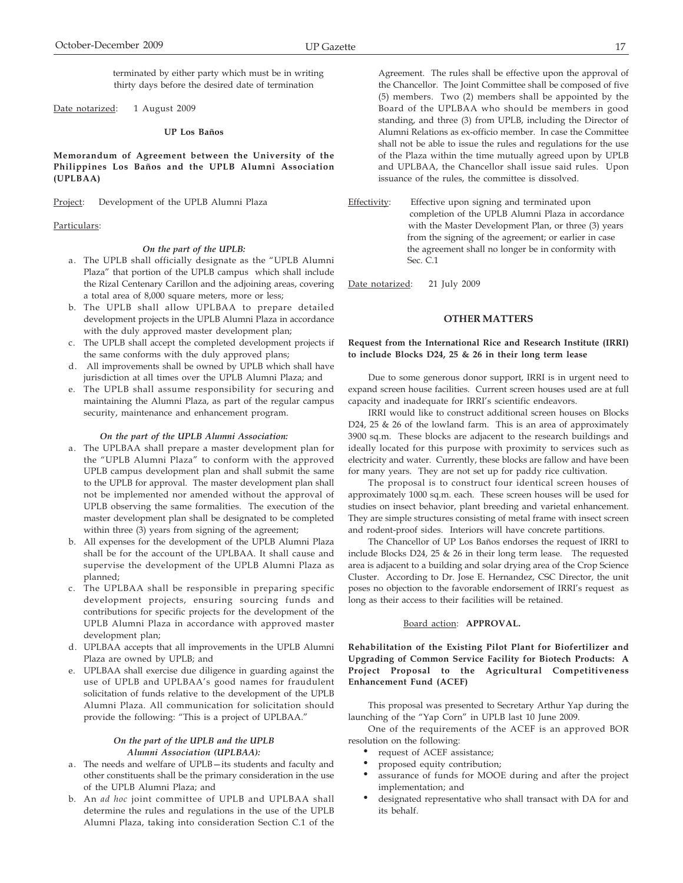terminated by either party which must be in writing thirty days before the desired date of termination

Date notarized: 1 August 2009

**UP Los Baños**

**Memorandum of Agreement between the University of the Philippines Los Baños and the UPLB Alumni Association (UPLBAA)**

Project: Development of the UPLB Alumni Plaza

Particulars:

***On the part of the UPLB:***

a. The UPLB shall officially designate as the "UPLB Alumni Plaza" that portion of the UPLB campus which shall include the Rizal Centenary Carillon and the adjoining areas, covering a total area of 8,000 square meters, more or less;
b. The UPLB shall allow UPLBAA to prepare detailed development projects in the UPLB Alumni Plaza in accordance with the duly approved master development plan;
c. The UPLB shall accept the completed development projects if the same conforms with the duly approved plans;
d. All improvements shall be owned by UPLB which shall have jurisdiction at all times over the UPLB Alumni Plaza; and
e. The UPLB shall assume responsibility for securing and maintaining the Alumni Plaza, as part of the regular campus security, maintenance and enhancement program.

***On the part of the UPLB Alumni Association:***

a. The UPLBAA shall prepare a master development plan for the "UPLB Alumni Plaza" to conform with the approved UPLB campus development plan and shall submit the same to the UPLB for approval. The master development plan shall not be implemented nor amended without the approval of UPLB observing the same formalities. The execution of the master development plan shall be designated to be completed within three (3) years from signing of the agreement;
b. All expenses for the development of the UPLB Alumni Plaza shall be for the account of the UPLBAA. It shall cause and supervise the development of the UPLB Alumni Plaza as planned;
c. The UPLBAA shall be responsible in preparing specific development projects, ensuring sourcing funds and contributions for specific projects for the development of the UPLB Alumni Plaza in accordance with approved master development plan;
d. UPLBAA accepts that all improvements in the UPLB Alumni Plaza are owned by UPLB; and
e. UPLBAA shall exercise due diligence in guarding against the use of UPLB and UPLBAA's good names for fraudulent solicitation of funds relative to the development of the UPLB Alumni Plaza. All communication for solicitation should provide the following: "This is a project of UPLBAA."

***On the part of the UPLB and the UPLB Alumni Association (UPLBAA):***

a. The needs and welfare of UPLB—its students and faculty and other constituents shall be the primary consideration in the use of the UPLB Alumni Plaza; and
b. An *ad hoc* joint committee of UPLB and UPLBAA shall determine the rules and regulations in the use of the UPLB Alumni Plaza, taking into consideration Section C.1 of the Agreement. The rules shall be effective upon the approval of the Chancellor. The Joint Committee shall be composed of five (5) members. Two (2) members shall be appointed by the Board of the UPLBAA who should be members in good standing, and three (3) from UPLB, including the Director of Alumni Relations as ex-officio member. In case the Committee shall not be able to issue the rules and regulations for the use of the Plaza within the time mutually agreed upon by UPLB and UPLBAA, the Chancellor shall issue said rules. Upon issuance of the rules, the committee is dissolved.

Effectivity: Effective upon signing and terminated upon completion of the UPLB Alumni Plaza in accordance with the Master Development Plan, or three (3) years from the signing of the agreement; or earlier in case the agreement shall no longer be in conformity with Sec. C.1

Date notarized: 21 July 2009

## OTHER MATTERS

**Request from the International Rice and Research Institute (IRRI) to include Blocks D24, 25 & 26 in their long term lease**

Due to some generous donor support, IRRI is in urgent need to expand screen house facilities. Current screen houses used are at full capacity and inadequate for IRRI's scientific endeavors.

IRRI would like to construct additional screen houses on Blocks D24, 25 & 26 of the lowland farm. This is an area of approximately 3900 sq.m. These blocks are adjacent to the research buildings and ideally located for this purpose with proximity to services such as electricity and water. Currently, these blocks are fallow and have been for many years. They are not set up for paddy rice cultivation.

The proposal is to construct four identical screen houses of approximately 1000 sq.m. each. These screen houses will be used for studies on insect behavior, plant breeding and varietal enhancement. They are simple structures consisting of metal frame with insect screen and rodent-proof sides. Interiors will have concrete partitions.

The Chancellor of UP Los Baños endorses the request of IRRI to include Blocks D24, 25 & 26 in their long term lease. The requested area is adjacent to a building and solar drying area of the Crop Science Cluster. According to Dr. Jose E. Hernandez, CSC Director, the unit poses no objection to the favorable endorsement of IRRI's request as long as their access to their facilities will be retained.

Board action: **APPROVAL.**

**Rehabilitation of the Existing Pilot Plant for Biofertilizer and Upgrading of Common Service Facility for Biotech Products: A Project Proposal to the Agricultural Competitiveness Enhancement Fund (ACEF)**

This proposal was presented to Secretary Arthur Yap during the launching of the "Yap Corn" in UPLB last 10 June 2009.

One of the requirements of the ACEF is an approved BOR resolution on the following:

- request of ACEF assistance;
- proposed equity contribution;
- assurance of funds for MOOE during and after the project implementation; and
- designated representative who shall transact with DA for and its behalf.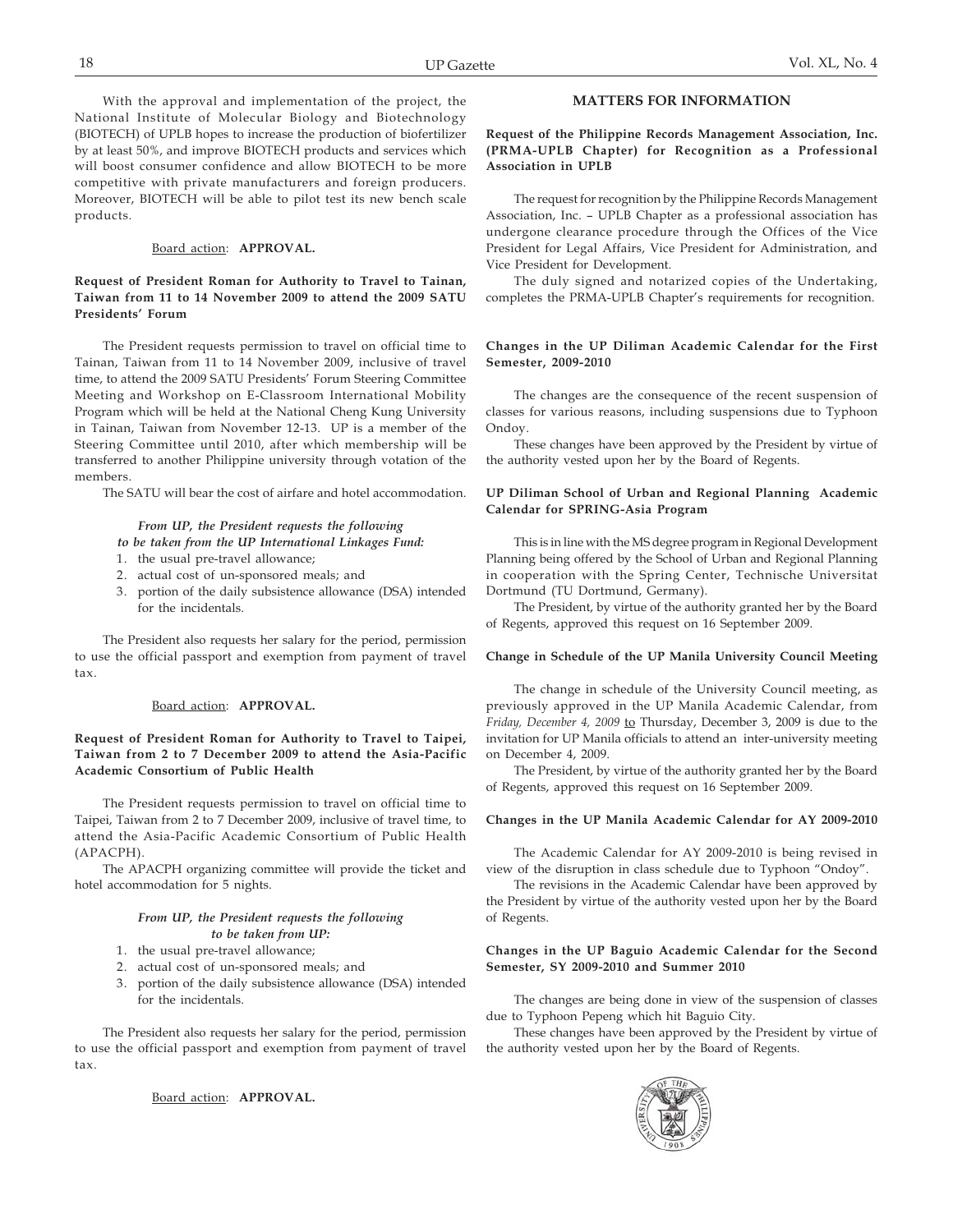With the approval and implementation of the project, the National Institute of Molecular Biology and Biotechnology (BIOTECH) of UPLB hopes to increase the production of biofertilizer by at least 50%, and improve BIOTECH products and services which will boost consumer confidence and allow BIOTECH to be more competitive with private manufacturers and foreign producers. Moreover, BIOTECH will be able to pilot test its new bench scale products.

Board action: **APPROVAL.**

**Request of President Roman for Authority to Travel to Tainan, Taiwan from 11 to 14 November 2009 to attend the 2009 SATU Presidents' Forum**

The President requests permission to travel on official time to Tainan, Taiwan from 11 to 14 November 2009, inclusive of travel time, to attend the 2009 SATU Presidents' Forum Steering Committee Meeting and Workshop on E-Classroom International Mobility Program which will be held at the National Cheng Kung University in Tainan, Taiwan from November 12-13. UP is a member of the Steering Committee until 2010, after which membership will be transferred to another Philippine university through votation of the members.

The SATU will bear the cost of airfare and hotel accommodation.

*From UP, the President requests the following to be taken from the UP International Linkages Fund:*

1. the usual pre-travel allowance;
2. actual cost of un-sponsored meals; and
3. portion of the daily subsistence allowance (DSA) intended for the incidentals.

The President also requests her salary for the period, permission to use the official passport and exemption from payment of travel tax.

Board action: **APPROVAL.**

**Request of President Roman for Authority to Travel to Taipei, Taiwan from 2 to 7 December 2009 to attend the Asia-Pacific Academic Consortium of Public Health**

The President requests permission to travel on official time to Taipei, Taiwan from 2 to 7 December 2009, inclusive of travel time, to attend the Asia-Pacific Academic Consortium of Public Health (APACPH).

The APACPH organizing committee will provide the ticket and hotel accommodation for 5 nights.

*From UP, the President requests the following to be taken from UP:*

1. the usual pre-travel allowance;
2. actual cost of un-sponsored meals; and
3. portion of the daily subsistence allowance (DSA) intended for the incidentals.

The President also requests her salary for the period, permission to use the official passport and exemption from payment of travel tax.

Board action: **APPROVAL.**

## MATTERS FOR INFORMATION

**Request of the Philippine Records Management Association, Inc. (PRMA-UPLB Chapter) for Recognition as a Professional Association in UPLB**

The request for recognition by the Philippine Records Management Association, Inc. – UPLB Chapter as a professional association has undergone clearance procedure through the Offices of the Vice President for Legal Affairs, Vice President for Administration, and Vice President for Development.

The duly signed and notarized copies of the Undertaking, completes the PRMA-UPLB Chapter's requirements for recognition.

**Changes in the UP Diliman Academic Calendar for the First Semester, 2009-2010**

The changes are the consequence of the recent suspension of classes for various reasons, including suspensions due to Typhoon Ondoy.

These changes have been approved by the President by virtue of the authority vested upon her by the Board of Regents.

**UP Diliman School of Urban and Regional Planning Academic Calendar for SPRING-Asia Program**

This is in line with the MS degree program in Regional Development Planning being offered by the School of Urban and Regional Planning in cooperation with the Spring Center, Technische Universitat Dortmund (TU Dortmund, Germany).

The President, by virtue of the authority granted her by the Board of Regents, approved this request on 16 September 2009.

**Change in Schedule of the UP Manila University Council Meeting**

The change in schedule of the University Council meeting, as previously approved in the UP Manila Academic Calendar, from *Friday, December 4, 2009* to Thursday, December 3, 2009 is due to the invitation for UP Manila officials to attend an inter-university meeting on December 4, 2009.

The President, by virtue of the authority granted her by the Board of Regents, approved this request on 16 September 2009.

**Changes in the UP Manila Academic Calendar for AY 2009-2010**

The Academic Calendar for AY 2009-2010 is being revised in view of the disruption in class schedule due to Typhoon "Ondoy".

The revisions in the Academic Calendar have been approved by the President by virtue of the authority vested upon her by the Board of Regents.

**Changes in the UP Baguio Academic Calendar for the Second Semester, SY 2009-2010 and Summer 2010**

The changes are being done in view of the suspension of classes due to Typhoon Pepeng which hit Baguio City.

These changes have been approved by the President by virtue of the authority vested upon her by the Board of Regents.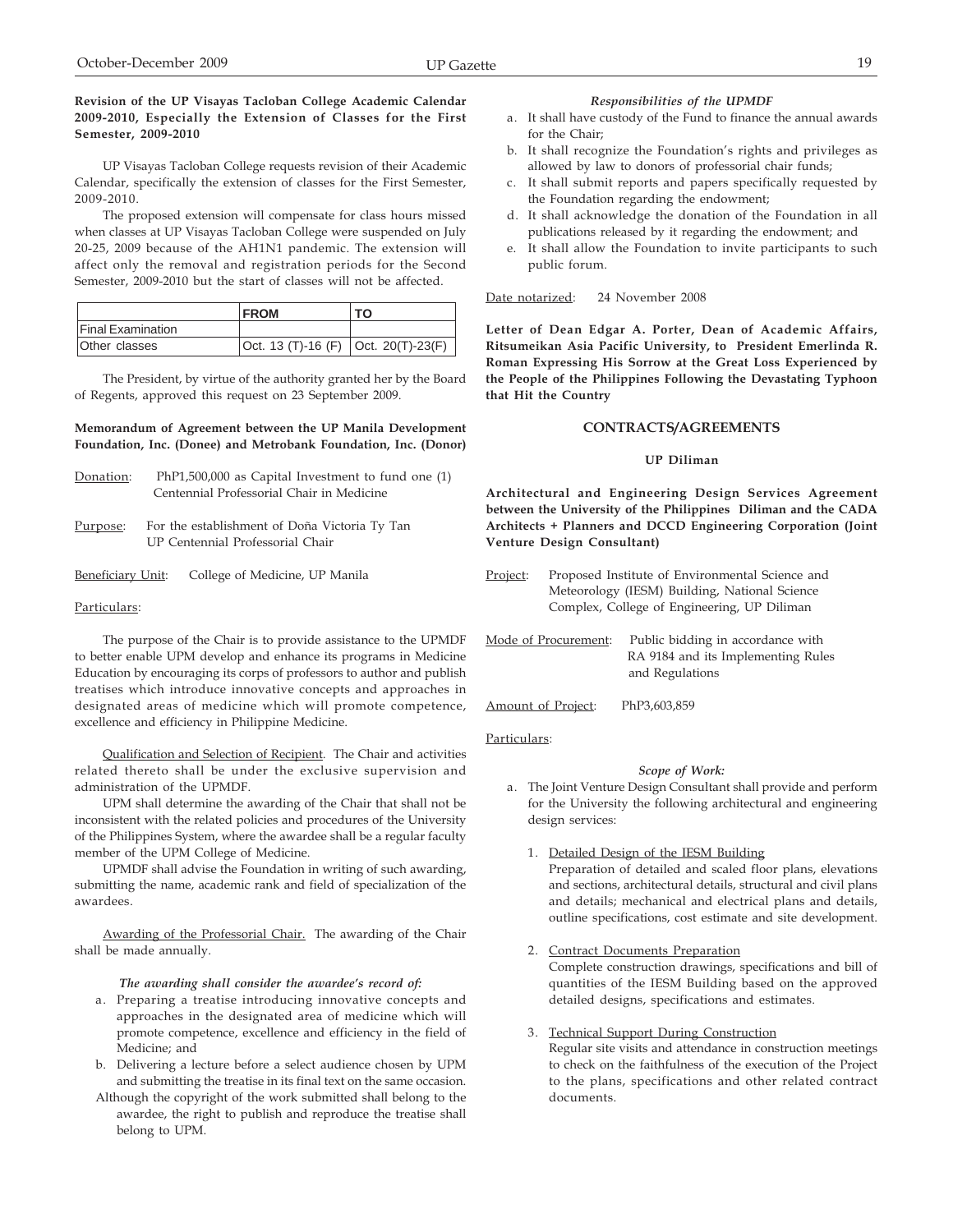**Revision of the UP Visayas Tacloban College Academic Calendar 2009-2010, Especially the Extension of Classes for the First Semester, 2009-2010**

UP Visayas Tacloban College requests revision of their Academic Calendar, specifically the extension of classes for the First Semester, 2009-2010.

The proposed extension will compensate for class hours missed when classes at UP Visayas Tacloban College were suspended on July 20-25, 2009 because of the AH1N1 pandemic. The extension will affect only the removal and registration periods for the Second Semester, 2009-2010 but the start of classes will not be affected.

| | FROM | TO |
|---|---|---|
| Final Examination | | |
| Other classes | Oct. 13 (T)-16 (F) | Oct. 20(T)-23(F) |

The President, by virtue of the authority granted her by the Board of Regents, approved this request on 23 September 2009.

**Memorandum of Agreement between the UP Manila Development Foundation, Inc. (Donee) and Metrobank Foundation, Inc. (Donor)**

Donation: PhP1,500,000 as Capital Investment to fund one (1) Centennial Professorial Chair in Medicine

Purpose: For the establishment of Doña Victoria Ty Tan UP Centennial Professorial Chair

Beneficiary Unit: College of Medicine, UP Manila

Particulars:

The purpose of the Chair is to provide assistance to the UPMDF to better enable UPM develop and enhance its programs in Medicine Education by encouraging its corps of professors to author and publish treatises which introduce innovative concepts and approaches in designated areas of medicine which will promote competence, excellence and efficiency in Philippine Medicine.

Qualification and Selection of Recipient. The Chair and activities related thereto shall be under the exclusive supervision and administration of the UPMDF.

UPM shall determine the awarding of the Chair that shall not be inconsistent with the related policies and procedures of the University of the Philippines System, where the awardee shall be a regular faculty member of the UPM College of Medicine.

UPMDF shall advise the Foundation in writing of such awarding, submitting the name, academic rank and field of specialization of the awardees.

Awarding of the Professorial Chair. The awarding of the Chair shall be made annually.

***The awarding shall consider the awardee's record of:***

a. Preparing a treatise introducing innovative concepts and approaches in the designated area of medicine which will promote competence, excellence and efficiency in the field of Medicine; and
b. Delivering a lecture before a select audience chosen by UPM and submitting the treatise in its final text on the same occasion.

Although the copyright of the work submitted shall belong to the awardee, the right to publish and reproduce the treatise shall belong to UPM.

***Responsibilities of the UPMDF***

a. It shall have custody of the Fund to finance the annual awards for the Chair;
b. It shall recognize the Foundation's rights and privileges as allowed by law to donors of professorial chair funds;
c. It shall submit reports and papers specifically requested by the Foundation regarding the endowment;
d. It shall acknowledge the donation of the Foundation in all publications released by it regarding the endowment; and
e. It shall allow the Foundation to invite participants to such public forum.

Date notarized: 24 November 2008

**Letter of Dean Edgar A. Porter, Dean of Academic Affairs, Ritsumeikan Asia Pacific University, to President Emerlinda R. Roman Expressing His Sorrow at the Great Loss Experienced by the People of the Philippines Following the Devastating Typhoon that Hit the Country**

## CONTRACTS/AGREEMENTS

### UP Diliman

**Architectural and Engineering Design Services Agreement between the University of the Philippines Diliman and the CADA Architects + Planners and DCCD Engineering Corporation (Joint Venture Design Consultant)**

Project: Proposed Institute of Environmental Science and Meteorology (IESM) Building, National Science Complex, College of Engineering, UP Diliman

Mode of Procurement: Public bidding in accordance with RA 9184 and its Implementing Rules and Regulations

Amount of Project: PhP3,603,859

Particulars:

***Scope of Work:***

a. The Joint Venture Design Consultant shall provide and perform for the University the following architectural and engineering design services:

1. Detailed Design of the IESM Building
   Preparation of detailed and scaled floor plans, elevations and sections, architectural details, structural and civil plans and details; mechanical and electrical plans and details, outline specifications, cost estimate and site development.

2. Contract Documents Preparation
   Complete construction drawings, specifications and bill of quantities of the IESM Building based on the approved detailed designs, specifications and estimates.

3. Technical Support During Construction
   Regular site visits and attendance in construction meetings to check on the faithfulness of the execution of the Project to the plans, specifications and other related contract documents.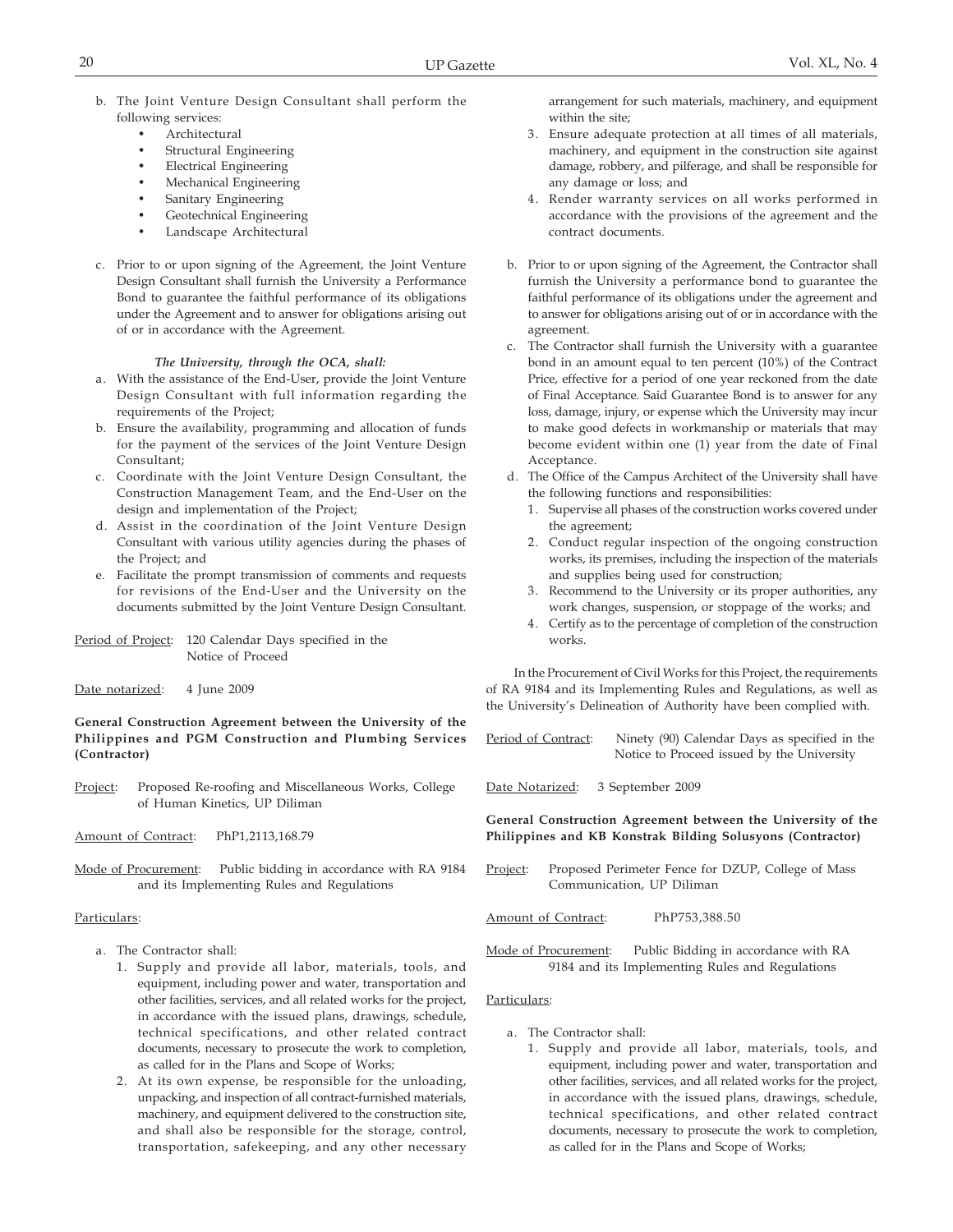b. The Joint Venture Design Consultant shall perform the following services:
   - Architectural
   - Structural Engineering
   - Electrical Engineering
   - Mechanical Engineering
   - Sanitary Engineering
   - Geotechnical Engineering
   - Landscape Architectural

c. Prior to or upon signing of the Agreement, the Joint Venture Design Consultant shall furnish the University a Performance Bond to guarantee the faithful performance of its obligations under the Agreement and to answer for obligations arising out of or in accordance with the Agreement.

***The University, through the OCA, shall:***

a. With the assistance of the End-User, provide the Joint Venture Design Consultant with full information regarding the requirements of the Project;
b. Ensure the availability, programming and allocation of funds for the payment of the services of the Joint Venture Design Consultant;
c. Coordinate with the Joint Venture Design Consultant, the Construction Management Team, and the End-User on the design and implementation of the Project;
d. Assist in the coordination of the Joint Venture Design Consultant with various utility agencies during the phases of the Project; and
e. Facilitate the prompt transmission of comments and requests for revisions of the End-User and the University on the documents submitted by the Joint Venture Design Consultant.

Period of Project: 120 Calendar Days specified in the Notice of Proceed

Date notarized: 4 June 2009

**General Construction Agreement between the University of the Philippines and PGM Construction and Plumbing Services (Contractor)**

Project: Proposed Re-roofing and Miscellaneous Works, College of Human Kinetics, UP Diliman

Amount of Contract: PhP1,2113,168.79

Mode of Procurement: Public bidding in accordance with RA 9184 and its Implementing Rules and Regulations

Particulars:

a. The Contractor shall:
   1. Supply and provide all labor, materials, tools, and equipment, including power and water, transportation and other facilities, services, and all related works for the project, in accordance with the issued plans, drawings, schedule, technical specifications, and other related contract documents, necessary to prosecute the work to completion, as called for in the Plans and Scope of Works;
   2. At its own expense, be responsible for the unloading, unpacking, and inspection of all contract-furnished materials, machinery, and equipment delivered to the construction site, and shall also be responsible for the storage, control, transportation, safekeeping, and any other necessary arrangement for such materials, machinery, and equipment within the site;
   3. Ensure adequate protection at all times of all materials, machinery, and equipment in the construction site against damage, robbery, and pilferage, and shall be responsible for any damage or loss; and
   4. Render warranty services on all works performed in accordance with the provisions of the agreement and the contract documents.

b. Prior to or upon signing of the Agreement, the Contractor shall furnish the University a performance bond to guarantee the faithful performance of its obligations under the agreement and to answer for obligations arising out of or in accordance with the agreement.
c. The Contractor shall furnish the University with a guarantee bond in an amount equal to ten percent (10%) of the Contract Price, effective for a period of one year reckoned from the date of Final Acceptance. Said Guarantee Bond is to answer for any loss, damage, injury, or expense which the University may incur to make good defects in workmanship or materials that may become evident within one (1) year from the date of Final Acceptance.
d. The Office of the Campus Architect of the University shall have the following functions and responsibilities:
   1. Supervise all phases of the construction works covered under the agreement;
   2. Conduct regular inspection of the ongoing construction works, its premises, including the inspection of the materials and supplies being used for construction;
   3. Recommend to the University or its proper authorities, any work changes, suspension, or stoppage of the works; and
   4. Certify as to the percentage of completion of the construction works.

In the Procurement of Civil Works for this Project, the requirements of RA 9184 and its Implementing Rules and Regulations, as well as the University's Delineation of Authority have been complied with.

Period of Contract: Ninety (90) Calendar Days as specified in the Notice to Proceed issued by the University

Date Notarized: 3 September 2009

**General Construction Agreement between the University of the Philippines and KB Konstrak Bilding Solusyons (Contractor)**

Project: Proposed Perimeter Fence for DZUP, College of Mass Communication, UP Diliman

Amount of Contract: PhP753,388.50

Mode of Procurement: Public Bidding in accordance with RA 9184 and its Implementing Rules and Regulations

Particulars:

a. The Contractor shall:
   1. Supply and provide all labor, materials, tools, and equipment, including power and water, transportation and other facilities, services, and all related works for the project, in accordance with the issued plans, drawings, schedule, technical specifications, and other related contract documents, necessary to prosecute the work to completion, as called for in the Plans and Scope of Works;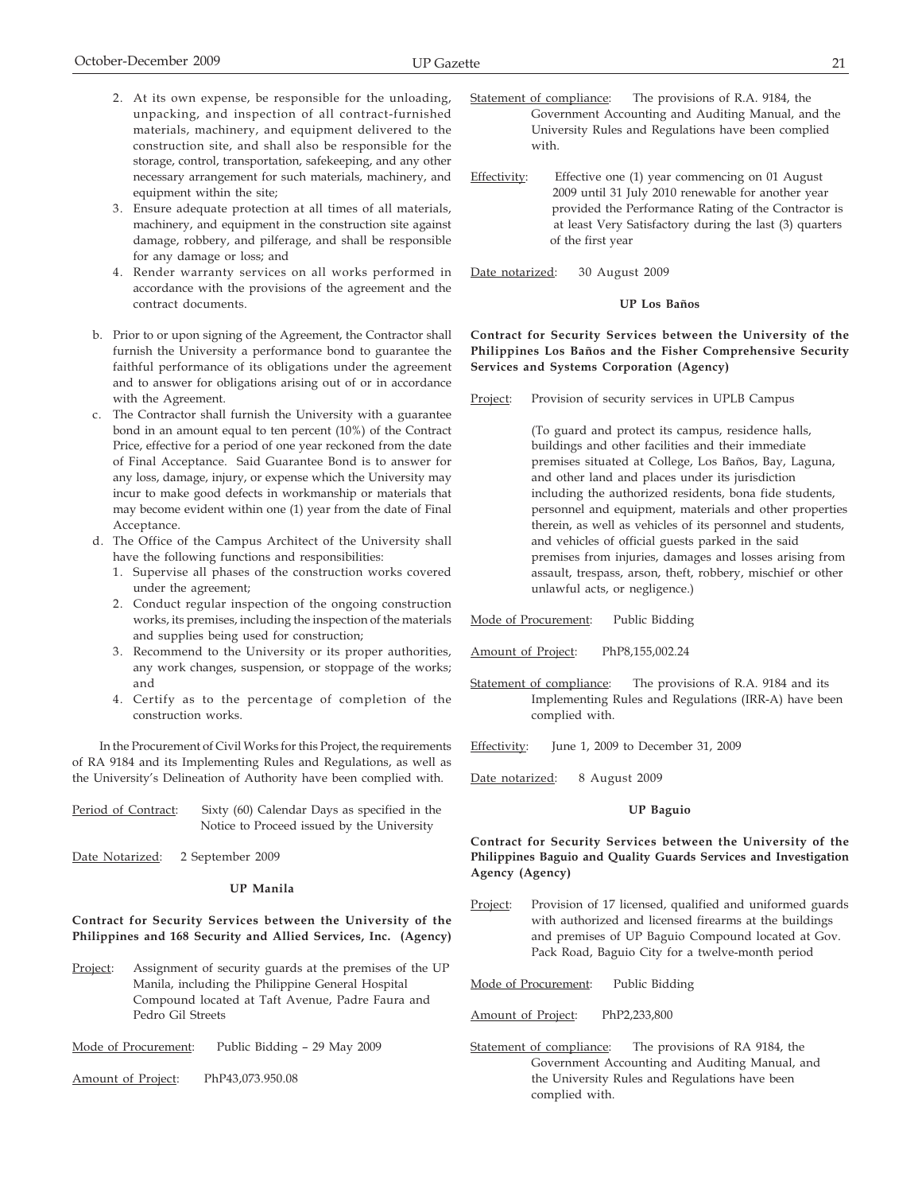2. At its own expense, be responsible for the unloading, unpacking, and inspection of all contract-furnished materials, machinery, and equipment delivered to the construction site, and shall also be responsible for the storage, control, transportation, safekeeping, and any other necessary arrangement for such materials, machinery, and equipment within the site;
3. Ensure adequate protection at all times of all materials, machinery, and equipment in the construction site against damage, robbery, and pilferage, and shall be responsible for any damage or loss; and
4. Render warranty services on all works performed in accordance with the provisions of the agreement and the contract documents.

b. Prior to or upon signing of the Agreement, the Contractor shall furnish the University a performance bond to guarantee the faithful performance of its obligations under the agreement and to answer for obligations arising out of or in accordance with the Agreement.

c. The Contractor shall furnish the University with a guarantee bond in an amount equal to ten percent (10%) of the Contract Price, effective for a period of one year reckoned from the date of Final Acceptance. Said Guarantee Bond is to answer for any loss, damage, injury, or expense which the University may incur to make good defects in workmanship or materials that may become evident within one (1) year from the date of Final Acceptance.

d. The Office of the Campus Architect of the University shall have the following functions and responsibilities:
   1. Supervise all phases of the construction works covered under the agreement;
   2. Conduct regular inspection of the ongoing construction works, its premises, including the inspection of the materials and supplies being used for construction;
   3. Recommend to the University or its proper authorities, any work changes, suspension, or stoppage of the works; and
   4. Certify as to the percentage of completion of the construction works.

In the Procurement of Civil Works for this Project, the requirements of RA 9184 and its Implementing Rules and Regulations, as well as the University's Delineation of Authority have been complied with.

Period of Contract: Sixty (60) Calendar Days as specified in the Notice to Proceed issued by the University

Date Notarized: 2 September 2009

**UP Manila**

**Contract for Security Services between the University of the Philippines and 168 Security and Allied Services, Inc. (Agency)**

Project: Assignment of security guards at the premises of the UP Manila, including the Philippine General Hospital Compound located at Taft Avenue, Padre Faura and Pedro Gil Streets

Mode of Procurement: Public Bidding – 29 May 2009

Amount of Project: PhP43,073.950.08

Statement of compliance: The provisions of R.A. 9184, the Government Accounting and Auditing Manual, and the University Rules and Regulations have been complied with.

Effectivity: Effective one (1) year commencing on 01 August 2009 until 31 July 2010 renewable for another year provided the Performance Rating of the Contractor is at least Very Satisfactory during the last (3) quarters of the first year

Date notarized: 30 August 2009

**UP Los Baños**

**Contract for Security Services between the University of the Philippines Los Baños and the Fisher Comprehensive Security Services and Systems Corporation (Agency)**

Project: Provision of security services in UPLB Campus

(To guard and protect its campus, residence halls, buildings and other facilities and their immediate premises situated at College, Los Baños, Bay, Laguna, and other land and places under its jurisdiction including the authorized residents, bona fide students, personnel and equipment, materials and other properties therein, as well as vehicles of its personnel and students, and vehicles of official guests parked in the said premises from injuries, damages and losses arising from assault, trespass, arson, theft, robbery, mischief or other unlawful acts, or negligence.)

Mode of Procurement: Public Bidding

Amount of Project: PhP8,155,002.24

Statement of compliance: The provisions of R.A. 9184 and its Implementing Rules and Regulations (IRR-A) have been complied with.

Effectivity: June 1, 2009 to December 31, 2009

Date notarized: 8 August 2009

**UP Baguio**

**Contract for Security Services between the University of the Philippines Baguio and Quality Guards Services and Investigation Agency (Agency)**

Project: Provision of 17 licensed, qualified and uniformed guards with authorized and licensed firearms at the buildings and premises of UP Baguio Compound located at Gov. Pack Road, Baguio City for a twelve-month period

Mode of Procurement: Public Bidding

Amount of Project: PhP2,233,800

Statement of compliance: The provisions of RA 9184, the Government Accounting and Auditing Manual, and the University Rules and Regulations have been complied with.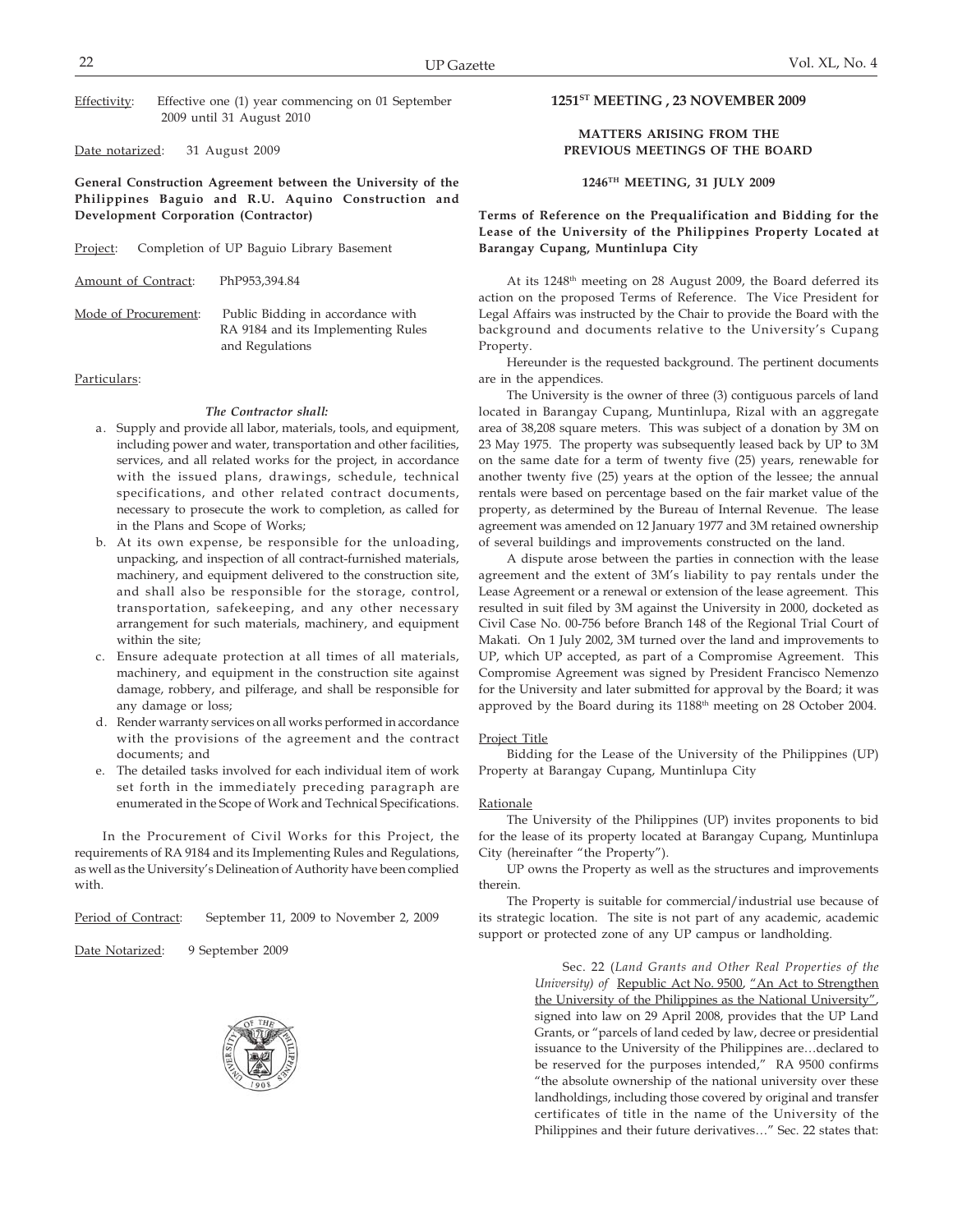Effectivity: Effective one (1) year commencing on 01 September 2009 until 31 August 2010

Date notarized: 31 August 2009

**General Construction Agreement between the University of the Philippines Baguio and R.U. Aquino Construction and Development Corporation (Contractor)**

Project: Completion of UP Baguio Library Basement

Amount of Contract: PhP953,394.84

Mode of Procurement: Public Bidding in accordance with RA 9184 and its Implementing Rules and Regulations

Particulars:

***The Contractor shall:***

a. Supply and provide all labor, materials, tools, and equipment, including power and water, transportation and other facilities, services, and all related works for the project, in accordance with the issued plans, drawings, schedule, technical specifications, and other related contract documents, necessary to prosecute the work to completion, as called for in the Plans and Scope of Works;
b. At its own expense, be responsible for the unloading, unpacking, and inspection of all contract-furnished materials, machinery, and equipment delivered to the construction site, and shall also be responsible for the storage, control, transportation, safekeeping, and any other necessary arrangement for such materials, machinery, and equipment within the site;
c. Ensure adequate protection at all times of all materials, machinery, and equipment in the construction site against damage, robbery, and pilferage, and shall be responsible for any damage or loss;
d. Render warranty services on all works performed in accordance with the provisions of the agreement and the contract documents; and
e. The detailed tasks involved for each individual item of work set forth in the immediately preceding paragraph are enumerated in the Scope of Work and Technical Specifications.

In the Procurement of Civil Works for this Project, the requirements of RA 9184 and its Implementing Rules and Regulations, as well as the University's Delineation of Authority have been complied with.

Period of Contract: September 11, 2009 to November 2, 2009

Date Notarized: 9 September 2009

## 1251ST MEETING , 23 NOVEMBER 2009

### MATTERS ARISING FROM THE PREVIOUS MEETINGS OF THE BOARD

#### 1246TH MEETING, 31 JULY 2009

**Terms of Reference on the Prequalification and Bidding for the Lease of the University of the Philippines Property Located at Barangay Cupang, Muntinlupa City**

At its 1248th meeting on 28 August 2009, the Board deferred its action on the proposed Terms of Reference. The Vice President for Legal Affairs was instructed by the Chair to provide the Board with the background and documents relative to the University's Cupang Property.

Hereunder is the requested background. The pertinent documents are in the appendices.

The University is the owner of three (3) contiguous parcels of land located in Barangay Cupang, Muntinlupa, Rizal with an aggregate area of 38,208 square meters. This was subject of a donation by 3M on 23 May 1975. The property was subsequently leased back by UP to 3M on the same date for a term of twenty five (25) years, renewable for another twenty five (25) years at the option of the lessee; the annual rentals were based on percentage based on the fair market value of the property, as determined by the Bureau of Internal Revenue. The lease agreement was amended on 12 January 1977 and 3M retained ownership of several buildings and improvements constructed on the land.

A dispute arose between the parties in connection with the lease agreement and the extent of 3M's liability to pay rentals under the Lease Agreement or a renewal or extension of the lease agreement. This resulted in suit filed by 3M against the University in 2000, docketed as Civil Case No. 00-756 before Branch 148 of the Regional Trial Court of Makati. On 1 July 2002, 3M turned over the land and improvements to UP, which UP accepted, as part of a Compromise Agreement. This Compromise Agreement was signed by President Francisco Nemenzo for the University and later submitted for approval by the Board; it was approved by the Board during its 1188th meeting on 28 October 2004.

Project Title

Bidding for the Lease of the University of the Philippines (UP) Property at Barangay Cupang, Muntinlupa City

Rationale

The University of the Philippines (UP) invites proponents to bid for the lease of its property located at Barangay Cupang, Muntinlupa City (hereinafter "the Property").

UP owns the Property as well as the structures and improvements therein.

The Property is suitable for commercial/industrial use because of its strategic location. The site is not part of any academic, academic support or protected zone of any UP campus or landholding.

> Sec. 22 (*Land Grants and Other Real Properties of the University) of* Republic Act No. 9500, "An Act to Strengthen the University of the Philippines as the National University", signed into law on 29 April 2008, provides that the UP Land Grants, or "parcels of land ceded by law, decree or presidential issuance to the University of the Philippines are…declared to be reserved for the purposes intended," RA 9500 confirms "the absolute ownership of the national university over these landholdings, including those covered by original and transfer certificates of title in the name of the University of the Philippines and their future derivatives…" Sec. 22 states that: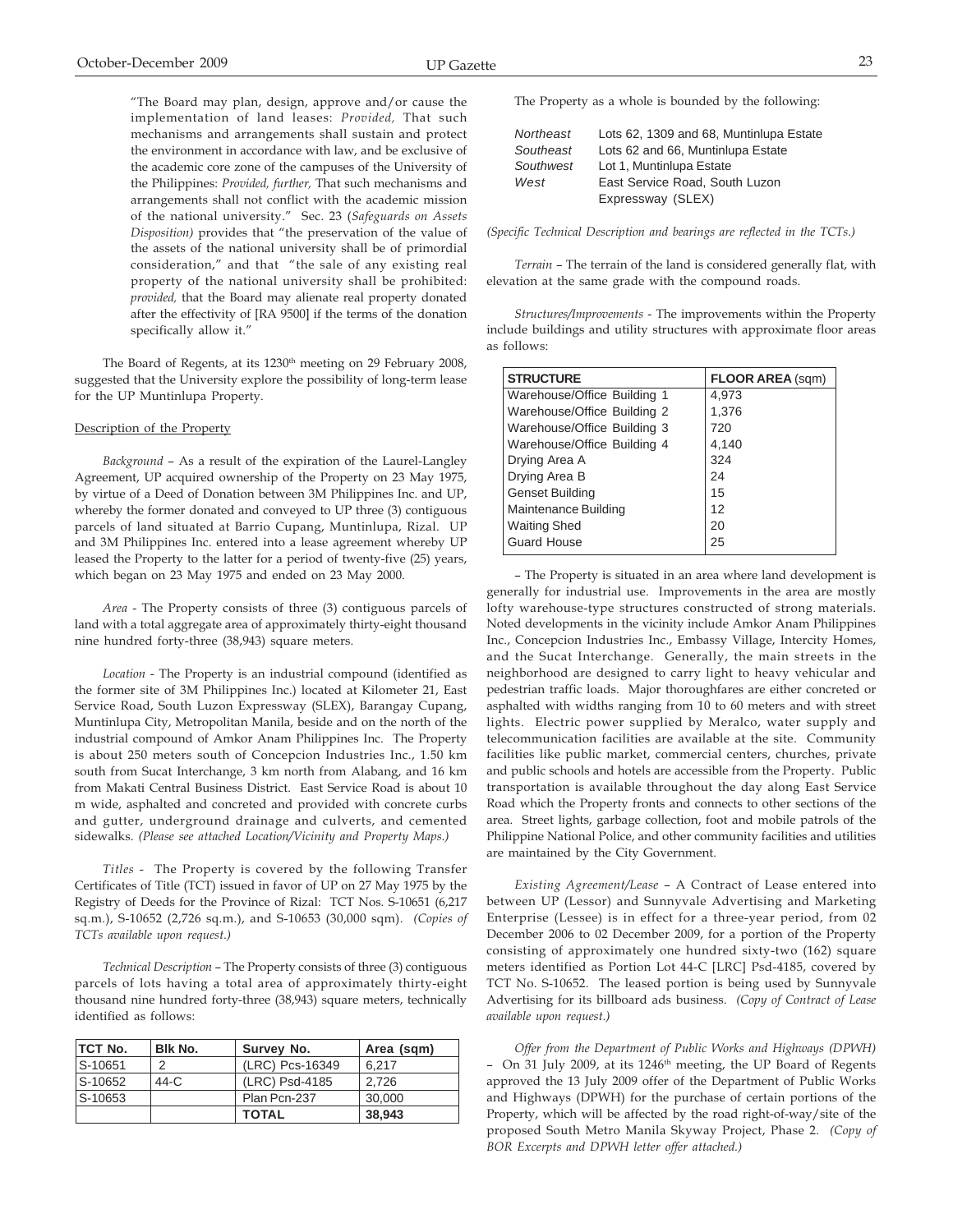"The Board may plan, design, approve and/or cause the implementation of land leases: *Provided,* That such mechanisms and arrangements shall sustain and protect the environment in accordance with law, and be exclusive of the academic core zone of the campuses of the University of the Philippines: *Provided, further,* That such mechanisms and arrangements shall not conflict with the academic mission of the national university." Sec. 23 (*Safeguards on Assets Disposition)* provides that "the preservation of the value of the assets of the national university shall be of primordial consideration," and that "the sale of any existing real property of the national university shall be prohibited: *provided,* that the Board may alienate real property donated after the effectivity of [RA 9500] if the terms of the donation specifically allow it."

The Board of Regents, at its 1230th meeting on 29 February 2008, suggested that the University explore the possibility of long-term lease for the UP Muntinlupa Property.

Description of the Property

*Background* – As a result of the expiration of the Laurel-Langley Agreement, UP acquired ownership of the Property on 23 May 1975, by virtue of a Deed of Donation between 3M Philippines Inc. and UP, whereby the former donated and conveyed to UP three (3) contiguous parcels of land situated at Barrio Cupang, Muntinlupa, Rizal. UP and 3M Philippines Inc. entered into a lease agreement whereby UP leased the Property to the latter for a period of twenty-five (25) years, which began on 23 May 1975 and ended on 23 May 2000.

*Area* - The Property consists of three (3) contiguous parcels of land with a total aggregate area of approximately thirty-eight thousand nine hundred forty-three (38,943) square meters.

*Location* - The Property is an industrial compound (identified as the former site of 3M Philippines Inc.) located at Kilometer 21, East Service Road, South Luzon Expressway (SLEX), Barangay Cupang, Muntinlupa City, Metropolitan Manila, beside and on the north of the industrial compound of Amkor Anam Philippines Inc. The Property is about 250 meters south of Concepcion Industries Inc., 1.50 km south from Sucat Interchange, 3 km north from Alabang, and 16 km from Makati Central Business District. East Service Road is about 10 m wide, asphalted and concreted and provided with concrete curbs and gutter, underground drainage and culverts, and cemented sidewalks. *(Please see attached Location/Vicinity and Property Maps.)*

*Titles* - The Property is covered by the following Transfer Certificates of Title (TCT) issued in favor of UP on 27 May 1975 by the Registry of Deeds for the Province of Rizal: TCT Nos. S-10651 (6,217 sq.m.), S-10652 (2,726 sq.m.), and S-10653 (30,000 sqm). *(Copies of TCTs available upon request.)*

*Technical Description* – The Property consists of three (3) contiguous parcels of lots having a total area of approximately thirty-eight thousand nine hundred forty-three (38,943) square meters, technically identified as follows:

| TCT No. | Blk No. | Survey No. | Area (sqm) |
|---|---|---|---|
| S-10651 | 2 | (LRC) Pcs-16349 | 6,217 |
| S-10652 | 44-C | (LRC) Psd-4185 | 2,726 |
| S-10653 | | Plan Pcn-237 | 30,000 |
| | | **TOTAL** | **38,943** |

The Property as a whole is bounded by the following:

| | |
|---|---|
| *Northeast* | Lots 62, 1309 and 68, Muntinlupa Estate |
| *Southeast* | Lots 62 and 66, Muntinlupa Estate |
| *Southwest* | Lot 1, Muntinlupa Estate |
| *West* | East Service Road, South Luzon Expressway (SLEX) |

*(Specific Technical Description and bearings are reflected in the TCTs.)*

*Terrain* – The terrain of the land is considered generally flat, with elevation at the same grade with the compound roads.

*Structures/Improvements* - The improvements within the Property include buildings and utility structures with approximate floor areas as follows:

| STRUCTURE | FLOOR AREA (sqm) |
|---|---|
| Warehouse/Office Building 1 | 4,973 |
| Warehouse/Office Building 2 | 1,376 |
| Warehouse/Office Building 3 | 720 |
| Warehouse/Office Building 4 | 4,140 |
| Drying Area A | 324 |
| Drying Area B | 24 |
| Genset Building | 15 |
| Maintenance Building | 12 |
| Waiting Shed | 20 |
| Guard House | 25 |

– The Property is situated in an area where land development is generally for industrial use. Improvements in the area are mostly lofty warehouse-type structures constructed of strong materials. Noted developments in the vicinity include Amkor Anam Philippines Inc., Concepcion Industries Inc., Embassy Village, Intercity Homes, and the Sucat Interchange. Generally, the main streets in the neighborhood are designed to carry light to heavy vehicular and pedestrian traffic loads. Major thoroughfares are either concreted or asphalted with widths ranging from 10 to 60 meters and with street lights. Electric power supplied by Meralco, water supply and telecommunication facilities are available at the site. Community facilities like public market, commercial centers, churches, private and public schools and hotels are accessible from the Property. Public transportation is available throughout the day along East Service Road which the Property fronts and connects to other sections of the area. Street lights, garbage collection, foot and mobile patrols of the Philippine National Police, and other community facilities and utilities are maintained by the City Government.

*Existing Agreement/Lease* – A Contract of Lease entered into between UP (Lessor) and Sunnyvale Advertising and Marketing Enterprise (Lessee) is in effect for a three-year period, from 02 December 2006 to 02 December 2009, for a portion of the Property consisting of approximately one hundred sixty-two (162) square meters identified as Portion Lot 44-C [LRC] Psd-4185, covered by TCT No. S-10652. The leased portion is being used by Sunnyvale Advertising for its billboard ads business. *(Copy of Contract of Lease available upon request.)*

*Offer from the Department of Public Works and Highways (DPWH)* – On 31 July 2009, at its 1246th meeting, the UP Board of Regents approved the 13 July 2009 offer of the Department of Public Works and Highways (DPWH) for the purchase of certain portions of the Property, which will be affected by the road right-of-way/site of the proposed South Metro Manila Skyway Project, Phase 2. *(Copy of BOR Excerpts and DPWH letter offer attached.)*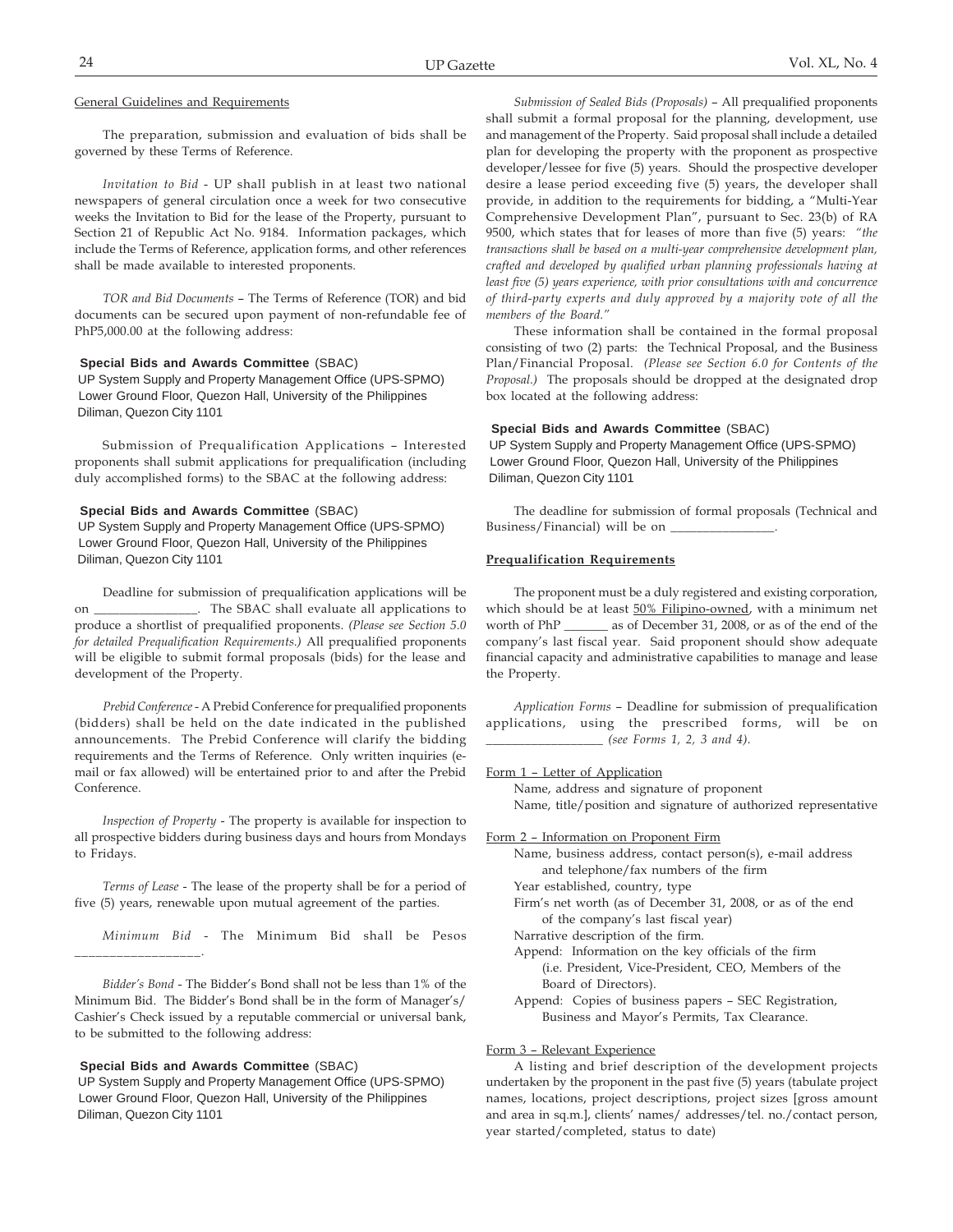General Guidelines and Requirements

The preparation, submission and evaluation of bids shall be governed by these Terms of Reference.

*Invitation to Bid* - UP shall publish in at least two national newspapers of general circulation once a week for two consecutive weeks the Invitation to Bid for the lease of the Property, pursuant to Section 21 of Republic Act No. 9184. Information packages, which include the Terms of Reference, application forms, and other references shall be made available to interested proponents.

*TOR and Bid Documents* – The Terms of Reference (TOR) and bid documents can be secured upon payment of non-refundable fee of PhP5,000.00 at the following address:

**Special Bids and Awards Committee** (SBAC)
UP System Supply and Property Management Office (UPS-SPMO)
Lower Ground Floor, Quezon Hall, University of the Philippines
Diliman, Quezon City 1101

Submission of Prequalification Applications – Interested proponents shall submit applications for prequalification (including duly accomplished forms) to the SBAC at the following address:

**Special Bids and Awards Committee** (SBAC)
UP System Supply and Property Management Office (UPS-SPMO)
Lower Ground Floor, Quezon Hall, University of the Philippines
Diliman, Quezon City 1101

Deadline for submission of prequalification applications will be on _______________. The SBAC shall evaluate all applications to produce a shortlist of prequalified proponents. *(Please see Section 5.0 for detailed Prequalification Requirements.)* All prequalified proponents will be eligible to submit formal proposals (bids) for the lease and development of the Property.

*Prebid Conference* - A Prebid Conference for prequalified proponents (bidders) shall be held on the date indicated in the published announcements. The Prebid Conference will clarify the bidding requirements and the Terms of Reference. Only written inquiries (e-mail or fax allowed) will be entertained prior to and after the Prebid Conference.

*Inspection of Property* - The property is available for inspection to all prospective bidders during business days and hours from Mondays to Fridays.

*Terms of Lease* - The lease of the property shall be for a period of five (5) years, renewable upon mutual agreement of the parties.

*Minimum Bid* - The Minimum Bid shall be Pesos _________________.

*Bidder's Bond* - The Bidder's Bond shall not be less than 1% of the Minimum Bid. The Bidder's Bond shall be in the form of Manager's/ Cashier's Check issued by a reputable commercial or universal bank, to be submitted to the following address:

**Special Bids and Awards Committee** (SBAC)
UP System Supply and Property Management Office (UPS-SPMO)
Lower Ground Floor, Quezon Hall, University of the Philippines
Diliman, Quezon City 1101

*Submission of Sealed Bids (Proposals)* – All prequalified proponents shall submit a formal proposal for the planning, development, use and management of the Property. Said proposal shall include a detailed plan for developing the property with the proponent as prospective developer/lessee for five (5) years. Should the prospective developer desire a lease period exceeding five (5) years, the developer shall provide, in addition to the requirements for bidding, a "Multi-Year Comprehensive Development Plan", pursuant to Sec. 23(b) of RA 9500, which states that for leases of more than five (5) years: *"the transactions shall be based on a multi-year comprehensive development plan, crafted and developed by qualified urban planning professionals having at least five (5) years experience, with prior consultations with and concurrence of third-party experts and duly approved by a majority vote of all the members of the Board."*

These information shall be contained in the formal proposal consisting of two (2) parts: the Technical Proposal, and the Business Plan/Financial Proposal. *(Please see Section 6.0 for Contents of the Proposal.)* The proposals should be dropped at the designated drop box located at the following address:

**Special Bids and Awards Committee** (SBAC)
UP System Supply and Property Management Office (UPS-SPMO)
Lower Ground Floor, Quezon Hall, University of the Philippines
Diliman, Quezon City 1101

The deadline for submission of formal proposals (Technical and Business/Financial) will be on _______________.

**Prequalification Requirements**

The proponent must be a duly registered and existing corporation, which should be at least 50% Filipino-owned, with a minimum net worth of PhP _______ as of December 31, 2008, or as of the end of the company's last fiscal year. Said proponent should show adequate financial capacity and administrative capabilities to manage and lease the Property.

*Application Forms* – Deadline for submission of prequalification applications, using the prescribed forms, will be on _________________ *(see Forms 1, 2, 3 and 4).*

Form 1 – Letter of Application

- Name, address and signature of proponent
- Name, title/position and signature of authorized representative

Form 2 – Information on Proponent Firm

- Name, business address, contact person(s), e-mail address and telephone/fax numbers of the firm
- Year established, country, type
- Firm's net worth (as of December 31, 2008, or as of the end of the company's last fiscal year)
- Narrative description of the firm.
- Append: Information on the key officials of the firm (i.e. President, Vice-President, CEO, Members of the Board of Directors).
- Append: Copies of business papers – SEC Registration, Business and Mayor's Permits, Tax Clearance.

Form 3 – Relevant Experience

A listing and brief description of the development projects undertaken by the proponent in the past five (5) years (tabulate project names, locations, project descriptions, project sizes [gross amount and area in sq.m.], clients' names/ addresses/tel. no./contact person, year started/completed, status to date)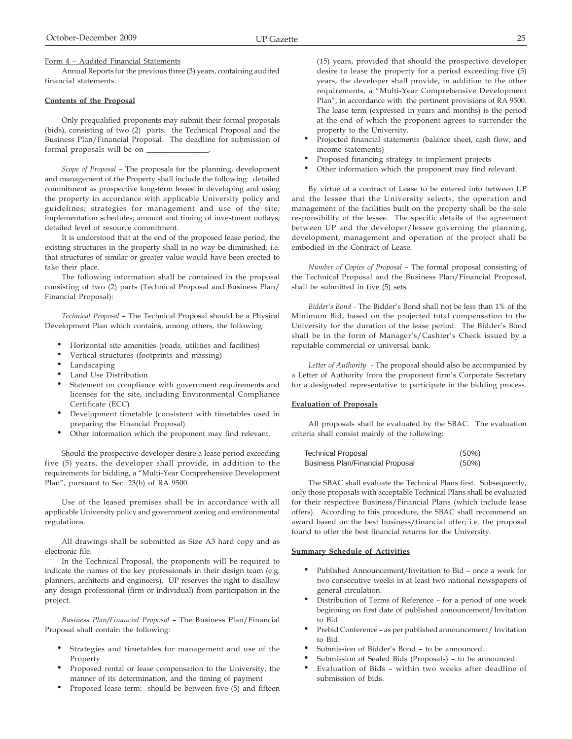Form 4 – Audited Financial Statements

Annual Reports for the previous three (3) years, containing audited financial statements.

**Contents of the Proposal**

Only prequalified proponents may submit their formal proposals (bids), consisting of two (2) parts: the Technical Proposal and the Business Plan/Financial Proposal. The deadline for submission of formal proposals will be on ________________.

*Scope of Proposal* – The proposals for the planning, development and management of the Property shall include the following: detailed commitment as prospective long-term lessee in developing and using the property in accordance with applicable University policy and guidelines; strategies for management and use of the site; implementation schedules; amount and timing of investment outlays; detailed level of resource commitment.

It is understood that at the end of the proposed lease period, the existing structures in the property shall in no way be diminished; i.e. that structures of similar or greater value would have been erected to take their place.

The following information shall be contained in the proposal consisting of two (2) parts (Technical Proposal and Business Plan/ Financial Proposal):

*Technical Proposal* – The Technical Proposal should be a Physical Development Plan which contains, among others, the following:

- Horizontal site amenities (roads, utilities and facilities)
- Vertical structures (footprints and massing)
- Landscaping
- Land Use Distribution
- Statement on compliance with government requirements and licenses for the site, including Environmental Compliance Certificate (ECC)
- Development timetable (consistent with timetables used in preparing the Financial Proposal).
- Other information which the proponent may find relevant.

Should the prospective developer desire a lease period exceeding five (5) years, the developer shall provide, in addition to the requirements for bidding, a "Multi-Year Comprehensive Development Plan", pursuant to Sec. 23(b) of RA 9500.

Use of the leased premises shall be in accordance with all applicable University policy and government zoning and environmental regulations.

All drawings shall be submitted as Size A3 hard copy and as electronic file.

In the Technical Proposal, the proponents will be required to indicate the names of the key professionals in their design team (e.g. planners, architects and engineers), UP reserves the right to disallow any design professional (firm or individual) from participation in the project.

*Business Plan/Financial Proposal* – The Business Plan/Financial Proposal shall contain the following:

- Strategies and timetables for management and use of the Property
- Proposed rental or lease compensation to the University, the manner of its determination, and the timing of payment
- Proposed lease term: should be between five (5) and fifteen (15) years, provided that should the prospective developer desire to lease the property for a period exceeding five (5) years, the developer shall provide, in addition to the other requirements, a "Multi-Year Comprehensive Development Plan", in accordance with the pertinent provisions of RA 9500. The lease term (expressed in years and months) is the period at the end of which the proponent agrees to surrender the property to the University.
- Projected financial statements (balance sheet, cash flow, and income statements)
- Proposed financing strategy to implement projects
- Other information which the proponent may find relevant.

By virtue of a contract of Lease to be entered into between UP and the lessee that the University selects, the operation and management of the facilities built on the property shall be the sole responsibility of the lessee. The specific details of the agreement between UP and the developer/lessee governing the planning, development, management and operation of the project shall be embodied in the Contract of Lease.

*Number of Copies of Proposal* – The formal proposal consisting of the Technical Proposal and the Business Plan/Financial Proposal, shall be submitted in five (5) sets.

*Bidder's Bond* - The Bidder's Bond shall not be less than 1% of the Minimum Bid, based on the projected total compensation to the University for the duration of the lease period. The Bidder's Bond shall be in the form of Manager's/Cashier's Check issued by a reputable commercial or universal bank.

*Letter of Authority* - The proposal should also be accompanied by a Letter of Authority from the proponent firm's Corporate Secretary for a designated representative to participate in the bidding process.

**Evaluation of Proposals**

All proposals shall be evaluated by the SBAC. The evaluation criteria shall consist mainly of the following:

| | |
|---|---|
| Technical Proposal | (50%) |
| Business Plan/Financial Proposal | (50%) |

The SBAC shall evaluate the Technical Plans first. Subsequently, only those proposals with acceptable Technical Plans shall be evaluated for their respective Business/Financial Plans (which include lease offers). According to this procedure, the SBAC shall recommend an award based on the best business/financial offer; i.e. the proposal found to offer the best financial returns for the University.

**Summary Schedule of Activities**

- Published Announcement/Invitation to Bid – once a week for two consecutive weeks in at least two national newspapers of general circulation.
- Distribution of Terms of Reference – for a period of one week beginning on first date of published announcement/Invitation to Bid.
- Prebid Conference – as per published announcement/ Invitation to Bid.
- Submission of Bidder's Bond – to be announced.
- Submission of Sealed Bids (Proposals) – to be announced.
- Evaluation of Bids – within two weeks after deadline of submission of bids.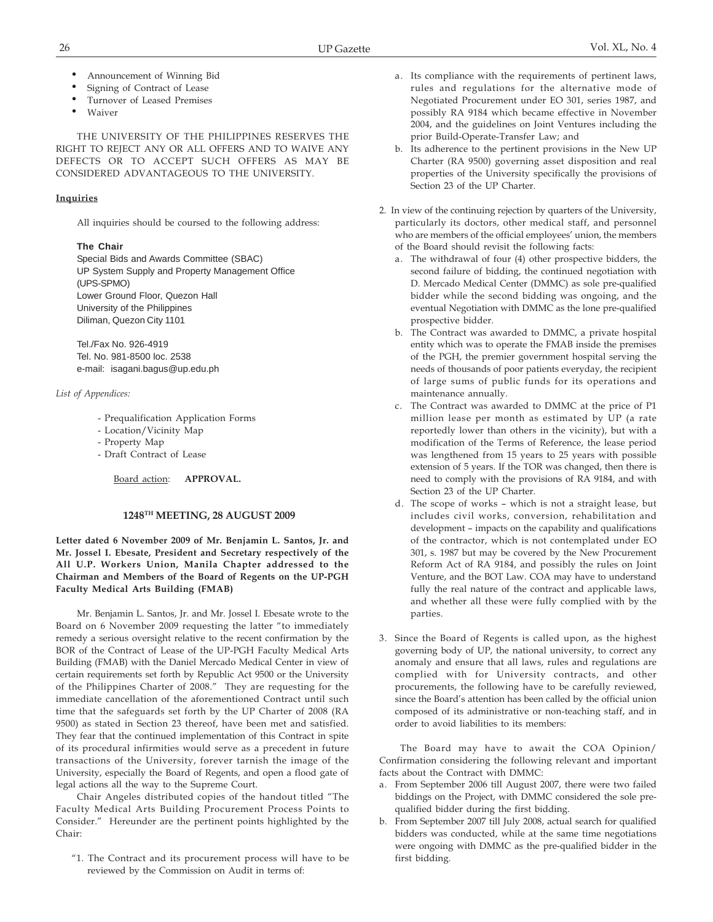- Announcement of Winning Bid
- Signing of Contract of Lease
- Turnover of Leased Premises
- Waiver

THE UNIVERSITY OF THE PHILIPPINES RESERVES THE RIGHT TO REJECT ANY OR ALL OFFERS AND TO WAIVE ANY DEFECTS OR TO ACCEPT SUCH OFFERS AS MAY BE CONSIDERED ADVANTAGEOUS TO THE UNIVERSITY.

**Inquiries**

All inquiries should be coursed to the following address:

**The Chair**
Special Bids and Awards Committee (SBAC)
UP System Supply and Property Management Office (UPS-SPMO)
Lower Ground Floor, Quezon Hall
University of the Philippines
Diliman, Quezon City 1101

Tel./Fax No. 926-4919
Tel. No. 981-8500 loc. 2538
e-mail: isagani.bagus@up.edu.ph

*List of Appendices:*

- Prequalification Application Forms
- Location/Vicinity Map
- Property Map
- Draft Contract of Lease

Board action: **APPROVAL.**

### 1248TH MEETING, 28 AUGUST 2009

**Letter dated 6 November 2009 of Mr. Benjamin L. Santos, Jr. and Mr. Jossel I. Ebesate, President and Secretary respectively of the All U.P. Workers Union, Manila Chapter addressed to the Chairman and Members of the Board of Regents on the UP-PGH Faculty Medical Arts Building (FMAB)**

Mr. Benjamin L. Santos, Jr. and Mr. Jossel I. Ebesate wrote to the Board on 6 November 2009 requesting the latter "to immediately remedy a serious oversight relative to the recent confirmation by the BOR of the Contract of Lease of the UP-PGH Faculty Medical Arts Building (FMAB) with the Daniel Mercado Medical Center in view of certain requirements set forth by Republic Act 9500 or the University of the Philippines Charter of 2008." They are requesting for the immediate cancellation of the aforementioned Contract until such time that the safeguards set forth by the UP Charter of 2008 (RA 9500) as stated in Section 23 thereof, have been met and satisfied. They fear that the continued implementation of this Contract in spite of its procedural infirmities would serve as a precedent in future transactions of the University, forever tarnish the image of the University, especially the Board of Regents, and open a flood gate of legal actions all the way to the Supreme Court.

Chair Angeles distributed copies of the handout titled "The Faculty Medical Arts Building Procurement Process Points to Consider." Hereunder are the pertinent points highlighted by the Chair:

"1. The Contract and its procurement process will have to be reviewed by the Commission on Audit in terms of:

a. Its compliance with the requirements of pertinent laws, rules and regulations for the alternative mode of Negotiated Procurement under EO 301, series 1987, and possibly RA 9184 which became effective in November 2004, and the guidelines on Joint Ventures including the prior Build-Operate-Transfer Law; and

b. Its adherence to the pertinent provisions in the New UP Charter (RA 9500) governing asset disposition and real properties of the University specifically the provisions of Section 23 of the UP Charter.

2. In view of the continuing rejection by quarters of the University, particularly its doctors, other medical staff, and personnel who are members of the official employees' union, the members of the Board should revisit the following facts:

a. The withdrawal of four (4) other prospective bidders, the second failure of bidding, the continued negotiation with D. Mercado Medical Center (DMMC) as sole pre-qualified bidder while the second bidding was ongoing, and the eventual Negotiation with DMMC as the lone pre-qualified prospective bidder.

b. The Contract was awarded to DMMC, a private hospital entity which was to operate the FMAB inside the premises of the PGH, the premier government hospital serving the needs of thousands of poor patients everyday, the recipient of large sums of public funds for its operations and maintenance annually.

c. The Contract was awarded to DMMC at the price of P1 million lease per month as estimated by UP (a rate reportedly lower than others in the vicinity), but with a modification of the Terms of Reference, the lease period was lengthened from 15 years to 25 years with possible extension of 5 years. If the TOR was changed, then there is need to comply with the provisions of RA 9184, and with Section 23 of the UP Charter.

d. The scope of works – which is not a straight lease, but includes civil works, conversion, rehabilitation and development – impacts on the capability and qualifications of the contractor, which is not contemplated under EO 301, s. 1987 but may be covered by the New Procurement Reform Act of RA 9184, and possibly the rules on Joint Venture, and the BOT Law. COA may have to understand fully the real nature of the contract and applicable laws, and whether all these were fully complied with by the parties.

3. Since the Board of Regents is called upon, as the highest governing body of UP, the national university, to correct any anomaly and ensure that all laws, rules and regulations are complied with for University contracts, and other procurements, the following have to be carefully reviewed, since the Board's attention has been called by the official union composed of its administrative or non-teaching staff, and in order to avoid liabilities to its members:

The Board may have to await the COA Opinion/ Confirmation considering the following relevant and important facts about the Contract with DMMC:

a. From September 2006 till August 2007, there were two failed biddings on the Project, with DMMC considered the sole pre-qualified bidder during the first bidding.

b. From September 2007 till July 2008, actual search for qualified bidders was conducted, while at the same time negotiations were ongoing with DMMC as the pre-qualified bidder in the first bidding.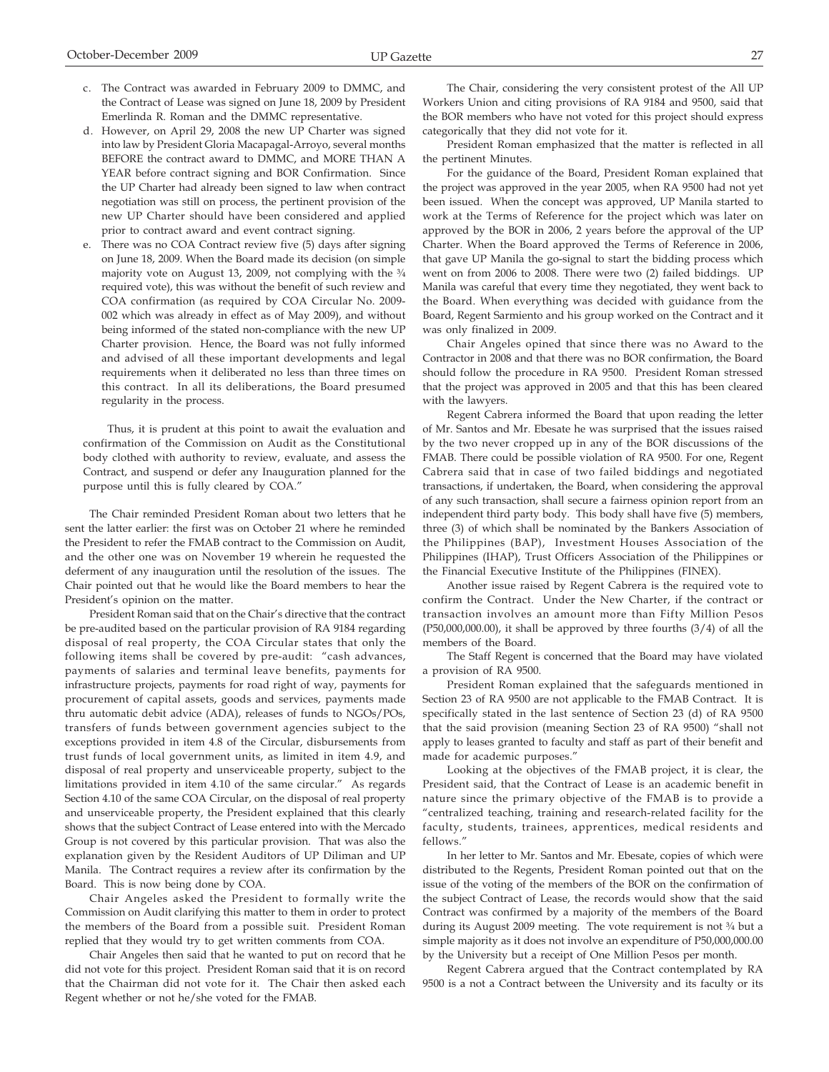c. The Contract was awarded in February 2009 to DMMC, and the Contract of Lease was signed on June 18, 2009 by President Emerlinda R. Roman and the DMMC representative.

d. However, on April 29, 2008 the new UP Charter was signed into law by President Gloria Macapagal-Arroyo, several months BEFORE the contract award to DMMC, and MORE THAN A YEAR before contract signing and BOR Confirmation. Since the UP Charter had already been signed to law when contract negotiation was still on process, the pertinent provision of the new UP Charter should have been considered and applied prior to contract award and event contract signing.

e. There was no COA Contract review five (5) days after signing on June 18, 2009. When the Board made its decision (on simple majority vote on August 13, 2009, not complying with the ¾ required vote), this was without the benefit of such review and COA confirmation (as required by COA Circular No. 2009-002 which was already in effect as of May 2009), and without being informed of the stated non-compliance with the new UP Charter provision. Hence, the Board was not fully informed and advised of all these important developments and legal requirements when it deliberated no less than three times on this contract. In all its deliberations, the Board presumed regularity in the process.

Thus, it is prudent at this point to await the evaluation and confirmation of the Commission on Audit as the Constitutional body clothed with authority to review, evaluate, and assess the Contract, and suspend or defer any Inauguration planned for the purpose until this is fully cleared by COA."

The Chair reminded President Roman about two letters that he sent the latter earlier: the first was on October 21 where he reminded the President to refer the FMAB contract to the Commission on Audit, and the other one was on November 19 wherein he requested the deferment of any inauguration until the resolution of the issues. The Chair pointed out that he would like the Board members to hear the President's opinion on the matter.

President Roman said that on the Chair's directive that the contract be pre-audited based on the particular provision of RA 9184 regarding disposal of real property, the COA Circular states that only the following items shall be covered by pre-audit: "cash advances, payments of salaries and terminal leave benefits, payments for infrastructure projects, payments for road right of way, payments for procurement of capital assets, goods and services, payments made thru automatic debit advice (ADA), releases of funds to NGOs/POs, transfers of funds between government agencies subject to the exceptions provided in item 4.8 of the Circular, disbursements from trust funds of local government units, as limited in item 4.9, and disposal of real property and unserviceable property, subject to the limitations provided in item 4.10 of the same circular." As regards Section 4.10 of the same COA Circular, on the disposal of real property and unserviceable property, the President explained that this clearly shows that the subject Contract of Lease entered into with the Mercado Group is not covered by this particular provision. That was also the explanation given by the Resident Auditors of UP Diliman and UP Manila. The Contract requires a review after its confirmation by the Board. This is now being done by COA.

Chair Angeles asked the President to formally write the Commission on Audit clarifying this matter to them in order to protect the members of the Board from a possible suit. President Roman replied that they would try to get written comments from COA.

Chair Angeles then said that he wanted to put on record that he did not vote for this project. President Roman said that it is on record that the Chairman did not vote for it. The Chair then asked each Regent whether or not he/she voted for the FMAB.

The Chair, considering the very consistent protest of the All UP Workers Union and citing provisions of RA 9184 and 9500, said that the BOR members who have not voted for this project should express categorically that they did not vote for it.

President Roman emphasized that the matter is reflected in all the pertinent Minutes.

For the guidance of the Board, President Roman explained that the project was approved in the year 2005, when RA 9500 had not yet been issued. When the concept was approved, UP Manila started to work at the Terms of Reference for the project which was later on approved by the BOR in 2006, 2 years before the approval of the UP Charter. When the Board approved the Terms of Reference in 2006, that gave UP Manila the go-signal to start the bidding process which went on from 2006 to 2008. There were two (2) failed biddings. UP Manila was careful that every time they negotiated, they went back to the Board. When everything was decided with guidance from the Board, Regent Sarmiento and his group worked on the Contract and it was only finalized in 2009.

Chair Angeles opined that since there was no Award to the Contractor in 2008 and that there was no BOR confirmation, the Board should follow the procedure in RA 9500. President Roman stressed that the project was approved in 2005 and that this has been cleared with the lawyers.

Regent Cabrera informed the Board that upon reading the letter of Mr. Santos and Mr. Ebesate he was surprised that the issues raised by the two never cropped up in any of the BOR discussions of the FMAB. There could be possible violation of RA 9500. For one, Regent Cabrera said that in case of two failed biddings and negotiated transactions, if undertaken, the Board, when considering the approval of any such transaction, shall secure a fairness opinion report from an independent third party body. This body shall have five (5) members, three (3) of which shall be nominated by the Bankers Association of the Philippines (BAP), Investment Houses Association of the Philippines (IHAP), Trust Officers Association of the Philippines or the Financial Executive Institute of the Philippines (FINEX).

Another issue raised by Regent Cabrera is the required vote to confirm the Contract. Under the New Charter, if the contract or transaction involves an amount more than Fifty Million Pesos (P50,000,000.00), it shall be approved by three fourths (3/4) of all the members of the Board.

The Staff Regent is concerned that the Board may have violated a provision of RA 9500.

President Roman explained that the safeguards mentioned in Section 23 of RA 9500 are not applicable to the FMAB Contract. It is specifically stated in the last sentence of Section 23 (d) of RA 9500 that the said provision (meaning Section 23 of RA 9500) "shall not apply to leases granted to faculty and staff as part of their benefit and made for academic purposes."

Looking at the objectives of the FMAB project, it is clear, the President said, that the Contract of Lease is an academic benefit in nature since the primary objective of the FMAB is to provide a "centralized teaching, training and research-related facility for the faculty, students, trainees, apprentices, medical residents and fellows."

In her letter to Mr. Santos and Mr. Ebesate, copies of which were distributed to the Regents, President Roman pointed out that on the issue of the voting of the members of the BOR on the confirmation of the subject Contract of Lease, the records would show that the said Contract was confirmed by a majority of the members of the Board during its August 2009 meeting. The vote requirement is not ¾ but a simple majority as it does not involve an expenditure of P50,000,000.00 by the University but a receipt of One Million Pesos per month.

Regent Cabrera argued that the Contract contemplated by RA 9500 is a not a Contract between the University and its faculty or its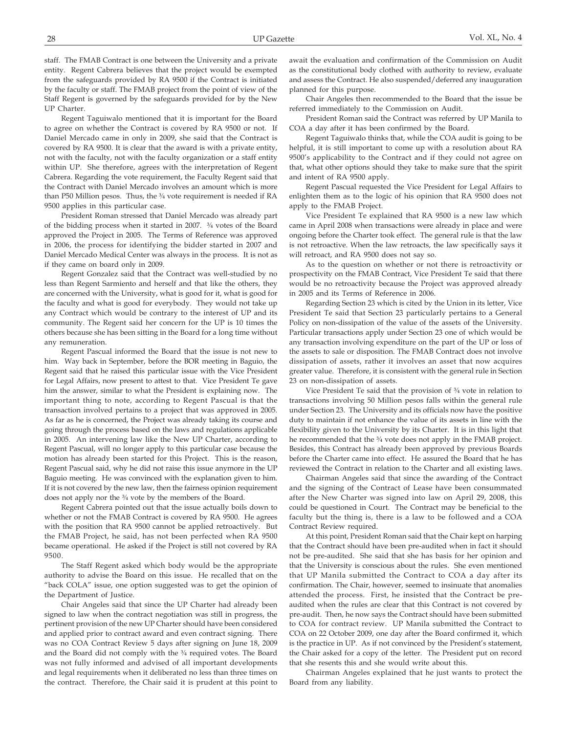staff. The FMAB Contract is one between the University and a private entity. Regent Cabrera believes that the project would be exempted from the safeguards provided by RA 9500 if the Contract is initiated by the faculty or staff. The FMAB project from the point of view of the Staff Regent is governed by the safeguards provided for by the New UP Charter.

Regent Taguiwalo mentioned that it is important for the Board to agree on whether the Contract is covered by RA 9500 or not. If Daniel Mercado came in only in 2009, she said that the Contract is covered by RA 9500. It is clear that the award is with a private entity, not with the faculty, not with the faculty organization or a staff entity within UP. She therefore, agrees with the interpretation of Regent Cabrera. Regarding the vote requirement, the Faculty Regent said that the Contract with Daniel Mercado involves an amount which is more than P50 Million pesos. Thus, the ¾ vote requirement is needed if RA 9500 applies in this particular case.

President Roman stressed that Daniel Mercado was already part of the bidding process when it started in 2007. ¾ votes of the Board approved the Project in 2005. The Terms of Reference was approved in 2006, the process for identifying the bidder started in 2007 and Daniel Mercado Medical Center was always in the process. It is not as if they came on board only in 2009.

Regent Gonzalez said that the Contract was well-studied by no less than Regent Sarmiento and herself and that like the others, they are concerned with the University, what is good for it, what is good for the faculty and what is good for everybody. They would not take up any Contract which would be contrary to the interest of UP and its community. The Regent said her concern for the UP is 10 times the others because she has been sitting in the Board for a long time without any remuneration.

Regent Pascual informed the Board that the issue is not new to him. Way back in September, before the BOR meeting in Baguio, the Regent said that he raised this particular issue with the Vice President for Legal Affairs, now present to attest to that. Vice President Te gave him the answer, similar to what the President is explaining now. The important thing to note, according to Regent Pascual is that the transaction involved pertains to a project that was approved in 2005. As far as he is concerned, the Project was already taking its course and going through the process based on the laws and regulations applicable in 2005. An intervening law like the New UP Charter, according to Regent Pascual, will no longer apply to this particular case because the motion has already been started for this Project. This is the reason, Regent Pascual said, why he did not raise this issue anymore in the UP Baguio meeting. He was convinced with the explanation given to him. If it is not covered by the new law, then the fairness opinion requirement does not apply nor the ¾ vote by the members of the Board.

Regent Cabrera pointed out that the issue actually boils down to whether or not the FMAB Contract is covered by RA 9500. He agrees with the position that RA 9500 cannot be applied retroactively. But the FMAB Project, he said, has not been perfected when RA 9500 became operational. He asked if the Project is still not covered by RA 9500.

The Staff Regent asked which body would be the appropriate authority to advise the Board on this issue. He recalled that on the "back COLA" issue, one option suggested was to get the opinion of the Department of Justice.

Chair Angeles said that since the UP Charter had already been signed to law when the contract negotiation was still in progress, the pertinent provision of the new UP Charter should have been considered and applied prior to contract award and even contract signing. There was no COA Contract Review 5 days after signing on June 18, 2009 and the Board did not comply with the ¾ required votes. The Board was not fully informed and advised of all important developments and legal requirements when it deliberated no less than three times on the contract. Therefore, the Chair said it is prudent at this point to await the evaluation and confirmation of the Commission on Audit as the constitutional body clothed with authority to review, evaluate and assess the Contract. He also suspended/deferred any inauguration planned for this purpose.

Chair Angeles then recommended to the Board that the issue be referred immediately to the Commission on Audit.

President Roman said the Contract was referred by UP Manila to COA a day after it has been confirmed by the Board.

Regent Taguiwalo thinks that, while the COA audit is going to be helpful, it is still important to come up with a resolution about RA 9500's applicability to the Contract and if they could not agree on that, what other options should they take to make sure that the spirit and intent of RA 9500 apply.

Regent Pascual requested the Vice President for Legal Affairs to enlighten them as to the logic of his opinion that RA 9500 does not apply to the FMAB Project.

Vice President Te explained that RA 9500 is a new law which came in April 2008 when transactions were already in place and were ongoing before the Charter took effect. The general rule is that the law is not retroactive. When the law retroacts, the law specifically says it will retroact, and RA 9500 does not say so.

As to the question on whether or not there is retroactivity or prospectivity on the FMAB Contract, Vice President Te said that there would be no retroactivity because the Project was approved already in 2005 and its Terms of Reference in 2006.

Regarding Section 23 which is cited by the Union in its letter, Vice President Te said that Section 23 particularly pertains to a General Policy on non-dissipation of the value of the assets of the University. Particular transactions apply under Section 23 one of which would be any transaction involving expenditure on the part of the UP or loss of the assets to sale or disposition. The FMAB Contract does not involve dissipation of assets, rather it involves an asset that now acquires greater value. Therefore, it is consistent with the general rule in Section 23 on non-dissipation of assets.

Vice President Te said that the provision of ¾ vote in relation to transactions involving 50 Million pesos falls within the general rule under Section 23. The University and its officials now have the positive duty to maintain if not enhance the value of its assets in line with the flexibility given to the University by its Charter. It is in this light that he recommended that the ¾ vote does not apply in the FMAB project. Besides, this Contract has already been approved by previous Boards before the Charter came into effect. He assured the Board that he has reviewed the Contract in relation to the Charter and all existing laws.

Chairman Angeles said that since the awarding of the Contract and the signing of the Contract of Lease have been consummated after the New Charter was signed into law on April 29, 2008, this could be questioned in Court. The Contract may be beneficial to the faculty but the thing is, there is a law to be followed and a COA Contract Review required.

At this point, President Roman said that the Chair kept on harping that the Contract should have been pre-audited when in fact it should not be pre-audited. She said that she has basis for her opinion and that the University is conscious about the rules. She even mentioned that UP Manila submitted the Contract to COA a day after its confirmation. The Chair, however, seemed to insinuate that anomalies attended the process. First, he insisted that the Contract be pre-audited when the rules are clear that this Contract is not covered by pre-audit. Then, he now says the Contract should have been submitted to COA for contract review. UP Manila submitted the Contract to COA on 22 October 2009, one day after the Board confirmed it, which is the practice in UP. As if not convinced by the President's statement, the Chair asked for a copy of the letter. The President put on record that she resents this and she would write about this.

Chairman Angeles explained that he just wants to protect the Board from any liability.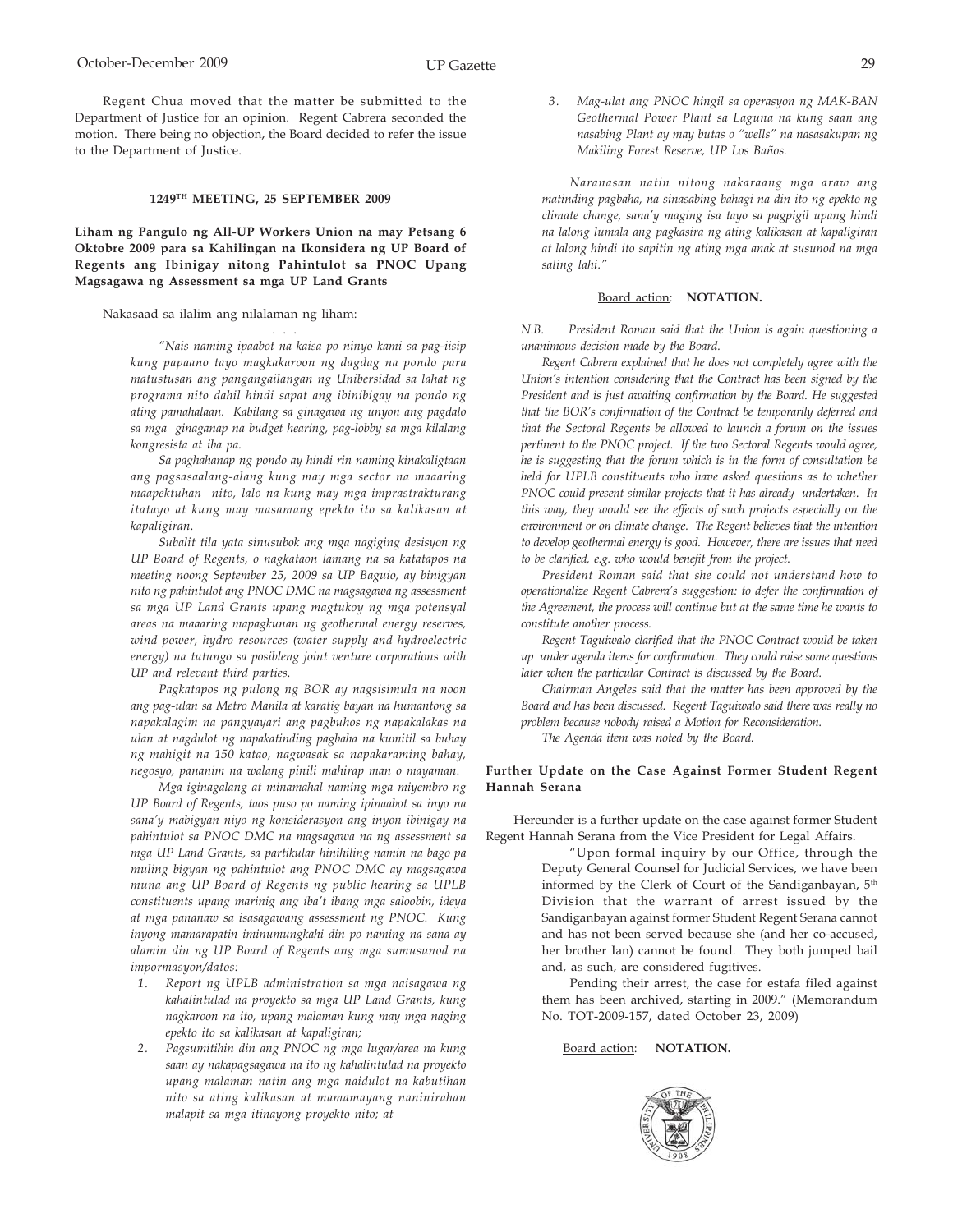Regent Chua moved that the matter be submitted to the Department of Justice for an opinion. Regent Cabrera seconded the motion. There being no objection, the Board decided to refer the issue to the Department of Justice.

### 1249TH MEETING, 25 SEPTEMBER 2009

**Liham ng Pangulo ng All-UP Workers Union na may Petsang 6 Oktobre 2009 para sa Kahilingan na Ikonsidera ng UP Board of Regents ang Ibinigay nitong Pahintulot sa PNOC Upang Magsagawa ng Assessment sa mga UP Land Grants**

Nakasaad sa ilalim ang nilalaman ng liham:

. . .

> *"Nais naming ipaabot na kaisa po ninyo kami sa pag-iisip kung papaano tayo magkakaroon ng dagdag na pondo para matustusan ang pangangailangan ng Unibersidad sa lahat ng programa nito dahil hindi sapat ang ibinibigay na pondo ng ating pamahalaan. Kabilang sa ginagawa ng unyon ang pagdalo sa mga ginaganap na budget hearing, pag-lobby sa mga kilalang kongresista at iba pa.*
>
> *Sa paghahanap ng pondo ay hindi rin naming kinakaligtaan ang pagsasaalang-alang kung may mga sector na maaaring maapektuhan nito, lalo na kung may mga imprastrakturang itatayo at kung may masamang epekto ito sa kalikasan at kapaligiran.*
>
> *Subalit tila yata sinusubok ang mga nagiging desisyon ng UP Board of Regents, o nagkataon lamang na sa katatapos na meeting noong September 25, 2009 sa UP Baguio, ay binigyan nito ng pahintulot ang PNOC DMC na magsagawa ng assessment sa mga UP Land Grants upang magtukoy ng mga potensyal areas na maaaring mapagkunan ng geothermal energy reserves, wind power, hydro resources (water supply and hydroelectric energy) na tutungo sa posibleng joint venture corporations with UP and relevant third parties.*
>
> *Pagkatapos ng pulong ng BOR ay nagsimula na noon ang pag-ulan sa Metro Manila at karatig bayan na humantong sa napakalagim na pangyayari ang pagbuhos ng napakalakas na ulan at nagdulot ng napakatinding pagbaha na kumitil sa buhay ng mahigit na 150 katao, nagwasak sa napakaraming bahay, negosyo, pananim na walang pinili mahirap man o mayaman.*
>
> *Mga iginagalang at minamahal naming mga miyembro ng UP Board of Regents, taos puso po naming ipinaabot sa inyo na sana'y mabigyan niyo ng konsiderasyon ang inyon ibinigay na pahintulot sa PNOC DMC na magsagawa na ng assessment sa mga UP Land Grants, sa partikular hinihiling namin na bago pa muling bigyan ng pahintulot ang PNOC DMC ay magsagawa muna ang UP Board of Regents ng public hearing sa UPLB constituents upang marinig ang iba't ibang mga saloobin, ideya at mga pananaw sa isasagawang assessment ng PNOC. Kung inyong mamarapatin iminumungkahi din po naming na sana ay alamin din ng UP Board of Regents ang mga sumusunod na impormasyon/datos:*
>
> 1. *Report ng UPLB administration sa mga naisagawa ng kahalintulad na proyekto sa mga UP Land Grants, kung nagkaroon na ito, upang malaman kung may mga naging epekto ito sa kalikasan at kapaligiran;*
> 2. *Pagsumitihin din ang PNOC ng mga lugar/area na kung saan ay nakapagsagawa na ito ng kahalintulad na proyekto upang malaman natin ang mga naidulot na kabutihan nito sa ating kalikasan at mamamayang naninirahan malapit sa mga itinayong proyekto nito; at*
> 3. *Mag-ulat ang PNOC hingil sa operasyon ng MAK-BAN Geothermal Power Plant sa Laguna na kung saan ang nasabing Plant ay may butas o "wells" na nasasakupan ng Makiling Forest Reserve, UP Los Baños.*
>
> *Naranasan natin nitong nakaraang mga araw ang matinding pagbaha, na sinasabing bahagi na din ito ng epekto ng climate change, sana'y maging isa tayo sa pagpigil upang hindi na lalong lumala ang pagkasira ng ating kalikasan at kapaligiran at lalong hindi ito sapitin ng ating mga anak at susunod na mga saling lahi."*

Board action: **NOTATION.**

*N.B. President Roman said that the Union is again questioning a unanimous decision made by the Board.*

*Regent Cabrera explained that he does not completely agree with the Union's intention considering that the Contract has been signed by the President and is just awaiting confirmation by the Board. He suggested that the BOR's confirmation of the Contract be temporarily deferred and that the Sectoral Regents be allowed to launch a forum on the issues pertinent to the PNOC project. If the two Sectoral Regents would agree, he is suggesting that the forum which is in the form of consultation be held for UPLB constituents who have asked questions as to whether PNOC could present similar projects that it has already undertaken. In this way, they would see the effects of such projects especially on the environment or on climate change. The Regent believes that the intention to develop geothermal energy is good. However, there are issues that need to be clarified, e.g. who would benefit from the project.*

*President Roman said that she could not understand how to operationalize Regent Cabrera's suggestion: to defer the confirmation of the Agreement, the process will continue but at the same time he wants to constitute another process.*

*Regent Taguiwalo clarified that the PNOC Contract would be taken up under agenda items for confirmation. They could raise some questions later when the particular Contract is discussed by the Board.*

*Chairman Angeles said that the matter has been approved by the Board and has been discussed. Regent Taguiwalo said there was really no problem because nobody raised a Motion for Reconsideration.*

*The Agenda item was noted by the Board.*

**Further Update on the Case Against Former Student Regent Hannah Serana**

Hereunder is a further update on the case against former Student Regent Hannah Serana from the Vice President for Legal Affairs.

> "Upon formal inquiry by our Office, through the Deputy General Counsel for Judicial Services, we have been informed by the Clerk of Court of the Sandiganbayan, 5th Division that the warrant of arrest issued by the Sandiganbayan against former Student Regent Serana cannot and has not been served because she (and her co-accused, her brother Ian) cannot be found. They both jumped bail and, as such, are considered fugitives.
>
> Pending their arrest, the case for estafa filed against them has been archived, starting in 2009." (Memorandum No. TOT-2009-157, dated October 23, 2009)

Board action: **NOTATION.**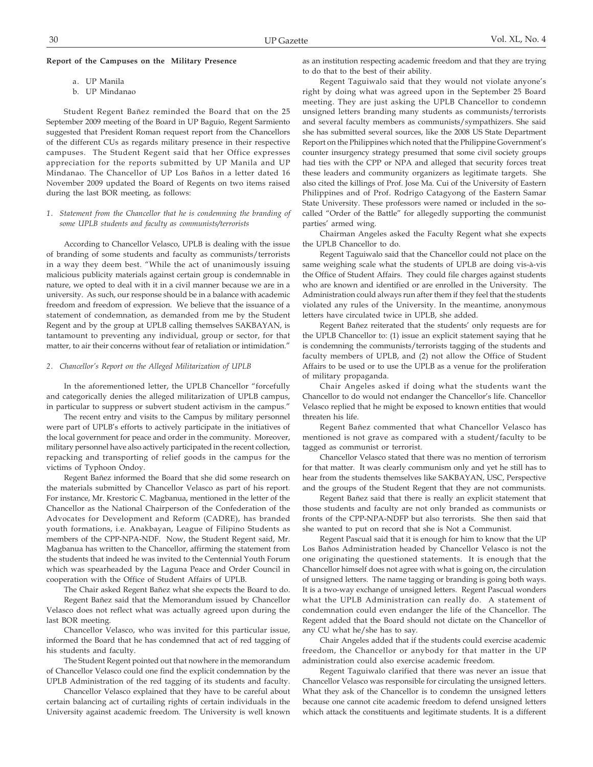**Report of the Campuses on the Military Presence**

a. UP Manila
b. UP Mindanao

Student Regent Bañez reminded the Board that on the 25 September 2009 meeting of the Board in UP Baguio, Regent Sarmiento suggested that President Roman request report from the Chancellors of the different CUs as regards military presence in their respective campuses. The Student Regent said that her Office expresses appreciation for the reports submitted by UP Manila and UP Mindanao. The Chancellor of UP Los Baños in a letter dated 16 November 2009 updated the Board of Regents on two items raised during the last BOR meeting, as follows:

*1. Statement from the Chancellor that he is condemning the branding of some UPLB students and faculty as communists/terrorists*

According to Chancellor Velasco, UPLB is dealing with the issue of branding of some students and faculty as communists/terrorists in a way they deem best. "While the act of unanimously issuing malicious publicity materials against certain group is condemnable in nature, we opted to deal with it in a civil manner because we are in a university. As such, our response should be in a balance with academic freedom and freedom of expression. We believe that the issuance of a statement of condemnation, as demanded from me by the Student Regent and by the group at UPLB calling themselves SAKBAYAN, is tantamount to preventing any individual, group or sector, for that matter, to air their concerns without fear of retaliation or intimidation."

*2. Chancellor's Report on the Alleged Militarization of UPLB*

In the aforementioned letter, the UPLB Chancellor "forcefully and categorically denies the alleged militarization of UPLB campus, in particular to suppress or subvert student activism in the campus."

The recent entry and visits to the Campus by military personnel were part of UPLB's efforts to actively participate in the initiatives of the local government for peace and order in the community. Moreover, military personnel have also actively participated in the recent collection, repacking and transporting of relief goods in the campus for the victims of Typhoon Ondoy.

Regent Bañez informed the Board that she did some research on the materials submitted by Chancellor Velasco as part of his report. For instance, Mr. Krestoric C. Magbanua, mentioned in the letter of the Chancellor as the National Chairperson of the Confederation of the Advocates for Development and Reform (CADRE), has branded youth formations, i.e. Anakbayan, League of Filipino Students as members of the CPP-NPA-NDF. Now, the Student Regent said, Mr. Magbanua has written to the Chancellor, affirming the statement from the students that indeed he was invited to the Centennial Youth Forum which was spearheaded by the Laguna Peace and Order Council in cooperation with the Office of Student Affairs of UPLB.

The Chair asked Regent Bañez what she expects the Board to do.

Regent Bañez said that the Memorandum issued by Chancellor Velasco does not reflect what was actually agreed upon during the last BOR meeting.

Chancellor Velasco, who was invited for this particular issue, informed the Board that he has condemned that act of red tagging of his students and faculty.

The Student Regent pointed out that nowhere in the memorandum of Chancellor Velasco could one find the explicit condemnation by the UPLB Administration of the red tagging of its students and faculty.

Chancellor Velasco explained that they have to be careful about certain balancing act of curtailing rights of certain individuals in the University against academic freedom. The University is well known as an institution respecting academic freedom and that they are trying to do that to the best of their ability.

Regent Taguiwalo said that they would not violate anyone's right by doing what was agreed upon in the September 25 Board meeting. They are just asking the UPLB Chancellor to condemn unsigned letters branding many students as communists/terrorists and several faculty members as communists/sympathizers. She said she has submitted several sources, like the 2008 US State Department Report on the Philippines which noted that the Philippine Government's counter insurgency strategy presumed that some civil society groups had ties with the CPP or NPA and alleged that security forces treat these leaders and community organizers as legitimate targets. She also cited the killings of Prof. Jose Ma. Cui of the University of Eastern Philippines and of Prof. Rodrigo Catagyong of the Eastern Samar State University. These professors were named or included in the so-called "Order of the Battle" for allegedly supporting the communist parties' armed wing.

Chairman Angeles asked the Faculty Regent what she expects the UPLB Chancellor to do.

Regent Taguiwalo said that the Chancellor could not place on the same weighing scale what the students of UPLB are doing vis-à-vis the Office of Student Affairs. They could file charges against students who are known and identified or are enrolled in the University. The Administration could always run after them if they feel that the students violated any rules of the University. In the meantime, anonymous letters have circulated twice in UPLB, she added.

Regent Bañez reiterated that the students' only requests are for the UPLB Chancellor to: (1) issue an explicit statement saying that he is condemning the communists/terrorists tagging of the students and faculty members of UPLB, and (2) not allow the Office of Student Affairs to be used or to use the UPLB as a venue for the proliferation of military propaganda.

Chair Angeles asked if doing what the students want the Chancellor to do would not endanger the Chancellor's life. Chancellor Velasco replied that he might be exposed to known entities that would threaten his life.

Regent Bañez commented that what Chancellor Velasco has mentioned is not grave as compared with a student/faculty to be tagged as communist or terrorist.

Chancellor Velasco stated that there was no mention of terrorism for that matter. It was clearly communism only and yet he still has to hear from the students themselves like SAKBAYAN, USC, Perspective and the groups of the Student Regent that they are not communists.

Regent Bañez said that there is really an explicit statement that those students and faculty are not only branded as communists or fronts of the CPP-NPA-NDFP but also terrorists. She then said that she wanted to put on record that she is Not a Communist.

Regent Pascual said that it is enough for him to know that the UP Los Baños Administration headed by Chancellor Velasco is not the one originating the questioned statements. It is enough that the Chancellor himself does not agree with what is going on, the circulation of unsigned letters. The name tagging or branding is going both ways. It is a two-way exchange of unsigned letters. Regent Pascual wonders what the UPLB Administration can really do. A statement of condemnation could even endanger the life of the Chancellor. The Regent added that the Board should not dictate on the Chancellor of any CU what he/she has to say.

Chair Angeles added that if the students could exercise academic freedom, the Chancellor or anybody for that matter in the UP administration could also exercise academic freedom.

Regent Taguiwalo clarified that there was never an issue that Chancellor Velasco was responsible for circulating the unsigned letters. What they ask of the Chancellor is to condemn the unsigned letters because one cannot cite academic freedom to defend unsigned letters which attack the constituents and legitimate students. It is a different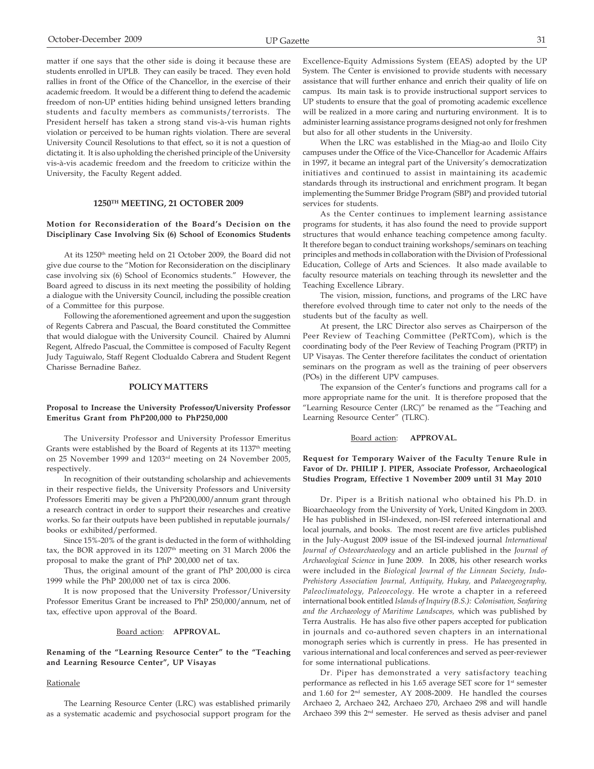matter if one says that the other side is doing it because these are students enrolled in UPLB. They can easily be traced. They even hold rallies in front of the Office of the Chancellor, in the exercise of their academic freedom. It would be a different thing to defend the academic freedom of non-UP entities hiding behind unsigned letters branding students and faculty members as communists/terrorists. The President herself has taken a strong stand vis-à-vis human rights violation or perceived to be human rights violation. There are several University Council Resolutions to that effect, so it is not a question of dictating it. It is also upholding the cherished principle of the University vis-à-vis academic freedom and the freedom to criticize within the University, the Faculty Regent added.

### 1250TH MEETING, 21 OCTOBER 2009

**Motion for Reconsideration of the Board's Decision on the Disciplinary Case Involving Six (6) School of Economics Students**

At its 1250th meeting held on 21 October 2009, the Board did not give due course to the "Motion for Reconsideration on the disciplinary case involving six (6) School of Economics students." However, the Board agreed to discuss in its next meeting the possibility of holding a dialogue with the University Council, including the possible creation of a Committee for this purpose.

Following the aforementioned agreement and upon the suggestion of Regents Cabrera and Pascual, the Board constituted the Committee that would dialogue with the University Council. Chaired by Alumni Regent, Alfredo Pascual, the Committee is composed of Faculty Regent Judy Taguiwalo, Staff Regent Clodualdo Cabrera and Student Regent Charisse Bernadine Bañez.

### POLICY MATTERS

**Proposal to Increase the University Professor/University Professor Emeritus Grant from PhP200,000 to PhP250,000**

The University Professor and University Professor Emeritus Grants were established by the Board of Regents at its 1137th meeting on 25 November 1999 and 1203rd meeting on 24 November 2005, respectively.

In recognition of their outstanding scholarship and achievements in their respective fields, the University Professors and University Professors Emeriti may be given a PhP200,000/annum grant through a research contract in order to support their researches and creative works. So far their outputs have been published in reputable journals/books or exhibited/performed.

Since 15%-20% of the grant is deducted in the form of withholding tax, the BOR approved in its 1207th meeting on 31 March 2006 the proposal to make the grant of PhP 200,000 net of tax.

Thus, the original amount of the grant of PhP 200,000 is circa 1999 while the PhP 200,000 net of tax is circa 2006.

It is now proposed that the University Professor/University Professor Emeritus Grant be increased to PhP 250,000/annum, net of tax, effective upon approval of the Board.

Board action: **APPROVAL.**

**Renaming of the "Learning Resource Center" to the "Teaching and Learning Resource Center", UP Visayas**

Rationale

The Learning Resource Center (LRC) was established primarily as a systematic academic and psychosocial support program for the Excellence-Equity Admissions System (EEAS) adopted by the UP System. The Center is envisioned to provide students with necessary assistance that will further enhance and enrich their quality of life on campus. Its main task is to provide instructional support services to UP students to ensure that the goal of promoting academic excellence will be realized in a more caring and nurturing environment. It is to administer learning assistance programs designed not only for freshmen but also for all other students in the University.

When the LRC was established in the Miag-ao and Iloilo City campuses under the Office of the Vice-Chancellor for Academic Affairs in 1997, it became an integral part of the University's democratization initiatives and continued to assist in maintaining its academic standards through its instructional and enrichment program. It began implementing the Summer Bridge Program (SBP) and provided tutorial services for students.

As the Center continues to implement learning assistance programs for students, it has also found the need to provide support structures that would enhance teaching competence among faculty. It therefore began to conduct training workshops/seminars on teaching principles and methods in collaboration with the Division of Professional Education, College of Arts and Sciences. It also made available to faculty resource materials on teaching through its newsletter and the Teaching Excellence Library.

The vision, mission, functions, and programs of the LRC have therefore evolved through time to cater not only to the needs of the students but of the faculty as well.

At present, the LRC Director also serves as Chairperson of the Peer Review of Teaching Committee (PeRTCom), which is the coordinating body of the Peer Review of Teaching Program (PRTP) in UP Visayas. The Center therefore facilitates the conduct of orientation seminars on the program as well as the training of peer observers (POs) in the different UPV campuses.

The expansion of the Center's functions and programs call for a more appropriate name for the unit. It is therefore proposed that the "Learning Resource Center (LRC)" be renamed as the "Teaching and Learning Resource Center" (TLRC).

Board action: **APPROVAL.**

**Request for Temporary Waiver of the Faculty Tenure Rule in Favor of Dr. PHILIP J. PIPER, Associate Professor, Archaeological Studies Program, Effective 1 November 2009 until 31 May 2010**

Dr. Piper is a British national who obtained his Ph.D. in Bioarchaeology from the University of York, United Kingdom in 2003. He has published in ISI-indexed, non-ISI refereed international and local journals, and books. The most recent are five articles published in the July-August 2009 issue of the ISI-indexed journal *International Journal of Osteoarchaeology* and an article published in the *Journal of Archaeological Science* in June 2009. In 2008, his other research works were included in the *Biological Journal of the Linnean Society, Indo-Prehistory Association Journal, Antiquity, Hukay,* and *Palaeogeography, Paleoclimatology, Paleoecology*. He wrote a chapter in a refereed international book entitled *Islands of Inquiry (B.S.): Colonisation, Seafaring and the Archaeology of Maritime Landscapes,* which was published by Terra Australis. He has also five other papers accepted for publication in journals and co-authored seven chapters in an international monograph series which is currently in press. He has presented in various international and local conferences and served as peer-reviewer for some international publications.

Dr. Piper has demonstrated a very satisfactory teaching performance as reflected in his 1.65 average SET score for 1st semester and 1.60 for 2nd semester, AY 2008-2009. He handled the courses Archaeo 2, Archaeo 242, Archaeo 270, Archaeo 298 and will handle Archaeo 399 this 2nd semester. He served as thesis adviser and panel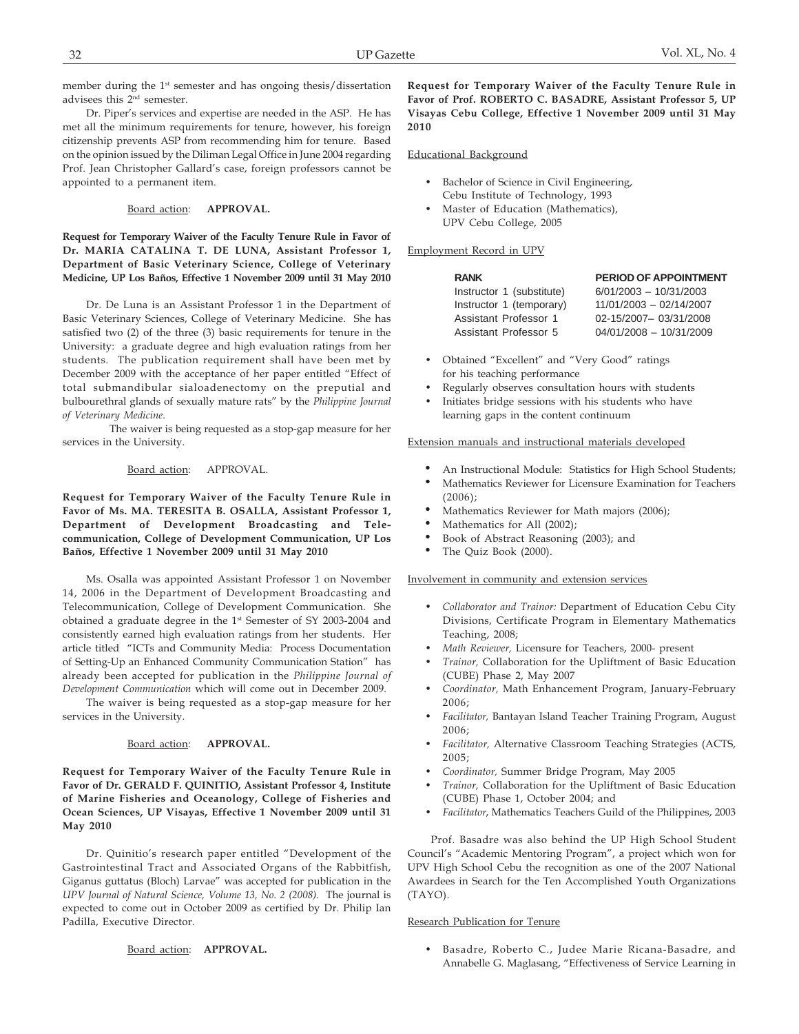member during the 1st semester and has ongoing thesis/dissertation advisees this 2nd semester.

Dr. Piper's services and expertise are needed in the ASP. He has met all the minimum requirements for tenure, however, his foreign citizenship prevents ASP from recommending him for tenure. Based on the opinion issued by the Diliman Legal Office in June 2004 regarding Prof. Jean Christopher Gallard's case, foreign professors cannot be appointed to a permanent item.

Board action: **APPROVAL.**

**Request for Temporary Waiver of the Faculty Tenure Rule in Favor of Dr. MARIA CATALINA T. DE LUNA, Assistant Professor 1, Department of Basic Veterinary Science, College of Veterinary Medicine, UP Los Baños, Effective 1 November 2009 until 31 May 2010**

Dr. De Luna is an Assistant Professor 1 in the Department of Basic Veterinary Sciences, College of Veterinary Medicine. She has satisfied two (2) of the three (3) basic requirements for tenure in the University: a graduate degree and high evaluation ratings from her students. The publication requirement shall have been met by December 2009 with the acceptance of her paper entitled "Effect of total submandibular sialoadenectomy on the preputial and bulbourethral glands of sexually mature rats" by the *Philippine Journal of Veterinary Medicine*.

The waiver is being requested as a stop-gap measure for her services in the University.

Board action: APPROVAL.

**Request for Temporary Waiver of the Faculty Tenure Rule in Favor of Ms. MA. TERESITA B. OSALLA, Assistant Professor 1, Department of Development Broadcasting and Telecommunication, College of Development Communication, UP Los Baños, Effective 1 November 2009 until 31 May 2010**

Ms. Osalla was appointed Assistant Professor 1 on November 14, 2006 in the Department of Development Broadcasting and Telecommunication, College of Development Communication. She obtained a graduate degree in the 1st Semester of SY 2003-2004 and consistently earned high evaluation ratings from her students. Her article titled "ICTs and Community Media: Process Documentation of Setting-Up an Enhanced Community Communication Station" has already been accepted for publication in the *Philippine Journal of Development Communication* which will come out in December 2009.

The waiver is being requested as a stop-gap measure for her services in the University.

Board action: **APPROVAL.**

**Request for Temporary Waiver of the Faculty Tenure Rule in Favor of Dr. GERALD F. QUINITIO, Assistant Professor 4, Institute of Marine Fisheries and Oceanology, College of Fisheries and Ocean Sciences, UP Visayas, Effective 1 November 2009 until 31 May 2010**

Dr. Quinitio's research paper entitled "Development of the Gastrointestinal Tract and Associated Organs of the Rabbitfish, Giganus guttatus (Bloch) Larvae" was accepted for publication in the *UPV Journal of Natural Science, Volume 13, No. 2 (2008).* The journal is expected to come out in October 2009 as certified by Dr. Philip Ian Padilla, Executive Director.

Board action: **APPROVAL.**

**Request for Temporary Waiver of the Faculty Tenure Rule in Favor of Prof. ROBERTO C. BASADRE, Assistant Professor 5, UP Visayas Cebu College, Effective 1 November 2009 until 31 May 2010**

Educational Background

- Bachelor of Science in Civil Engineering, Cebu Institute of Technology, 1993
- Master of Education (Mathematics), UPV Cebu College, 2005

Employment Record in UPV

| RANK | PERIOD OF APPOINTMENT |
|---|---|
| Instructor 1 (substitute) | 6/01/2003 – 10/31/2003 |
| Instructor 1 (temporary) | 11/01/2003 – 02/14/2007 |
| Assistant Professor 1 | 02-15/2007– 03/31/2008 |
| Assistant Professor 5 | 04/01/2008 – 10/31/2009 |

- Obtained "Excellent" and "Very Good" ratings for his teaching performance
- Regularly observes consultation hours with students
- Initiates bridge sessions with his students who have learning gaps in the content continuum

Extension manuals and instructional materials developed

- An Instructional Module: Statistics for High School Students;
- Mathematics Reviewer for Licensure Examination for Teachers (2006);
- Mathematics Reviewer for Math majors (2006);
- Mathematics for All (2002);
- Book of Abstract Reasoning (2003); and
- The Quiz Book (2000).

Involvement in community and extension services

- *Collaborator and Trainor:* Department of Education Cebu City Divisions, Certificate Program in Elementary Mathematics Teaching, 2008;
- *Math Reviewer,* Licensure for Teachers, 2000- present
- *Trainor,* Collaboration for the Upliftment of Basic Education (CUBE) Phase 2, May 2007
- *Coordinator,* Math Enhancement Program, January-February 2006;
- *Facilitator,* Bantayan Island Teacher Training Program, August 2006;
- *Facilitator,* Alternative Classroom Teaching Strategies (ACTS, 2005;
- *Coordinator,* Summer Bridge Program, May 2005
- *Trainor,* Collaboration for the Upliftment of Basic Education (CUBE) Phase 1, October 2004; and
- *Facilitator*, Mathematics Teachers Guild of the Philippines, 2003

Prof. Basadre was also behind the UP High School Student Council's "Academic Mentoring Program", a project which won for UPV High School Cebu the recognition as one of the 2007 National Awardees in Search for the Ten Accomplished Youth Organizations (TAYO).

Research Publication for Tenure

- Basadre, Roberto C., Judee Marie Ricana-Basadre, and Annabelle G. Maglasang, "Effectiveness of Service Learning in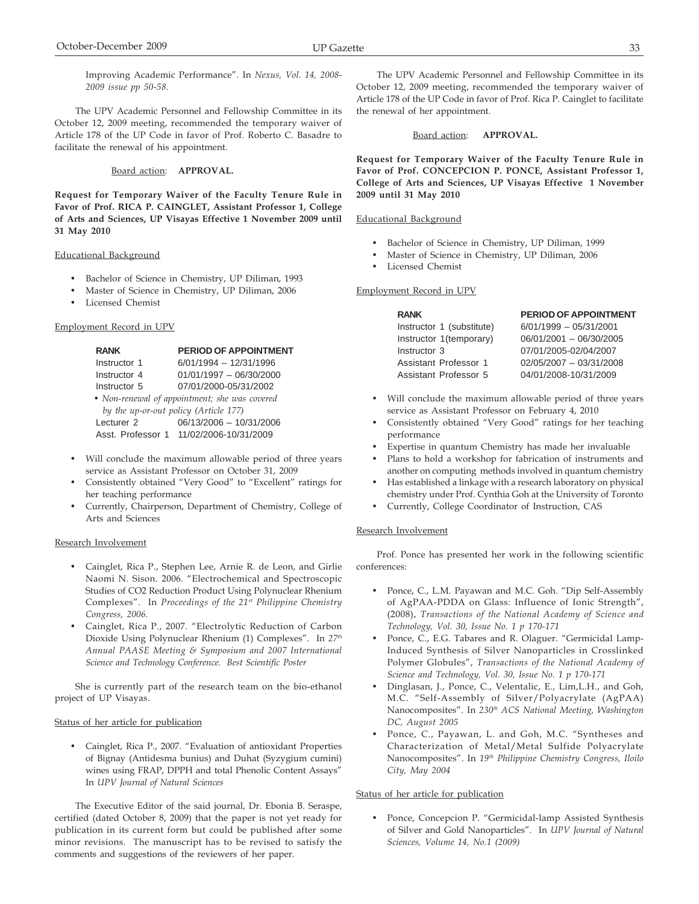Improving Academic Performance". In *Nexus, Vol. 14, 2008-2009 issue pp 50-58.*

The UPV Academic Personnel and Fellowship Committee in its October 12, 2009 meeting, recommended the temporary waiver of Article 178 of the UP Code in favor of Prof. Roberto C. Basadre to facilitate the renewal of his appointment.

Board action: **APPROVAL.**

**Request for Temporary Waiver of the Faculty Tenure Rule in Favor of Prof. RICA P. CAINGLET, Assistant Professor 1, College of Arts and Sciences, UP Visayas Effective 1 November 2009 until 31 May 2010**

Educational Background

- Bachelor of Science in Chemistry, UP Diliman, 1993
- Master of Science in Chemistry, UP Diliman, 2006
- Licensed Chemist

Employment Record in UPV

| RANK | PERIOD OF APPOINTMENT |
|---|---|
| Instructor 1 | 6/01/1994 – 12/31/1996 |
| Instructor 4 | 01/01/1997 – 06/30/2000 |
| Instructor 5 | 07/01/2000-05/31/2002 |
| • *Non-renewal of appointment; she was covered by the up-or-out policy (Article 177)* | |
| Lecturer 2 | 06/13/2006 – 10/31/2006 |
| Asst. Professor 1 | 11/02/2006-10/31/2009 |

- Will conclude the maximum allowable period of three years service as Assistant Professor on October 31, 2009
- Consistently obtained "Very Good" to "Excellent" ratings for her teaching performance
- Currently, Chairperson, Department of Chemistry, College of Arts and Sciences

Research Involvement

- Cainglet, Rica P., Stephen Lee, Arnie R. de Leon, and Girlie Naomi N. Sison. 2006. "Electrochemical and Spectroscopic Studies of CO2 Reduction Product Using Polynuclear Rhenium Complexes". In *Proceedings of the 21st Philippine Chemistry Congress, 2006.*
- Cainglet, Rica P., 2007. "Electrolytic Reduction of Carbon Dioxide Using Polynuclear Rhenium (1) Complexes". In *27th Annual PAASE Meeting & Symposium and 2007 International Science and Technology Conference. Best Scientific Poster*

She is currently part of the research team on the bio-ethanol project of UP Visayas.

Status of her article for publication

- Cainglet, Rica P., 2007. "Evaluation of antioxidant Properties of Bignay (Antidesma bunius) and Duhat (Syzygium cumini) wines using FRAP, DPPH and total Phenolic Content Assays" In *UPV Journal of Natural Sciences*

The Executive Editor of the said journal, Dr. Ebonia B. Seraspe, certified (dated October 8, 2009) that the paper is not yet ready for publication in its current form but could be published after some minor revisions. The manuscript has to be revised to satisfy the comments and suggestions of the reviewers of her paper.

The UPV Academic Personnel and Fellowship Committee in its October 12, 2009 meeting, recommended the temporary waiver of Article 178 of the UP Code in favor of Prof. Rica P. Cainglet to facilitate the renewal of her appointment.

Board action: **APPROVAL.**

**Request for Temporary Waiver of the Faculty Tenure Rule in Favor of Prof. CONCEPCION P. PONCE, Assistant Professor 1, College of Arts and Sciences, UP Visayas Effective 1 November 2009 until 31 May 2010**

Educational Background

- Bachelor of Science in Chemistry, UP Diliman, 1999
- Master of Science in Chemistry, UP Diliman, 2006
- Licensed Chemist

Employment Record in UPV

| RANK | PERIOD OF APPOINTMENT |
|---|---|
| Instructor 1 (substitute) | 6/01/1999 – 05/31/2001 |
| Instructor 1(temporary) | 06/01/2001 – 06/30/2005 |
| Instructor 3 | 07/01/2005-02/04/2007 |
| Assistant Professor 1 | 02/05/2007 – 03/31/2008 |
| Assistant Professor 5 | 04/01/2008-10/31/2009 |

- Will conclude the maximum allowable period of three years service as Assistant Professor on February 4, 2010
- Consistently obtained "Very Good" ratings for her teaching performance
- Expertise in quantum Chemistry has made her invaluable
- Plans to hold a workshop for fabrication of instruments and another on computing methods involved in quantum chemistry
- Has established a linkage with a research laboratory on physical chemistry under Prof. Cynthia Goh at the University of Toronto
- Currently, College Coordinator of Instruction, CAS

Research Involvement

Prof. Ponce has presented her work in the following scientific conferences:

- Ponce, C., L.M. Payawan and M.C. Goh. "Dip Self-Assembly of AgPAA-PDDA on Glass: Influence of Ionic Strength", (2008), *Transactions of the National Academy of Science and Technology, Vol. 30, Issue No. 1 p 170-171*
- Ponce, C., E.G. Tabares and R. Olaguer. "Germicidal Lamp-Induced Synthesis of Silver Nanoparticles in Crosslinked Polymer Globules", *Transactions of the National Academy of Science and Technology, Vol. 30, Issue No. 1 p 170-171*
- Dinglasan, J., Ponce, C., Velentalic, E., Lim,L.H., and Goh, M.C. "Self-Assembly of Silver/Polyacrylate (AgPAA) Nanocomposites". In *230th ACS National Meeting, Washington DC, August 2005*
- Ponce, C., Payawan, L. and Goh, M.C. "Syntheses and Characterization of Metal/Metal Sulfide Polyacrylate Nanocomposites". In *19th Philippine Chemistry Congress, Iloilo City, May 2004*

Status of her article for publication

- Ponce, Concepcion P. "Germicidal-lamp Assisted Synthesis of Silver and Gold Nanoparticles". In *UPV Journal of Natural Sciences, Volume 14, No.1 (2009)*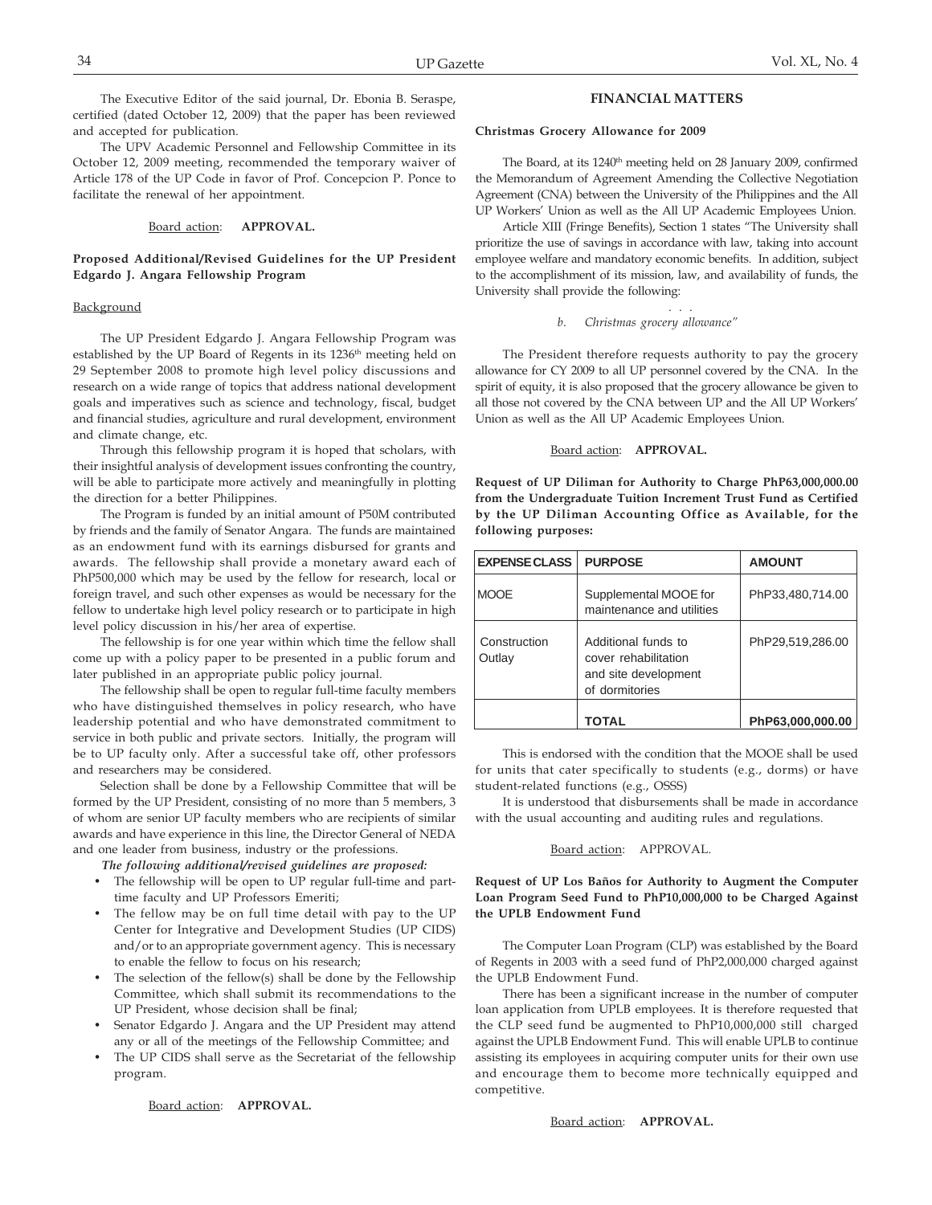The Executive Editor of the said journal, Dr. Ebonia B. Seraspe, certified (dated October 12, 2009) that the paper has been reviewed and accepted for publication.

The UPV Academic Personnel and Fellowship Committee in its October 12, 2009 meeting, recommended the temporary waiver of Article 178 of the UP Code in favor of Prof. Concepcion P. Ponce to facilitate the renewal of her appointment.

Board action: **APPROVAL.**

**Proposed Additional/Revised Guidelines for the UP President Edgardo J. Angara Fellowship Program**

Background

The UP President Edgardo J. Angara Fellowship Program was established by the UP Board of Regents in its 1236th meeting held on 29 September 2008 to promote high level policy discussions and research on a wide range of topics that address national development goals and imperatives such as science and technology, fiscal, budget and financial studies, agriculture and rural development, environment and climate change, etc.

Through this fellowship program it is hoped that scholars, with their insightful analysis of development issues confronting the country, will be able to participate more actively and meaningfully in plotting the direction for a better Philippines.

The Program is funded by an initial amount of P50M contributed by friends and the family of Senator Angara. The funds are maintained as an endowment fund with its earnings disbursed for grants and awards. The fellowship shall provide a monetary award each of PhP500,000 which may be used by the fellow for research, local or foreign travel, and such other expenses as would be necessary for the fellow to undertake high level policy research or to participate in high level policy discussion in his/her area of expertise.

The fellowship is for one year within which time the fellow shall come up with a policy paper to be presented in a public forum and later published in an appropriate public policy journal.

The fellowship shall be open to regular full-time faculty members who have distinguished themselves in policy research, who have leadership potential and who have demonstrated commitment to service in both public and private sectors. Initially, the program will be to UP faculty only. After a successful take off, other professors and researchers may be considered.

Selection shall be done by a Fellowship Committee that will be formed by the UP President, consisting of no more than 5 members, 3 of whom are senior UP faculty members who are recipients of similar awards and have experience in this line, the Director General of NEDA and one leader from business, industry or the professions.

***The following additional/revised guidelines are proposed:***

- The fellowship will be open to UP regular full-time and part-time faculty and UP Professors Emeriti;
- The fellow may be on full time detail with pay to the UP Center for Integrative and Development Studies (UP CIDS) and/or to an appropriate government agency. This is necessary to enable the fellow to focus on his research;
- The selection of the fellow(s) shall be done by the Fellowship Committee, which shall submit its recommendations to the UP President, whose decision shall be final;
- Senator Edgardo J. Angara and the UP President may attend any or all of the meetings of the Fellowship Committee; and
- The UP CIDS shall serve as the Secretariat of the fellowship program.

Board action: **APPROVAL.**

## FINANCIAL MATTERS

**Christmas Grocery Allowance for 2009**

The Board, at its 1240th meeting held on 28 January 2009, confirmed the Memorandum of Agreement Amending the Collective Negotiation Agreement (CNA) between the University of the Philippines and the All UP Workers' Union as well as the All UP Academic Employees Union.

Article XIII (Fringe Benefits), Section 1 states "The University shall prioritize the use of savings in accordance with law, taking into account employee welfare and mandatory economic benefits. In addition, subject to the accomplishment of its mission, law, and availability of funds, the University shall provide the following:

. . .

*b. Christmas grocery allowance"*

The President therefore requests authority to pay the grocery allowance for CY 2009 to all UP personnel covered by the CNA. In the spirit of equity, it is also proposed that the grocery allowance be given to all those not covered by the CNA between UP and the All UP Workers' Union as well as the All UP Academic Employees Union.

Board action: **APPROVAL.**

**Request of UP Diliman for Authority to Charge PhP63,000,000.00 from the Undergraduate Tuition Increment Trust Fund as Certified by the UP Diliman Accounting Office as Available, for the following purposes:**

| EXPENSE CLASS | PURPOSE | AMOUNT |
|---|---|---|
| MOOE | Supplemental MOOE for maintenance and utilities | PhP33,480,714.00 |
| Construction Outlay | Additional funds to cover rehabilitation and site development of dormitories | PhP29,519,286.00 |
| | **TOTAL** | **PhP63,000,000.00** |

This is endorsed with the condition that the MOOE shall be used for units that cater specifically to students (e.g., dorms) or have student-related functions (e.g., OSSS)

It is understood that disbursements shall be made in accordance with the usual accounting and auditing rules and regulations.

Board action: APPROVAL.

**Request of UP Los Baños for Authority to Augment the Computer Loan Program Seed Fund to PhP10,000,000 to be Charged Against the UPLB Endowment Fund**

The Computer Loan Program (CLP) was established by the Board of Regents in 2003 with a seed fund of PhP2,000,000 charged against the UPLB Endowment Fund.

There has been a significant increase in the number of computer loan application from UPLB employees. It is therefore requested that the CLP seed fund be augmented to PhP10,000,000 still charged against the UPLB Endowment Fund. This will enable UPLB to continue assisting its employees in acquiring computer units for their own use and encourage them to become more technically equipped and competitive.

Board action: **APPROVAL.**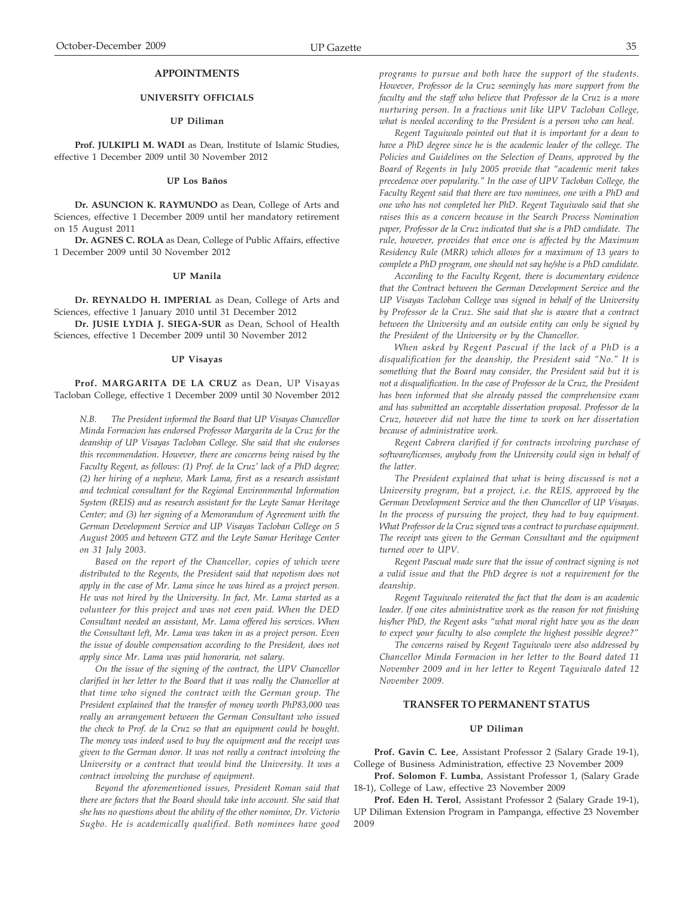## APPOINTMENTS

### UNIVERSITY OFFICIALS

#### UP Diliman

**Prof. JULKIPLI M. WADI** as Dean, Institute of Islamic Studies, effective 1 December 2009 until 30 November 2012

#### UP Los Baños

**Dr. ASUNCION K. RAYMUNDO** as Dean, College of Arts and Sciences, effective 1 December 2009 until her mandatory retirement on 15 August 2011

**Dr. AGNES C. ROLA** as Dean, College of Public Affairs, effective 1 December 2009 until 30 November 2012

#### UP Manila

**Dr. REYNALDO H. IMPERIAL** as Dean, College of Arts and Sciences, effective 1 January 2010 until 31 December 2012

**Dr. JUSIE LYDIA J. SIEGA-SUR** as Dean, School of Health Sciences, effective 1 December 2009 until 30 November 2012

#### UP Visayas

**Prof. MARGARITA DE LA CRUZ** as Dean, UP Visayas Tacloban College, effective 1 December 2009 until 30 November 2012

*N.B. The President informed the Board that UP Visayas Chancellor Minda Formacion has endorsed Professor Margarita de la Cruz for the deanship of UP Visayas Tacloban College. She said that she endorses this recommendation. However, there are concerns being raised by the Faculty Regent, as follows: (1) Prof. de la Cruz' lack of a PhD degree; (2) her hiring of a nephew, Mark Lama, first as a research assistant and technical consultant for the Regional Environmental Information System (REIS) and as research assistant for the Leyte Samar Heritage Center; and (3) her signing of a Memorandum of Agreement with the German Development Service and UP Visayas Tacloban College on 5 August 2005 and between GTZ and the Leyte Samar Heritage Center on 31 July 2003.*

*Based on the report of the Chancellor, copies of which were distributed to the Regents, the President said that nepotism does not apply in the case of Mr. Lama since he was hired as a project person. He was not hired by the University. In fact, Mr. Lama started as a volunteer for this project and was not even paid. When the DED Consultant needed an assistant, Mr. Lama offered his services. When the Consultant left, Mr. Lama was taken in as a project person. Even the issue of double compensation according to the President, does not apply since Mr. Lama was paid honoraria, not salary.*

*On the issue of the signing of the contract, the UPV Chancellor clarified in her letter to the Board that it was really the Chancellor at that time who signed the contract with the German group. The President explained that the transfer of money worth PhP83,000 was really an arrangement between the German Consultant who issued the check to Prof. de la Cruz so that an equipment could be bought. The money was indeed used to buy the equipment and the receipt was given to the German donor. It was not really a contract involving the University or a contract that would bind the University. It was a contract involving the purchase of equipment.*

*Beyond the aforementioned issues, President Roman said that there are factors that the Board should take into account. She said that she has no questions about the ability of the other nominee, Dr. Victorio Sugbo. He is academically qualified. Both nominees have good programs to pursue and both have the support of the students. However, Professor de la Cruz seemingly has more support from the faculty and the staff who believe that Professor de la Cruz is a more nurturing person. In a fractious unit like UPV Tacloban College, what is needed according to the President is a person who can heal.*

*Regent Taguiwalo pointed out that it is important for a dean to have a PhD degree since he is the academic leader of the college. The Policies and Guidelines on the Selection of Deans, approved by the Board of Regents in July 2005 provide that "academic merit takes precedence over popularity." In the case of UPV Tacloban College, the Faculty Regent said that there are two nominees, one with a PhD and one who has not completed her PhD. Regent Taguiwalo said that she raises this as a concern because in the Search Process Nomination paper, Professor de la Cruz indicated that she is a PhD candidate. The rule, however, provides that once one is affected by the Maximum Residency Rule (MRR) which allows for a maximum of 13 years to complete a PhD program, one should not say he/she is a PhD candidate.*

*According to the Faculty Regent, there is documentary evidence that the Contract between the German Development Service and the UP Visayas Tacloban College was signed in behalf of the University by Professor de la Cruz. She said that she is aware that a contract between the University and an outside entity can only be signed by the President of the University or by the Chancellor.*

*When asked by Regent Pascual if the lack of a PhD is a disqualification for the deanship, the President said "No." It is something that the Board may consider, the President said but it is not a disqualification. In the case of Professor de la Cruz, the President has been informed that she already passed the comprehensive exam and has submitted an acceptable dissertation proposal. Professor de la Cruz, however did not have the time to work on her dissertation because of administrative work.*

*Regent Cabrera clarified if for contracts involving purchase of software/licenses, anybody from the University could sign in behalf of the latter.*

*The President explained that what is being discussed is not a University program, but a project, i.e. the REIS, approved by the German Development Service and the then Chancellor of UP Visayas. In the process of pursuing the project, they had to buy equipment. What Professor de la Cruz signed was a contract to purchase equipment. The receipt was given to the German Consultant and the equipment turned over to UPV.*

*Regent Pascual made sure that the issue of contract signing is not a valid issue and that the PhD degree is not a requirement for the deanship.*

*Regent Taguiwalo reiterated the fact that the dean is an academic leader. If one cites administrative work as the reason for not finishing his/her PhD, the Regent asks "what moral right have you as the dean to expect your faculty to also complete the highest possible degree?"*

*The concerns raised by Regent Taguiwalo were also addressed by Chancellor Minda Formacion in her letter to the Board dated 11 November 2009 and in her letter to Regent Taguiwalo dated 12 November 2009.*

### TRANSFER TO PERMANENT STATUS

#### UP Diliman

**Prof. Gavin C. Lee**, Assistant Professor 2 (Salary Grade 19-1), College of Business Administration, effective 23 November 2009

**Prof. Solomon F. Lumba**, Assistant Professor 1, (Salary Grade 18-1), College of Law, effective 23 November 2009

**Prof. Eden H. Terol**, Assistant Professor 2 (Salary Grade 19-1), UP Diliman Extension Program in Pampanga, effective 23 November 2009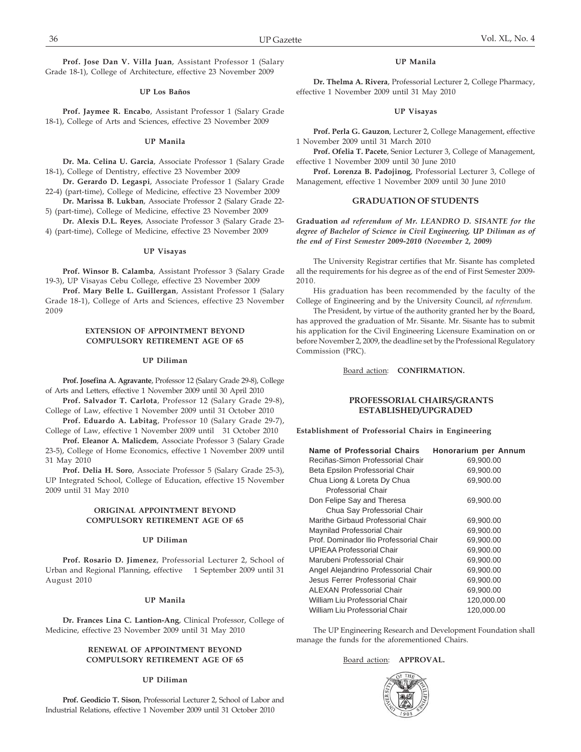**Prof. Jose Dan V. Villa Juan**, Assistant Professor 1 (Salary Grade 18-1), College of Architecture, effective 23 November 2009

#### UP Los Baños

**Prof. Jaymee R. Encabo**, Assistant Professor 1 (Salary Grade 18-1), College of Arts and Sciences, effective 23 November 2009

#### UP Manila

**Dr. Ma. Celina U. Garcia**, Associate Professor 1 (Salary Grade 18-1), College of Dentistry, effective 23 November 2009

**Dr. Gerardo D. Legaspi**, Associate Professor 1 (Salary Grade 22-4) (part-time), College of Medicine, effective 23 November 2009

**Dr. Marissa B. Lukban**, Associate Professor 2 (Salary Grade 22-5) (part-time), College of Medicine, effective 23 November 2009

**Dr. Alexis D.L. Reyes**, Associate Professor 3 (Salary Grade 23-4) (part-time), College of Medicine, effective 23 November 2009

#### UP Visayas

**Prof. Winsor B. Calamba**, Assistant Professor 3 (Salary Grade 19-3), UP Visayas Cebu College, effective 23 November 2009

**Prof. Mary Belle L. Guillergan**, Assistant Professor 1 (Salary Grade 18-1), College of Arts and Sciences, effective 23 November 2009

### EXTENSION OF APPOINTMENT BEYOND COMPULSORY RETIREMENT AGE OF 65

#### UP Diliman

**Prof. Josefina A. Agravante**, Professor 12 (Salary Grade 29-8), College of Arts and Letters, effective 1 November 2009 until 30 April 2010

**Prof. Salvador T. Carlota**, Professor 12 (Salary Grade 29-8), College of Law, effective 1 November 2009 until 31 October 2010

**Prof. Eduardo A. Labitag**, Professor 10 (Salary Grade 29-7), College of Law, effective 1 November 2009 until 31 October 2010

**Prof. Eleanor A. Malicdem**, Associate Professor 3 (Salary Grade 23-5), College of Home Economics, effective 1 November 2009 until 31 May 2010

**Prof. Delia H. Soro**, Associate Professor 5 (Salary Grade 25-3), UP Integrated School, College of Education, effective 15 November 2009 until 31 May 2010

### ORIGINAL APPOINTMENT BEYOND COMPULSORY RETIREMENT AGE OF 65

#### UP Diliman

**Prof. Rosario D. Jimenez**, Professorial Lecturer 2, School of Urban and Regional Planning, effective 1 September 2009 until 31 August 2010

#### UP Manila

**Dr. Frances Lina C. Lantion-Ang**, Clinical Professor, College of Medicine, effective 23 November 2009 until 31 May 2010

### RENEWAL OF APPOINTMENT BEYOND COMPULSORY RETIREMENT AGE OF 65

#### UP Diliman

**Prof. Geodicio T. Sison**, Professorial Lecturer 2, School of Labor and Industrial Relations, effective 1 November 2009 until 31 October 2010

#### UP Manila

**Dr. Thelma A. Rivera**, Professorial Lecturer 2, College Pharmacy, effective 1 November 2009 until 31 May 2010

#### UP Visayas

**Prof. Perla G. Gauzon**, Lecturer 2, College Management, effective 1 November 2009 until 31 March 2010

**Prof. Ofelia T. Pacete**, Senior Lecturer 3, College of Management, effective 1 November 2009 until 30 June 2010

**Prof. Lorenza B. Padojinog**, Professorial Lecturer 3, College of Management, effective 1 November 2009 until 30 June 2010

## GRADUATION OF STUDENTS

**Graduation** ***ad referendum of Mr. LEANDRO D. SISANTE for the degree of Bachelor of Science in Civil Engineering, UP Diliman as of the end of First Semester 2009-2010 (November 2, 2009)***

The University Registrar certifies that Mr. Sisante has completed all the requirements for his degree as of the end of First Semester 2009-2010.

His graduation has been recommended by the faculty of the College of Engineering and by the University Council, *ad referendum.*

The President, by virtue of the authority granted her by the Board, has approved the graduation of Mr. Sisante. Mr. Sisante has to submit his application for the Civil Engineering Licensure Examination on or before November 2, 2009, the deadline set by the Professional Regulatory Commission (PRC).

Board action: **CONFIRMATION.**

## PROFESSORIAL CHAIRS/GRANTS ESTABLISHED/UPGRADED

**Establishment of Professorial Chairs in Engineering**

| Name of Professorial Chairs | Honorarium per Annum |
|---|---|
| Reciñas-Simon Professorial Chair | 69,900.00 |
| Beta Epsilon Professorial Chair | 69,900.00 |
| Chua Liong & Loreta Dy Chua Professorial Chair | 69,900.00 |
| Don Felipe Say and Theresa Chua Say Professorial Chair | 69,900.00 |
| Marithe Girbaud Professorial Chair | 69,900.00 |
| Maynilad Professorial Chair | 69,900.00 |
| Prof. Dominador Ilio Professorial Chair | 69,900.00 |
| UPIEAA Professorial Chair | 69,900.00 |
| Marubeni Professorial Chair | 69,900.00 |
| Angel Alejandrino Professorial Chair | 69,900.00 |
| Jesus Ferrer Professorial Chair | 69,900.00 |
| ALEXAN Professorial Chair | 69,900.00 |
| William Liu Professorial Chair | 120,000.00 |
| William Liu Professorial Chair | 120,000.00 |

The UP Engineering Research and Development Foundation shall manage the funds for the aforementioned Chairs.

Board action: **APPROVAL.**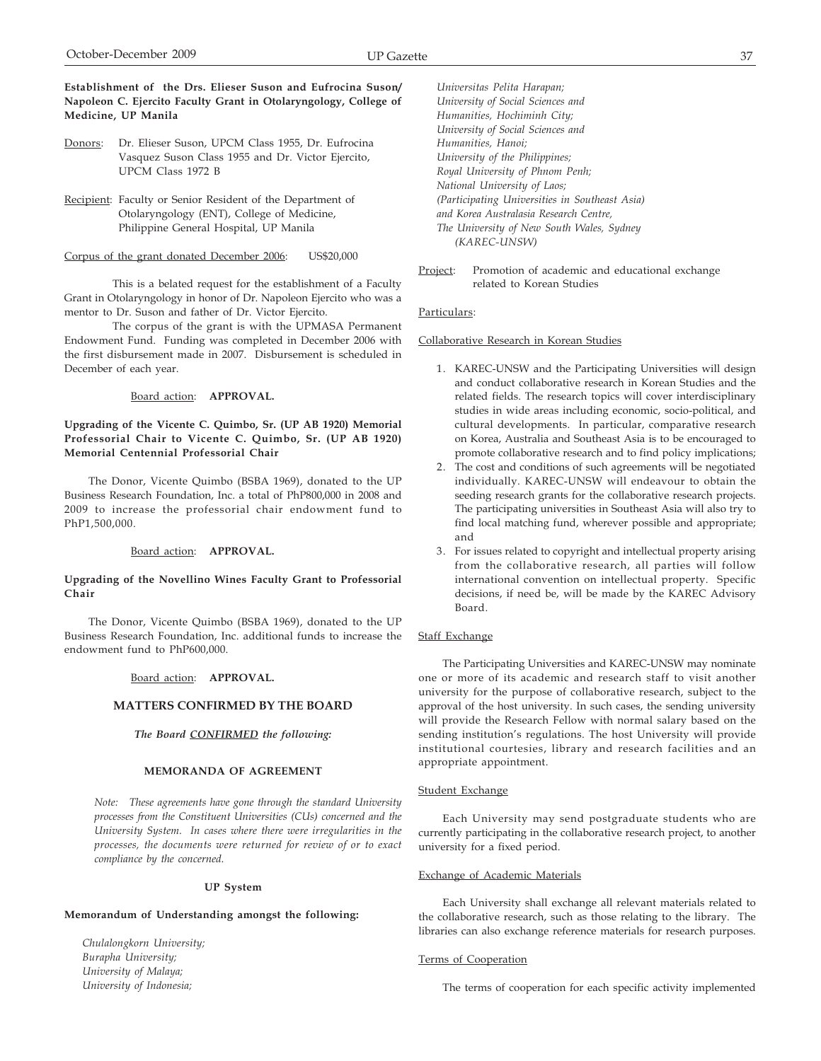**Establishment of the Drs. Elieser Suson and Eufrocina Suson/ Napoleon C. Ejercito Faculty Grant in Otolaryngology, College of Medicine, UP Manila**

Donors: Dr. Elieser Suson, UPCM Class 1955, Dr. Eufrocina Vasquez Suson Class 1955 and Dr. Victor Ejercito, UPCM Class 1972 B

Recipient: Faculty or Senior Resident of the Department of Otolaryngology (ENT), College of Medicine, Philippine General Hospital, UP Manila

Corpus of the grant donated December 2006: US$20,000

This is a belated request for the establishment of a Faculty Grant in Otolaryngology in honor of Dr. Napoleon Ejercito who was a mentor to Dr. Suson and father of Dr. Victor Ejercito.

The corpus of the grant is with the UPMASA Permanent Endowment Fund. Funding was completed in December 2006 with the first disbursement made in 2007. Disbursement is scheduled in December of each year.

Board action: **APPROVAL.**

**Upgrading of the Vicente C. Quimbo, Sr. (UP AB 1920) Memorial Professorial Chair to Vicente C. Quimbo, Sr. (UP AB 1920) Memorial Centennial Professorial Chair**

The Donor, Vicente Quimbo (BSBA 1969), donated to the UP Business Research Foundation, Inc. a total of PhP800,000 in 2008 and 2009 to increase the professorial chair endowment fund to PhP1,500,000.

Board action: **APPROVAL.**

**Upgrading of the Novellino Wines Faculty Grant to Professorial Chair**

The Donor, Vicente Quimbo (BSBA 1969), donated to the UP Business Research Foundation, Inc. additional funds to increase the endowment fund to PhP600,000.

Board action: **APPROVAL.**

## MATTERS CONFIRMED BY THE BOARD

***The Board CONFIRMED the following:***

### MEMORANDA OF AGREEMENT

*Note: These agreements have gone through the standard University processes from the Constituent Universities (CUs) concerned and the University System. In cases where there were irregularities in the processes, the documents were returned for review of or to exact compliance by the concerned.*

#### UP System

**Memorandum of Understanding amongst the following:**

*Chulalongkorn University;*
*Burapha University;*
*University of Malaya;*
*University of Indonesia;*
*Universitas Pelita Harapan;*
*University of Social Sciences and Humanities, Hochiminh City;*
*University of Social Sciences and Humanities, Hanoi;*
*University of the Philippines;*
*Royal University of Phnom Penh;*
*National University of Laos;*
*(Participating Universities in Southeast Asia)*
*and Korea Australasia Research Centre,*
*The University of New South Wales, Sydney (KAREC-UNSW)*

Project: Promotion of academic and educational exchange related to Korean Studies

Particulars:

Collaborative Research in Korean Studies

1. KAREC-UNSW and the Participating Universities will design and conduct collaborative research in Korean Studies and the related fields. The research topics will cover interdisciplinary studies in wide areas including economic, socio-political, and cultural developments. In particular, comparative research on Korea, Australia and Southeast Asia is to be encouraged to promote collaborative research and to find policy implications;
2. The cost and conditions of such agreements will be negotiated individually. KAREC-UNSW will endeavour to obtain the seeding research grants for the collaborative research projects. The participating universities in Southeast Asia will also try to find local matching fund, wherever possible and appropriate; and
3. For issues related to copyright and intellectual property arising from the collaborative research, all parties will follow international convention on intellectual property. Specific decisions, if need be, will be made by the KAREC Advisory Board.

Staff Exchange

The Participating Universities and KAREC-UNSW may nominate one or more of its academic and research staff to visit another university for the purpose of collaborative research, subject to the approval of the host university. In such cases, the sending university will provide the Research Fellow with normal salary based on the sending institution's regulations. The host University will provide institutional courtesies, library and research facilities and an appropriate appointment.

Student Exchange

Each University may send postgraduate students who are currently participating in the collaborative research project, to another university for a fixed period.

Exchange of Academic Materials

Each University shall exchange all relevant materials related to the collaborative research, such as those relating to the library. The libraries can also exchange reference materials for research purposes.

Terms of Cooperation

The terms of cooperation for each specific activity implemented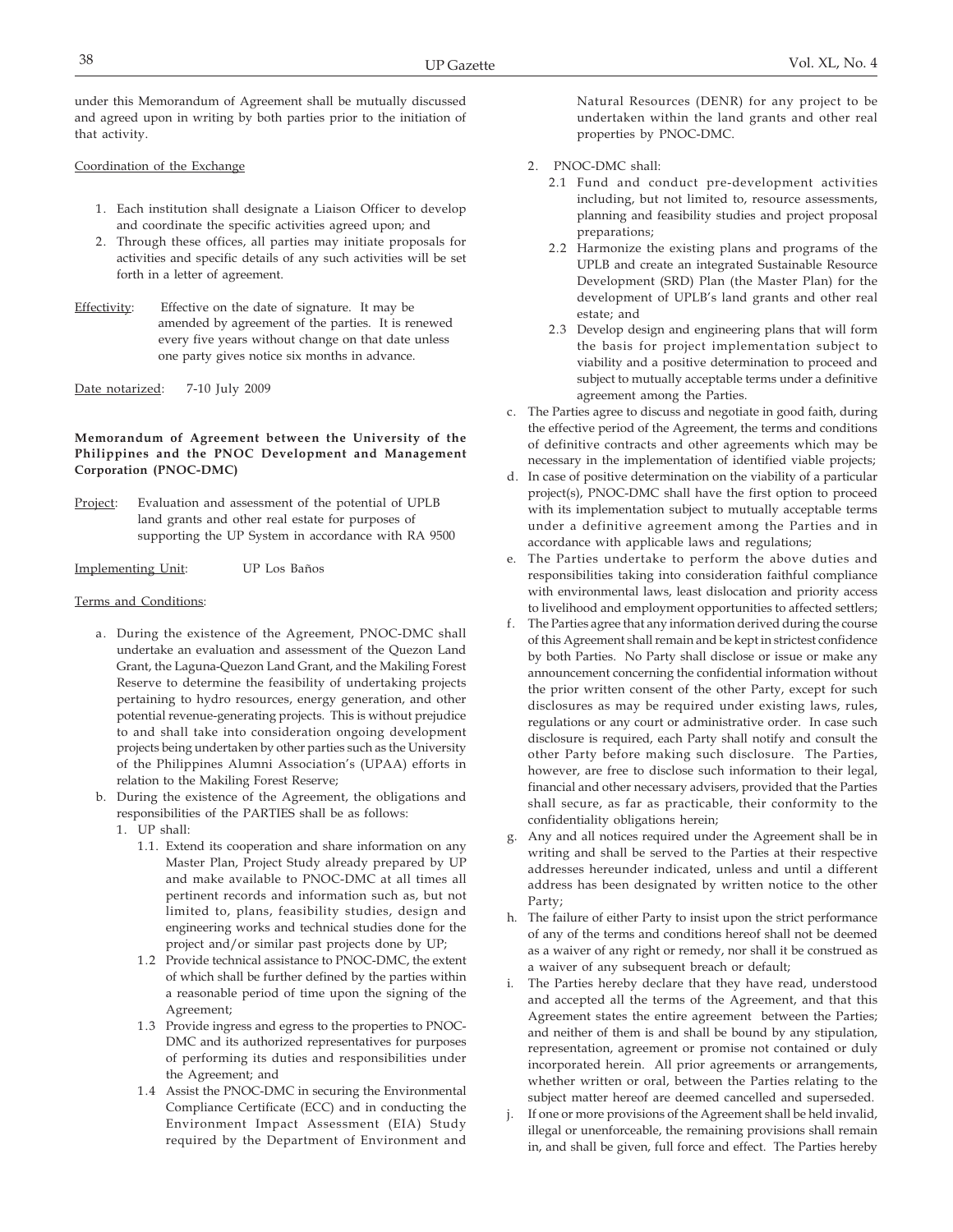under this Memorandum of Agreement shall be mutually discussed and agreed upon in writing by both parties prior to the initiation of that activity.

Coordination of the Exchange

1. Each institution shall designate a Liaison Officer to develop and coordinate the specific activities agreed upon; and
2. Through these offices, all parties may initiate proposals for activities and specific details of any such activities will be set forth in a letter of agreement.

Effectivity: Effective on the date of signature. It may be amended by agreement of the parties. It is renewed every five years without change on that date unless one party gives notice six months in advance.

Date notarized: 7-10 July 2009

**Memorandum of Agreement between the University of the Philippines and the PNOC Development and Management Corporation (PNOC-DMC)**

Project: Evaluation and assessment of the potential of UPLB land grants and other real estate for purposes of supporting the UP System in accordance with RA 9500

Implementing Unit: UP Los Baños

Terms and Conditions:

a. During the existence of the Agreement, PNOC-DMC shall undertake an evaluation and assessment of the Quezon Land Grant, the Laguna-Quezon Land Grant, and the Makiling Forest Reserve to determine the feasibility of undertaking projects pertaining to hydro resources, energy generation, and other potential revenue-generating projects. This is without prejudice to and shall take into consideration ongoing development projects being undertaken by other parties such as the University of the Philippines Alumni Association's (UPAA) efforts in relation to the Makiling Forest Reserve;
b. During the existence of the Agreement, the obligations and responsibilities of the PARTIES shall be as follows:
   1. UP shall:
      - 1.1. Extend its cooperation and share information on any Master Plan, Project Study already prepared by UP and make available to PNOC-DMC at all times all pertinent records and information such as, but not limited to, plans, feasibility studies, design and engineering works and technical studies done for the project and/or similar past projects done by UP;
      - 1.2 Provide technical assistance to PNOC-DMC, the extent of which shall be further defined by the parties within a reasonable period of time upon the signing of the Agreement;
      - 1.3 Provide ingress and egress to the properties to PNOC-DMC and its authorized representatives for purposes of performing its duties and responsibilities under the Agreement; and
      - 1.4 Assist the PNOC-DMC in securing the Environmental Compliance Certificate (ECC) and in conducting the Environment Impact Assessment (EIA) Study required by the Department of Environment and Natural Resources (DENR) for any project to be undertaken within the land grants and other real properties by PNOC-DMC.
   2. PNOC-DMC shall:
      - 2.1 Fund and conduct pre-development activities including, but not limited to, resource assessments, planning and feasibility studies and project proposal preparations;
      - 2.2 Harmonize the existing plans and programs of the UPLB and create an integrated Sustainable Resource Development (SRD) Plan (the Master Plan) for the development of UPLB's land grants and other real estate; and
      - 2.3 Develop design and engineering plans that will form the basis for project implementation subject to viability and a positive determination to proceed and subject to mutually acceptable terms under a definitive agreement among the Parties.
c. The Parties agree to discuss and negotiate in good faith, during the effective period of the Agreement, the terms and conditions of definitive contracts and other agreements which may be necessary in the implementation of identified viable projects;
d. In case of positive determination on the viability of a particular project(s), PNOC-DMC shall have the first option to proceed with its implementation subject to mutually acceptable terms under a definitive agreement among the Parties and in accordance with applicable laws and regulations;
e. The Parties undertake to perform the above duties and responsibilities taking into consideration faithful compliance with environmental laws, least dislocation and priority access to livelihood and employment opportunities to affected settlers;
f. The Parties agree that any information derived during the course of this Agreement shall remain and be kept in strictest confidence by both Parties. No Party shall disclose or issue or make any announcement concerning the confidential information without the prior written consent of the other Party, except for such disclosures as may be required under existing laws, rules, regulations or any court or administrative order. In case such disclosure is required, each Party shall notify and consult the other Party before making such disclosure. The Parties, however, are free to disclose such information to their legal, financial and other necessary advisers, provided that the Parties shall secure, as far as practicable, their conformity to the confidentiality obligations herein;
g. Any and all notices required under the Agreement shall be in writing and shall be served to the Parties at their respective addresses hereunder indicated, unless and until a different address has been designated by written notice to the other Party;
h. The failure of either Party to insist upon the strict performance of any of the terms and conditions hereof shall not be deemed as a waiver of any right or remedy, nor shall it be construed as a waiver of any subsequent breach or default;
i. The Parties hereby declare that they have read, understood and accepted all the terms of the Agreement, and that this Agreement states the entire agreement between the Parties; and neither of them is and shall be bound by any stipulation, representation, agreement or promise not contained or duly incorporated herein. All prior agreements or arrangements, whether written or oral, between the Parties relating to the subject matter hereof are deemed cancelled and superseded.
j. If one or more provisions of the Agreement shall be held invalid, illegal or unenforceable, the remaining provisions shall remain in, and shall be given, full force and effect. The Parties hereby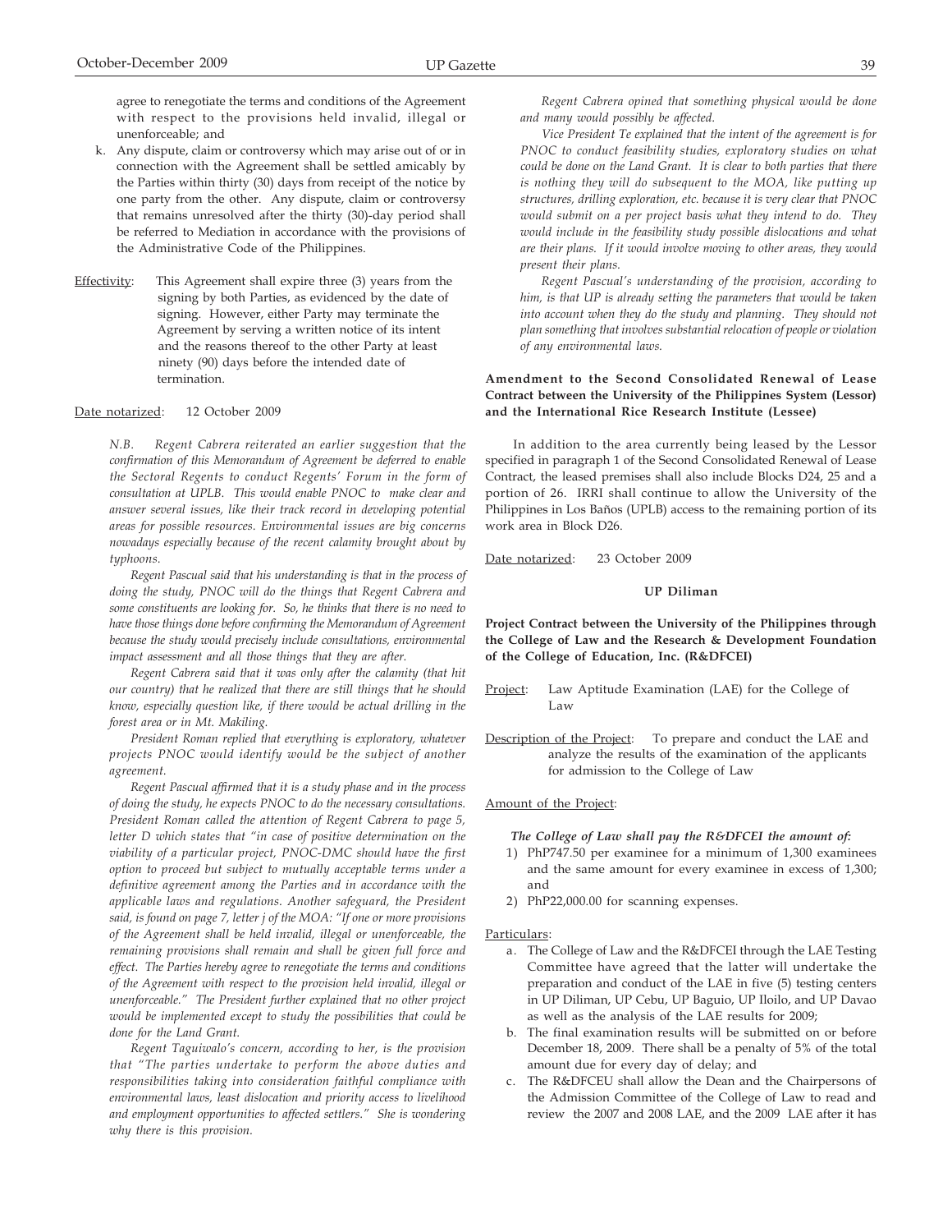agree to renegotiate the terms and conditions of the Agreement with respect to the provisions held invalid, illegal or unenforceable; and

k. Any dispute, claim or controversy which may arise out of or in connection with the Agreement shall be settled amicably by the Parties within thirty (30) days from receipt of the notice by one party from the other. Any dispute, claim or controversy that remains unresolved after the thirty (30)-day period shall be referred to Mediation in accordance with the provisions of the Administrative Code of the Philippines.

Effectivity: This Agreement shall expire three (3) years from the signing by both Parties, as evidenced by the date of signing. However, either Party may terminate the Agreement by serving a written notice of its intent and the reasons thereof to the other Party at least ninety (90) days before the intended date of termination.

Date notarized: 12 October 2009

*N.B. Regent Cabrera reiterated an earlier suggestion that the confirmation of this Memorandum of Agreement be deferred to enable the Sectoral Regents to conduct Regents' Forum in the form of consultation at UPLB. This would enable PNOC to make clear and answer several issues, like their track record in developing potential areas for possible resources. Environmental issues are big concerns nowadays especially because of the recent calamity brought about by typhoons.*

*Regent Pascual said that his understanding is that in the process of doing the study, PNOC will do the things that Regent Cabrera and some constituents are looking for. So, he thinks that there is no need to have those things done before confirming the Memorandum of Agreement because the study would precisely include consultations, environmental impact assessment and all those things that they are after.*

*Regent Cabrera said that it was only after the calamity (that hit our country) that he realized that there are still things that he should know, especially question like, if there would be actual drilling in the forest area or in Mt. Makiling.*

*President Roman replied that everything is exploratory, whatever projects PNOC would identify would be the subject of another agreement.*

*Regent Pascual affirmed that it is a study phase and in the process of doing the study, he expects PNOC to do the necessary consultations. President Roman called the attention of Regent Cabrera to page 5, letter D which states that "in case of positive determination on the viability of a particular project, PNOC-DMC should have the first option to proceed but subject to mutually acceptable terms under a definitive agreement among the Parties and in accordance with the applicable laws and regulations. Another safeguard, the President said, is found on page 7, letter j of the MOA: "If one or more provisions of the Agreement shall be held invalid, illegal or unenforceable, the remaining provisions shall remain and shall be given full force and effect. The Parties hereby agree to renegotiate the terms and conditions of the Agreement with respect to the provision held invalid, illegal or unenforceable." The President further explained that no other project would be implemented except to study the possibilities that could be done for the Land Grant.*

*Regent Taguiwalo's concern, according to her, is the provision that "The parties undertake to perform the above duties and responsibilities taking into consideration faithful compliance with environmental laws, least dislocation and priority access to livelihood and employment opportunities to affected settlers." She is wondering why there is this provision.*

*Regent Cabrera opined that something physical would be done and many would possibly be affected.*

*Vice President Te explained that the intent of the agreement is for PNOC to conduct feasibility studies, exploratory studies on what could be done on the Land Grant. It is clear to both parties that there is nothing they will do subsequent to the MOA, like putting up structures, drilling exploration, etc. because it is very clear that PNOC would submit on a per project basis what they intend to do. They would include in the feasibility study possible dislocations and what are their plans. If it would involve moving to other areas, they would present their plans.*

*Regent Pascual's understanding of the provision, according to him, is that UP is already setting the parameters that would be taken into account when they do the study and planning. They should not plan something that involves substantial relocation of people or violation of any environmental laws.*

**Amendment to the Second Consolidated Renewal of Lease Contract between the University of the Philippines System (Lessor) and the International Rice Research Institute (Lessee)**

In addition to the area currently being leased by the Lessor specified in paragraph 1 of the Second Consolidated Renewal of Lease Contract, the leased premises shall also include Blocks D24, 25 and a portion of 26. IRRI shall continue to allow the University of the Philippines in Los Baños (UPLB) access to the remaining portion of its work area in Block D26.

Date notarized: 23 October 2009

## UP Diliman

**Project Contract between the University of the Philippines through the College of Law and the Research & Development Foundation of the College of Education, Inc. (R&DFCEI)**

Project: Law Aptitude Examination (LAE) for the College of Law

Description of the Project: To prepare and conduct the LAE and analyze the results of the examination of the applicants for admission to the College of Law

Amount of the Project:

***The College of Law shall pay the R&DFCEI the amount of:***

1) PhP747.50 per examinee for a minimum of 1,300 examinees and the same amount for every examinee in excess of 1,300; and
2) PhP22,000.00 for scanning expenses.

Particulars:

a. The College of Law and the R&DFCEI through the LAE Testing Committee have agreed that the latter will undertake the preparation and conduct of the LAE in five (5) testing centers in UP Diliman, UP Cebu, UP Baguio, UP Iloilo, and UP Davao as well as the analysis of the LAE results for 2009;
b. The final examination results will be submitted on or before December 18, 2009. There shall be a penalty of 5% of the total amount due for every day of delay; and
c. The R&DFCEU shall allow the Dean and the Chairpersons of the Admission Committee of the College of Law to read and review the 2007 and 2008 LAE, and the 2009 LAE after it has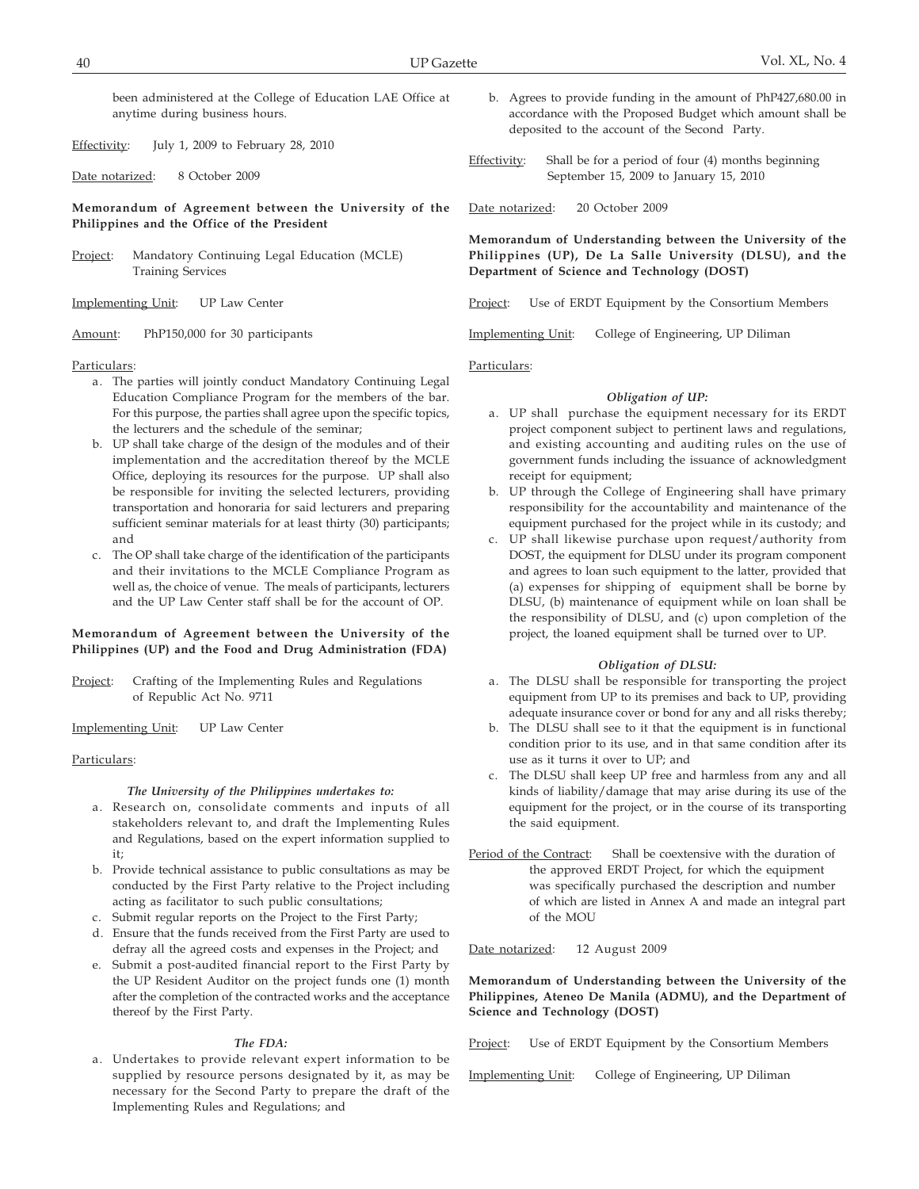been administered at the College of Education LAE Office at anytime during business hours.

Effectivity: July 1, 2009 to February 28, 2010

Date notarized: 8 October 2009

**Memorandum of Agreement between the University of the Philippines and the Office of the President**

Project: Mandatory Continuing Legal Education (MCLE) Training Services

Implementing Unit: UP Law Center

Amount: PhP150,000 for 30 participants

Particulars:

a. The parties will jointly conduct Mandatory Continuing Legal Education Compliance Program for the members of the bar. For this purpose, the parties shall agree upon the specific topics, the lecturers and the schedule of the seminar;
b. UP shall take charge of the design of the modules and of their implementation and the accreditation thereof by the MCLE Office, deploying its resources for the purpose. UP shall also be responsible for inviting the selected lecturers, providing transportation and honoraria for said lecturers and preparing sufficient seminar materials for at least thirty (30) participants; and
c. The OP shall take charge of the identification of the participants and their invitations to the MCLE Compliance Program as well as, the choice of venue. The meals of participants, lecturers and the UP Law Center staff shall be for the account of OP.

**Memorandum of Agreement between the University of the Philippines (UP) and the Food and Drug Administration (FDA)**

Project: Crafting of the Implementing Rules and Regulations of Republic Act No. 9711

Implementing Unit: UP Law Center

Particulars:

***The University of the Philippines undertakes to:***

a. Research on, consolidate comments and inputs of all stakeholders relevant to, and draft the Implementing Rules and Regulations, based on the expert information supplied to it;
b. Provide technical assistance to public consultations as may be conducted by the First Party relative to the Project including acting as facilitator to such public consultations;
c. Submit regular reports on the Project to the First Party;
d. Ensure that the funds received from the First Party are used to defray all the agreed costs and expenses in the Project; and
e. Submit a post-audited financial report to the First Party by the UP Resident Auditor on the project funds one (1) month after the completion of the contracted works and the acceptance thereof by the First Party.

***The FDA:***

a. Undertakes to provide relevant expert information to be supplied by resource persons designated by it, as may be necessary for the Second Party to prepare the draft of the Implementing Rules and Regulations; and
b. Agrees to provide funding in the amount of PhP427,680.00 in accordance with the Proposed Budget which amount shall be deposited to the account of the Second Party.

Effectivity: Shall be for a period of four (4) months beginning September 15, 2009 to January 15, 2010

Date notarized: 20 October 2009

**Memorandum of Understanding between the University of the Philippines (UP), De La Salle University (DLSU), and the Department of Science and Technology (DOST)**

Project: Use of ERDT Equipment by the Consortium Members

Implementing Unit: College of Engineering, UP Diliman

Particulars:

***Obligation of UP:***

a. UP shall purchase the equipment necessary for its ERDT project component subject to pertinent laws and regulations, and existing accounting and auditing rules on the use of government funds including the issuance of acknowledgment receipt for equipment;
b. UP through the College of Engineering shall have primary responsibility for the accountability and maintenance of the equipment purchased for the project while in its custody; and
c. UP shall likewise purchase upon request/authority from DOST, the equipment for DLSU under its program component and agrees to loan such equipment to the latter, provided that (a) expenses for shipping of equipment shall be borne by DLSU, (b) maintenance of equipment while on loan shall be the responsibility of DLSU, and (c) upon completion of the project, the loaned equipment shall be turned over to UP.

***Obligation of DLSU:***

a. The DLSU shall be responsible for transporting the project equipment from UP to its premises and back to UP, providing adequate insurance cover or bond for any and all risks thereby;
b. The DLSU shall see to it that the equipment is in functional condition prior to its use, and in that same condition after its use as it turns it over to UP; and
c. The DLSU shall keep UP free and harmless from any and all kinds of liability/damage that may arise during its use of the equipment for the project, or in the course of its transporting the said equipment.

Period of the Contract: Shall be coextensive with the duration of the approved ERDT Project, for which the equipment was specifically purchased the description and number of which are listed in Annex A and made an integral part of the MOU

Date notarized: 12 August 2009

**Memorandum of Understanding between the University of the Philippines, Ateneo De Manila (ADMU), and the Department of Science and Technology (DOST)**

Project: Use of ERDT Equipment by the Consortium Members

Implementing Unit: College of Engineering, UP Diliman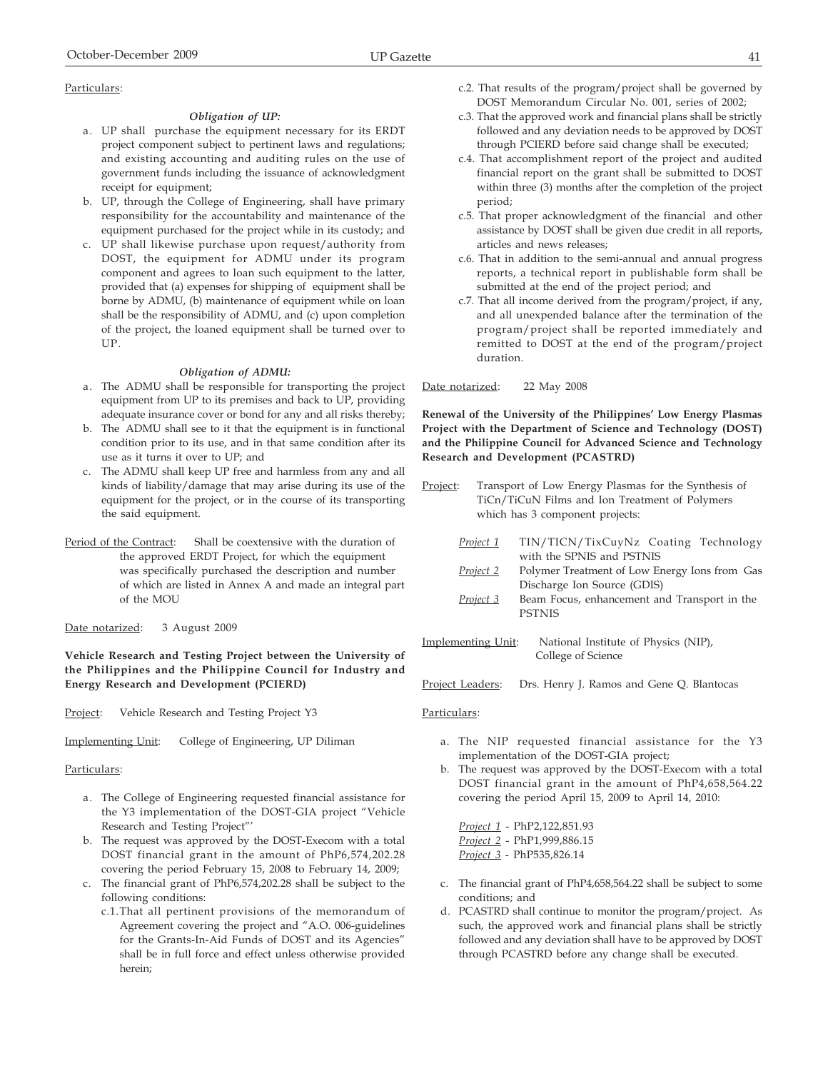Particulars:

***Obligation of UP:***

a. UP shall purchase the equipment necessary for its ERDT project component subject to pertinent laws and regulations; and existing accounting and auditing rules on the use of government funds including the issuance of acknowledgment receipt for equipment;
b. UP, through the College of Engineering, shall have primary responsibility for the accountability and maintenance of the equipment purchased for the project while in its custody; and
c. UP shall likewise purchase upon request/authority from DOST, the equipment for ADMU under its program component and agrees to loan such equipment to the latter, provided that (a) expenses for shipping of equipment shall be borne by ADMU, (b) maintenance of equipment while on loan shall be the responsibility of ADMU, and (c) upon completion of the project, the loaned equipment shall be turned over to UP.

***Obligation of ADMU:***

a. The ADMU shall be responsible for transporting the project equipment from UP to its premises and back to UP, providing adequate insurance cover or bond for any and all risks thereby;
b. The ADMU shall see to it that the equipment is in functional condition prior to its use, and in that same condition after its use as it turns it over to UP; and
c. The ADMU shall keep UP free and harmless from any and all kinds of liability/damage that may arise during its use of the equipment for the project, or in the course of its transporting the said equipment.

Period of the Contract: Shall be coextensive with the duration of the approved ERDT Project, for which the equipment was specifically purchased the description and number of which are listed in Annex A and made an integral part of the MOU

Date notarized: 3 August 2009

**Vehicle Research and Testing Project between the University of the Philippines and the Philippine Council for Industry and Energy Research and Development (PCIERD)**

Project: Vehicle Research and Testing Project Y3

Implementing Unit: College of Engineering, UP Diliman

Particulars:

a. The College of Engineering requested financial assistance for the Y3 implementation of the DOST-GIA project "Vehicle Research and Testing Project"'
b. The request was approved by the DOST-Execom with a total DOST financial grant in the amount of PhP6,574,202.28 covering the period February 15, 2008 to February 14, 2009;
c. The financial grant of PhP6,574,202.28 shall be subject to the following conditions:
   c.1. That all pertinent provisions of the memorandum of Agreement covering the project and "A.O. 006-guidelines for the Grants-In-Aid Funds of DOST and its Agencies" shall be in full force and effect unless otherwise provided herein;
   c.2. That results of the program/project shall be governed by DOST Memorandum Circular No. 001, series of 2002;
   c.3. That the approved work and financial plans shall be strictly followed and any deviation needs to be approved by DOST through PCIERD before said change shall be executed;
   c.4. That accomplishment report of the project and audited financial report on the grant shall be submitted to DOST within three (3) months after the completion of the project period;
   c.5. That proper acknowledgment of the financial and other assistance by DOST shall be given due credit in all reports, articles and news releases;
   c.6. That in addition to the semi-annual and annual progress reports, a technical report in publishable form shall be submitted at the end of the project period; and
   c.7. That all income derived from the program/project, if any, and all unexpended balance after the termination of the program/project shall be reported immediately and remitted to DOST at the end of the program/project duration.

Date notarized: 22 May 2008

**Renewal of the University of the Philippines' Low Energy Plasmas Project with the Department of Science and Technology (DOST) and the Philippine Council for Advanced Science and Technology Research and Development (PCASTRD)**

Project: Transport of Low Energy Plasmas for the Synthesis of TiCn/TiCuN Films and Ion Treatment of Polymers which has 3 component projects:

*Project 1* TIN/TICN/TixCuyNz Coating Technology with the SPNIS and PSTNIS
*Project 2* Polymer Treatment of Low Energy Ions from Gas Discharge Ion Source (GDIS)
*Project 3* Beam Focus, enhancement and Transport in the PSTNIS

Implementing Unit: National Institute of Physics (NIP), College of Science

Project Leaders: Drs. Henry J. Ramos and Gene Q. Blantocas

Particulars:

a. The NIP requested financial assistance for the Y3 implementation of the DOST-GIA project;
b. The request was approved by the DOST-Execom with a total DOST financial grant in the amount of PhP4,658,564.22 covering the period April 15, 2009 to April 14, 2010:

   *Project 1* - PhP2,122,851.93
   *Project 2* - PhP1,999,886.15
   *Project 3* - PhP535,826.14

c. The financial grant of PhP4,658,564.22 shall be subject to some conditions; and
d. PCASTRD shall continue to monitor the program/project. As such, the approved work and financial plans shall be strictly followed and any deviation shall have to be approved by DOST through PCASTRD before any change shall be executed.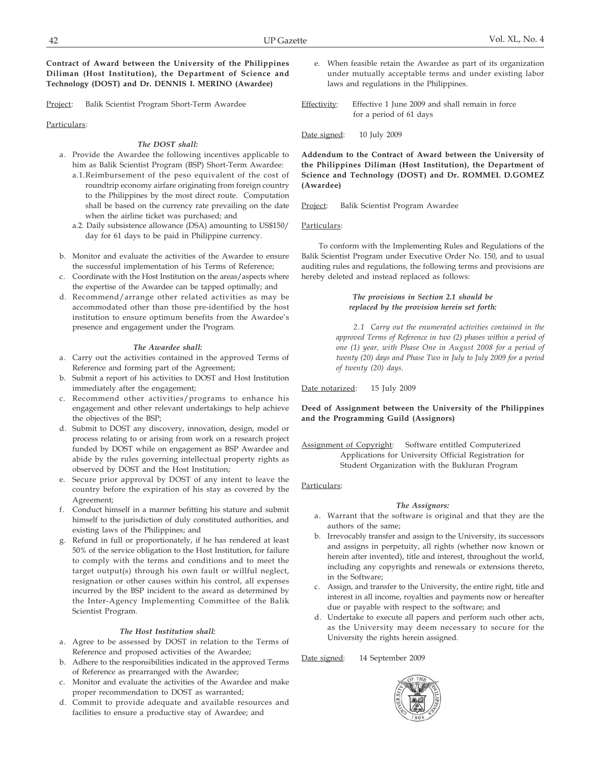**Contract of Award between the University of the Philippines Diliman (Host Institution), the Department of Science and Technology (DOST) and Dr. DENNIS I. MERINO (Awardee)**

Project: Balik Scientist Program Short-Term Awardee

Particulars:

*The DOST shall:*

a. Provide the Awardee the following incentives applicable to him as Balik Scientist Program (BSP) Short-Term Awardee:
   a.1. Reimbursement of the peso equivalent of the cost of roundtrip economy airfare originating from foreign country to the Philippines by the most direct route. Computation shall be based on the currency rate prevailing on the date when the airline ticket was purchased; and
   a.2. Daily subsistence allowance (DSA) amounting to US$150/day for 61 days to be paid in Philippine currency.

b. Monitor and evaluate the activities of the Awardee to ensure the successful implementation of his Terms of Reference;
c. Coordinate with the Host Institution on the areas/aspects where the expertise of the Awardee can be tapped optimally; and
d. Recommend/arrange other related activities as may be accommodated other than those pre-identified by the host institution to ensure optimum benefits from the Awardee's presence and engagement under the Program.

*The Awardee shall:*

a. Carry out the activities contained in the approved Terms of Reference and forming part of the Agreement;
b. Submit a report of his activities to DOST and Host Institution immediately after the engagement;
c. Recommend other activities/programs to enhance his engagement and other relevant undertakings to help achieve the objectives of the BSP;
d. Submit to DOST any discovery, innovation, design, model or process relating to or arising from work on a research project funded by DOST while on engagement as BSP Awardee and abide by the rules governing intellectual property rights as observed by DOST and the Host Institution;
e. Secure prior approval by DOST of any intent to leave the country before the expiration of his stay as covered by the Agreement;
f. Conduct himself in a manner befitting his stature and submit himself to the jurisdiction of duly constituted authorities, and existing laws of the Philippines; and
g. Refund in full or proportionately, if he has rendered at least 50% of the service obligation to the Host Institution, for failure to comply with the terms and conditions and to meet the target output(s) through his own fault or willful neglect, resignation or other causes within his control, all expenses incurred by the BSP incident to the award as determined by the Inter-Agency Implementing Committee of the Balik Scientist Program.

*The Host Institution shall:*

a. Agree to be assessed by DOST in relation to the Terms of Reference and proposed activities of the Awardee;
b. Adhere to the responsibilities indicated in the approved Terms of Reference as prearranged with the Awardee;
c. Monitor and evaluate the activities of the Awardee and make proper recommendation to DOST as warranted;
d. Commit to provide adequate and available resources and facilities to ensure a productive stay of Awardee; and
e. When feasible retain the Awardee as part of its organization under mutually acceptable terms and under existing labor laws and regulations in the Philippines.

Effectivity: Effective 1 June 2009 and shall remain in force for a period of 61 days

Date signed: 10 July 2009

**Addendum to the Contract of Award between the University of the Philippines Diliman (Host Institution), the Department of Science and Technology (DOST) and Dr. ROMMEL D.GOMEZ (Awardee)**

Project: Balik Scientist Program Awardee

Particulars:

To conform with the Implementing Rules and Regulations of the Balik Scientist Program under Executive Order No. 150, and to usual auditing rules and regulations, the following terms and provisions are hereby deleted and instead replaced as follows:

*The provisions in Section 2.1 should be replaced by the provision herein set forth:*

*2.1 Carry out the enumerated activities contained in the approved Terms of Reference in two (2) phases within a period of one (1) year, with Phase One in August 2008 for a period of twenty (20) days and Phase Two in July to July 2009 for a period of twenty (20) days.*

Date notarized: 15 July 2009

**Deed of Assignment between the University of the Philippines and the Programming Guild (Assignors)**

Assignment of Copyright: Software entitled Computerized Applications for University Official Registration for Student Organization with the Bukluran Program

Particulars:

*The Assignors:*

a. Warrant that the software is original and that they are the authors of the same;
b. Irrevocably transfer and assign to the University, its successors and assigns in perpetuity, all rights (whether now known or herein after invented), title and interest, throughout the world, including any copyrights and renewals or extensions thereto, in the Software;
c. Assign, and transfer to the University, the entire right, title and interest in all income, royalties and payments now or hereafter due or payable with respect to the software; and
d. Undertake to execute all papers and perform such other acts, as the University may deem necessary to secure for the University the rights herein assigned.

Date signed: 14 September 2009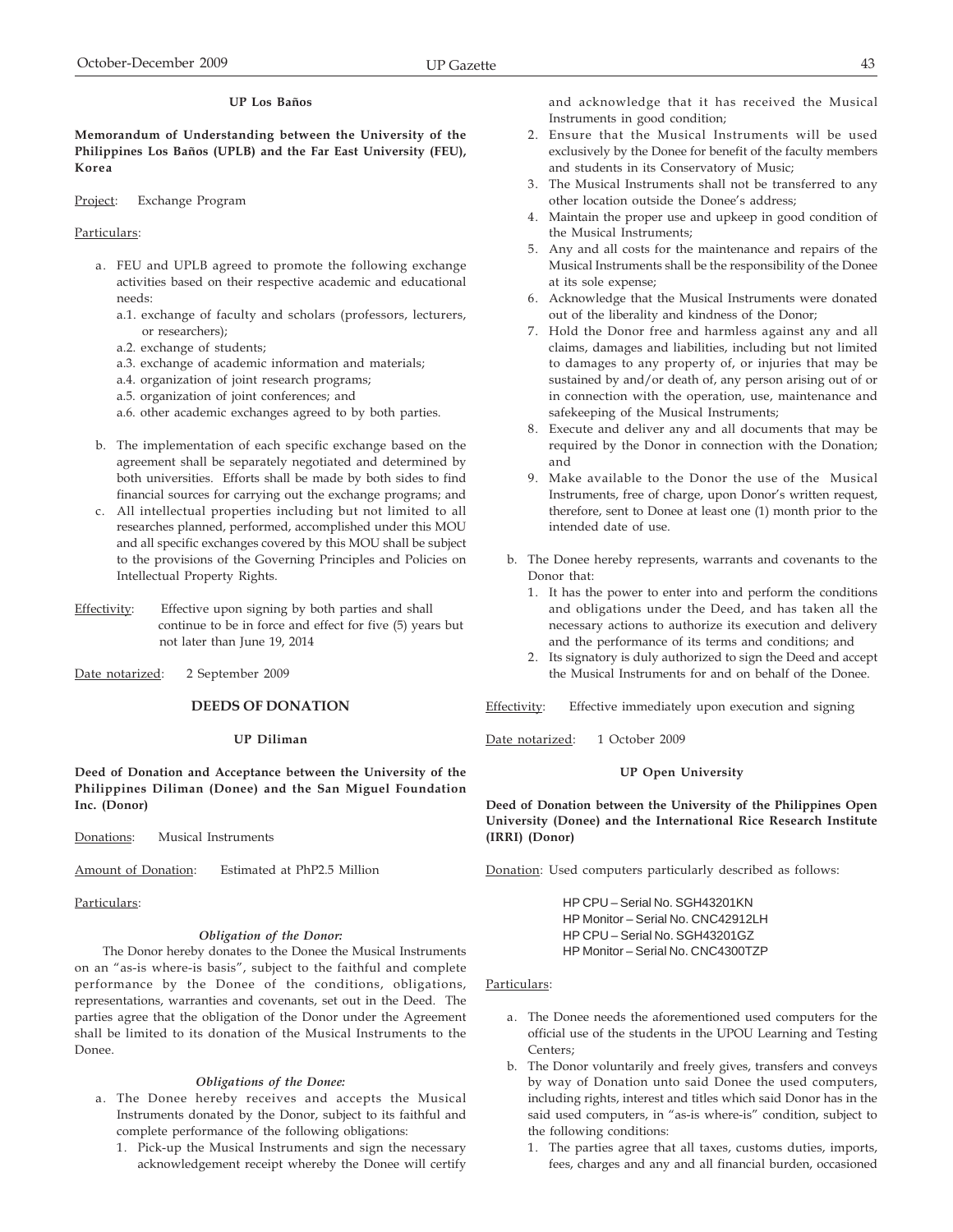### UP Los Baños

**Memorandum of Understanding between the University of the Philippines Los Baños (UPLB) and the Far East University (FEU), Korea**

Project: Exchange Program

Particulars:

a. FEU and UPLB agreed to promote the following exchange activities based on their respective academic and educational needs:
   - a.1. exchange of faculty and scholars (professors, lecturers, or researchers);
   - a.2. exchange of students;
   - a.3. exchange of academic information and materials;
   - a.4. organization of joint research programs;
   - a.5. organization of joint conferences; and
   - a.6. other academic exchanges agreed to by both parties.

b. The implementation of each specific exchange based on the agreement shall be separately negotiated and determined by both universities. Efforts shall be made by both sides to find financial sources for carrying out the exchange programs; and

c. All intellectual properties including but not limited to all researches planned, performed, accomplished under this MOU and all specific exchanges covered by this MOU shall be subject to the provisions of the Governing Principles and Policies on Intellectual Property Rights.

Effectivity: Effective upon signing by both parties and shall continue to be in force and effect for five (5) years but not later than June 19, 2014

Date notarized: 2 September 2009

## DEEDS OF DONATION

### UP Diliman

**Deed of Donation and Acceptance between the University of the Philippines Diliman (Donee) and the San Miguel Foundation Inc. (Donor)**

Donations: Musical Instruments

Amount of Donation: Estimated at PhP2.5 Million

Particulars:

***Obligation of the Donor:***

The Donor hereby donates to the Donee the Musical Instruments on an "as-is where-is basis", subject to the faithful and complete performance by the Donee of the conditions, obligations, representations, warranties and covenants, set out in the Deed. The parties agree that the obligation of the Donor under the Agreement shall be limited to its donation of the Musical Instruments to the Donee.

***Obligations of the Donee:***

a. The Donee hereby receives and accepts the Musical Instruments donated by the Donor, subject to its faithful and complete performance of the following obligations:
   1. Pick-up the Musical Instruments and sign the necessary acknowledgement receipt whereby the Donee will certify and acknowledge that it has received the Musical Instruments in good condition;
   2. Ensure that the Musical Instruments will be used exclusively by the Donee for benefit of the faculty members and students in its Conservatory of Music;
   3. The Musical Instruments shall not be transferred to any other location outside the Donee's address;
   4. Maintain the proper use and upkeep in good condition of the Musical Instruments;
   5. Any and all costs for the maintenance and repairs of the Musical Instruments shall be the responsibility of the Donee at its sole expense;
   6. Acknowledge that the Musical Instruments were donated out of the liberality and kindness of the Donor;
   7. Hold the Donor free and harmless against any and all claims, damages and liabilities, including but not limited to damages to any property of, or injuries that may be sustained by and/or death of, any person arising out of or in connection with the operation, use, maintenance and safekeeping of the Musical Instruments;
   8. Execute and deliver any and all documents that may be required by the Donor in connection with the Donation; and
   9. Make available to the Donor the use of the Musical Instruments, free of charge, upon Donor's written request, therefore, sent to Donee at least one (1) month prior to the intended date of use.

b. The Donee hereby represents, warrants and covenants to the Donor that:
   1. It has the power to enter into and perform the conditions and obligations under the Deed, and has taken all the necessary actions to authorize its execution and delivery and the performance of its terms and conditions; and
   2. Its signatory is duly authorized to sign the Deed and accept the Musical Instruments for and on behalf of the Donee.

Effectivity: Effective immediately upon execution and signing

Date notarized: 1 October 2009

### UP Open University

**Deed of Donation between the University of the Philippines Open University (Donee) and the International Rice Research Institute (IRRI) (Donor)**

Donation: Used computers particularly described as follows:

HP CPU – Serial No. SGH43201KN
HP Monitor – Serial No. CNC42912LH
HP CPU – Serial No. SGH43201GZ
HP Monitor – Serial No. CNC4300TZP

Particulars:

a. The Donee needs the aforementioned used computers for the official use of the students in the UPOU Learning and Testing Centers;

b. The Donor voluntarily and freely gives, transfers and conveys by way of Donation unto said Donee the used computers, including rights, interest and titles which said Donor has in the said used computers, in "as-is where-is" condition, subject to the following conditions:
   1. The parties agree that all taxes, customs duties, imports, fees, charges and any and all financial burden, occasioned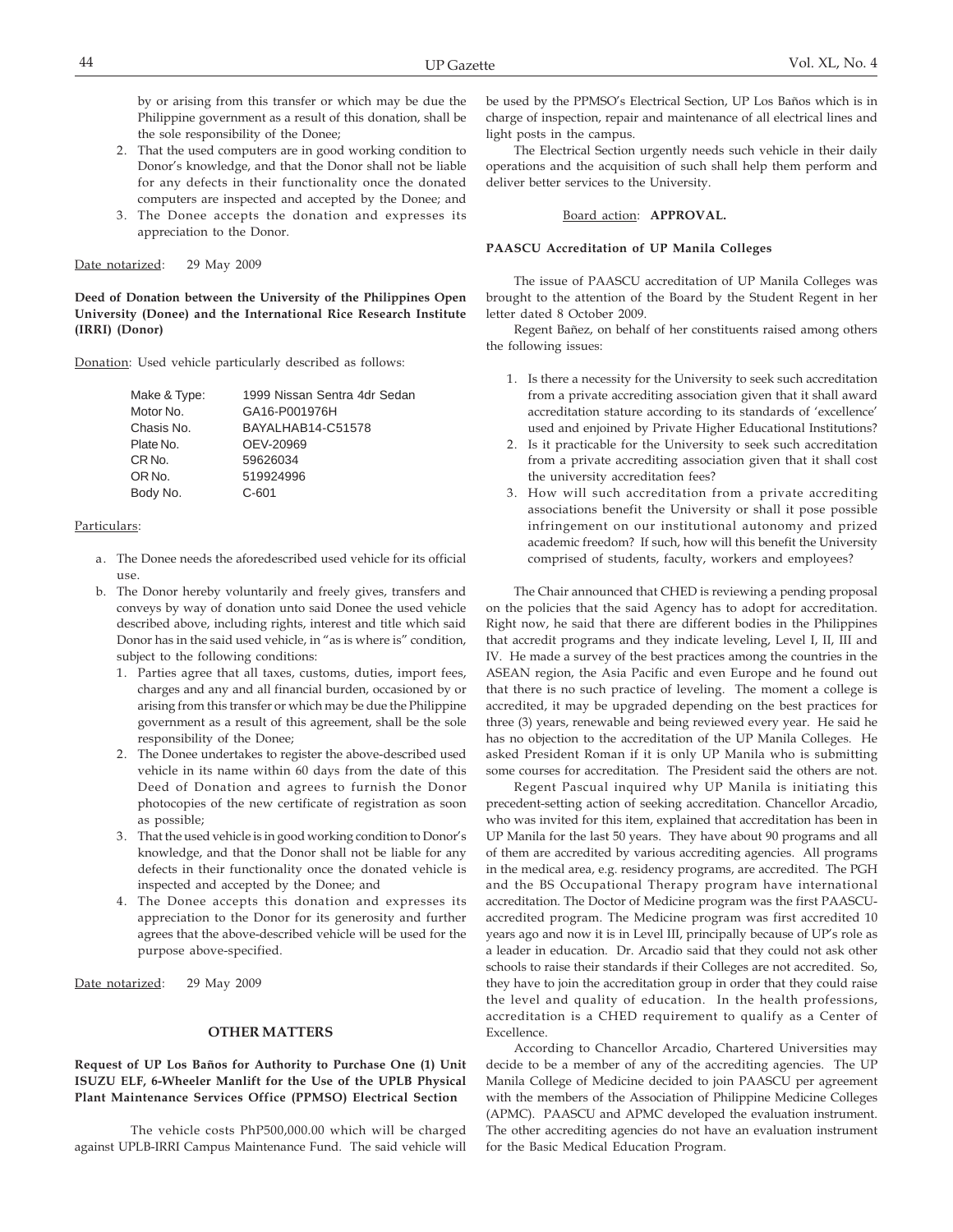by or arising from this transfer or which may be due the Philippine government as a result of this donation, shall be the sole responsibility of the Donee;

2. That the used computers are in good working condition to Donor's knowledge, and that the Donor shall not be liable for any defects in their functionality once the donated computers are inspected and accepted by the Donee; and
3. The Donee accepts the donation and expresses its appreciation to the Donor.

Date notarized: 29 May 2009

**Deed of Donation between the University of the Philippines Open University (Donee) and the International Rice Research Institute (IRRI) (Donor)**

Donation: Used vehicle particularly described as follows:

| | |
|---|---|
| Make & Type: | 1999 Nissan Sentra 4dr Sedan |
| Motor No. | GA16-P001976H |
| Chasis No. | BAYALHAB14-C51578 |
| Plate No. | OEV-20969 |
| CR No. | 59626034 |
| OR No. | 519924996 |
| Body No. | C-601 |

Particulars:

a. The Donee needs the aforedescribed used vehicle for its official use.
b. The Donor hereby voluntarily and freely gives, transfers and conveys by way of donation unto said Donee the used vehicle described above, including rights, interest and title which said Donor has in the said used vehicle, in "as is where is" condition, subject to the following conditions:
   1. Parties agree that all taxes, customs, duties, import fees, charges and any and all financial burden, occasioned by or arising from this transfer or which may be due the Philippine government as a result of this agreement, shall be the sole responsibility of the Donee;
   2. The Donee undertakes to register the above-described used vehicle in its name within 60 days from the date of this Deed of Donation and agrees to furnish the Donor photocopies of the new certificate of registration as soon as possible;
   3. That the used vehicle is in good working condition to Donor's knowledge, and that the Donor shall not be liable for any defects in their functionality once the donated vehicle is inspected and accepted by the Donee; and
   4. The Donee accepts this donation and expresses its appreciation to the Donor for its generosity and further agrees that the above-described vehicle will be used for the purpose above-specified.

Date notarized: 29 May 2009

## OTHER MATTERS

**Request of UP Los Baños for Authority to Purchase One (1) Unit ISUZU ELF, 6-Wheeler Manlift for the Use of the UPLB Physical Plant Maintenance Services Office (PPMSO) Electrical Section**

The vehicle costs PhP500,000.00 which will be charged against UPLB-IRRI Campus Maintenance Fund. The said vehicle will be used by the PPMSO's Electrical Section, UP Los Baños which is in charge of inspection, repair and maintenance of all electrical lines and light posts in the campus.

The Electrical Section urgently needs such vehicle in their daily operations and the acquisition of such shall help them perform and deliver better services to the University.

Board action: **APPROVAL.**

**PAASCU Accreditation of UP Manila Colleges**

The issue of PAASCU accreditation of UP Manila Colleges was brought to the attention of the Board by the Student Regent in her letter dated 8 October 2009.

Regent Bañez, on behalf of her constituents raised among others the following issues:

1. Is there a necessity for the University to seek such accreditation from a private accrediting association given that it shall award accreditation stature according to its standards of 'excellence' used and enjoined by Private Higher Educational Institutions?
2. Is it practicable for the University to seek such accreditation from a private accrediting association given that it shall cost the university accreditation fees?
3. How will such accreditation from a private accrediting associations benefit the University or shall it pose possible infringement on our institutional autonomy and prized academic freedom? If such, how will this benefit the University comprised of students, faculty, workers and employees?

The Chair announced that CHED is reviewing a pending proposal on the policies that the said Agency has to adopt for accreditation. Right now, he said that there are different bodies in the Philippines that accredit programs and they indicate leveling, Level I, II, III and IV. He made a survey of the best practices among the countries in the ASEAN region, the Asia Pacific and even Europe and he found out that there is no such practice of leveling. The moment a college is accredited, it may be upgraded depending on the best practices for three (3) years, renewable and being reviewed every year. He said he has no objection to the accreditation of the UP Manila Colleges. He asked President Roman if it is only UP Manila who is submitting some courses for accreditation. The President said the others are not.

Regent Pascual inquired why UP Manila is initiating this precedent-setting action of seeking accreditation. Chancellor Arcadio, who was invited for this item, explained that accreditation has been in UP Manila for the last 50 years. They have about 90 programs and all of them are accredited by various accrediting agencies. All programs in the medical area, e.g. residency programs, are accredited. The PGH and the BS Occupational Therapy program have international accreditation. The Doctor of Medicine program was the first PAASCU-accredited program. The Medicine program was first accredited 10 years ago and now it is in Level III, principally because of UP's role as a leader in education. Dr. Arcadio said that they could not ask other schools to raise their standards if their Colleges are not accredited. So, they have to join the accreditation group in order that they could raise the level and quality of education. In the health professions, accreditation is a CHED requirement to qualify as a Center of Excellence.

According to Chancellor Arcadio, Chartered Universities may decide to be a member of any of the accrediting agencies. The UP Manila College of Medicine decided to join PAASCU per agreement with the members of the Association of Philippine Medicine Colleges (APMC). PAASCU and APMC developed the evaluation instrument. The other accrediting agencies do not have an evaluation instrument for the Basic Medical Education Program.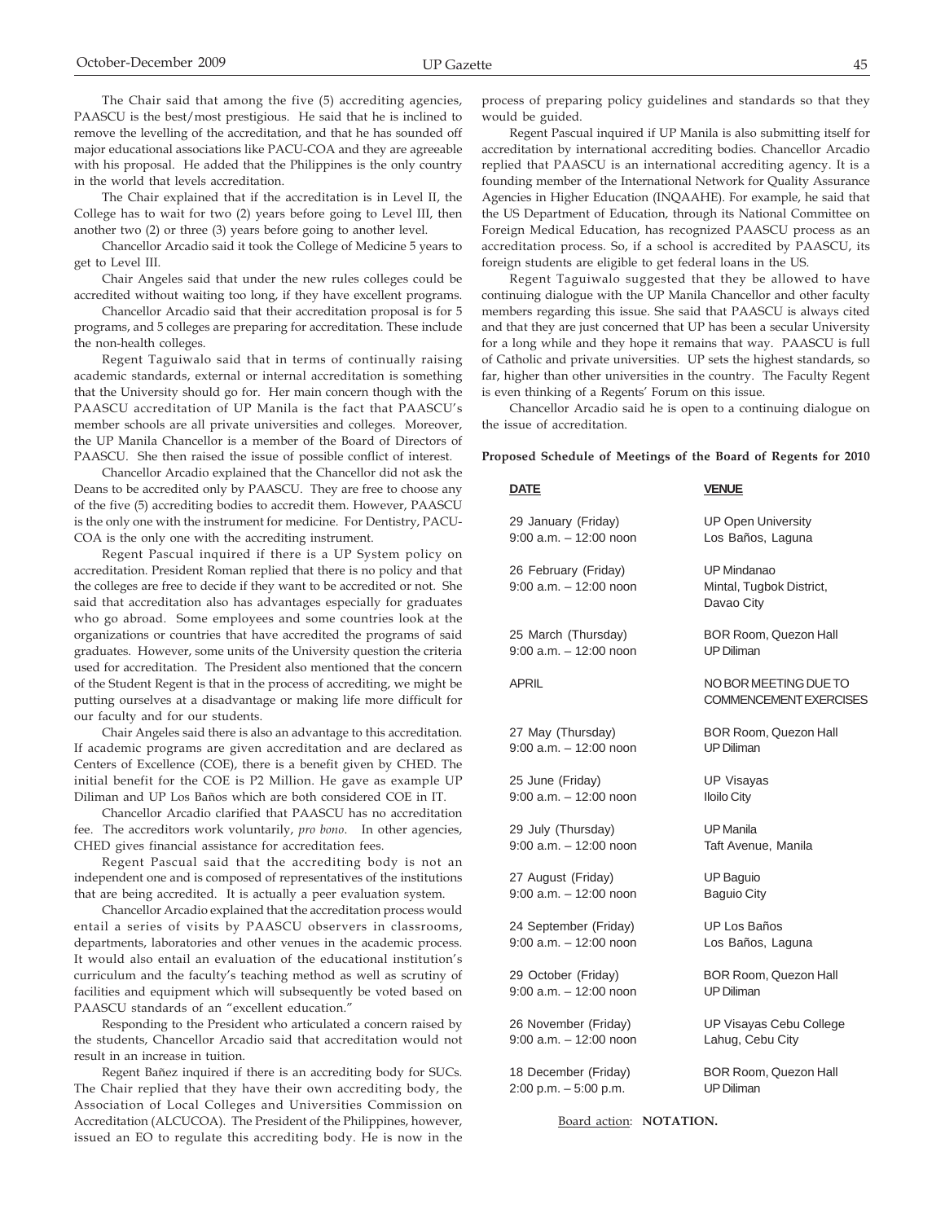The Chair said that among the five (5) accrediting agencies, PAASCU is the best/most prestigious. He said that he is inclined to remove the levelling of the accreditation, and that he has sounded off major educational associations like PACU-COA and they are agreeable with his proposal. He added that the Philippines is the only country in the world that levels accreditation.

The Chair explained that if the accreditation is in Level II, the College has to wait for two (2) years before going to Level III, then another two (2) or three (3) years before going to another level.

Chancellor Arcadio said it took the College of Medicine 5 years to get to Level III.

Chair Angeles said that under the new rules colleges could be accredited without waiting too long, if they have excellent programs.

Chancellor Arcadio said that their accreditation proposal is for 5 programs, and 5 colleges are preparing for accreditation. These include the non-health colleges.

Regent Taguiwalo said that in terms of continually raising academic standards, external or internal accreditation is something that the University should go for. Her main concern though with the PAASCU accreditation of UP Manila is the fact that PAASCU's member schools are all private universities and colleges. Moreover, the UP Manila Chancellor is a member of the Board of Directors of PAASCU. She then raised the issue of possible conflict of interest.

Chancellor Arcadio explained that the Chancellor did not ask the Deans to be accredited only by PAASCU. They are free to choose any of the five (5) accrediting bodies to accredit them. However, PAASCU is the only one with the instrument for medicine. For Dentistry, PACU-COA is the only one with the accrediting instrument.

Regent Pascual inquired if there is a UP System policy on accreditation. President Roman replied that there is no policy and that the colleges are free to decide if they want to be accredited or not. She said that accreditation also has advantages especially for graduates who go abroad. Some employees and some countries look at the organizations or countries that have accredited the programs of said graduates. However, some units of the University question the criteria used for accreditation. The President also mentioned that the concern of the Student Regent is that in the process of accrediting, we might be putting ourselves at a disadvantage or making life more difficult for our faculty and for our students.

Chair Angeles said there is also an advantage to this accreditation. If academic programs are given accreditation and are declared as Centers of Excellence (COE), there is a benefit given by CHED. The initial benefit for the COE is P2 Million. He gave as example UP Diliman and UP Los Baños which are both considered COE in IT.

Chancellor Arcadio clarified that PAASCU has no accreditation fee. The accreditors work voluntarily, *pro bono*. In other agencies, CHED gives financial assistance for accreditation fees.

Regent Pascual said that the accrediting body is not an independent one and is composed of representatives of the institutions that are being accredited. It is actually a peer evaluation system.

Chancellor Arcadio explained that the accreditation process would entail a series of visits by PAASCU observers in classrooms, departments, laboratories and other venues in the academic process. It would also entail an evaluation of the educational institution's curriculum and the faculty's teaching method as well as scrutiny of facilities and equipment which will subsequently be voted based on PAASCU standards of an "excellent education."

Responding to the President who articulated a concern raised by the students, Chancellor Arcadio said that accreditation would not result in an increase in tuition.

Regent Bañez inquired if there is an accrediting body for SUCs. The Chair replied that they have their own accrediting body, the Association of Local Colleges and Universities Commission on Accreditation (ALCUCOA). The President of the Philippines, however, issued an EO to regulate this accrediting body. He is now in the process of preparing policy guidelines and standards so that they would be guided.

Regent Pascual inquired if UP Manila is also submitting itself for accreditation by international accrediting bodies. Chancellor Arcadio replied that PAASCU is an international accrediting agency. It is a founding member of the International Network for Quality Assurance Agencies in Higher Education (INQAAHE). For example, he said that the US Department of Education, through its National Committee on Foreign Medical Education, has recognized PAASCU process as an accreditation process. So, if a school is accredited by PAASCU, its foreign students are eligible to get federal loans in the US.

Regent Taguiwalo suggested that they be allowed to have continuing dialogue with the UP Manila Chancellor and other faculty members regarding this issue. She said that PAASCU is always cited and that they are just concerned that UP has been a secular University for a long while and they hope it remains that way. PAASCU is full of Catholic and private universities. UP sets the highest standards, so far, higher than other universities in the country. The Faculty Regent is even thinking of a Regents' Forum on this issue.

Chancellor Arcadio said he is open to a continuing dialogue on the issue of accreditation.

**Proposed Schedule of Meetings of the Board of Regents for 2010**

| DATE | VENUE |
|---|---|
| 29 January (Friday)<br>9:00 a.m. – 12:00 noon | UP Open University<br>Los Baños, Laguna |
| 26 February (Friday)<br>9:00 a.m. – 12:00 noon | UP Mindanao<br>Mintal, Tugbok District, Davao City |
| 25 March (Thursday)<br>9:00 a.m. – 12:00 noon | BOR Room, Quezon Hall<br>UP Diliman |
| APRIL | NO BOR MEETING DUE TO COMMENCEMENT EXERCISES |
| 27 May (Thursday)<br>9:00 a.m. – 12:00 noon | BOR Room, Quezon Hall<br>UP Diliman |
| 25 June (Friday)<br>9:00 a.m. – 12:00 noon | UP Visayas<br>Iloilo City |
| 29 July (Thursday)<br>9:00 a.m. – 12:00 noon | UP Manila<br>Taft Avenue, Manila |
| 27 August (Friday)<br>9:00 a.m. – 12:00 noon | UP Baguio<br>Baguio City |
| 24 September (Friday)<br>9:00 a.m. – 12:00 noon | UP Los Baños<br>Los Baños, Laguna |
| 29 October (Friday)<br>9:00 a.m. – 12:00 noon | BOR Room, Quezon Hall<br>UP Diliman |
| 26 November (Friday)<br>9:00 a.m. – 12:00 noon | UP Visayas Cebu College<br>Lahug, Cebu City |
| 18 December (Friday)<br>2:00 p.m. – 5:00 p.m. | BOR Room, Quezon Hall<br>UP Diliman |

Board action: **NOTATION.**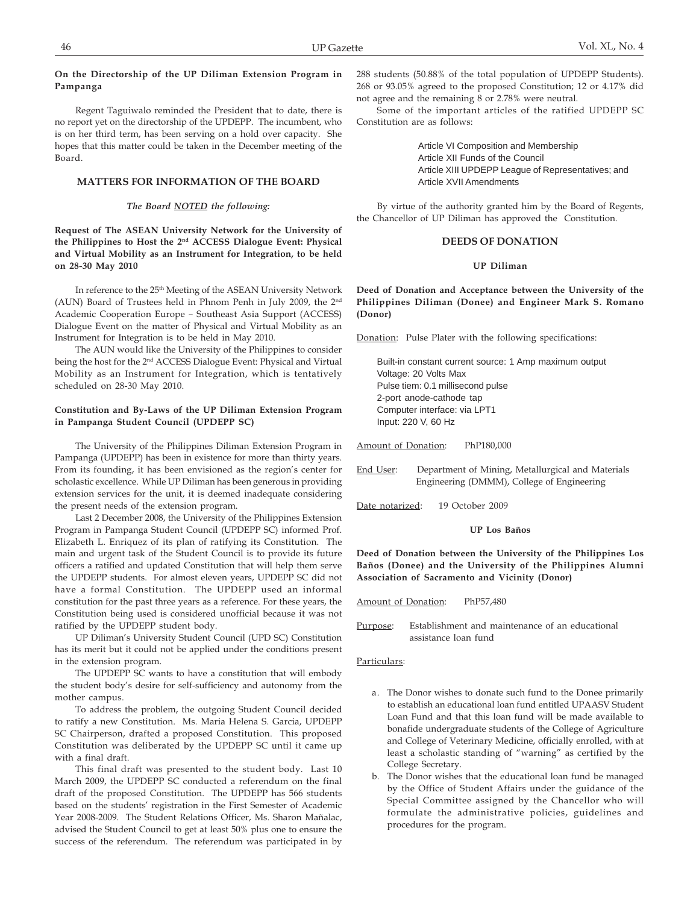**On the Directorship of the UP Diliman Extension Program in Pampanga**

Regent Taguiwalo reminded the President that to date, there is no report yet on the directorship of the UPDEPP. The incumbent, who is on her third term, has been serving on a hold over capacity. She hopes that this matter could be taken in the December meeting of the Board.

## MATTERS FOR INFORMATION OF THE BOARD

***The Board NOTED the following:***

**Request of The ASEAN University Network for the University of the Philippines to Host the 2nd ACCESS Dialogue Event: Physical and Virtual Mobility as an Instrument for Integration, to be held on 28-30 May 2010**

In reference to the 25th Meeting of the ASEAN University Network (AUN) Board of Trustees held in Phnom Penh in July 2009, the 2nd Academic Cooperation Europe – Southeast Asia Support (ACCESS) Dialogue Event on the matter of Physical and Virtual Mobility as an Instrument for Integration is to be held in May 2010.

The AUN would like the University of the Philippines to consider being the host for the 2nd ACCESS Dialogue Event: Physical and Virtual Mobility as an Instrument for Integration, which is tentatively scheduled on 28-30 May 2010.

**Constitution and By-Laws of the UP Diliman Extension Program in Pampanga Student Council (UPDEPP SC)**

The University of the Philippines Diliman Extension Program in Pampanga (UPDEPP) has been in existence for more than thirty years. From its founding, it has been envisioned as the region's center for scholastic excellence. While UP Diliman has been generous in providing extension services for the unit, it is deemed inadequate considering the present needs of the extension program.

Last 2 December 2008, the University of the Philippines Extension Program in Pampanga Student Council (UPDEPP SC) informed Prof. Elizabeth L. Enriquez of its plan of ratifying its Constitution. The main and urgent task of the Student Council is to provide its future officers a ratified and updated Constitution that will help them serve the UPDEPP students. For almost eleven years, UPDEPP SC did not have a formal Constitution. The UPDEPP used an informal constitution for the past three years as a reference. For these years, the Constitution being used is considered unofficial because it was not ratified by the UPDEPP student body.

UP Diliman's University Student Council (UPD SC) Constitution has its merit but it could not be applied under the conditions present in the extension program.

The UPDEPP SC wants to have a constitution that will embody the student body's desire for self-sufficiency and autonomy from the mother campus.

To address the problem, the outgoing Student Council decided to ratify a new Constitution. Ms. Maria Helena S. Garcia, UPDEPP SC Chairperson, drafted a proposed Constitution. This proposed Constitution was deliberated by the UPDEPP SC until it came up with a final draft.

This final draft was presented to the student body. Last 10 March 2009, the UPDEPP SC conducted a referendum on the final draft of the proposed Constitution. The UPDEPP has 566 students based on the students' registration in the First Semester of Academic Year 2008-2009. The Student Relations Officer, Ms. Sharon Mañalac, advised the Student Council to get at least 50% plus one to ensure the success of the referendum. The referendum was participated in by 288 students (50.88% of the total population of UPDEPP Students). 268 or 93.05% agreed to the proposed Constitution; 12 or 4.17% did not agree and the remaining 8 or 2.78% were neutral.

Some of the important articles of the ratified UPDEPP SC Constitution are as follows:

Article VI Composition and Membership
Article XII Funds of the Council
Article XIII UPDEPP League of Representatives; and
Article XVII Amendments

By virtue of the authority granted him by the Board of Regents, the Chancellor of UP Diliman has approved the Constitution.

## DEEDS OF DONATION

### UP Diliman

**Deed of Donation and Acceptance between the University of the Philippines Diliman (Donee) and Engineer Mark S. Romano (Donor)**

Donation: Pulse Plater with the following specifications:

Built-in constant current source: 1 Amp maximum output
Voltage: 20 Volts Max
Pulse tiem: 0.1 millisecond pulse
2-port anode-cathode tap
Computer interface: via LPT1
Input: 220 V, 60 Hz

Amount of Donation: PhP180,000

End User: Department of Mining, Metallurgical and Materials Engineering (DMMM), College of Engineering

Date notarized: 19 October 2009

### UP Los Baños

**Deed of Donation between the University of the Philippines Los Baños (Donee) and the University of the Philippines Alumni Association of Sacramento and Vicinity (Donor)**

Amount of Donation: PhP57,480

Purpose: Establishment and maintenance of an educational assistance loan fund

Particulars:

a. The Donor wishes to donate such fund to the Donee primarily to establish an educational loan fund entitled UPAASV Student Loan Fund and that this loan fund will be made available to bonafide undergraduate students of the College of Agriculture and College of Veterinary Medicine, officially enrolled, with at least a scholastic standing of "warning" as certified by the College Secretary.
b. The Donor wishes that the educational loan fund be managed by the Office of Student Affairs under the guidance of the Special Committee assigned by the Chancellor who will formulate the administrative policies, guidelines and procedures for the program.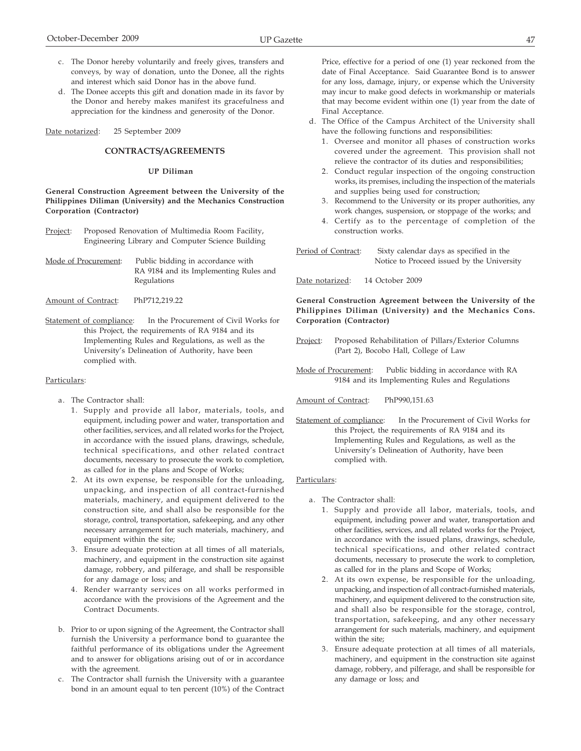c. The Donor hereby voluntarily and freely gives, transfers and conveys, by way of donation, unto the Donee, all the rights and interest which said Donor has in the above fund.

d. The Donee accepts this gift and donation made in its favor by the Donor and hereby makes manifest its gracefulness and appreciation for the kindness and generosity of the Donor.

Date notarized: 25 September 2009

## CONTRACTS/AGREEMENTS

### UP Diliman

**General Construction Agreement between the University of the Philippines Diliman (University) and the Mechanics Construction Corporation (Contractor)**

Project: Proposed Renovation of Multimedia Room Facility, Engineering Library and Computer Science Building

Mode of Procurement: Public bidding in accordance with RA 9184 and its Implementing Rules and Regulations

Amount of Contract: PhP712,219.22

Statement of compliance: In the Procurement of Civil Works for this Project, the requirements of RA 9184 and its Implementing Rules and Regulations, as well as the University's Delineation of Authority, have been complied with.

Particulars:

a. The Contractor shall:
   1. Supply and provide all labor, materials, tools, and equipment, including power and water, transportation and other facilities, services, and all related works for the Project, in accordance with the issued plans, drawings, schedule, technical specifications, and other related contract documents, necessary to prosecute the work to completion, as called for in the plans and Scope of Works;
   2. At its own expense, be responsible for the unloading, unpacking, and inspection of all contract-furnished materials, machinery, and equipment delivered to the construction site, and shall also be responsible for the storage, control, transportation, safekeeping, and any other necessary arrangement for such materials, machinery, and equipment within the site;
   3. Ensure adequate protection at all times of all materials, machinery, and equipment in the construction site against damage, robbery, and pilferage, and shall be responsible for any damage or loss; and
   4. Render warranty services on all works performed in accordance with the provisions of the Agreement and the Contract Documents.

b. Prior to or upon signing of the Agreement, the Contractor shall furnish the University a performance bond to guarantee the faithful performance of its obligations under the Agreement and to answer for obligations arising out of or in accordance with the agreement.

c. The Contractor shall furnish the University with a guarantee bond in an amount equal to ten percent (10%) of the Contract Price, effective for a period of one (1) year reckoned from the date of Final Acceptance. Said Guarantee Bond is to answer for any loss, damage, injury, or expense which the University may incur to make good defects in workmanship or materials that may become evident within one (1) year from the date of Final Acceptance.

d. The Office of the Campus Architect of the University shall have the following functions and responsibilities:
   1. Oversee and monitor all phases of construction works covered under the agreement. This provision shall not relieve the contractor of its duties and responsibilities;
   2. Conduct regular inspection of the ongoing construction works, its premises, including the inspection of the materials and supplies being used for construction;
   3. Recommend to the University or its proper authorities, any work changes, suspension, or stoppage of the works; and
   4. Certify as to the percentage of completion of the construction works.

Period of Contract: Sixty calendar days as specified in the Notice to Proceed issued by the University

Date notarized: 14 October 2009

**General Construction Agreement between the University of the Philippines Diliman (University) and the Mechanics Cons. Corporation (Contractor)**

Project: Proposed Rehabilitation of Pillars/Exterior Columns (Part 2), Bocobo Hall, College of Law

Mode of Procurement: Public bidding in accordance with RA 9184 and its Implementing Rules and Regulations

Amount of Contract: PhP990,151.63

Statement of compliance: In the Procurement of Civil Works for this Project, the requirements of RA 9184 and its Implementing Rules and Regulations, as well as the University's Delineation of Authority, have been complied with.

Particulars:

a. The Contractor shall:
   1. Supply and provide all labor, materials, tools, and equipment, including power and water, transportation and other facilities, services, and all related works for the Project, in accordance with the issued plans, drawings, schedule, technical specifications, and other related contract documents, necessary to prosecute the work to completion, as called for in the plans and Scope of Works;
   2. At its own expense, be responsible for the unloading, unpacking, and inspection of all contract-furnished materials, machinery, and equipment delivered to the construction site, and shall also be responsible for the storage, control, transportation, safekeeping, and any other necessary arrangement for such materials, machinery, and equipment within the site;
   3. Ensure adequate protection at all times of all materials, machinery, and equipment in the construction site against damage, robbery, and pilferage, and shall be responsible for any damage or loss; and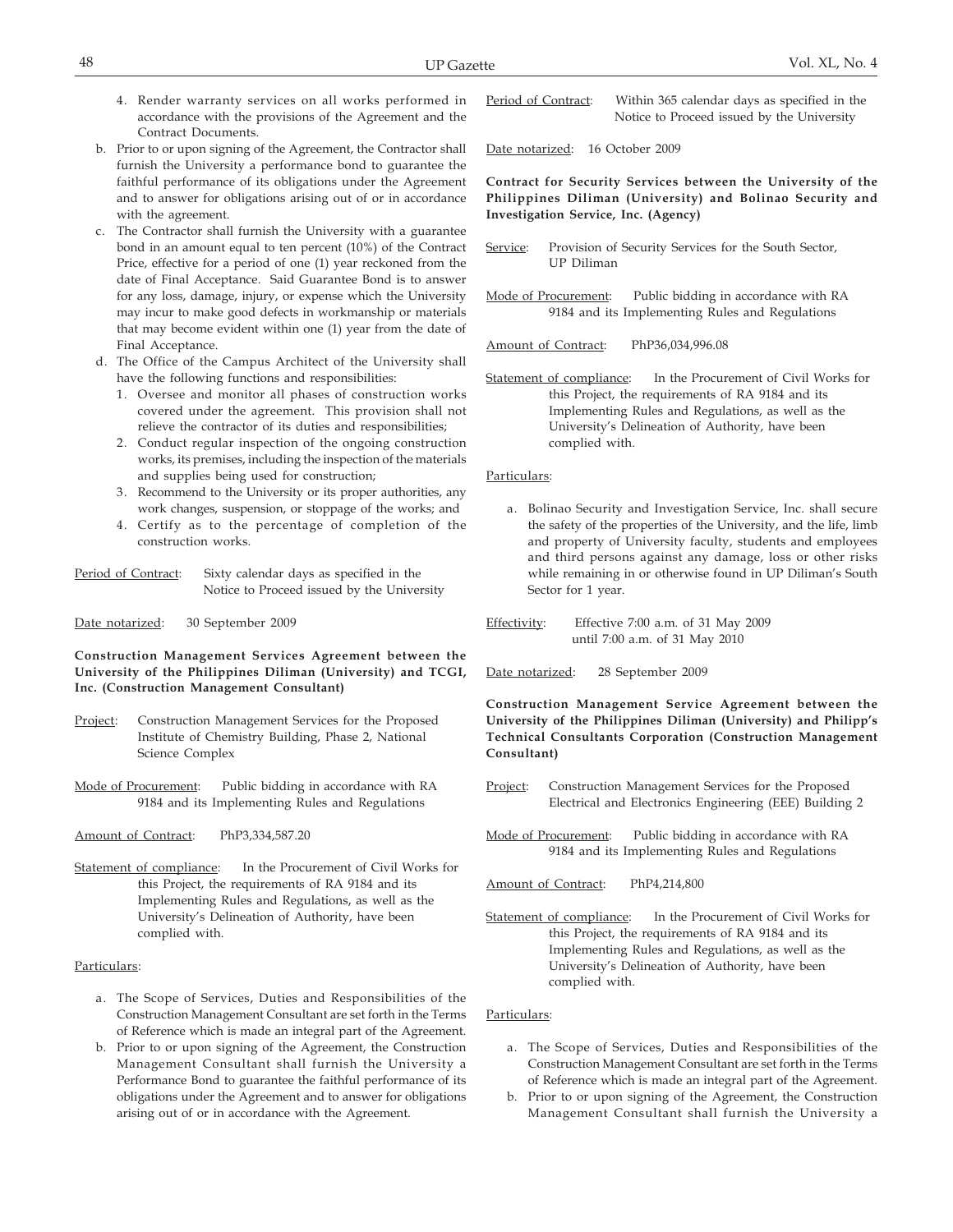4. Render warranty services on all works performed in accordance with the provisions of the Agreement and the Contract Documents.

b. Prior to or upon signing of the Agreement, the Contractor shall furnish the University a performance bond to guarantee the faithful performance of its obligations under the Agreement and to answer for obligations arising out of or in accordance with the agreement.

c. The Contractor shall furnish the University with a guarantee bond in an amount equal to ten percent (10%) of the Contract Price, effective for a period of one (1) year reckoned from the date of Final Acceptance. Said Guarantee Bond is to answer for any loss, damage, injury, or expense which the University may incur to make good defects in workmanship or materials that may become evident within one (1) year from the date of Final Acceptance.

d. The Office of the Campus Architect of the University shall have the following functions and responsibilities:
   1. Oversee and monitor all phases of construction works covered under the agreement. This provision shall not relieve the contractor of its duties and responsibilities;
   2. Conduct regular inspection of the ongoing construction works, its premises, including the inspection of the materials and supplies being used for construction;
   3. Recommend to the University or its proper authorities, any work changes, suspension, or stoppage of the works; and
   4. Certify as to the percentage of completion of the construction works.

Period of Contract: Sixty calendar days as specified in the Notice to Proceed issued by the University

Date notarized: 30 September 2009

**Construction Management Services Agreement between the University of the Philippines Diliman (University) and TCGI, Inc. (Construction Management Consultant)**

Project: Construction Management Services for the Proposed Institute of Chemistry Building, Phase 2, National Science Complex

Mode of Procurement: Public bidding in accordance with RA 9184 and its Implementing Rules and Regulations

Amount of Contract: PhP3,334,587.20

Statement of compliance: In the Procurement of Civil Works for this Project, the requirements of RA 9184 and its Implementing Rules and Regulations, as well as the University's Delineation of Authority, have been complied with.

Particulars:

a. The Scope of Services, Duties and Responsibilities of the Construction Management Consultant are set forth in the Terms of Reference which is made an integral part of the Agreement.

b. Prior to or upon signing of the Agreement, the Construction Management Consultant shall furnish the University a Performance Bond to guarantee the faithful performance of its obligations under the Agreement and to answer for obligations arising out of or in accordance with the Agreement.

Period of Contract: Within 365 calendar days as specified in the Notice to Proceed issued by the University

Date notarized: 16 October 2009

**Contract for Security Services between the University of the Philippines Diliman (University) and Bolinao Security and Investigation Service, Inc. (Agency)**

Service: Provision of Security Services for the South Sector, UP Diliman

Mode of Procurement: Public bidding in accordance with RA 9184 and its Implementing Rules and Regulations

Amount of Contract: PhP36,034,996.08

Statement of compliance: In the Procurement of Civil Works for this Project, the requirements of RA 9184 and its Implementing Rules and Regulations, as well as the University's Delineation of Authority, have been complied with.

Particulars:

a. Bolinao Security and Investigation Service, Inc. shall secure the safety of the properties of the University, and the life, limb and property of University faculty, students and employees and third persons against any damage, loss or other risks while remaining in or otherwise found in UP Diliman's South Sector for 1 year.

Effectivity: Effective 7:00 a.m. of 31 May 2009 until 7:00 a.m. of 31 May 2010

Date notarized: 28 September 2009

**Construction Management Service Agreement between the University of the Philippines Diliman (University) and Philipp's Technical Consultants Corporation (Construction Management Consultant)**

Project: Construction Management Services for the Proposed Electrical and Electronics Engineering (EEE) Building 2

Mode of Procurement: Public bidding in accordance with RA 9184 and its Implementing Rules and Regulations

Amount of Contract: PhP4,214,800

Statement of compliance: In the Procurement of Civil Works for this Project, the requirements of RA 9184 and its Implementing Rules and Regulations, as well as the University's Delineation of Authority, have been complied with.

Particulars:

a. The Scope of Services, Duties and Responsibilities of the Construction Management Consultant are set forth in the Terms of Reference which is made an integral part of the Agreement.

b. Prior to or upon signing of the Agreement, the Construction Management Consultant shall furnish the University a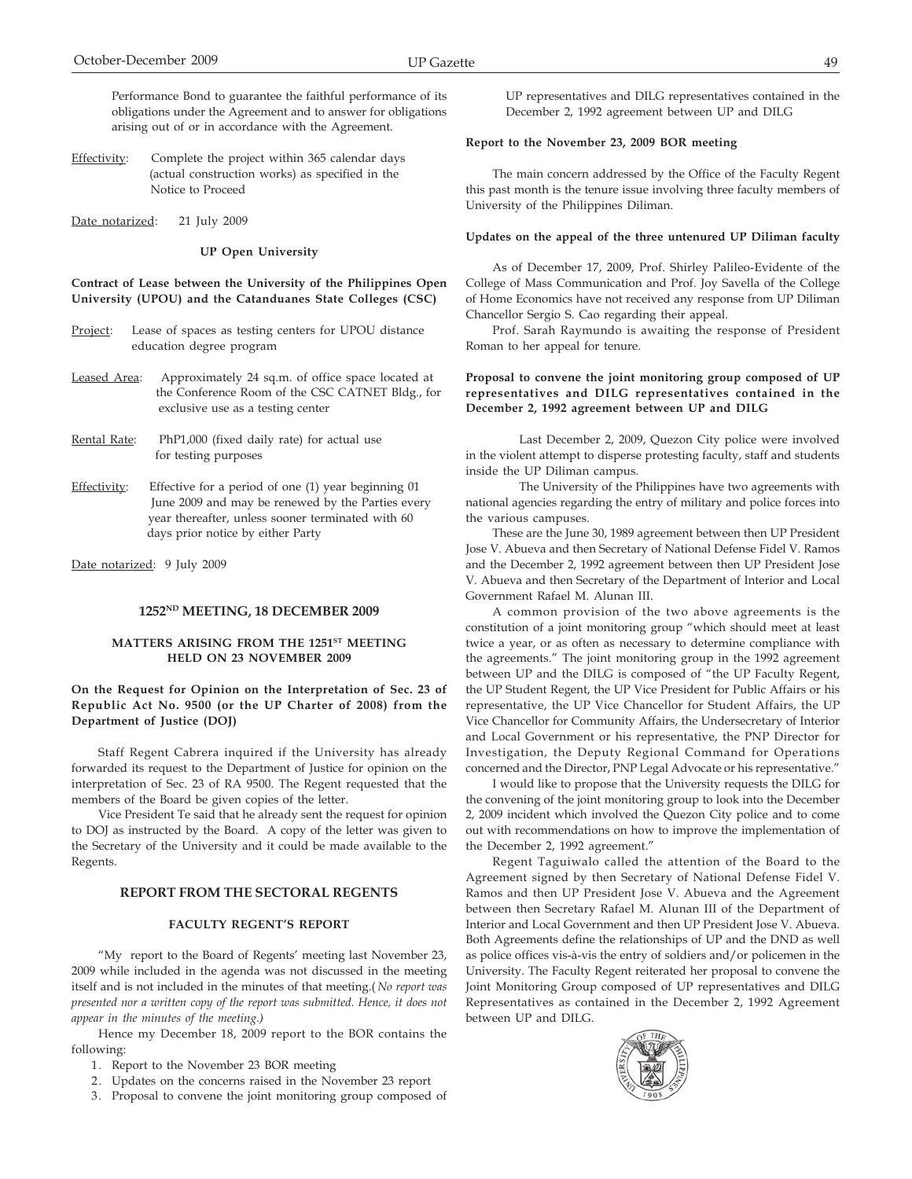Performance Bond to guarantee the faithful performance of its obligations under the Agreement and to answer for obligations arising out of or in accordance with the Agreement.

Effectivity: Complete the project within 365 calendar days (actual construction works) as specified in the Notice to Proceed

Date notarized: 21 July 2009

**UP Open University**

**Contract of Lease between the University of the Philippines Open University (UPOU) and the Catanduanes State Colleges (CSC)**

Project: Lease of spaces as testing centers for UPOU distance education degree program

Leased Area: Approximately 24 sq.m. of office space located at the Conference Room of the CSC CATNET Bldg., for exclusive use as a testing center

Rental Rate: PhP1,000 (fixed daily rate) for actual use for testing purposes

Effectivity: Effective for a period of one (1) year beginning 01 June 2009 and may be renewed by the Parties every year thereafter, unless sooner terminated with 60 days prior notice by either Party

Date notarized: 9 July 2009

## 1252ND MEETING, 18 DECEMBER 2009

### MATTERS ARISING FROM THE 1251ST MEETING HELD ON 23 NOVEMBER 2009

**On the Request for Opinion on the Interpretation of Sec. 23 of Republic Act No. 9500 (or the UP Charter of 2008) from the Department of Justice (DOJ)**

Staff Regent Cabrera inquired if the University has already forwarded its request to the Department of Justice for opinion on the interpretation of Sec. 23 of RA 9500. The Regent requested that the members of the Board be given copies of the letter.

Vice President Te said that he already sent the request for opinion to DOJ as instructed by the Board. A copy of the letter was given to the Secretary of the University and it could be made available to the Regents.

### REPORT FROM THE SECTORAL REGENTS

#### FACULTY REGENT'S REPORT

"My report to the Board of Regents' meeting last November 23, 2009 while included in the agenda was not discussed in the meeting itself and is not included in the minutes of that meeting.(*No report was presented nor a written copy of the report was submitted. Hence, it does not appear in the minutes of the meeting.)*

Hence my December 18, 2009 report to the BOR contains the following:

1. Report to the November 23 BOR meeting
2. Updates on the concerns raised in the November 23 report
3. Proposal to convene the joint monitoring group composed of UP representatives and DILG representatives contained in the December 2, 1992 agreement between UP and DILG

**Report to the November 23, 2009 BOR meeting**

The main concern addressed by the Office of the Faculty Regent this past month is the tenure issue involving three faculty members of University of the Philippines Diliman.

**Updates on the appeal of the three untenured UP Diliman faculty**

As of December 17, 2009, Prof. Shirley Palileo-Evidente of the College of Mass Communication and Prof. Joy Savella of the College of Home Economics have not received any response from UP Diliman Chancellor Sergio S. Cao regarding their appeal.

Prof. Sarah Raymundo is awaiting the response of President Roman to her appeal for tenure.

**Proposal to convene the joint monitoring group composed of UP representatives and DILG representatives contained in the December 2, 1992 agreement between UP and DILG**

Last December 2, 2009, Quezon City police were involved in the violent attempt to disperse protesting faculty, staff and students inside the UP Diliman campus.

The University of the Philippines have two agreements with national agencies regarding the entry of military and police forces into the various campuses.

These are the June 30, 1989 agreement between then UP President Jose V. Abueva and then Secretary of National Defense Fidel V. Ramos and the December 2, 1992 agreement between then UP President Jose V. Abueva and then Secretary of the Department of Interior and Local Government Rafael M. Alunan III.

A common provision of the two above agreements is the constitution of a joint monitoring group "which should meet at least twice a year, or as often as necessary to determine compliance with the agreements." The joint monitoring group in the 1992 agreement between UP and the DILG is composed of "the UP Faculty Regent, the UP Student Regent, the UP Vice President for Public Affairs or his representative, the UP Vice Chancellor for Student Affairs, the UP Vice Chancellor for Community Affairs, the Undersecretary of Interior and Local Government or his representative, the PNP Director for Investigation, the Deputy Regional Command for Operations concerned and the Director, PNP Legal Advocate or his representative."

I would like to propose that the University requests the DILG for the convening of the joint monitoring group to look into the December 2, 2009 incident which involved the Quezon City police and to come out with recommendations on how to improve the implementation of the December 2, 1992 agreement."

Regent Taguiwalo called the attention of the Board to the Agreement signed by then Secretary of National Defense Fidel V. Ramos and then UP President Jose V. Abueva and the Agreement between then Secretary Rafael M. Alunan III of the Department of Interior and Local Government and then UP President Jose V. Abueva. Both Agreements define the relationships of UP and the DND as well as police offices vis-à-vis the entry of soldiers and/or policemen in the University. The Faculty Regent reiterated her proposal to convene the Joint Monitoring Group composed of UP representatives and DILG Representatives as contained in the December 2, 1992 Agreement between UP and DILG.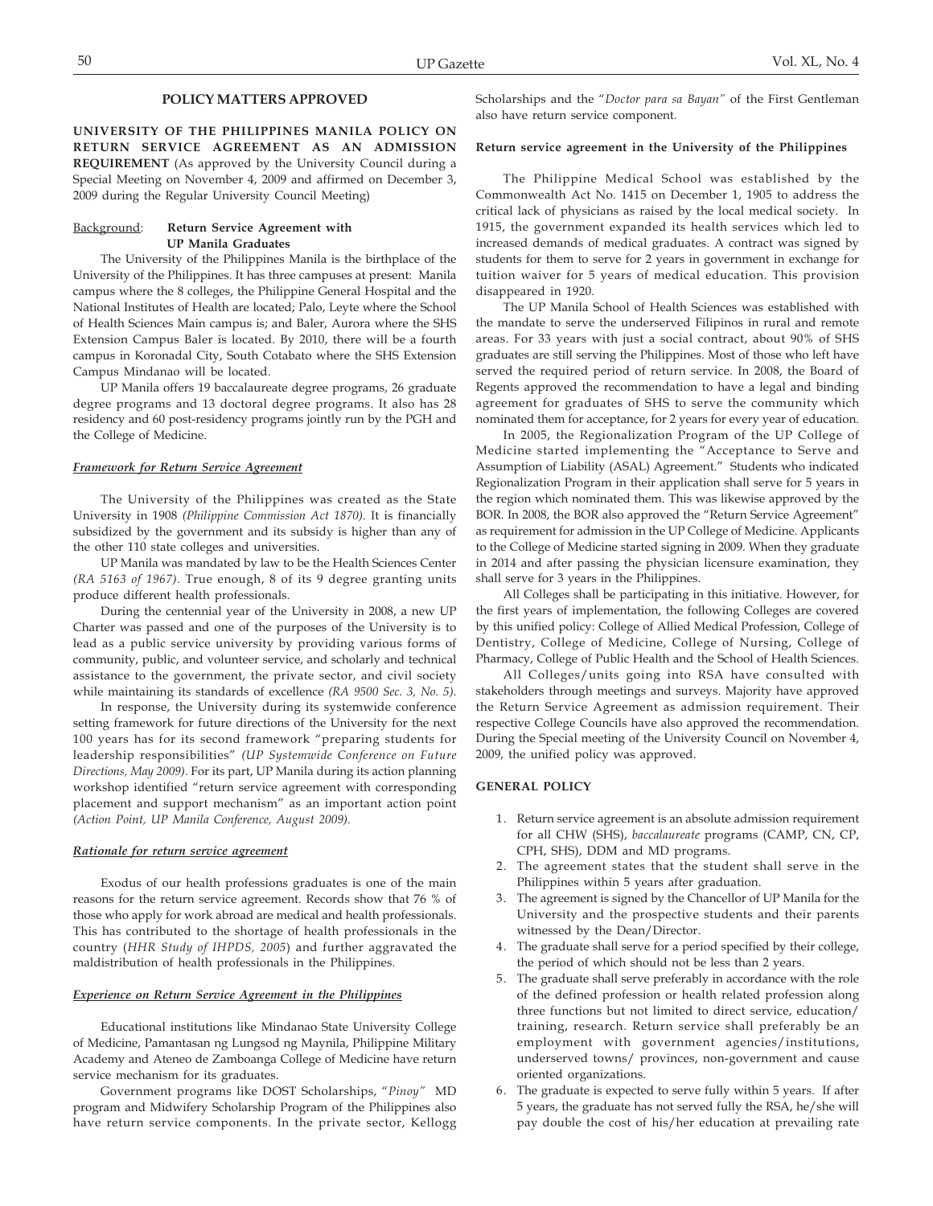## POLICY MATTERS APPROVED

**UNIVERSITY OF THE PHILIPPINES MANILA POLICY ON RETURN SERVICE AGREEMENT AS AN ADMISSION REQUIREMENT** (As approved by the University Council during a Special Meeting on November 4, 2009 and affirmed on December 3, 2009 during the Regular University Council Meeting)

Background: **Return Service Agreement with UP Manila Graduates**

The University of the Philippines Manila is the birthplace of the University of the Philippines. It has three campuses at present: Manila campus where the 8 colleges, the Philippine General Hospital and the National Institutes of Health are located; Palo, Leyte where the School of Health Sciences Main campus is; and Baler, Aurora where the SHS Extension Campus Baler is located. By 2010, there will be a fourth campus in Koronadal City, South Cotabato where the SHS Extension Campus Mindanao will be located.

UP Manila offers 19 baccalaureate degree programs, 26 graduate degree programs and 13 doctoral degree programs. It also has 28 residency and 60 post-residency programs jointly run by the PGH and the College of Medicine.

***Framework for Return Service Agreement***

The University of the Philippines was created as the State University in 1908 *(Philippine Commission Act 1870).* It is financially subsidized by the government and its subsidy is higher than any of the other 110 state colleges and universities.

UP Manila was mandated by law to be the Health Sciences Center *(RA 5163 of 1967).* True enough, 8 of its 9 degree granting units produce different health professionals.

During the centennial year of the University in 2008, a new UP Charter was passed and one of the purposes of the University is to lead as a public service university by providing various forms of community, public, and volunteer service, and scholarly and technical assistance to the government, the private sector, and civil society while maintaining its standards of excellence *(RA 9500 Sec. 3, No. 5).*

In response, the University during its systemwide conference setting framework for future directions of the University for the next 100 years has for its second framework "preparing students for leadership responsibilities" *(UP Systemwide Conference on Future Directions, May 2009).* For its part, UP Manila during its action planning workshop identified "return service agreement with corresponding placement and support mechanism" as an important action point *(Action Point, UP Manila Conference, August 2009).*

***Rationale for return service agreement***

Exodus of our health professions graduates is one of the main reasons for the return service agreement. Records show that 76 % of those who apply for work abroad are medical and health professionals. This has contributed to the shortage of health professionals in the country (*HHR Study of IHPDS, 2005*) and further aggravated the maldistribution of health professionals in the Philippines.

***Experience on Return Service Agreement in the Philippines***

Educational institutions like Mindanao State University College of Medicine, Pamantasan ng Lungsod ng Maynila, Philippine Military Academy and Ateneo de Zamboanga College of Medicine have return service mechanism for its graduates.

Government programs like DOST Scholarships, "*Pinoy"* MD program and Midwifery Scholarship Program of the Philippines also have return service components. In the private sector, Kellogg Scholarships and the "*Doctor para sa Bayan"* of the First Gentleman also have return service component.

**Return service agreement in the University of the Philippines**

The Philippine Medical School was established by the Commonwealth Act No. 1415 on December 1, 1905 to address the critical lack of physicians as raised by the local medical society. In 1915, the government expanded its health services which led to increased demands of medical graduates. A contract was signed by students for them to serve for 2 years in government in exchange for tuition waiver for 5 years of medical education. This provision disappeared in 1920.

The UP Manila School of Health Sciences was established with the mandate to serve the underserved Filipinos in rural and remote areas. For 33 years with just a social contract, about 90% of SHS graduates are still serving the Philippines. Most of those who left have served the required period of return service. In 2008, the Board of Regents approved the recommendation to have a legal and binding agreement for graduates of SHS to serve the community which nominated them for acceptance, for 2 years for every year of education.

In 2005, the Regionalization Program of the UP College of Medicine started implementing the "Acceptance to Serve and Assumption of Liability (ASAL) Agreement." Students who indicated Regionalization Program in their application shall serve for 5 years in the region which nominated them. This was likewise approved by the BOR. In 2008, the BOR also approved the "Return Service Agreement" as requirement for admission in the UP College of Medicine. Applicants to the College of Medicine started signing in 2009. When they graduate in 2014 and after passing the physician licensure examination, they shall serve for 3 years in the Philippines.

All Colleges shall be participating in this initiative. However, for the first years of implementation, the following Colleges are covered by this unified policy: College of Allied Medical Profession, College of Dentistry, College of Medicine, College of Nursing, College of Pharmacy, College of Public Health and the School of Health Sciences.

All Colleges/units going into RSA have consulted with stakeholders through meetings and surveys. Majority have approved the Return Service Agreement as admission requirement. Their respective College Councils have also approved the recommendation. During the Special meeting of the University Council on November 4, 2009, the unified policy was approved.

**GENERAL POLICY**

1. Return service agreement is an absolute admission requirement for all CHW (SHS), *baccalaureate* programs (CAMP, CN, CP, CPH, SHS), DDM and MD programs.
2. The agreement states that the student shall serve in the Philippines within 5 years after graduation.
3. The agreement is signed by the Chancellor of UP Manila for the University and the prospective students and their parents witnessed by the Dean/Director.
4. The graduate shall serve for a period specified by their college, the period of which should not be less than 2 years.
5. The graduate shall serve preferably in accordance with the role of the defined profession or health related profession along three functions but not limited to direct service, education/ training, research. Return service shall preferably be an employment with government agencies/institutions, underserved towns/ provinces, non-government and cause oriented organizations.
6. The graduate is expected to serve fully within 5 years. If after 5 years, the graduate has not served fully the RSA, he/she will pay double the cost of his/her education at prevailing rate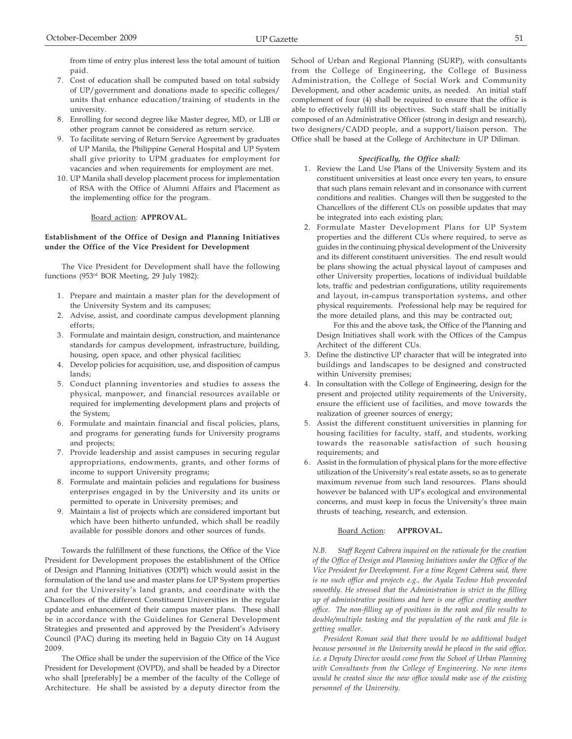from time of entry plus interest less the total amount of tuition paid.

7. Cost of education shall be computed based on total subsidy of UP/government and donations made to specific colleges/ units that enhance education/training of students in the university.
8. Enrolling for second degree like Master degree, MD, or LlB or other program cannot be considered as return service.
9. To facilitate serving of Return Service Agreement by graduates of UP Manila, the Philippine General Hospital and UP System shall give priority to UPM graduates for employment for vacancies and when requirements for employment are met.
10. UP Manila shall develop placement process for implementation of RSA with the Office of Alumni Affairs and Placement as the implementing office for the program.

Board action: **APPROVAL.**

**Establishment of the Office of Design and Planning Initiatives under the Office of the Vice President for Development**

The Vice President for Development shall have the following functions (953rd BOR Meeting, 29 July 1982):

1. Prepare and maintain a master plan for the development of the University System and its campuses;
2. Advise, assist, and coordinate campus development planning efforts;
3. Formulate and maintain design, construction, and maintenance standards for campus development, infrastructure, building, housing, open space, and other physical facilities;
4. Develop policies for acquisition, use, and disposition of campus lands;
5. Conduct planning inventories and studies to assess the physical, manpower, and financial resources available or required for implementing development plans and projects of the System;
6. Formulate and maintain financial and fiscal policies, plans, and programs for generating funds for University programs and projects;
7. Provide leadership and assist campuses in securing regular appropriations, endowments, grants, and other forms of income to support University programs;
8. Formulate and maintain policies and regulations for business enterprises engaged in by the University and its units or permitted to operate in University premises; and
9. Maintain a list of projects which are considered important but which have been hitherto unfunded, which shall be readily available for possible donors and other sources of funds.

Towards the fulfillment of these functions, the Office of the Vice President for Development proposes the establishment of the Office of Design and Planning Initiatives (ODPI) which would assist in the formulation of the land use and master plans for UP System properties and for the University's land grants, and coordinate with the Chancellors of the different Constituent Universities in the regular update and enhancement of their campus master plans. These shall be in accordance with the Guidelines for General Development Strategies and presented and approved by the President's Advisory Council (PAC) during its meeting held in Baguio City on 14 August 2009.

The Office shall be under the supervision of the Office of the Vice President for Development (OVPD), and shall be headed by a Director who shall [preferably] be a member of the faculty of the College of Architecture. He shall be assisted by a deputy director from the School of Urban and Regional Planning (SURP), with consultants from the College of Engineering, the College of Business Administration, the College of Social Work and Community Development, and other academic units, as needed. An initial staff complement of four (4) shall be required to ensure that the office is able to effectively fulfill its objectives. Such staff shall be initially composed of an Administrative Officer (strong in design and research), two designers/CADD people, and a support/liaison person. The Office shall be based at the College of Architecture in UP Diliman.

***Specifically, the Office shall:***

1. Review the Land Use Plans of the University System and its constituent universities at least once every ten years, to ensure that such plans remain relevant and in consonance with current conditions and realities. Changes will then be suggested to the Chancellors of the different CUs on possible updates that may be integrated into each existing plan;
2. Formulate Master Development Plans for UP System properties and the different CUs where required, to serve as guides in the continuing physical development of the University and its different constituent universities. The end result would be plans showing the actual physical layout of campuses and other University properties, locations of individual buildable lots, traffic and pedestrian configurations, utility requirements and layout, in-campus transportation systems, and other physical requirements. Professional help may be required for the more detailed plans, and this may be contracted out;

   For this and the above task, the Office of the Planning and Design Initiatives shall work with the Offices of the Campus Architect of the different CUs.
3. Define the distinctive UP character that will be integrated into buildings and landscapes to be designed and constructed within University premises;
4. In consultation with the College of Engineering, design for the present and projected utility requirements of the University, ensure the efficient use of facilities, and move towards the realization of greener sources of energy;
5. Assist the different constituent universities in planning for housing facilities for faculty, staff, and students, working towards the reasonable satisfaction of such housing requirements; and
6. Assist in the formulation of physical plans for the more effective utilization of the University's real estate assets, so as to generate maximum revenue from such land resources. Plans should however be balanced with UP's ecological and environmental concerns, and must keep in focus the University's three main thrusts of teaching, research, and extension.

Board Action: **APPROVAL.**

*N.B. Staff Regent Cabrera inquired on the rationale for the creation of the Office of Design and Planning Initiatives under the Office of the Vice President for Development. For a time Regent Cabrera said, there is no such office and projects e.g., the Ayala Techno Hub proceeded smoothly. He stressed that the Administration is strict in the filling up of administrative positions and here is one office creating another office. The non-filling up of positions in the rank and file results to double/multiple tasking and the population of the rank and file is getting smaller.*

*President Roman said that there would be no additional budget because personnel in the University would be placed in the said office, i.e. a Deputy Director would come from the School of Urban Planning with Consultants from the College of Engineering. No new items would be created since the new office would make use of the existing personnel of the University.*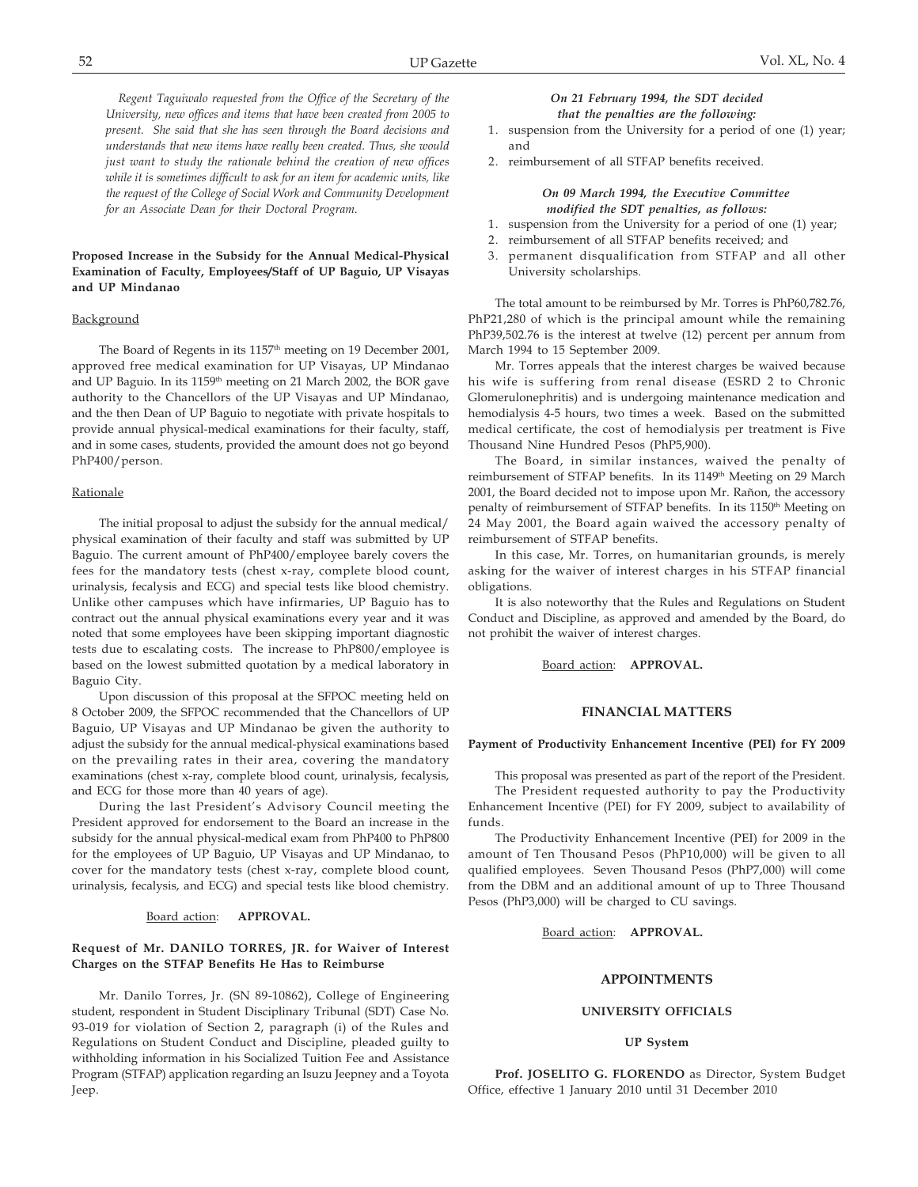*Regent Taguiwalo requested from the Office of the Secretary of the University, new offices and items that have been created from 2005 to present. She said that she has seen through the Board decisions and understands that new items have really been created. Thus, she would just want to study the rationale behind the creation of new offices while it is sometimes difficult to ask for an item for academic units, like the request of the College of Social Work and Community Development for an Associate Dean for their Doctoral Program.*

**Proposed Increase in the Subsidy for the Annual Medical-Physical Examination of Faculty, Employees/Staff of UP Baguio, UP Visayas and UP Mindanao**

Background

The Board of Regents in its 1157th meeting on 19 December 2001, approved free medical examination for UP Visayas, UP Mindanao and UP Baguio. In its 1159th meeting on 21 March 2002, the BOR gave authority to the Chancellors of the UP Visayas and UP Mindanao, and the then Dean of UP Baguio to negotiate with private hospitals to provide annual physical-medical examinations for their faculty, staff, and in some cases, students, provided the amount does not go beyond PhP400/person.

Rationale

The initial proposal to adjust the subsidy for the annual medical/ physical examination of their faculty and staff was submitted by UP Baguio. The current amount of PhP400/employee barely covers the fees for the mandatory tests (chest x-ray, complete blood count, urinalysis, fecalysis and ECG) and special tests like blood chemistry. Unlike other campuses which have infirmaries, UP Baguio has to contract out the annual physical examinations every year and it was noted that some employees have been skipping important diagnostic tests due to escalating costs. The increase to PhP800/employee is based on the lowest submitted quotation by a medical laboratory in Baguio City.

Upon discussion of this proposal at the SFPOC meeting held on 8 October 2009, the SFPOC recommended that the Chancellors of UP Baguio, UP Visayas and UP Mindanao be given the authority to adjust the subsidy for the annual medical-physical examinations based on the prevailing rates in their area, covering the mandatory examinations (chest x-ray, complete blood count, urinalysis, fecalysis, and ECG for those more than 40 years of age).

During the last President's Advisory Council meeting the President approved for endorsement to the Board an increase in the subsidy for the annual physical-medical exam from PhP400 to PhP800 for the employees of UP Baguio, UP Visayas and UP Mindanao, to cover for the mandatory tests (chest x-ray, complete blood count, urinalysis, fecalysis, and ECG) and special tests like blood chemistry.

Board action: **APPROVAL.**

**Request of Mr. DANILO TORRES, JR. for Waiver of Interest Charges on the STFAP Benefits He Has to Reimburse**

Mr. Danilo Torres, Jr. (SN 89-10862), College of Engineering student, respondent in Student Disciplinary Tribunal (SDT) Case No. 93-019 for violation of Section 2, paragraph (i) of the Rules and Regulations on Student Conduct and Discipline, pleaded guilty to withholding information in his Socialized Tuition Fee and Assistance Program (STFAP) application regarding an Isuzu Jeepney and a Toyota Jeep.

***On 21 February 1994, the SDT decided that the penalties are the following:***

1. suspension from the University for a period of one (1) year; and
2. reimbursement of all STFAP benefits received.

***On 09 March 1994, the Executive Committee modified the SDT penalties, as follows:***

1. suspension from the University for a period of one (1) year;
2. reimbursement of all STFAP benefits received; and
3. permanent disqualification from STFAP and all other University scholarships.

The total amount to be reimbursed by Mr. Torres is PhP60,782.76, PhP21,280 of which is the principal amount while the remaining PhP39,502.76 is the interest at twelve (12) percent per annum from March 1994 to 15 September 2009.

Mr. Torres appeals that the interest charges be waived because his wife is suffering from renal disease (ESRD 2 to Chronic Glomerulonephritis) and is undergoing maintenance medication and hemodialysis 4-5 hours, two times a week. Based on the submitted medical certificate, the cost of hemodialysis per treatment is Five Thousand Nine Hundred Pesos (PhP5,900).

The Board, in similar instances, waived the penalty of reimbursement of STFAP benefits. In its 1149th Meeting on 29 March 2001, the Board decided not to impose upon Mr. Rañon, the accessory penalty of reimbursement of STFAP benefits. In its 1150th Meeting on 24 May 2001, the Board again waived the accessory penalty of reimbursement of STFAP benefits.

In this case, Mr. Torres, on humanitarian grounds, is merely asking for the waiver of interest charges in his STFAP financial obligations.

It is also noteworthy that the Rules and Regulations on Student Conduct and Discipline, as approved and amended by the Board, do not prohibit the waiver of interest charges.

Board action: **APPROVAL.**

## FINANCIAL MATTERS

**Payment of Productivity Enhancement Incentive (PEI) for FY 2009**

This proposal was presented as part of the report of the President.

The President requested authority to pay the Productivity Enhancement Incentive (PEI) for FY 2009, subject to availability of funds.

The Productivity Enhancement Incentive (PEI) for 2009 in the amount of Ten Thousand Pesos (PhP10,000) will be given to all qualified employees. Seven Thousand Pesos (PhP7,000) will come from the DBM and an additional amount of up to Three Thousand Pesos (PhP3,000) will be charged to CU savings.

Board action: **APPROVAL.**

## APPOINTMENTS

### UNIVERSITY OFFICIALS

#### UP System

**Prof. JOSELITO G. FLORENDO** as Director, System Budget Office, effective 1 January 2010 until 31 December 2010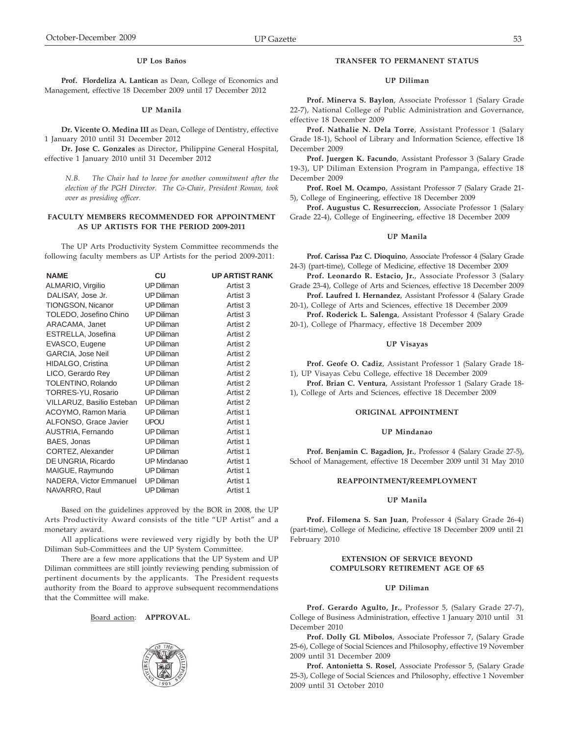### UP Los Baños

**Prof. Flordeliza A. Lantican** as Dean, College of Economics and Management, effective 18 December 2009 until 17 December 2012

### UP Manila

**Dr. Vicente O. Medina III** as Dean, College of Dentistry, effective 1 January 2010 until 31 December 2012

**Dr. Jose C. Gonzales** as Director, Philippine General Hospital, effective 1 January 2010 until 31 December 2012

*N.B. The Chair had to leave for another commitment after the election of the PGH Director. The Co-Chair, President Roman, took over as presiding officer.*

## FACULTY MEMBERS RECOMMENDED FOR APPOINTMENT AS UP ARTISTS FOR THE PERIOD 2009-2011

The UP Arts Productivity System Committee recommends the following faculty members as UP Artists for the period 2009-2011:

| NAME | CU | UP ARTIST RANK |
|---|---|---|
| ALMARIO, Virgilio | UP Diliman | Artist 3 |
| DALISAY, Jose Jr. | UP Diliman | Artist 3 |
| TIONGSON, Nicanor | UP Diliman | Artist 3 |
| TOLEDO, Josefino Chino | UP Diliman | Artist 3 |
| ARACAMA, Janet | UP Diliman | Artist 2 |
| ESTRELLA, Josefina | UP Diliman | Artist 2 |
| EVASCO, Eugene | UP Diliman | Artist 2 |
| GARCIA, Jose Neil | UP Diliman | Artist 2 |
| HIDALGO, Cristina | UP Diliman | Artist 2 |
| LICO, Gerardo Rey | UP Diliman | Artist 2 |
| TOLENTINO, Rolando | UP Diliman | Artist 2 |
| TORRES-YU, Rosario | UP Diliman | Artist 2 |
| VILLARUZ, Basilio Esteban | UP Diliman | Artist 2 |
| ACOYMO, Ramon Maria | UP Diliman | Artist 1 |
| ALFONSO, Grace Javier | UPOU | Artist 1 |
| AUSTRIA, Fernando | UP Diliman | Artist 1 |
| BAES, Jonas | UP Diliman | Artist 1 |
| CORTEZ, Alexander | UP Diliman | Artist 1 |
| DE UNGRIA, Ricardo | UP Mindanao | Artist 1 |
| MAIGUE, Raymundo | UP Diliman | Artist 1 |
| NADERA, Victor Emmanuel | UP Diliman | Artist 1 |
| NAVARRO, Raul | UP Diliman | Artist 1 |

Based on the guidelines approved by the BOR in 2008, the UP Arts Productivity Award consists of the title "UP Artist" and a monetary award.

All applications were reviewed very rigidly by both the UP Diliman Sub-Committees and the UP System Committee.

There are a few more applications that the UP System and UP Diliman committees are still jointly reviewing pending submission of pertinent documents by the applicants. The President requests authority from the Board to approve subsequent recommendations that the Committee will make.

Board action: **APPROVAL.**

## TRANSFER TO PERMANENT STATUS

### UP Diliman

**Prof. Minerva S. Baylon**, Associate Professor 1 (Salary Grade 22-7), National College of Public Administration and Governance, effective 18 December 2009

**Prof. Nathalie N. Dela Torre**, Assistant Professor 1 (Salary Grade 18-1), School of Library and Information Science, effective 18 December 2009

**Prof. Juergen K. Facundo**, Assistant Professor 3 (Salary Grade 19-3), UP Diliman Extension Program in Pampanga, effective 18 December 2009

**Prof. Roel M. Ocampo**, Assistant Professor 7 (Salary Grade 21-5), College of Engineering, effective 18 December 2009

**Prof. Augustus C. Resurreccion**, Associate Professor 1 (Salary Grade 22-4), College of Engineering, effective 18 December 2009

### UP Manila

**Prof. Carissa Paz C. Dioquino**, Associate Professor 4 (Salary Grade 24-3) (part-time), College of Medicine, effective 18 December 2009

**Prof. Leonardo R. Estacio, Jr.**, Associate Professor 3 (Salary Grade 23-4), College of Arts and Sciences, effective 18 December 2009

**Prof. Laufred I. Hernandez**, Assistant Professor 4 (Salary Grade 20-1), College of Arts and Sciences, effective 18 December 2009

**Prof. Roderick L. Salenga**, Assistant Professor 4 (Salary Grade 20-1), College of Pharmacy, effective 18 December 2009

### UP Visayas

**Prof. Geofe O. Cadiz**, Assistant Professor 1 (Salary Grade 18-1), UP Visayas Cebu College, effective 18 December 2009

**Prof. Brian C. Ventura**, Assistant Professor 1 (Salary Grade 18-1), College of Arts and Sciences, effective 18 December 2009

## ORIGINAL APPOINTMENT

### UP Mindanao

**Prof. Benjamin C. Bagadion, Jr.**, Professor 4 (Salary Grade 27-5), School of Management, effective 18 December 2009 until 31 May 2010

## REAPPOINTMENT/REEMPLOYMENT

### UP Manila

**Prof. Filomena S. San Juan**, Professor 4 (Salary Grade 26-4) (part-time), College of Medicine, effective 18 December 2009 until 21 February 2010

## EXTENSION OF SERVICE BEYOND COMPULSORY RETIREMENT AGE OF 65

### UP Diliman

**Prof. Gerardo Agulto, Jr.**, Professor 5, (Salary Grade 27-7), College of Business Administration, effective 1 January 2010 until 31 December 2010

**Prof. Dolly GL Mibolos**, Associate Professor 7, (Salary Grade 25-6), College of Social Sciences and Philosophy, effective 19 November 2009 until 31 December 2009

**Prof. Antonietta S. Rosel**, Associate Professor 5, (Salary Grade 25-3), College of Social Sciences and Philosophy, effective 1 November 2009 until 31 October 2010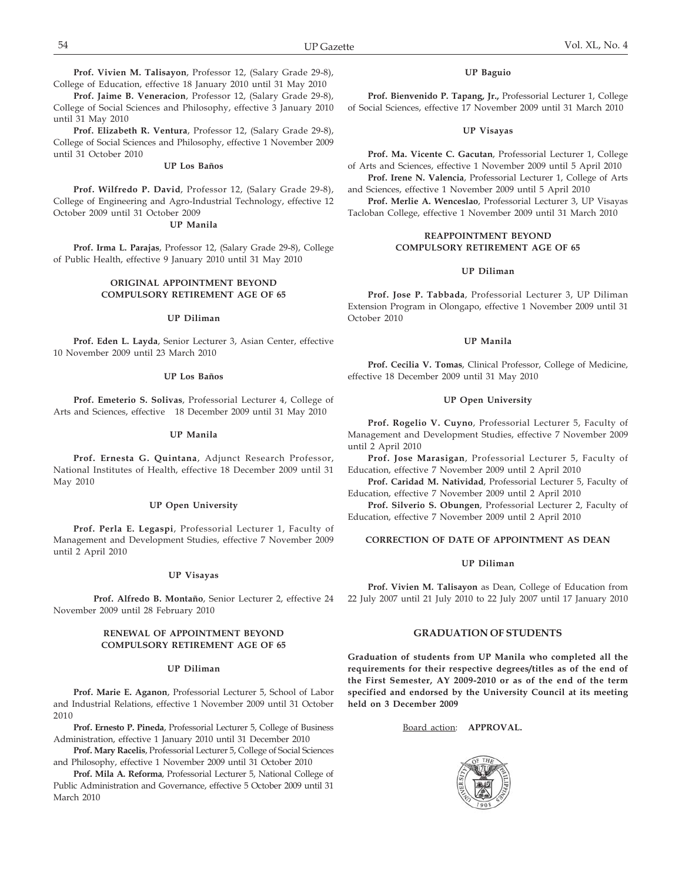**Prof. Vivien M. Talisayon**, Professor 12, (Salary Grade 29-8), College of Education, effective 18 January 2010 until 31 May 2010

**Prof. Jaime B. Veneracion**, Professor 12, (Salary Grade 29-8), College of Social Sciences and Philosophy, effective 3 January 2010 until 31 May 2010

**Prof. Elizabeth R. Ventura**, Professor 12, (Salary Grade 29-8), College of Social Sciences and Philosophy, effective 1 November 2009 until 31 October 2010

**UP Los Baños**

**Prof. Wilfredo P. David**, Professor 12, (Salary Grade 29-8), College of Engineering and Agro-Industrial Technology, effective 12 October 2009 until 31 October 2009

**UP Manila**

**Prof. Irma L. Parajas**, Professor 12, (Salary Grade 29-8), College of Public Health, effective 9 January 2010 until 31 May 2010

**ORIGINAL APPOINTMENT BEYOND COMPULSORY RETIREMENT AGE OF 65**

**UP Diliman**

**Prof. Eden L. Layda**, Senior Lecturer 3, Asian Center, effective 10 November 2009 until 23 March 2010

**UP Los Baños**

**Prof. Emeterio S. Solivas**, Professorial Lecturer 4, College of Arts and Sciences, effective 18 December 2009 until 31 May 2010

**UP Manila**

**Prof. Ernesta G. Quintana**, Adjunct Research Professor, National Institutes of Health, effective 18 December 2009 until 31 May 2010

**UP Open University**

**Prof. Perla E. Legaspi**, Professorial Lecturer 1, Faculty of Management and Development Studies, effective 7 November 2009 until 2 April 2010

**UP Visayas**

**Prof. Alfredo B. Montaño**, Senior Lecturer 2, effective 24 November 2009 until 28 February 2010

**RENEWAL OF APPOINTMENT BEYOND COMPULSORY RETIREMENT AGE OF 65**

**UP Diliman**

**Prof. Marie E. Aganon**, Professorial Lecturer 5, School of Labor and Industrial Relations, effective 1 November 2009 until 31 October 2010

**Prof. Ernesto P. Pineda**, Professorial Lecturer 5, College of Business Administration, effective 1 January 2010 until 31 December 2010

**Prof. Mary Racelis**, Professorial Lecturer 5, College of Social Sciences and Philosophy, effective 1 November 2009 until 31 October 2010

**Prof. Mila A. Reforma**, Professorial Lecturer 5, National College of Public Administration and Governance, effective 5 October 2009 until 31 March 2010

**UP Baguio**

**Prof. Bienvenido P. Tapang, Jr.**, Professorial Lecturer 1, College of Social Sciences, effective 17 November 2009 until 31 March 2010

**UP Visayas**

**Prof. Ma. Vicente C. Gacutan**, Professorial Lecturer 1, College of Arts and Sciences, effective 1 November 2009 until 5 April 2010

**Prof. Irene N. Valencia**, Professorial Lecturer 1, College of Arts and Sciences, effective 1 November 2009 until 5 April 2010

**Prof. Merlie A. Wenceslao**, Professorial Lecturer 3, UP Visayas Tacloban College, effective 1 November 2009 until 31 March 2010

**REAPPOINTMENT BEYOND COMPULSORY RETIREMENT AGE OF 65**

**UP Diliman**

**Prof. Jose P. Tabbada**, Professorial Lecturer 3, UP Diliman Extension Program in Olongapo, effective 1 November 2009 until 31 October 2010

**UP Manila**

**Prof. Cecilia V. Tomas**, Clinical Professor, College of Medicine, effective 18 December 2009 until 31 May 2010

**UP Open University**

**Prof. Rogelio V. Cuyno**, Professorial Lecturer 5, Faculty of Management and Development Studies, effective 7 November 2009 until 2 April 2010

**Prof. Jose Marasigan**, Professorial Lecturer 5, Faculty of Education, effective 7 November 2009 until 2 April 2010

**Prof. Caridad M. Natividad**, Professorial Lecturer 5, Faculty of Education, effective 7 November 2009 until 2 April 2010

**Prof. Silverio S. Obungen**, Professorial Lecturer 2, Faculty of Education, effective 7 November 2009 until 2 April 2010

**CORRECTION OF DATE OF APPOINTMENT AS DEAN**

**UP Diliman**

**Prof. Vivien M. Talisayon** as Dean, College of Education from 22 July 2007 until 21 July 2010 to 22 July 2007 until 17 January 2010

## GRADUATION OF STUDENTS

**Graduation of students from UP Manila who completed all the requirements for their respective degrees/titles as of the end of the First Semester, AY 2009-2010 or as of the end of the term specified and endorsed by the University Council at its meeting held on 3 December 2009**

Board action: **APPROVAL.**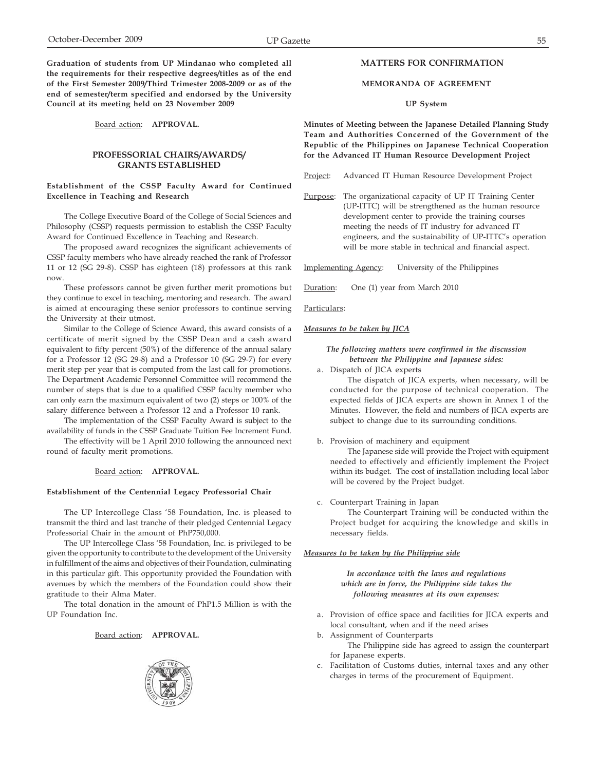**Graduation of students from UP Mindanao who completed all the requirements for their respective degrees/titles as of the end of the First Semester 2009/Third Trimester 2008-2009 or as of the end of semester/term specified and endorsed by the University Council at its meeting held on 23 November 2009**

Board action: **APPROVAL.**

## PROFESSORIAL CHAIRS/AWARDS/ GRANTS ESTABLISHED

**Establishment of the CSSP Faculty Award for Continued Excellence in Teaching and Research**

The College Executive Board of the College of Social Sciences and Philosophy (CSSP) requests permission to establish the CSSP Faculty Award for Continued Excellence in Teaching and Research.

The proposed award recognizes the significant achievements of CSSP faculty members who have already reached the rank of Professor 11 or 12 (SG 29-8). CSSP has eighteen (18) professors at this rank now.

These professors cannot be given further merit promotions but they continue to excel in teaching, mentoring and research. The award is aimed at encouraging these senior professors to continue serving the University at their utmost.

Similar to the College of Science Award, this award consists of a certificate of merit signed by the CSSP Dean and a cash award equivalent to fifty percent (50%) of the difference of the annual salary for a Professor 12 (SG 29-8) and a Professor 10 (SG 29-7) for every merit step per year that is computed from the last call for promotions. The Department Academic Personnel Committee will recommend the number of steps that is due to a qualified CSSP faculty member who can only earn the maximum equivalent of two (2) steps or 100% of the salary difference between a Professor 12 and a Professor 10 rank.

The implementation of the CSSP Faculty Award is subject to the availability of funds in the CSSP Graduate Tuition Fee Increment Fund.

The effectivity will be 1 April 2010 following the announced next round of faculty merit promotions.

Board action: **APPROVAL.**

**Establishment of the Centennial Legacy Professorial Chair**

The UP Intercollege Class '58 Foundation, Inc. is pleased to transmit the third and last tranche of their pledged Centennial Legacy Professorial Chair in the amount of PhP750,000.

The UP Intercollege Class '58 Foundation, Inc. is privileged to be given the opportunity to contribute to the development of the University in fulfillment of the aims and objectives of their Foundation, culminating in this particular gift. This opportunity provided the Foundation with avenues by which the members of the Foundation could show their gratitude to their Alma Mater.

The total donation in the amount of PhP1.5 Million is with the UP Foundation Inc.

Board action: **APPROVAL.**

## MATTERS FOR CONFIRMATION

### MEMORANDA OF AGREEMENT

#### UP System

**Minutes of Meeting between the Japanese Detailed Planning Study Team and Authorities Concerned of the Government of the Republic of the Philippines on Japanese Technical Cooperation for the Advanced IT Human Resource Development Project**

Project: Advanced IT Human Resource Development Project

Purpose: The organizational capacity of UP IT Training Center (UP-ITTC) will be strengthened as the human resource development center to provide the training courses meeting the needs of IT industry for advanced IT engineers, and the sustainability of UP-ITTC's operation will be more stable in technical and financial aspect.

Implementing Agency: University of the Philippines

Duration: One (1) year from March 2010

Particulars:

***Measures to be taken by JICA***

***The following matters were confirmed in the discussion between the Philippine and Japanese sides:***

a. Dispatch of JICA experts

   The dispatch of JICA experts, when necessary, will be conducted for the purpose of technical cooperation. The expected fields of JICA experts are shown in Annex 1 of the Minutes. However, the field and numbers of JICA experts are subject to change due to its surrounding conditions.

b. Provision of machinery and equipment

   The Japanese side will provide the Project with equipment needed to effectively and efficiently implement the Project within its budget. The cost of installation including local labor will be covered by the Project budget.

c. Counterpart Training in Japan

   The Counterpart Training will be conducted within the Project budget for acquiring the knowledge and skills in necessary fields.

***Measures to be taken by the Philippine side***

***In accordance with the laws and regulations which are in force, the Philippine side takes the following measures at its own expenses:***

a. Provision of office space and facilities for JICA experts and local consultant, when and if the need arises
b. Assignment of Counterparts

   The Philippine side has agreed to assign the counterpart for Japanese experts.
c. Facilitation of Customs duties, internal taxes and any other charges in terms of the procurement of Equipment.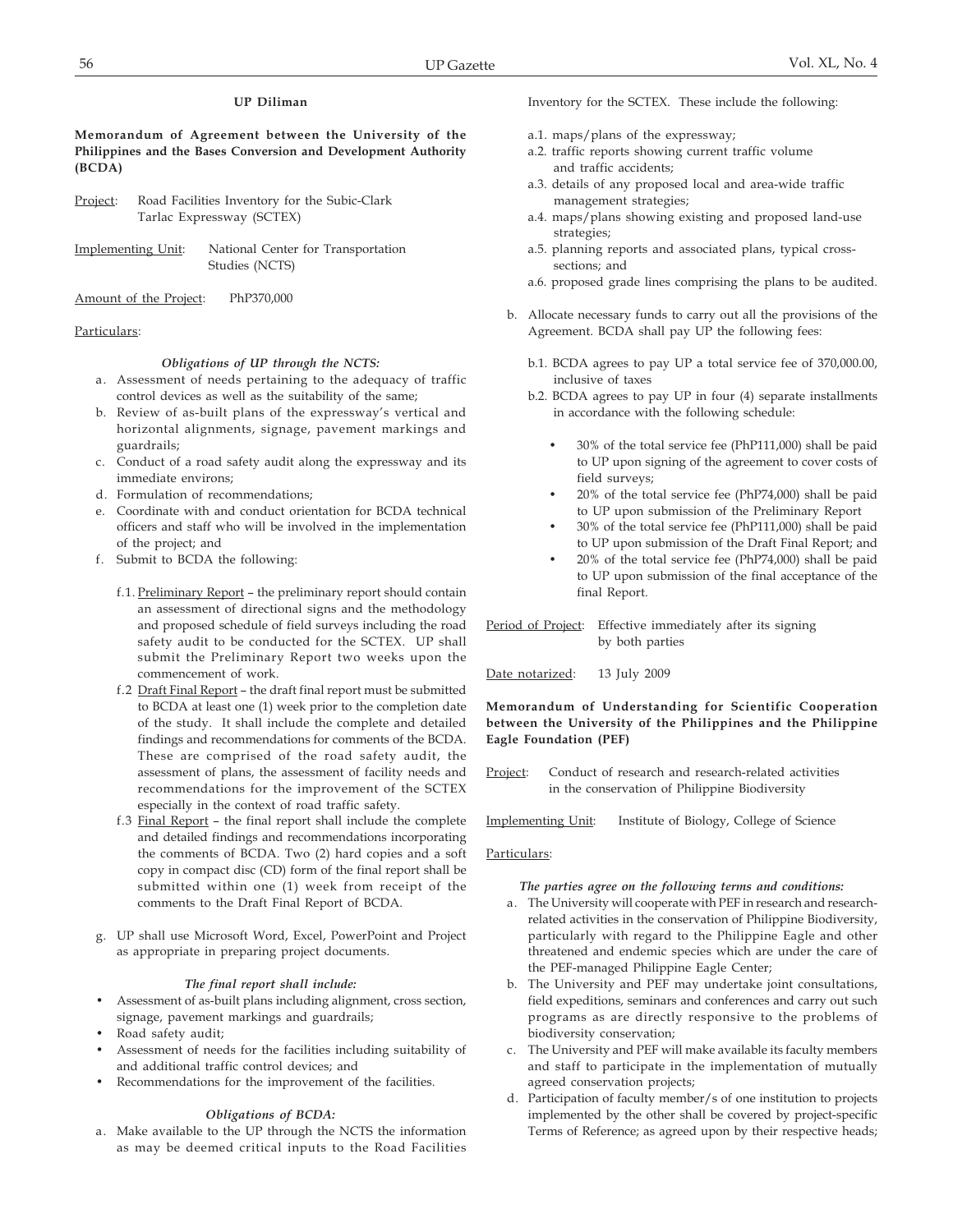## UP Diliman

**Memorandum of Agreement between the University of the Philippines and the Bases Conversion and Development Authority (BCDA)**

Project: Road Facilities Inventory for the Subic-Clark Tarlac Expressway (SCTEX)

Implementing Unit: National Center for Transportation Studies (NCTS)

Amount of the Project: PhP370,000

Particulars:

***Obligations of UP through the NCTS:***

a. Assessment of needs pertaining to the adequacy of traffic control devices as well as the suitability of the same;
b. Review of as-built plans of the expressway's vertical and horizontal alignments, signage, pavement markings and guardrails;
c. Conduct of a road safety audit along the expressway and its immediate environs;
d. Formulation of recommendations;
e. Coordinate with and conduct orientation for BCDA technical officers and staff who will be involved in the implementation of the project; and
f. Submit to BCDA the following:

   f.1. Preliminary Report – the preliminary report should contain an assessment of directional signs and the methodology and proposed schedule of field surveys including the road safety audit to be conducted for the SCTEX. UP shall submit the Preliminary Report two weeks upon the commencement of work.

   f.2 Draft Final Report – the draft final report must be submitted to BCDA at least one (1) week prior to the completion date of the study. It shall include the complete and detailed findings and recommendations for comments of the BCDA. These are comprised of the road safety audit, the assessment of plans, the assessment of facility needs and recommendations for the improvement of the SCTEX especially in the context of road traffic safety.

   f.3 Final Report – the final report shall include the complete and detailed findings and recommendations incorporating the comments of BCDA. Two (2) hard copies and a soft copy in compact disc (CD) form of the final report shall be submitted within one (1) week from receipt of the comments to the Draft Final Report of BCDA.

g. UP shall use Microsoft Word, Excel, PowerPoint and Project as appropriate in preparing project documents.

***The final report shall include:***

- Assessment of as-built plans including alignment, cross section, signage, pavement markings and guardrails;
- Road safety audit;
- Assessment of needs for the facilities including suitability of and additional traffic control devices; and
- Recommendations for the improvement of the facilities.

***Obligations of BCDA:***

a. Make available to the UP through the NCTS the information as may be deemed critical inputs to the Road Facilities Inventory for the SCTEX. These include the following:

   a.1. maps/plans of the expressway;
   a.2. traffic reports showing current traffic volume and traffic accidents;
   a.3. details of any proposed local and area-wide traffic management strategies;
   a.4. maps/plans showing existing and proposed land-use strategies;
   a.5. planning reports and associated plans, typical cross-sections; and
   a.6. proposed grade lines comprising the plans to be audited.

b. Allocate necessary funds to carry out all the provisions of the Agreement. BCDA shall pay UP the following fees:

   b.1. BCDA agrees to pay UP a total service fee of 370,000.00, inclusive of taxes
   b.2. BCDA agrees to pay UP in four (4) separate installments in accordance with the following schedule:

   - 30% of the total service fee (PhP111,000) shall be paid to UP upon signing of the agreement to cover costs of field surveys;
   - 20% of the total service fee (PhP74,000) shall be paid to UP upon submission of the Preliminary Report
   - 30% of the total service fee (PhP111,000) shall be paid to UP upon submission of the Draft Final Report; and
   - 20% of the total service fee (PhP74,000) shall be paid to UP upon submission of the final acceptance of the final Report.

Period of Project: Effective immediately after its signing by both parties

Date notarized: 13 July 2009

**Memorandum of Understanding for Scientific Cooperation between the University of the Philippines and the Philippine Eagle Foundation (PEF)**

Project: Conduct of research and research-related activities in the conservation of Philippine Biodiversity

Implementing Unit: Institute of Biology, College of Science

Particulars:

***The parties agree on the following terms and conditions:***

a. The University will cooperate with PEF in research and research-related activities in the conservation of Philippine Biodiversity, particularly with regard to the Philippine Eagle and other threatened and endemic species which are under the care of the PEF-managed Philippine Eagle Center;
b. The University and PEF may undertake joint consultations, field expeditions, seminars and conferences and carry out such programs as are directly responsive to the problems of biodiversity conservation;
c. The University and PEF will make available its faculty members and staff to participate in the implementation of mutually agreed conservation projects;
d. Participation of faculty member/s of one institution to projects implemented by the other shall be covered by project-specific Terms of Reference; as agreed upon by their respective heads;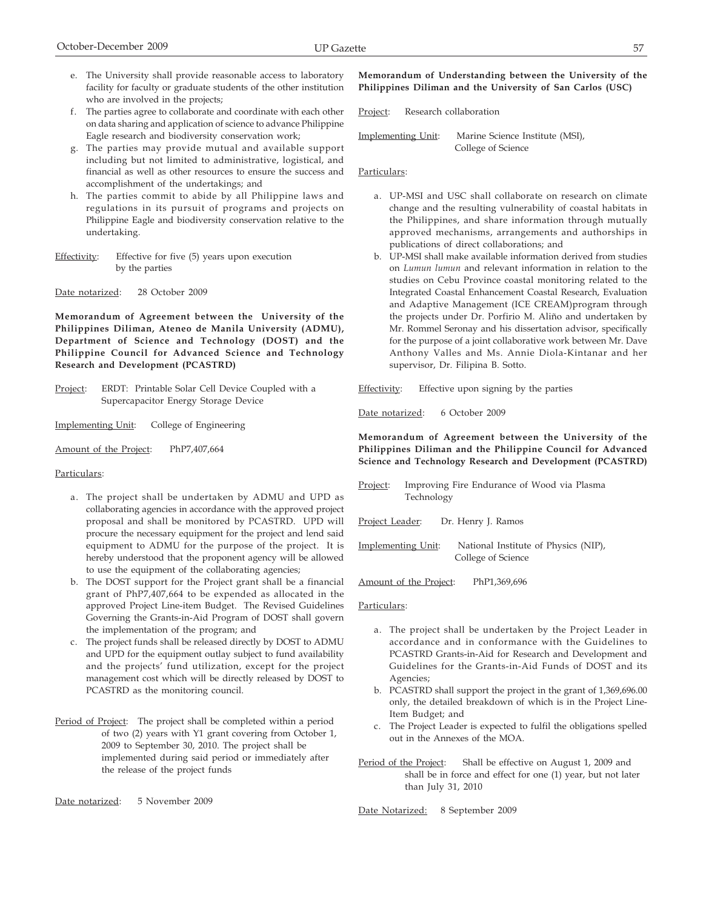e. The University shall provide reasonable access to laboratory facility for faculty or graduate students of the other institution who are involved in the projects;
f. The parties agree to collaborate and coordinate with each other on data sharing and application of science to advance Philippine Eagle research and biodiversity conservation work;
g. The parties may provide mutual and available support including but not limited to administrative, logistical, and financial as well as other resources to ensure the success and accomplishment of the undertakings; and
h. The parties commit to abide by all Philippine laws and regulations in its pursuit of programs and projects on Philippine Eagle and biodiversity conservation relative to the undertaking.

Effectivity: Effective for five (5) years upon execution by the parties

Date notarized: 28 October 2009

**Memorandum of Agreement between the University of the Philippines Diliman, Ateneo de Manila University (ADMU), Department of Science and Technology (DOST) and the Philippine Council for Advanced Science and Technology Research and Development (PCASTRD)**

Project: ERDT: Printable Solar Cell Device Coupled with a Supercapacitor Energy Storage Device

Implementing Unit: College of Engineering

Amount of the Project: PhP7,407,664

Particulars:

a. The project shall be undertaken by ADMU and UPD as collaborating agencies in accordance with the approved project proposal and shall be monitored by PCASTRD. UPD will procure the necessary equipment for the project and lend said equipment to ADMU for the purpose of the project. It is hereby understood that the proponent agency will be allowed to use the equipment of the collaborating agencies;
b. The DOST support for the Project grant shall be a financial grant of PhP7,407,664 to be expended as allocated in the approved Project Line-item Budget. The Revised Guidelines Governing the Grants-in-Aid Program of DOST shall govern the implementation of the program; and
c. The project funds shall be released directly by DOST to ADMU and UPD for the equipment outlay subject to fund availability and the projects' fund utilization, except for the project management cost which will be directly released by DOST to PCASTRD as the monitoring council.

Period of Project: The project shall be completed within a period of two (2) years with Y1 grant covering from October 1, 2009 to September 30, 2010. The project shall be implemented during said period or immediately after the release of the project funds

Date notarized: 5 November 2009

**Memorandum of Understanding between the University of the Philippines Diliman and the University of San Carlos (USC)**

Project: Research collaboration

Implementing Unit: Marine Science Institute (MSI), College of Science

Particulars:

a. UP-MSI and USC shall collaborate on research on climate change and the resulting vulnerability of coastal habitats in the Philippines, and share information through mutually approved mechanisms, arrangements and authorships in publications of direct collaborations; and
b. UP-MSI shall make available information derived from studies on *Lumun lumun* and relevant information in relation to the studies on Cebu Province coastal monitoring related to the Integrated Coastal Enhancement Coastal Research, Evaluation and Adaptive Management (ICE CREAM)program through the projects under Dr. Porfirio M. Aliño and undertaken by Mr. Rommel Seronay and his dissertation advisor, specifically for the purpose of a joint collaborative work between Mr. Dave Anthony Valles and Ms. Annie Diola-Kintanar and her supervisor, Dr. Filipina B. Sotto.

Effectivity: Effective upon signing by the parties

Date notarized: 6 October 2009

**Memorandum of Agreement between the University of the Philippines Diliman and the Philippine Council for Advanced Science and Technology Research and Development (PCASTRD)**

Project: Improving Fire Endurance of Wood via Plasma Technology

Project Leader: Dr. Henry J. Ramos

Implementing Unit: National Institute of Physics (NIP), College of Science

Amount of the Project: PhP1,369,696

Particulars:

a. The project shall be undertaken by the Project Leader in accordance and in conformance with the Guidelines to PCASTRD Grants-in-Aid for Research and Development and Guidelines for the Grants-in-Aid Funds of DOST and its Agencies;
b. PCASTRD shall support the project in the grant of 1,369,696.00 only, the detailed breakdown of which is in the Project Line-Item Budget; and
c. The Project Leader is expected to fulfil the obligations spelled out in the Annexes of the MOA.

Period of the Project: Shall be effective on August 1, 2009 and shall be in force and effect for one (1) year, but not later than July 31, 2010

Date Notarized: 8 September 2009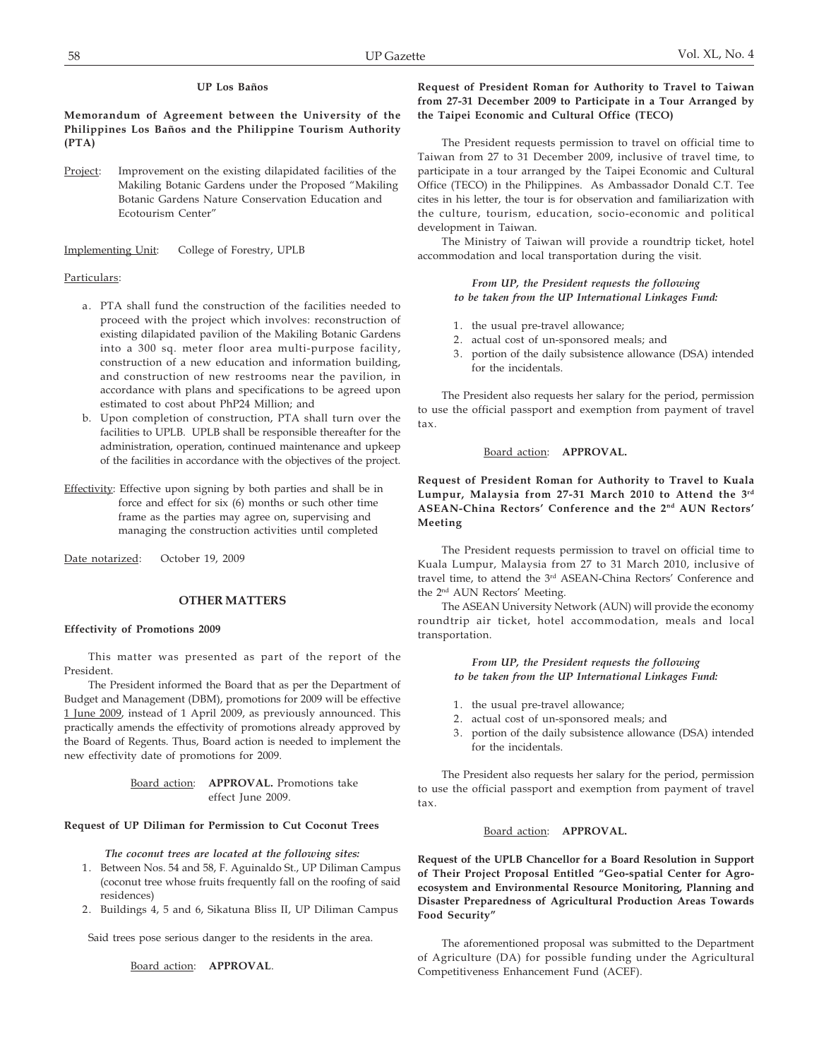### UP Los Baños

**Memorandum of Agreement between the University of the Philippines Los Baños and the Philippine Tourism Authority (PTA)**

Project: Improvement on the existing dilapidated facilities of the Makiling Botanic Gardens under the Proposed "Makiling Botanic Gardens Nature Conservation Education and Ecotourism Center"

Implementing Unit: College of Forestry, UPLB

Particulars:

a. PTA shall fund the construction of the facilities needed to proceed with the project which involves: reconstruction of existing dilapidated pavilion of the Makiling Botanic Gardens into a 300 sq. meter floor area multi-purpose facility, construction of a new education and information building, and construction of new restrooms near the pavilion, in accordance with plans and specifications to be agreed upon estimated to cost about PhP24 Million; and

b. Upon completion of construction, PTA shall turn over the facilities to UPLB. UPLB shall be responsible thereafter for the administration, operation, continued maintenance and upkeep of the facilities in accordance with the objectives of the project.

Effectivity: Effective upon signing by both parties and shall be in force and effect for six (6) months or such other time frame as the parties may agree on, supervising and managing the construction activities until completed

Date notarized: October 19, 2009

## OTHER MATTERS

**Effectivity of Promotions 2009**

This matter was presented as part of the report of the President.

The President informed the Board that as per the Department of Budget and Management (DBM), promotions for 2009 will be effective 1 June 2009, instead of 1 April 2009, as previously announced. This practically amends the effectivity of promotions already approved by the Board of Regents. Thus, Board action is needed to implement the new effectivity date of promotions for 2009.

Board action: **APPROVAL.** Promotions take effect June 2009.

**Request of UP Diliman for Permission to Cut Coconut Trees**

***The coconut trees are located at the following sites:***

1. Between Nos. 54 and 58, F. Aguinaldo St., UP Diliman Campus (coconut tree whose fruits frequently fall on the roofing of said residences)
2. Buildings 4, 5 and 6, Sikatuna Bliss II, UP Diliman Campus

Said trees pose serious danger to the residents in the area.

Board action: **APPROVAL**.

**Request of President Roman for Authority to Travel to Taiwan from 27-31 December 2009 to Participate in a Tour Arranged by the Taipei Economic and Cultural Office (TECO)**

The President requests permission to travel on official time to Taiwan from 27 to 31 December 2009, inclusive of travel time, to participate in a tour arranged by the Taipei Economic and Cultural Office (TECO) in the Philippines. As Ambassador Donald C.T. Tee cites in his letter, the tour is for observation and familiarization with the culture, tourism, education, socio-economic and political development in Taiwan.

The Ministry of Taiwan will provide a roundtrip ticket, hotel accommodation and local transportation during the visit.

***From UP, the President requests the following to be taken from the UP International Linkages Fund:***

1. the usual pre-travel allowance;
2. actual cost of un-sponsored meals; and
3. portion of the daily subsistence allowance (DSA) intended for the incidentals.

The President also requests her salary for the period, permission to use the official passport and exemption from payment of travel tax.

Board action: **APPROVAL.**

**Request of President Roman for Authority to Travel to Kuala Lumpur, Malaysia from 27-31 March 2010 to Attend the 3rd ASEAN-China Rectors' Conference and the 2nd AUN Rectors' Meeting**

The President requests permission to travel on official time to Kuala Lumpur, Malaysia from 27 to 31 March 2010, inclusive of travel time, to attend the 3rd ASEAN-China Rectors' Conference and the 2nd AUN Rectors' Meeting.

The ASEAN University Network (AUN) will provide the economy roundtrip air ticket, hotel accommodation, meals and local transportation.

***From UP, the President requests the following to be taken from the UP International Linkages Fund:***

1. the usual pre-travel allowance;
2. actual cost of un-sponsored meals; and
3. portion of the daily subsistence allowance (DSA) intended for the incidentals.

The President also requests her salary for the period, permission to use the official passport and exemption from payment of travel tax.

Board action: **APPROVAL.**

**Request of the UPLB Chancellor for a Board Resolution in Support of Their Project Proposal Entitled "Geo-spatial Center for Agro-ecosystem and Environmental Resource Monitoring, Planning and Disaster Preparedness of Agricultural Production Areas Towards Food Security"**

The aforementioned proposal was submitted to the Department of Agriculture (DA) for possible funding under the Agricultural Competitiveness Enhancement Fund (ACEF).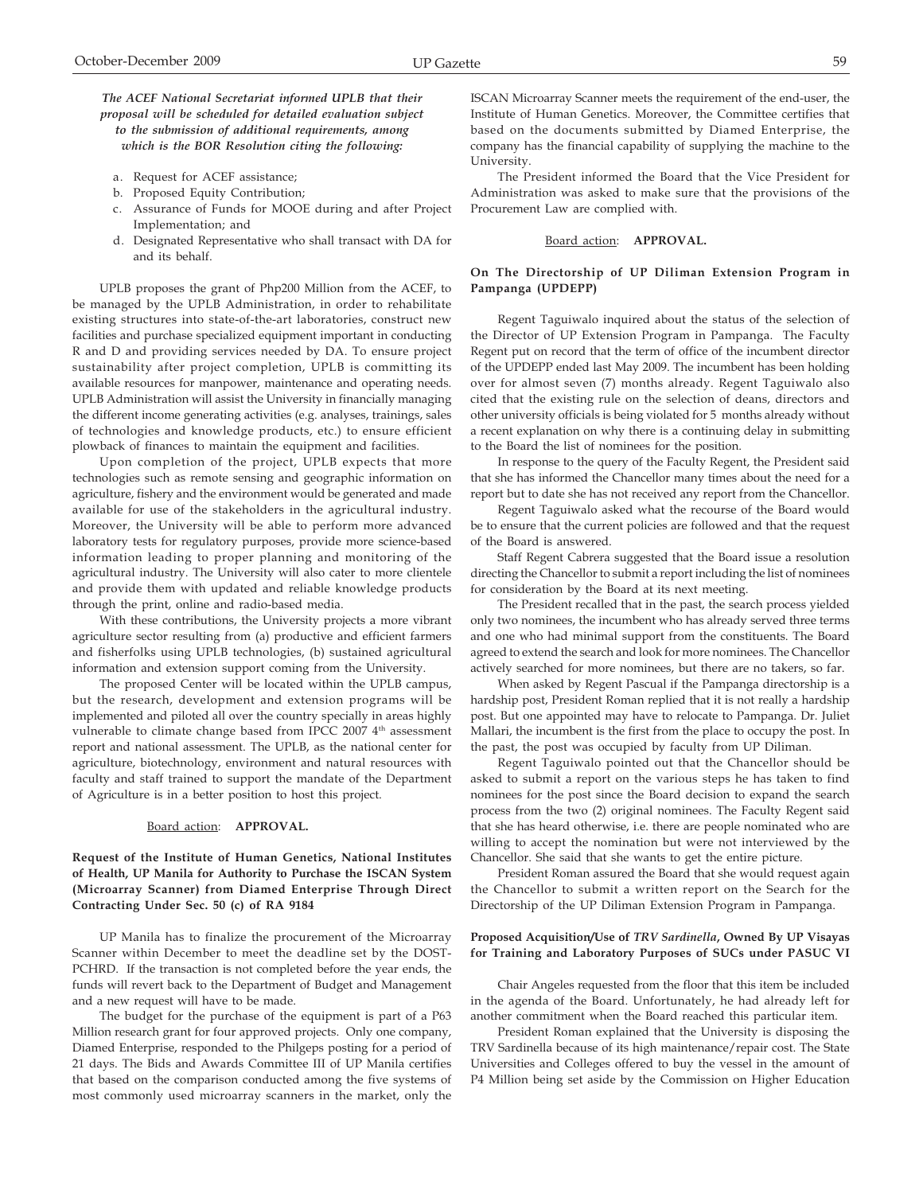***The ACEF National Secretariat informed UPLB that their proposal will be scheduled for detailed evaluation subject to the submission of additional requirements, among which is the BOR Resolution citing the following:***

a. Request for ACEF assistance;
b. Proposed Equity Contribution;
c. Assurance of Funds for MOOE during and after Project Implementation; and
d. Designated Representative who shall transact with DA for and its behalf.

UPLB proposes the grant of Php200 Million from the ACEF, to be managed by the UPLB Administration, in order to rehabilitate existing structures into state-of-the-art laboratories, construct new facilities and purchase specialized equipment important in conducting R and D and providing services needed by DA. To ensure project sustainability after project completion, UPLB is committing its available resources for manpower, maintenance and operating needs. UPLB Administration will assist the University in financially managing the different income generating activities (e.g. analyses, trainings, sales of technologies and knowledge products, etc.) to ensure efficient plowback of finances to maintain the equipment and facilities.

Upon completion of the project, UPLB expects that more technologies such as remote sensing and geographic information on agriculture, fishery and the environment would be generated and made available for use of the stakeholders in the agricultural industry. Moreover, the University will be able to perform more advanced laboratory tests for regulatory purposes, provide more science-based information leading to proper planning and monitoring of the agricultural industry. The University will also cater to more clientele and provide them with updated and reliable knowledge products through the print, online and radio-based media.

With these contributions, the University projects a more vibrant agriculture sector resulting from (a) productive and efficient farmers and fisherfolks using UPLB technologies, (b) sustained agricultural information and extension support coming from the University.

The proposed Center will be located within the UPLB campus, but the research, development and extension programs will be implemented and piloted all over the country specially in areas highly vulnerable to climate change based from IPCC 2007 4th assessment report and national assessment. The UPLB, as the national center for agriculture, biotechnology, environment and natural resources with faculty and staff trained to support the mandate of the Department of Agriculture is in a better position to host this project.

Board action: **APPROVAL.**

**Request of the Institute of Human Genetics, National Institutes of Health, UP Manila for Authority to Purchase the ISCAN System (Microarray Scanner) from Diamed Enterprise Through Direct Contracting Under Sec. 50 (c) of RA 9184**

UP Manila has to finalize the procurement of the Microarray Scanner within December to meet the deadline set by the DOST-PCHRD. If the transaction is not completed before the year ends, the funds will revert back to the Department of Budget and Management and a new request will have to be made.

The budget for the purchase of the equipment is part of a P63 Million research grant for four approved projects. Only one company, Diamed Enterprise, responded to the Philgeps posting for a period of 21 days. The Bids and Awards Committee III of UP Manila certifies that based on the comparison conducted among the five systems of most commonly used microarray scanners in the market, only the ISCAN Microarray Scanner meets the requirement of the end-user, the Institute of Human Genetics. Moreover, the Committee certifies that based on the documents submitted by Diamed Enterprise, the company has the financial capability of supplying the machine to the University.

The President informed the Board that the Vice President for Administration was asked to make sure that the provisions of the Procurement Law are complied with.

Board action: **APPROVAL.**

**On The Directorship of UP Diliman Extension Program in Pampanga (UPDEPP)**

Regent Taguiwalo inquired about the status of the selection of the Director of UP Extension Program in Pampanga. The Faculty Regent put on record that the term of office of the incumbent director of the UPDEPP ended last May 2009. The incumbent has been holding over for almost seven (7) months already. Regent Taguiwalo also cited that the existing rule on the selection of deans, directors and other university officials is being violated for 5 months already without a recent explanation on why there is a continuing delay in submitting to the Board the list of nominees for the position.

In response to the query of the Faculty Regent, the President said that she has informed the Chancellor many times about the need for a report but to date she has not received any report from the Chancellor.

Regent Taguiwalo asked what the recourse of the Board would be to ensure that the current policies are followed and that the request of the Board is answered.

Staff Regent Cabrera suggested that the Board issue a resolution directing the Chancellor to submit a report including the list of nominees for consideration by the Board at its next meeting.

The President recalled that in the past, the search process yielded only two nominees, the incumbent who has already served three terms and one who had minimal support from the constituents. The Board agreed to extend the search and look for more nominees. The Chancellor actively searched for more nominees, but there are no takers, so far.

When asked by Regent Pascual if the Pampanga directorship is a hardship post, President Roman replied that it is not really a hardship post. But one appointed may have to relocate to Pampanga. Dr. Juliet Mallari, the incumbent is the first from the place to occupy the post. In the past, the post was occupied by faculty from UP Diliman.

Regent Taguiwalo pointed out that the Chancellor should be asked to submit a report on the various steps he has taken to find nominees for the post since the Board decision to expand the search process from the two (2) original nominees. The Faculty Regent said that she has heard otherwise, i.e. there are people nominated who are willing to accept the nomination but were not interviewed by the Chancellor. She said that she wants to get the entire picture.

President Roman assured the Board that she would request again the Chancellor to submit a written report on the Search for the Directorship of the UP Diliman Extension Program in Pampanga.

**Proposed Acquisition/Use of *TRV Sardinella*, Owned By UP Visayas for Training and Laboratory Purposes of SUCs under PASUC VI**

Chair Angeles requested from the floor that this item be included in the agenda of the Board. Unfortunately, he had already left for another commitment when the Board reached this particular item.

President Roman explained that the University is disposing the TRV Sardinella because of its high maintenance/repair cost. The State Universities and Colleges offered to buy the vessel in the amount of P4 Million being set aside by the Commission on Higher Education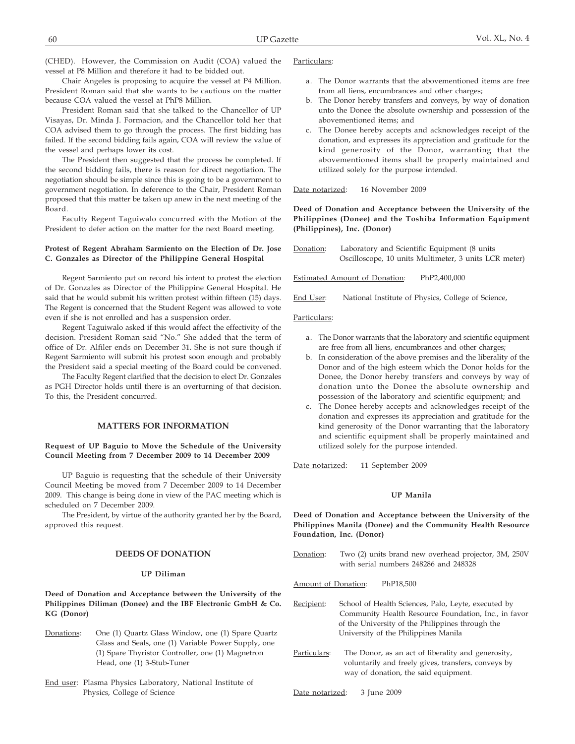(CHED). However, the Commission on Audit (COA) valued the vessel at P8 Million and therefore it had to be bidded out.

Chair Angeles is proposing to acquire the vessel at P4 Million. President Roman said that she wants to be cautious on the matter because COA valued the vessel at PhP8 Million.

President Roman said that she talked to the Chancellor of UP Visayas, Dr. Minda J. Formacion, and the Chancellor told her that COA advised them to go through the process. The first bidding has failed. If the second bidding fails again, COA will review the value of the vessel and perhaps lower its cost.

The President then suggested that the process be completed. If the second bidding fails, there is reason for direct negotiation. The negotiation should be simple since this is going to be a government to government negotiation. In deference to the Chair, President Roman proposed that this matter be taken up anew in the next meeting of the Board.

Faculty Regent Taguiwalo concurred with the Motion of the President to defer action on the matter for the next Board meeting.

**Protest of Regent Abraham Sarmiento on the Election of Dr. Jose C. Gonzales as Director of the Philippine General Hospital**

Regent Sarmiento put on record his intent to protest the election of Dr. Gonzales as Director of the Philippine General Hospital. He said that he would submit his written protest within fifteen (15) days. The Regent is concerned that the Student Regent was allowed to vote even if she is not enrolled and has a suspension order.

Regent Taguiwalo asked if this would affect the effectivity of the decision. President Roman said "No." She added that the term of office of Dr. Alfiler ends on December 31. She is not sure though if Regent Sarmiento will submit his protest soon enough and probably the President said a special meeting of the Board could be convened.

The Faculty Regent clarified that the decision to elect Dr. Gonzales as PGH Director holds until there is an overturning of that decision. To this, the President concurred.

## MATTERS FOR INFORMATION

**Request of UP Baguio to Move the Schedule of the University Council Meeting from 7 December 2009 to 14 December 2009**

UP Baguio is requesting that the schedule of their University Council Meeting be moved from 7 December 2009 to 14 December 2009. This change is being done in view of the PAC meeting which is scheduled on 7 December 2009.

The President, by virtue of the authority granted her by the Board, approved this request.

## DEEDS OF DONATION

### UP Diliman

**Deed of Donation and Acceptance between the University of the Philippines Diliman (Donee) and the IBF Electronic GmbH & Co. KG (Donor)**

Donations: One (1) Quartz Glass Window, one (1) Spare Quartz Glass and Seals, one (1) Variable Power Supply, one (1) Spare Thyristor Controller, one (1) Magnetron Head, one (1) 3-Stub-Tuner

End user: Plasma Physics Laboratory, National Institute of Physics, College of Science

Particulars:

a. The Donor warrants that the abovementioned items are free from all liens, encumbrances and other charges;
b. The Donor hereby transfers and conveys, by way of donation unto the Donee the absolute ownership and possession of the abovementioned items; and
c. The Donee hereby accepts and acknowledges receipt of the donation, and expresses its appreciation and gratitude for the kind generosity of the Donor, warranting that the abovementioned items shall be properly maintained and utilized solely for the purpose intended.

Date notarized: 16 November 2009

**Deed of Donation and Acceptance between the University of the Philippines (Donee) and the Toshiba Information Equipment (Philippines), Inc. (Donor)**

Donation: Laboratory and Scientific Equipment (8 units Oscilloscope, 10 units Multimeter, 3 units LCR meter)

Estimated Amount of Donation: PhP2,400,000

End User: National Institute of Physics, College of Science,

Particulars:

a. The Donor warrants that the laboratory and scientific equipment are free from all liens, encumbrances and other charges;
b. In consideration of the above premises and the liberality of the Donor and of the high esteem which the Donor holds for the Donee, the Donor hereby transfers and conveys by way of donation unto the Donee the absolute ownership and possession of the laboratory and scientific equipment; and
c. The Donee hereby accepts and acknowledges receipt of the donation and expresses its appreciation and gratitude for the kind generosity of the Donor warranting that the laboratory and scientific equipment shall be properly maintained and utilized solely for the purpose intended.

Date notarized: 11 September 2009

### UP Manila

**Deed of Donation and Acceptance between the University of the Philippines Manila (Donee) and the Community Health Resource Foundation, Inc. (Donor)**

Donation: Two (2) units brand new overhead projector, 3M, 250V with serial numbers 248286 and 248328

Amount of Donation: PhP18,500

Recipient: School of Health Sciences, Palo, Leyte, executed by Community Health Resource Foundation, Inc., in favor of the University of the Philippines through the University of the Philippines Manila

Particulars: The Donor, as an act of liberality and generosity, voluntarily and freely gives, transfers, conveys by way of donation, the said equipment.

Date notarized: 3 June 2009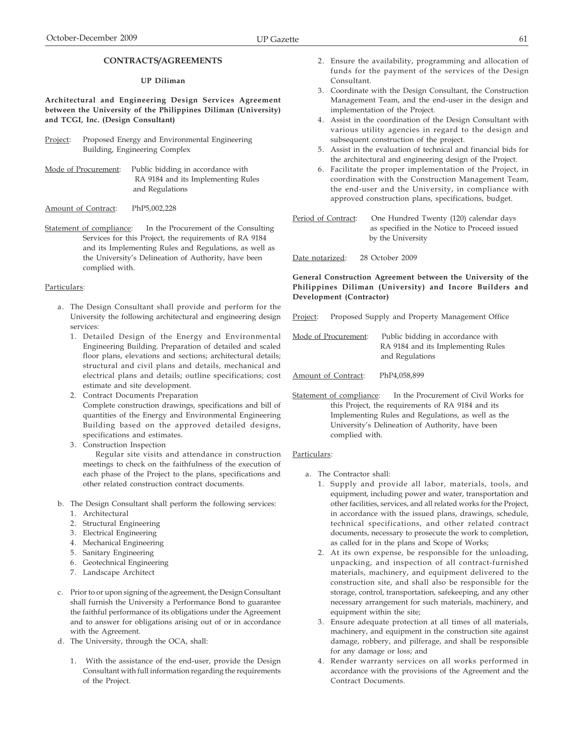## CONTRACTS/AGREEMENTS

### UP Diliman

**Architectural and Engineering Design Services Agreement between the University of the Philippines Diliman (University) and TCGI, Inc. (Design Consultant)**

Project: Proposed Energy and Environmental Engineering Building, Engineering Complex

Mode of Procurement: Public bidding in accordance with RA 9184 and its Implementing Rules and Regulations

Amount of Contract: PhP5,002,228

Statement of compliance: In the Procurement of the Consulting Services for this Project, the requirements of RA 9184 and its Implementing Rules and Regulations, as well as the University's Delineation of Authority, have been complied with.

Particulars:

a. The Design Consultant shall provide and perform for the University the following architectural and engineering design services:
   1. Detailed Design of the Energy and Environmental Engineering Building. Preparation of detailed and scaled floor plans, elevations and sections; architectural details; structural and civil plans and details, mechanical and electrical plans and details; outline specifications; cost estimate and site development.
   2. Contract Documents Preparation
      Complete construction drawings, specifications and bill of quantities of the Energy and Environmental Engineering Building based on the approved detailed designs, specifications and estimates.
   3. Construction Inspection
      Regular site visits and attendance in construction meetings to check on the faithfulness of the execution of each phase of the Project to the plans, specifications and other related construction contract documents.

b. The Design Consultant shall perform the following services:
   1. Architectural
   2. Structural Engineering
   3. Electrical Engineering
   4. Mechanical Engineering
   5. Sanitary Engineering
   6. Geotechnical Engineering
   7. Landscape Architect

c. Prior to or upon signing of the agreement, the Design Consultant shall furnish the University a Performance Bond to guarantee the faithful performance of its obligations under the Agreement and to answer for obligations arising out of or in accordance with the Agreement.

d. The University, through the OCA, shall:
   1. With the assistance of the end-user, provide the Design Consultant with full information regarding the requirements of the Project.
   2. Ensure the availability, programming and allocation of funds for the payment of the services of the Design Consultant.
   3. Coordinate with the Design Consultant, the Construction Management Team, and the end-user in the design and implementation of the Project.
   4. Assist in the coordination of the Design Consultant with various utility agencies in regard to the design and subsequent construction of the project.
   5. Assist in the evaluation of technical and financial bids for the architectural and engineering design of the Project.
   6. Facilitate the proper implementation of the Project, in coordination with the Construction Management Team, the end-user and the University, in compliance with approved construction plans, specifications, budget.

Period of Contract: One Hundred Twenty (120) calendar days as specified in the Notice to Proceed issued by the University

Date notarized: 28 October 2009

**General Construction Agreement between the University of the Philippines Diliman (University) and Incore Builders and Development (Contractor)**

Project: Proposed Supply and Property Management Office

Mode of Procurement: Public bidding in accordance with RA 9184 and its Implementing Rules and Regulations

Amount of Contract: PhP4,058,899

Statement of compliance: In the Procurement of Civil Works for this Project, the requirements of RA 9184 and its Implementing Rules and Regulations, as well as the University's Delineation of Authority, have been complied with.

Particulars:

a. The Contractor shall:
   1. Supply and provide all labor, materials, tools, and equipment, including power and water, transportation and other facilities, services, and all related works for the Project, in accordance with the issued plans, drawings, schedule, technical specifications, and other related contract documents, necessary to prosecute the work to completion, as called for in the plans and Scope of Works;
   2. At its own expense, be responsible for the unloading, unpacking, and inspection of all contract-furnished materials, machinery, and equipment delivered to the construction site, and shall also be responsible for the storage, control, transportation, safekeeping, and any other necessary arrangement for such materials, machinery, and equipment within the site;
   3. Ensure adequate protection at all times of all materials, machinery, and equipment in the construction site against damage, robbery, and pilferage, and shall be responsible for any damage or loss; and
   4. Render warranty services on all works performed in accordance with the provisions of the Agreement and the Contract Documents.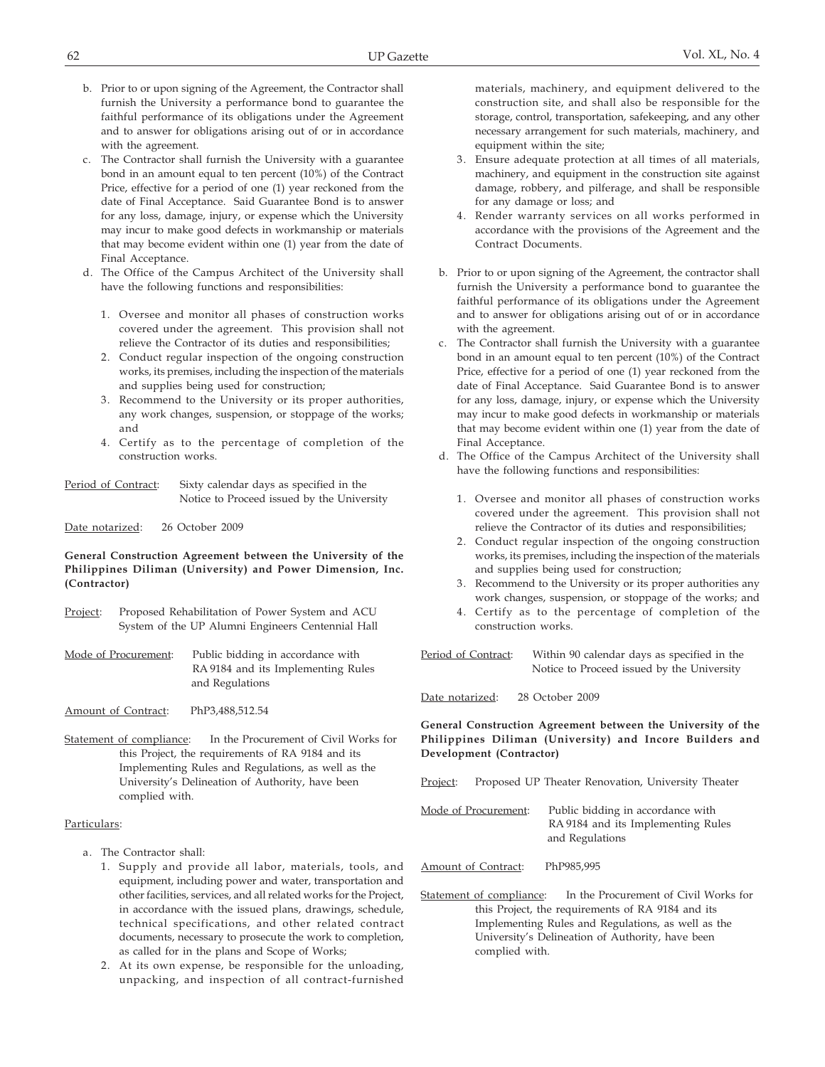b. Prior to or upon signing of the Agreement, the Contractor shall furnish the University a performance bond to guarantee the faithful performance of its obligations under the Agreement and to answer for obligations arising out of or in accordance with the agreement.

c. The Contractor shall furnish the University with a guarantee bond in an amount equal to ten percent (10%) of the Contract Price, effective for a period of one (1) year reckoned from the date of Final Acceptance. Said Guarantee Bond is to answer for any loss, damage, injury, or expense which the University may incur to make good defects in workmanship or materials that may become evident within one (1) year from the date of Final Acceptance.

d. The Office of the Campus Architect of the University shall have the following functions and responsibilities:

   1. Oversee and monitor all phases of construction works covered under the agreement. This provision shall not relieve the Contractor of its duties and responsibilities;
   2. Conduct regular inspection of the ongoing construction works, its premises, including the inspection of the materials and supplies being used for construction;
   3. Recommend to the University or its proper authorities, any work changes, suspension, or stoppage of the works; and
   4. Certify as to the percentage of completion of the construction works.

Period of Contract: Sixty calendar days as specified in the Notice to Proceed issued by the University

Date notarized: 26 October 2009

**General Construction Agreement between the University of the Philippines Diliman (University) and Power Dimension, Inc. (Contractor)**

Project: Proposed Rehabilitation of Power System and ACU System of the UP Alumni Engineers Centennial Hall

Mode of Procurement: Public bidding in accordance with RA 9184 and its Implementing Rules and Regulations

Amount of Contract: PhP3,488,512.54

Statement of compliance: In the Procurement of Civil Works for this Project, the requirements of RA 9184 and its Implementing Rules and Regulations, as well as the University's Delineation of Authority, have been complied with.

Particulars:

a. The Contractor shall:
   1. Supply and provide all labor, materials, tools, and equipment, including power and water, transportation and other facilities, services, and all related works for the Project, in accordance with the issued plans, drawings, schedule, technical specifications, and other related contract documents, necessary to prosecute the work to completion, as called for in the plans and Scope of Works;
   2. At its own expense, be responsible for the unloading, unpacking, and inspection of all contract-furnished materials, machinery, and equipment delivered to the construction site, and shall also be responsible for the storage, control, transportation, safekeeping, and any other necessary arrangement for such materials, machinery, and equipment within the site;
   3. Ensure adequate protection at all times of all materials, machinery, and equipment in the construction site against damage, robbery, and pilferage, and shall be responsible for any damage or loss; and
   4. Render warranty services on all works performed in accordance with the provisions of the Agreement and the Contract Documents.

b. Prior to or upon signing of the Agreement, the contractor shall furnish the University a performance bond to guarantee the faithful performance of its obligations under the Agreement and to answer for obligations arising out of or in accordance with the agreement.

c. The Contractor shall furnish the University with a guarantee bond in an amount equal to ten percent (10%) of the Contract Price, effective for a period of one (1) year reckoned from the date of Final Acceptance. Said Guarantee Bond is to answer for any loss, damage, injury, or expense which the University may incur to make good defects in workmanship or materials that may become evident within one (1) year from the date of Final Acceptance.

d. The Office of the Campus Architect of the University shall have the following functions and responsibilities:

   1. Oversee and monitor all phases of construction works covered under the agreement. This provision shall not relieve the Contractor of its duties and responsibilities;
   2. Conduct regular inspection of the ongoing construction works, its premises, including the inspection of the materials and supplies being used for construction;
   3. Recommend to the University or its proper authorities any work changes, suspension, or stoppage of the works; and
   4. Certify as to the percentage of completion of the construction works.

Period of Contract: Within 90 calendar days as specified in the Notice to Proceed issued by the University

Date notarized: 28 October 2009

**General Construction Agreement between the University of the Philippines Diliman (University) and Incore Builders and Development (Contractor)**

Project: Proposed UP Theater Renovation, University Theater

Mode of Procurement: Public bidding in accordance with RA 9184 and its Implementing Rules and Regulations

Amount of Contract: PhP985,995

Statement of compliance: In the Procurement of Civil Works for this Project, the requirements of RA 9184 and its Implementing Rules and Regulations, as well as the University's Delineation of Authority, have been complied with.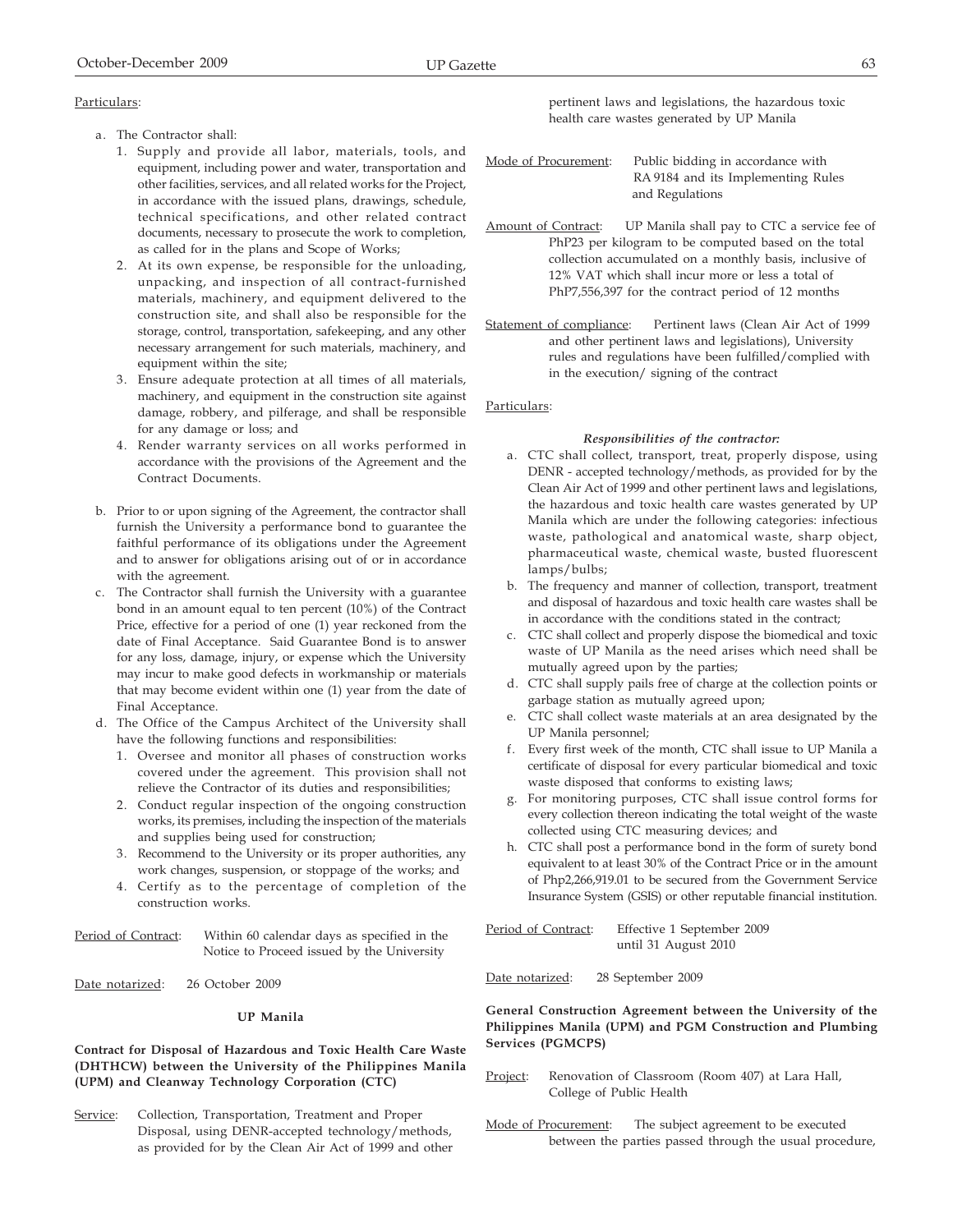Particulars:

a. The Contractor shall:
   1. Supply and provide all labor, materials, tools, and equipment, including power and water, transportation and other facilities, services, and all related works for the Project, in accordance with the issued plans, drawings, schedule, technical specifications, and other related contract documents, necessary to prosecute the work to completion, as called for in the plans and Scope of Works;
   2. At its own expense, be responsible for the unloading, unpacking, and inspection of all contract-furnished materials, machinery, and equipment delivered to the construction site, and shall also be responsible for the storage, control, transportation, safekeeping, and any other necessary arrangement for such materials, machinery, and equipment within the site;
   3. Ensure adequate protection at all times of all materials, machinery, and equipment in the construction site against damage, robbery, and pilferage, and shall be responsible for any damage or loss; and
   4. Render warranty services on all works performed in accordance with the provisions of the Agreement and the Contract Documents.

b. Prior to or upon signing of the Agreement, the contractor shall furnish the University a performance bond to guarantee the faithful performance of its obligations under the Agreement and to answer for obligations arising out of or in accordance with the agreement.

c. The Contractor shall furnish the University with a guarantee bond in an amount equal to ten percent (10%) of the Contract Price, effective for a period of one (1) year reckoned from the date of Final Acceptance. Said Guarantee Bond is to answer for any loss, damage, injury, or expense which the University may incur to make good defects in workmanship or materials that may become evident within one (1) year from the date of Final Acceptance.

d. The Office of the Campus Architect of the University shall have the following functions and responsibilities:
   1. Oversee and monitor all phases of construction works covered under the agreement. This provision shall not relieve the Contractor of its duties and responsibilities;
   2. Conduct regular inspection of the ongoing construction works, its premises, including the inspection of the materials and supplies being used for construction;
   3. Recommend to the University or its proper authorities, any work changes, suspension, or stoppage of the works; and
   4. Certify as to the percentage of completion of the construction works.

Period of Contract: Within 60 calendar days as specified in the Notice to Proceed issued by the University

Date notarized: 26 October 2009

**UP Manila**

**Contract for Disposal of Hazardous and Toxic Health Care Waste (DHTHCW) between the University of the Philippines Manila (UPM) and Cleanway Technology Corporation (CTC)**

Service: Collection, Transportation, Treatment and Proper Disposal, using DENR-accepted technology/methods, as provided for by the Clean Air Act of 1999 and other pertinent laws and legislations, the hazardous toxic health care wastes generated by UP Manila

Mode of Procurement: Public bidding in accordance with RA 9184 and its Implementing Rules and Regulations

Amount of Contract: UP Manila shall pay to CTC a service fee of PhP23 per kilogram to be computed based on the total collection accumulated on a monthly basis, inclusive of 12% VAT which shall incur more or less a total of PhP7,556,397 for the contract period of 12 months

Statement of compliance: Pertinent laws (Clean Air Act of 1999 and other pertinent laws and legislations), University rules and regulations have been fulfilled/complied with in the execution/ signing of the contract

Particulars:

***Responsibilities of the contractor:***

a. CTC shall collect, transport, treat, properly dispose, using DENR - accepted technology/methods, as provided for by the Clean Air Act of 1999 and other pertinent laws and legislations, the hazardous and toxic health care wastes generated by UP Manila which are under the following categories: infectious waste, pathological and anatomical waste, sharp object, pharmaceutical waste, chemical waste, busted fluorescent lamps/bulbs;
b. The frequency and manner of collection, transport, treatment and disposal of hazardous and toxic health care wastes shall be in accordance with the conditions stated in the contract;
c. CTC shall collect and properly dispose the biomedical and toxic waste of UP Manila as the need arises which need shall be mutually agreed upon by the parties;
d. CTC shall supply pails free of charge at the collection points or garbage station as mutually agreed upon;
e. CTC shall collect waste materials at an area designated by the UP Manila personnel;
f. Every first week of the month, CTC shall issue to UP Manila a certificate of disposal for every particular biomedical and toxic waste disposed that conforms to existing laws;
g. For monitoring purposes, CTC shall issue control forms for every collection thereon indicating the total weight of the waste collected using CTC measuring devices; and
h. CTC shall post a performance bond in the form of surety bond equivalent to at least 30% of the Contract Price or in the amount of Php2,266,919.01 to be secured from the Government Service Insurance System (GSIS) or other reputable financial institution.

Period of Contract: Effective 1 September 2009 until 31 August 2010

Date notarized: 28 September 2009

**General Construction Agreement between the University of the Philippines Manila (UPM) and PGM Construction and Plumbing Services (PGMCPS)**

Project: Renovation of Classroom (Room 407) at Lara Hall, College of Public Health

Mode of Procurement: The subject agreement to be executed between the parties passed through the usual procedure,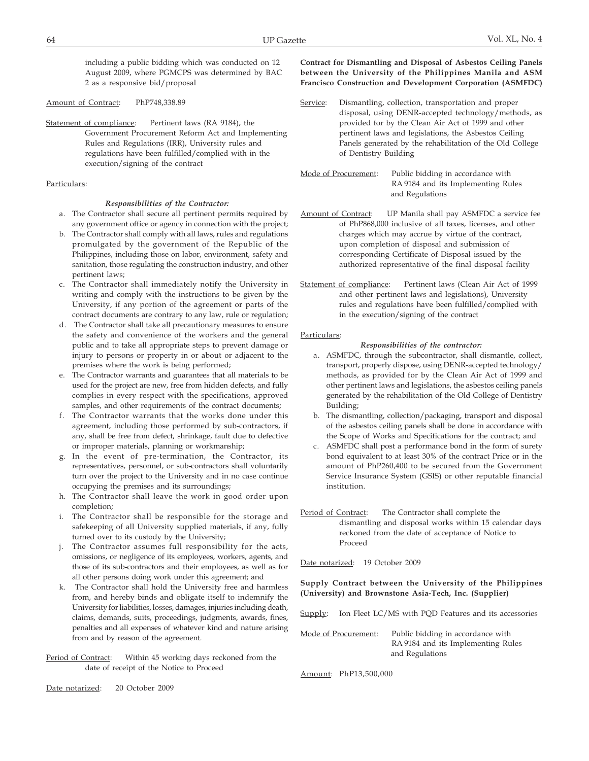including a public bidding which was conducted on 12 August 2009, where PGMCPS was determined by BAC 2 as a responsive bid/proposal

Amount of Contract: PhP748,338.89

Statement of compliance: Pertinent laws (RA 9184), the Government Procurement Reform Act and Implementing Rules and Regulations (IRR), University rules and regulations have been fulfilled/complied with in the execution/signing of the contract

Particulars:

***Responsibilities of the Contractor:***

a. The Contractor shall secure all pertinent permits required by any government office or agency in connection with the project;
b. The Contractor shall comply with all laws, rules and regulations promulgated by the government of the Republic of the Philippines, including those on labor, environment, safety and sanitation, those regulating the construction industry, and other pertinent laws;
c. The Contractor shall immediately notify the University in writing and comply with the instructions to be given by the University, if any portion of the agreement or parts of the contract documents are contrary to any law, rule or regulation;
d. The Contractor shall take all precautionary measures to ensure the safety and convenience of the workers and the general public and to take all appropriate steps to prevent damage or injury to persons or property in or about or adjacent to the premises where the work is being performed;
e. The Contractor warrants and guarantees that all materials to be used for the project are new, free from hidden defects, and fully complies in every respect with the specifications, approved samples, and other requirements of the contract documents;
f. The Contractor warrants that the works done under this agreement, including those performed by sub-contractors, if any, shall be free from defect, shrinkage, fault due to defective or improper materials, planning or workmanship;
g. In the event of pre-termination, the Contractor, its representatives, personnel, or sub-contractors shall voluntarily turn over the project to the University and in no case continue occupying the premises and its surroundings;
h. The Contractor shall leave the work in good order upon completion;
i. The Contractor shall be responsible for the storage and safekeeping of all University supplied materials, if any, fully turned over to its custody by the University;
j. The Contractor assumes full responsibility for the acts, omissions, or negligence of its employees, workers, agents, and those of its sub-contractors and their employees, as well as for all other persons doing work under this agreement; and
k. The Contractor shall hold the University free and harmless from, and hereby binds and obligate itself to indemnify the University for liabilities, losses, damages, injuries including death, claims, demands, suits, proceedings, judgments, awards, fines, penalties and all expenses of whatever kind and nature arising from and by reason of the agreement.

Period of Contract: Within 45 working days reckoned from the date of receipt of the Notice to Proceed

Date notarized: 20 October 2009

**Contract for Dismantling and Disposal of Asbestos Ceiling Panels between the University of the Philippines Manila and ASM Francisco Construction and Development Corporation (ASMFDC)**

Service: Dismantling, collection, transportation and proper disposal, using DENR-accepted technology/methods, as provided for by the Clean Air Act of 1999 and other pertinent laws and legislations, the Asbestos Ceiling Panels generated by the rehabilitation of the Old College of Dentistry Building

Mode of Procurement: Public bidding in accordance with RA 9184 and its Implementing Rules and Regulations

Amount of Contract: UP Manila shall pay ASMFDC a service fee of PhP868,000 inclusive of all taxes, licenses, and other charges which may accrue by virtue of the contract, upon completion of disposal and submission of corresponding Certificate of Disposal issued by the authorized representative of the final disposal facility

Statement of compliance: Pertinent laws (Clean Air Act of 1999 and other pertinent laws and legislations), University rules and regulations have been fulfilled/complied with in the execution/signing of the contract

Particulars:

***Responsibilities of the contractor:***

a. ASMFDC, through the subcontractor, shall dismantle, collect, transport, properly dispose, using DENR-accepted technology/methods, as provided for by the Clean Air Act of 1999 and other pertinent laws and legislations, the asbestos ceiling panels generated by the rehabilitation of the Old College of Dentistry Building;
b. The dismantling, collection/packaging, transport and disposal of the asbestos ceiling panels shall be done in accordance with the Scope of Works and Specifications for the contract; and
c. ASMFDC shall post a performance bond in the form of surety bond equivalent to at least 30% of the contract Price or in the amount of PhP260,400 to be secured from the Government Service Insurance System (GSIS) or other reputable financial institution.

Period of Contract: The Contractor shall complete the dismantling and disposal works within 15 calendar days reckoned from the date of acceptance of Notice to Proceed

Date notarized: 19 October 2009

**Supply Contract between the University of the Philippines (University) and Brownstone Asia-Tech, Inc. (Supplier)**

Supply: Ion Fleet LC/MS with PQD Features and its accessories

Mode of Procurement: Public bidding in accordance with RA 9184 and its Implementing Rules and Regulations

Amount: PhP13,500,000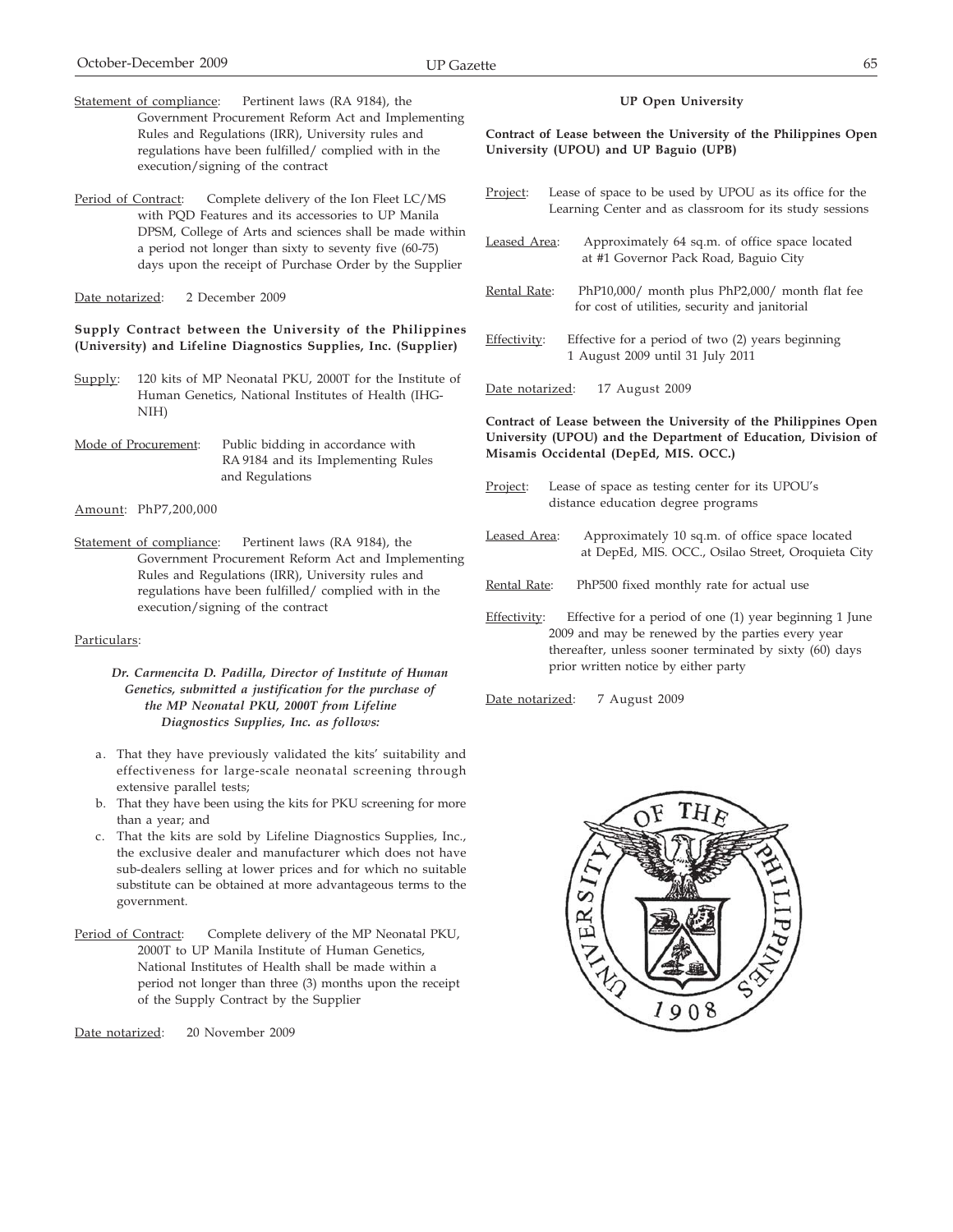Statement of compliance: Pertinent laws (RA 9184), the Government Procurement Reform Act and Implementing Rules and Regulations (IRR), University rules and regulations have been fulfilled/ complied with in the execution/signing of the contract

Period of Contract: Complete delivery of the Ion Fleet LC/MS with PQD Features and its accessories to UP Manila DPSM, College of Arts and sciences shall be made within a period not longer than sixty to seventy five (60-75) days upon the receipt of Purchase Order by the Supplier

Date notarized: 2 December 2009

**Supply Contract between the University of the Philippines (University) and Lifeline Diagnostics Supplies, Inc. (Supplier)**

Supply: 120 kits of MP Neonatal PKU, 2000T for the Institute of Human Genetics, National Institutes of Health (IHG-NIH)

Mode of Procurement: Public bidding in accordance with RA 9184 and its Implementing Rules and Regulations

Amount: PhP7,200,000

Statement of compliance: Pertinent laws (RA 9184), the Government Procurement Reform Act and Implementing Rules and Regulations (IRR), University rules and regulations have been fulfilled/ complied with in the execution/signing of the contract

Particulars:

***Dr. Carmencita D. Padilla, Director of Institute of Human Genetics, submitted a justification for the purchase of the MP Neonatal PKU, 2000T from Lifeline Diagnostics Supplies, Inc. as follows:***

a. That they have previously validated the kits' suitability and effectiveness for large-scale neonatal screening through extensive parallel tests;
b. That they have been using the kits for PKU screening for more than a year; and
c. That the kits are sold by Lifeline Diagnostics Supplies, Inc., the exclusive dealer and manufacturer which does not have sub-dealers selling at lower prices and for which no suitable substitute can be obtained at more advantageous terms to the government.

Period of Contract: Complete delivery of the MP Neonatal PKU, 2000T to UP Manila Institute of Human Genetics, National Institutes of Health shall be made within a period not longer than three (3) months upon the receipt of the Supply Contract by the Supplier

Date notarized: 20 November 2009

**UP Open University**

**Contract of Lease between the University of the Philippines Open University (UPOU) and UP Baguio (UPB)**

Project: Lease of space to be used by UPOU as its office for the Learning Center and as classroom for its study sessions

Leased Area: Approximately 64 sq.m. of office space located at #1 Governor Pack Road, Baguio City

Rental Rate: PhP10,000/ month plus PhP2,000/ month flat fee for cost of utilities, security and janitorial

Effectivity: Effective for a period of two (2) years beginning 1 August 2009 until 31 July 2011

Date notarized: 17 August 2009

**Contract of Lease between the University of the Philippines Open University (UPOU) and the Department of Education, Division of Misamis Occidental (DepEd, MIS. OCC.)**

Project: Lease of space as testing center for its UPOU's distance education degree programs

Leased Area: Approximately 10 sq.m. of office space located at DepEd, MIS. OCC., Osilao Street, Oroquieta City

Rental Rate: PhP500 fixed monthly rate for actual use

Effectivity: Effective for a period of one (1) year beginning 1 June 2009 and may be renewed by the parties every year thereafter, unless sooner terminated by sixty (60) days prior written notice by either party

Date notarized: 7 August 2009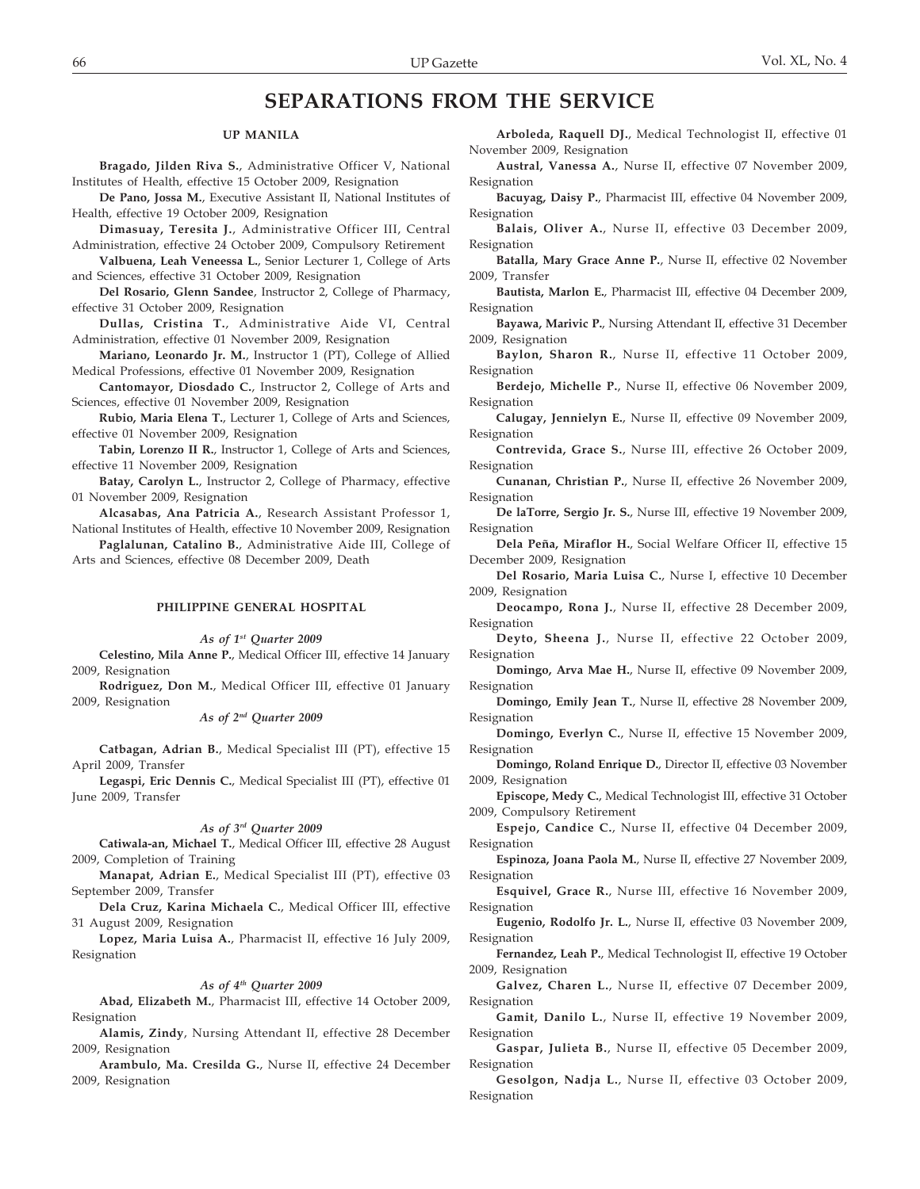# SEPARATIONS FROM THE SERVICE

## UP MANILA

**Bragado, Jilden Riva S.**, Administrative Officer V, National Institutes of Health, effective 15 October 2009, Resignation

**De Pano, Jossa M.**, Executive Assistant II, National Institutes of Health, effective 19 October 2009, Resignation

**Dimasuay, Teresita J.**, Administrative Officer III, Central Administration, effective 24 October 2009, Compulsory Retirement

**Valbuena, Leah Veneessa L.**, Senior Lecturer 1, College of Arts and Sciences, effective 31 October 2009, Resignation

**Del Rosario, Glenn Sandee**, Instructor 2, College of Pharmacy, effective 31 October 2009, Resignation

**Dullas, Cristina T.**, Administrative Aide VI, Central Administration, effective 01 November 2009, Resignation

**Mariano, Leonardo Jr. M.**, Instructor 1 (PT), College of Allied Medical Professions, effective 01 November 2009, Resignation

**Cantomayor, Diosdado C.**, Instructor 2, College of Arts and Sciences, effective 01 November 2009, Resignation

**Rubio, Maria Elena T.**, Lecturer 1, College of Arts and Sciences, effective 01 November 2009, Resignation

**Tabin, Lorenzo II R.**, Instructor 1, College of Arts and Sciences, effective 11 November 2009, Resignation

**Batay, Carolyn L.**, Instructor 2, College of Pharmacy, effective 01 November 2009, Resignation

**Alcasabas, Ana Patricia A.**, Research Assistant Professor 1, National Institutes of Health, effective 10 November 2009, Resignation

**Paglalunan, Catalino B.**, Administrative Aide III, College of Arts and Sciences, effective 08 December 2009, Death

## PHILIPPINE GENERAL HOSPITAL

### *As of 1st Quarter 2009*

**Celestino, Mila Anne P.**, Medical Officer III, effective 14 January 2009, Resignation

**Rodriguez, Don M.**, Medical Officer III, effective 01 January 2009, Resignation

### *As of 2nd Quarter 2009*

**Catbagan, Adrian B.**, Medical Specialist III (PT), effective 15 April 2009, Transfer

**Legaspi, Eric Dennis C.**, Medical Specialist III (PT), effective 01 June 2009, Transfer

### *As of 3rd Quarter 2009*

**Catiwala-an, Michael T.**, Medical Officer III, effective 28 August 2009, Completion of Training

**Manapat, Adrian E.**, Medical Specialist III (PT), effective 03 September 2009, Transfer

**Dela Cruz, Karina Michaela C.**, Medical Officer III, effective 31 August 2009, Resignation

**Lopez, Maria Luisa A.**, Pharmacist II, effective 16 July 2009, Resignation

### *As of 4th Quarter 2009*

**Abad, Elizabeth M.**, Pharmacist III, effective 14 October 2009, Resignation

**Alamis, Zindy**, Nursing Attendant II, effective 28 December 2009, Resignation

**Arambulo, Ma. Cresilda G.**, Nurse II, effective 24 December 2009, Resignation

**Arboleda, Raquell DJ.**, Medical Technologist II, effective 01 November 2009, Resignation

**Austral, Vanessa A.**, Nurse II, effective 07 November 2009, Resignation

**Bacuyag, Daisy P.**, Pharmacist III, effective 04 November 2009, Resignation

**Balais, Oliver A.**, Nurse II, effective 03 December 2009, Resignation

**Batalla, Mary Grace Anne P.**, Nurse II, effective 02 November 2009, Transfer

**Bautista, Marlon E.**, Pharmacist III, effective 04 December 2009, Resignation

**Bayawa, Marivic P.**, Nursing Attendant II, effective 31 December 2009, Resignation

**Baylon, Sharon R.**, Nurse II, effective 11 October 2009, Resignation

**Berdejo, Michelle P.**, Nurse II, effective 06 November 2009, Resignation

**Calugay, Jennielyn E.**, Nurse II, effective 09 November 2009, Resignation

**Contrevida, Grace S.**, Nurse III, effective 26 October 2009, Resignation

**Cunanan, Christian P.**, Nurse II, effective 26 November 2009, Resignation

**De laTorre, Sergio Jr. S.**, Nurse III, effective 19 November 2009, Resignation

**Dela Peña, Miraflor H.**, Social Welfare Officer II, effective 15 December 2009, Resignation

**Del Rosario, Maria Luisa C.**, Nurse I, effective 10 December 2009, Resignation

**Deocampo, Rona J.**, Nurse II, effective 28 December 2009, Resignation

**Deyto, Sheena J.**, Nurse II, effective 22 October 2009, Resignation

**Domingo, Arva Mae H.**, Nurse II, effective 09 November 2009, Resignation

**Domingo, Emily Jean T.**, Nurse II, effective 28 November 2009, Resignation

**Domingo, Everlyn C.**, Nurse II, effective 15 November 2009, Resignation

**Domingo, Roland Enrique D.**, Director II, effective 03 November 2009, Resignation

**Episcope, Medy C.**, Medical Technologist III, effective 31 October 2009, Compulsory Retirement

**Espejo, Candice C.**, Nurse II, effective 04 December 2009, Resignation

**Espinoza, Joana Paola M.**, Nurse II, effective 27 November 2009, Resignation

**Esquivel, Grace R.**, Nurse III, effective 16 November 2009, Resignation

**Eugenio, Rodolfo Jr. L.**, Nurse II, effective 03 November 2009, Resignation

**Fernandez, Leah P.**, Medical Technologist II, effective 19 October 2009, Resignation

**Galvez, Charen L.**, Nurse II, effective 07 December 2009, Resignation

**Gamit, Danilo L.**, Nurse II, effective 19 November 2009, Resignation

**Gaspar, Julieta B.**, Nurse II, effective 05 December 2009, Resignation

**Gesolgon, Nadja L.**, Nurse II, effective 03 October 2009, Resignation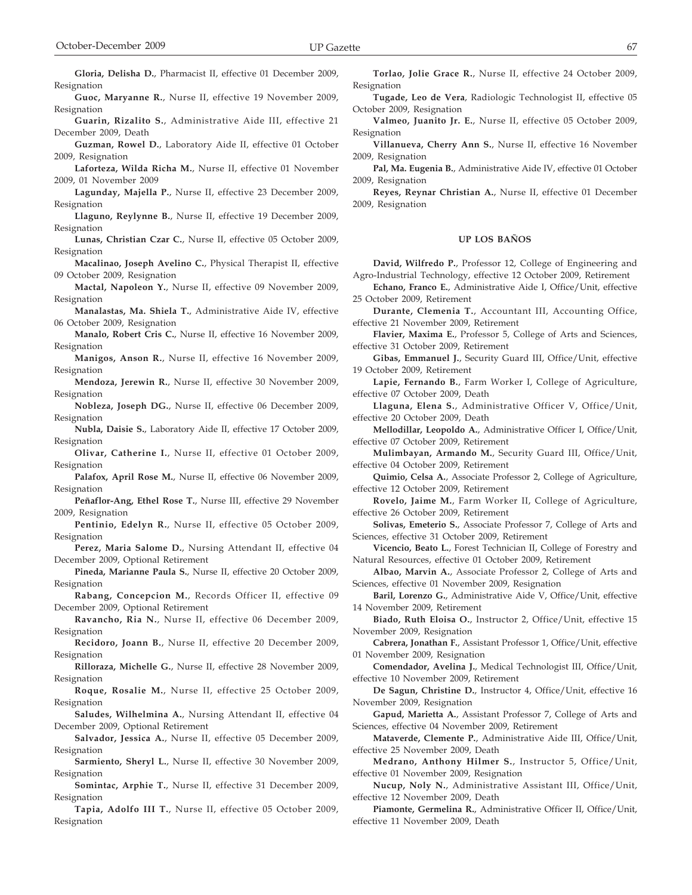**Gloria, Delisha D.**, Pharmacist II, effective 01 December 2009, Resignation

**Guoc, Maryanne R.**, Nurse II, effective 19 November 2009, Resignation

**Guarin, Rizalito S.**, Administrative Aide III, effective 21 December 2009, Death

**Guzman, Rowel D.**, Laboratory Aide II, effective 01 October 2009, Resignation

**Laforteza, Wilda Richa M.**, Nurse II, effective 01 November 2009, 01 November 2009

**Lagunday, Majella P.**, Nurse II, effective 23 December 2009, Resignation

**Llaguno, Reylynne B.**, Nurse II, effective 19 December 2009, Resignation

**Lunas, Christian Czar C.**, Nurse II, effective 05 October 2009, Resignation

**Macalinao, Joseph Avelino C.**, Physical Therapist II, effective 09 October 2009, Resignation

**Mactal, Napoleon Y.**, Nurse II, effective 09 November 2009, Resignation

**Manalastas, Ma. Shiela T.**, Administrative Aide IV, effective 06 October 2009, Resignation

**Manalo, Robert Cris C.**, Nurse II, effective 16 November 2009, Resignation

**Manigos, Anson R.**, Nurse II, effective 16 November 2009, Resignation

**Mendoza, Jerewin R.**, Nurse II, effective 30 November 2009, Resignation

**Nobleza, Joseph DG.**, Nurse II, effective 06 December 2009, Resignation

**Nubla, Daisie S.**, Laboratory Aide II, effective 17 October 2009, Resignation

**Olivar, Catherine I.**, Nurse II, effective 01 October 2009, Resignation

**Palafox, April Rose M.**, Nurse II, effective 06 November 2009, Resignation

**Peñaflor-Ang, Ethel Rose T.**, Nurse III, effective 29 November 2009, Resignation

**Pentinio, Edelyn R.**, Nurse II, effective 05 October 2009, Resignation

**Perez, Maria Salome D.**, Nursing Attendant II, effective 04 December 2009, Optional Retirement

**Pineda, Marianne Paula S.**, Nurse II, effective 20 October 2009, Resignation

**Rabang, Concepcion M.**, Records Officer II, effective 09 December 2009, Optional Retirement

**Ravancho, Ria N.**, Nurse II, effective 06 December 2009, Resignation

**Recidoro, Joann B.**, Nurse II, effective 20 December 2009, Resignation

**Rilloraza, Michelle G.**, Nurse II, effective 28 November 2009, Resignation

**Roque, Rosalie M.**, Nurse II, effective 25 October 2009, Resignation

**Saludes, Wilhelmina A.**, Nursing Attendant II, effective 04 December 2009, Optional Retirement

**Salvador, Jessica A.**, Nurse II, effective 05 December 2009, Resignation

**Sarmiento, Sheryl L.**, Nurse II, effective 30 November 2009, Resignation

**Somintac, Arphie T.**, Nurse II, effective 31 December 2009, Resignation

**Tapia, Adolfo III T.**, Nurse II, effective 05 October 2009, Resignation

**Torlao, Jolie Grace R.**, Nurse II, effective 24 October 2009, Resignation

**Tugade, Leo de Vera**, Radiologic Technologist II, effective 05 October 2009, Resignation

**Valmeo, Juanito Jr. E.**, Nurse II, effective 05 October 2009, Resignation

**Villanueva, Cherry Ann S.**, Nurse II, effective 16 November 2009, Resignation

**Pal, Ma. Eugenia B.**, Administrative Aide IV, effective 01 October 2009, Resignation

**Reyes, Reynar Christian A.**, Nurse II, effective 01 December 2009, Resignation

## UP LOS BAÑOS

**David, Wilfredo P.**, Professor 12, College of Engineering and Agro-Industrial Technology, effective 12 October 2009, Retirement

**Echano, Franco E.**, Administrative Aide I, Office/Unit, effective 25 October 2009, Retirement

**Durante, Clemenia T.**, Accountant III, Accounting Office, effective 21 November 2009, Retirement

**Flavier, Maxima E.**, Professor 5, College of Arts and Sciences, effective 31 October 2009, Retirement

**Gibas, Emmanuel J.**, Security Guard III, Office/Unit, effective 19 October 2009, Retirement

**Lapie, Fernando B.**, Farm Worker I, College of Agriculture, effective 07 October 2009, Death

**Llaguna, Elena S.**, Administrative Officer V, Office/Unit, effective 20 October 2009, Death

**Mellodillar, Leopoldo A.**, Administrative Officer I, Office/Unit, effective 07 October 2009, Retirement

**Mulimbayan, Armando M.**, Security Guard III, Office/Unit, effective 04 October 2009, Retirement

**Quimio, Celsa A.**, Associate Professor 2, College of Agriculture, effective 12 October 2009, Retirement

**Rovelo, Jaime M.**, Farm Worker II, College of Agriculture, effective 26 October 2009, Retirement

**Solivas, Emeterio S.**, Associate Professor 7, College of Arts and Sciences, effective 31 October 2009, Retirement

**Vicencio, Beato L.**, Forest Technician II, College of Forestry and Natural Resources, effective 01 October 2009, Retirement

**Albao, Marvin A.**, Associate Professor 2, College of Arts and Sciences, effective 01 November 2009, Resignation

**Baril, Lorenzo G.**, Administrative Aide V, Office/Unit, effective 14 November 2009, Retirement

**Biado, Ruth Eloisa O.**, Instructor 2, Office/Unit, effective 15 November 2009, Resignation

**Cabrera, Jonathan F.**, Assistant Professor 1, Office/Unit, effective 01 November 2009, Resignation

**Comendador, Avelina J.**, Medical Technologist III, Office/Unit, effective 10 November 2009, Retirement

**De Sagun, Christine D.**, Instructor 4, Office/Unit, effective 16 November 2009, Resignation

**Gapud, Marietta A.**, Assistant Professor 7, College of Arts and Sciences, effective 04 November 2009, Retirement

**Mataverde, Clemente P.**, Administrative Aide III, Office/Unit, effective 25 November 2009, Death

**Medrano, Anthony Hilmer S.**, Instructor 5, Office/Unit, effective 01 November 2009, Resignation

**Nucup, Noly N.**, Administrative Assistant III, Office/Unit, effective 12 November 2009, Death

**Piamonte, Germelina R.**, Administrative Officer II, Office/Unit, effective 11 November 2009, Death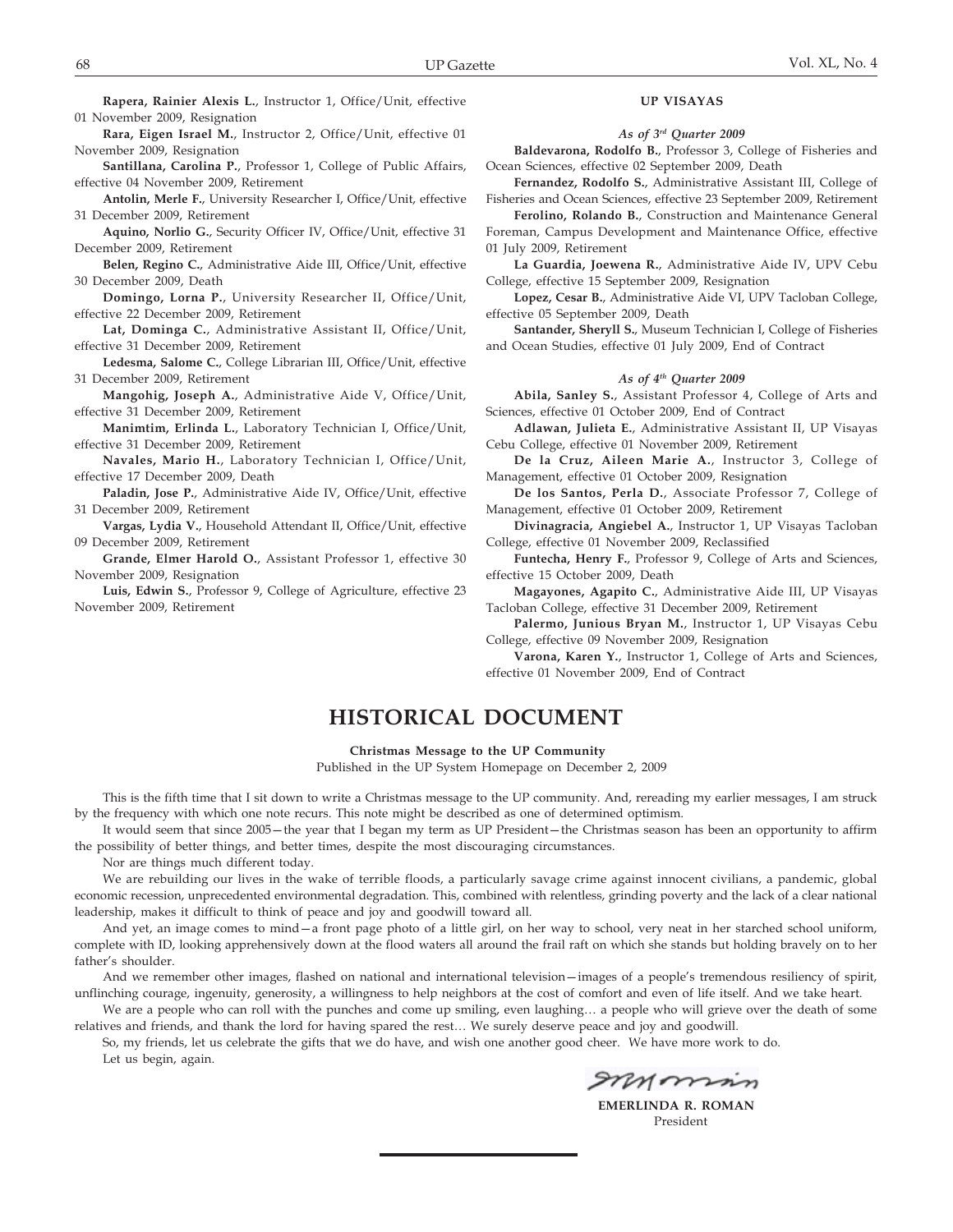**Rapera, Rainier Alexis L.**, Instructor 1, Office/Unit, effective 01 November 2009, Resignation

**Rara, Eigen Israel M.**, Instructor 2, Office/Unit, effective 01 November 2009, Resignation

**Santillana, Carolina P.**, Professor 1, College of Public Affairs, effective 04 November 2009, Retirement

**Antolin, Merle F.**, University Researcher I, Office/Unit, effective 31 December 2009, Retirement

**Aquino, Norlio G.**, Security Officer IV, Office/Unit, effective 31 December 2009, Retirement

**Belen, Regino C.**, Administrative Aide III, Office/Unit, effective 30 December 2009, Death

**Domingo, Lorna P.**, University Researcher II, Office/Unit, effective 22 December 2009, Retirement

**Lat, Dominga C.**, Administrative Assistant II, Office/Unit, effective 31 December 2009, Retirement

**Ledesma, Salome C.**, College Librarian III, Office/Unit, effective 31 December 2009, Retirement

**Mangohig, Joseph A.**, Administrative Aide V, Office/Unit, effective 31 December 2009, Retirement

**Manimtim, Erlinda L.**, Laboratory Technician I, Office/Unit, effective 31 December 2009, Retirement

**Navales, Mario H.**, Laboratory Technician I, Office/Unit, effective 17 December 2009, Death

**Paladin, Jose P.**, Administrative Aide IV, Office/Unit, effective 31 December 2009, Retirement

**Vargas, Lydia V.**, Household Attendant II, Office/Unit, effective 09 December 2009, Retirement

**Grande, Elmer Harold O.**, Assistant Professor 1, effective 30 November 2009, Resignation

**Luis, Edwin S.**, Professor 9, College of Agriculture, effective 23 November 2009, Retirement

**UP VISAYAS**

***As of 3rd Quarter 2009***

**Baldevarona, Rodolfo B.**, Professor 3, College of Fisheries and Ocean Sciences, effective 02 September 2009, Death

**Fernandez, Rodolfo S.**, Administrative Assistant III, College of Fisheries and Ocean Sciences, effective 23 September 2009, Retirement

**Ferolino, Rolando B.**, Construction and Maintenance General Foreman, Campus Development and Maintenance Office, effective 01 July 2009, Retirement

**La Guardia, Joewena R.**, Administrative Aide IV, UPV Cebu College, effective 15 September 2009, Resignation

**Lopez, Cesar B.**, Administrative Aide VI, UPV Tacloban College, effective 05 September 2009, Death

**Santander, Sheryll S.**, Museum Technician I, College of Fisheries and Ocean Studies, effective 01 July 2009, End of Contract

***As of 4th Quarter 2009***

**Abila, Sanley S.**, Assistant Professor 4, College of Arts and Sciences, effective 01 October 2009, End of Contract

**Adlawan, Julieta E.**, Administrative Assistant II, UP Visayas Cebu College, effective 01 November 2009, Retirement

**De la Cruz, Aileen Marie A.**, Instructor 3, College of Management, effective 01 October 2009, Resignation

**De los Santos, Perla D.**, Associate Professor 7, College of Management, effective 01 October 2009, Retirement

**Divinagracia, Angiebel A.**, Instructor 1, UP Visayas Tacloban College, effective 01 November 2009, Reclassified

**Funtecha, Henry F.**, Professor 9, College of Arts and Sciences, effective 15 October 2009, Death

**Magayones, Agapito C.**, Administrative Aide III, UP Visayas Tacloban College, effective 31 December 2009, Retirement

**Palermo, Junious Bryan M.**, Instructor 1, UP Visayas Cebu College, effective 09 November 2009, Resignation

**Varona, Karen Y.**, Instructor 1, College of Arts and Sciences, effective 01 November 2009, End of Contract

# HISTORICAL DOCUMENT

**Christmas Message to the UP Community**

Published in the UP System Homepage on December 2, 2009

This is the fifth time that I sit down to write a Christmas message to the UP community. And, rereading my earlier messages, I am struck by the frequency with which one note recurs. This note might be described as one of determined optimism.

It would seem that since 2005—the year that I began my term as UP President—the Christmas season has been an opportunity to affirm the possibility of better things, and better times, despite the most discouraging circumstances.

Nor are things much different today.

We are rebuilding our lives in the wake of terrible floods, a particularly savage crime against innocent civilians, a pandemic, global economic recession, unprecedented environmental degradation. This, combined with relentless, grinding poverty and the lack of a clear national leadership, makes it difficult to think of peace and joy and goodwill toward all.

And yet, an image comes to mind—a front page photo of a little girl, on her way to school, very neat in her starched school uniform, complete with ID, looking apprehensively down at the flood waters all around the frail raft on which she stands but holding bravely on to her father's shoulder.

And we remember other images, flashed on national and international television—images of a people's tremendous resiliency of spirit, unflinching courage, ingenuity, generosity, a willingness to help neighbors at the cost of comfort and even of life itself. And we take heart.

We are a people who can roll with the punches and come up smiling, even laughing… a people who will grieve over the death of some relatives and friends, and thank the lord for having spared the rest… We surely deserve peace and joy and goodwill.

So, my friends, let us celebrate the gifts that we do have, and wish one another good cheer. We have more work to do.

Let us begin, again.

**EMERLINDA R. ROMAN**
President